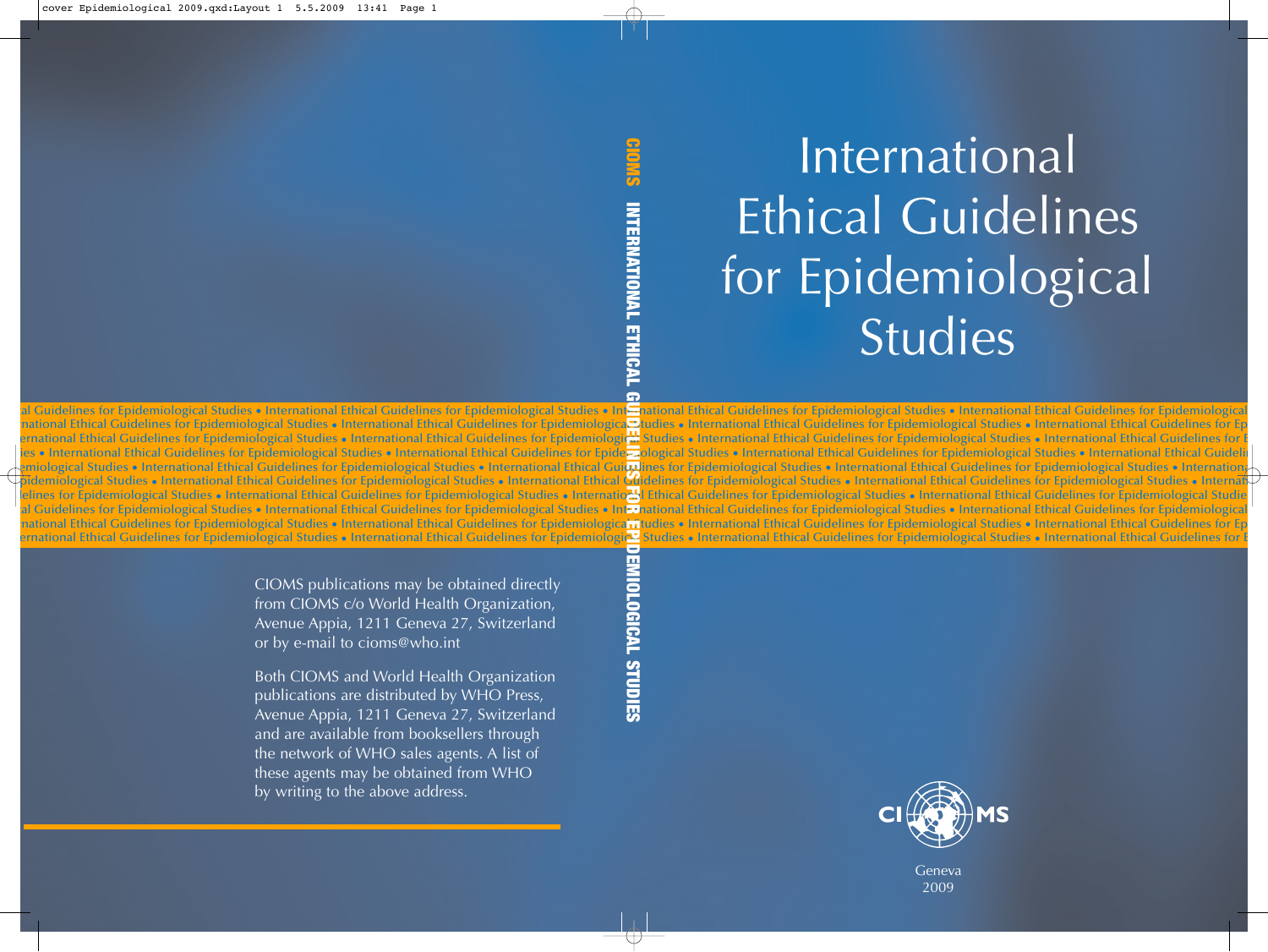# International Ethical Guidelines for Epidemiological Studies

CIOMS

Geneva
2009

CIOMS publications may be obtained directly from CIOMS c/o World Health Organization, Avenue Appia, 1211 Geneva 27, Switzerland or by e-mail to cioms@who.int

Both CIOMS and World Health Organization publications are distributed by WHO Press, Avenue Appia, 1211 Geneva 27, Switzerland and are available from booksellers through the network of WHO sales agents. A list of these agents may be obtained from WHO by writing to the above address.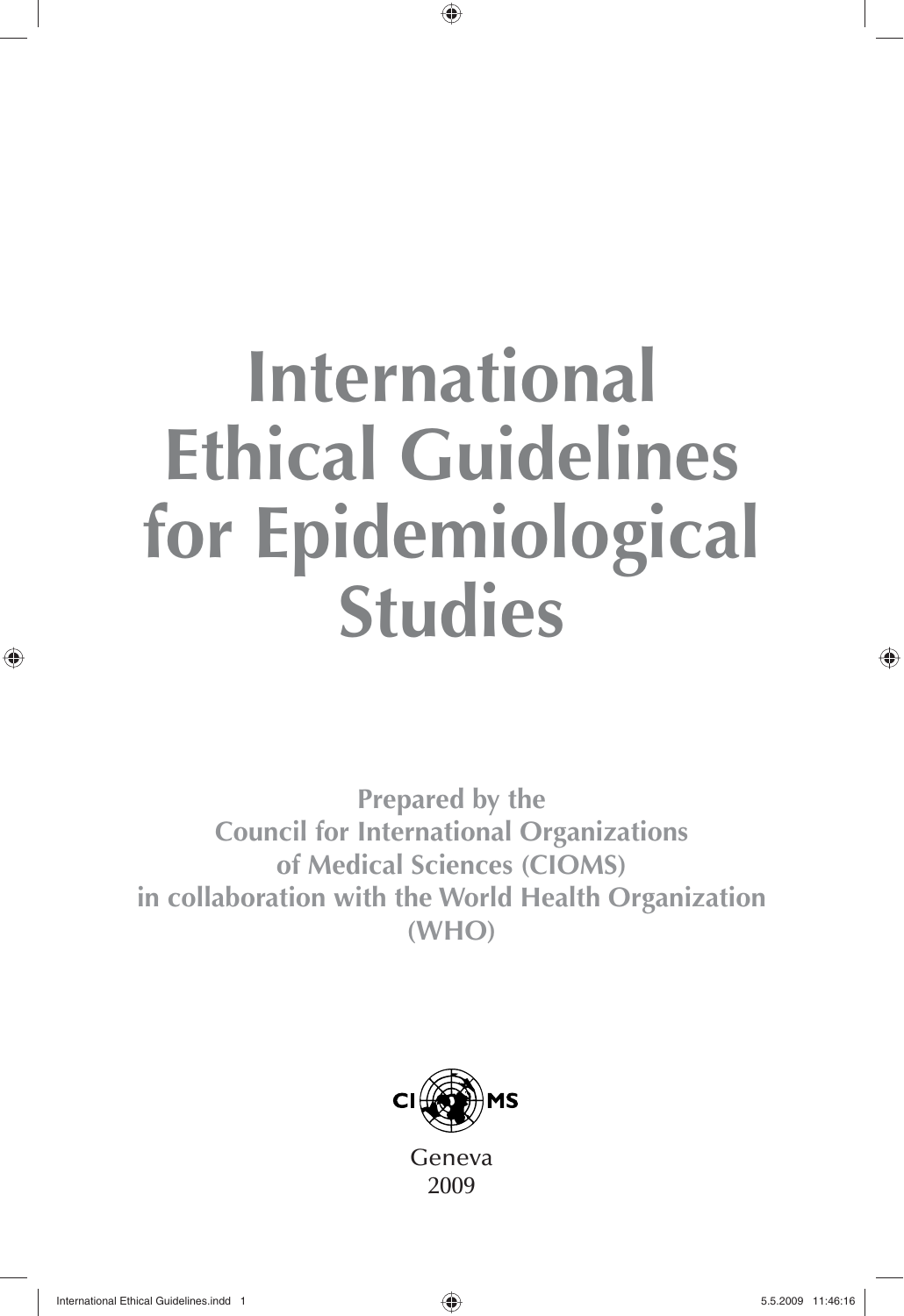# International Ethical Guidelines for Epidemiological Studies

**Prepared by the Council for International Organizations of Medical Sciences (CIOMS) in collaboration with the World Health Organization (WHO)**

CIOMS

Geneva
2009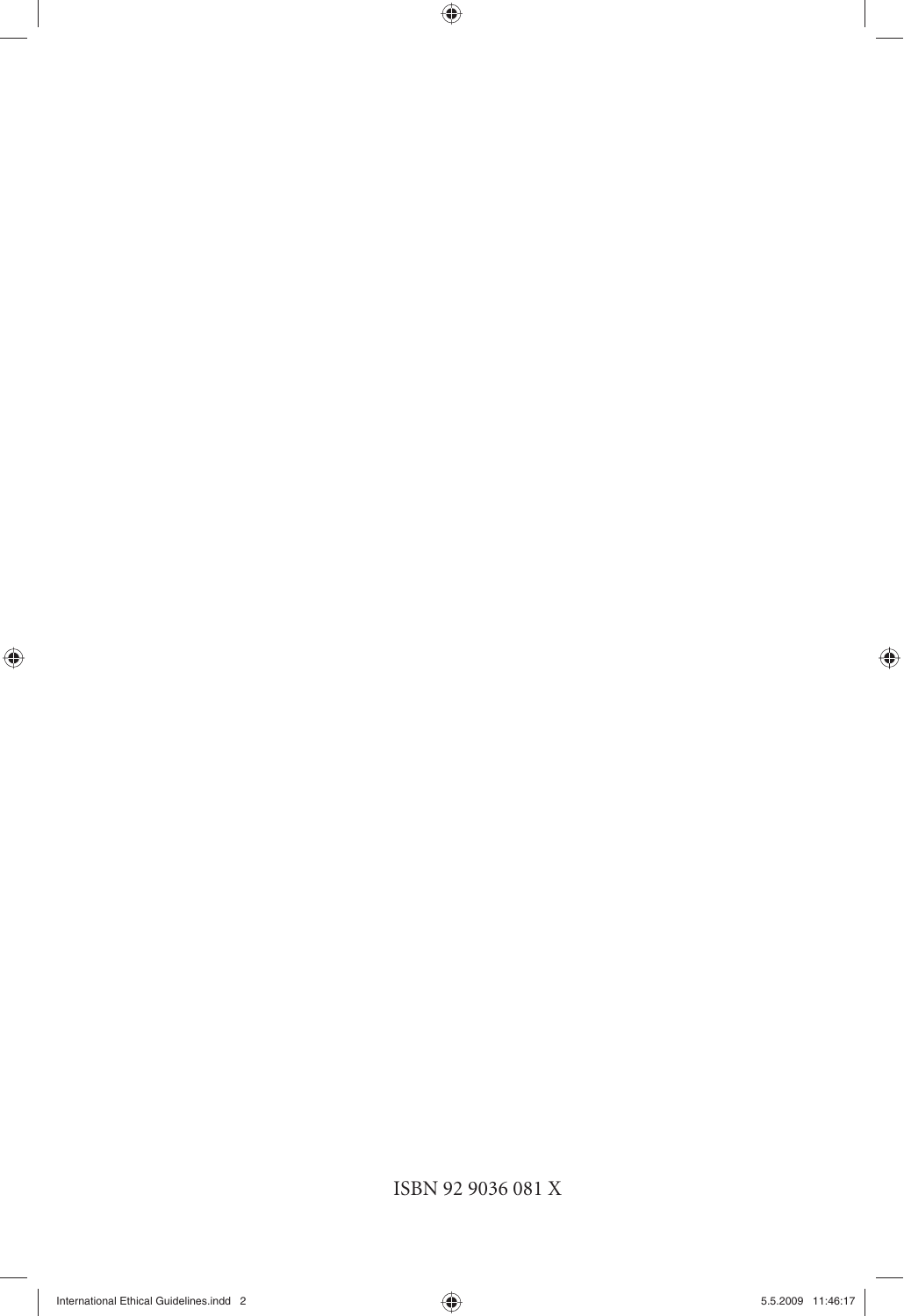ISBN 92 9036 081 X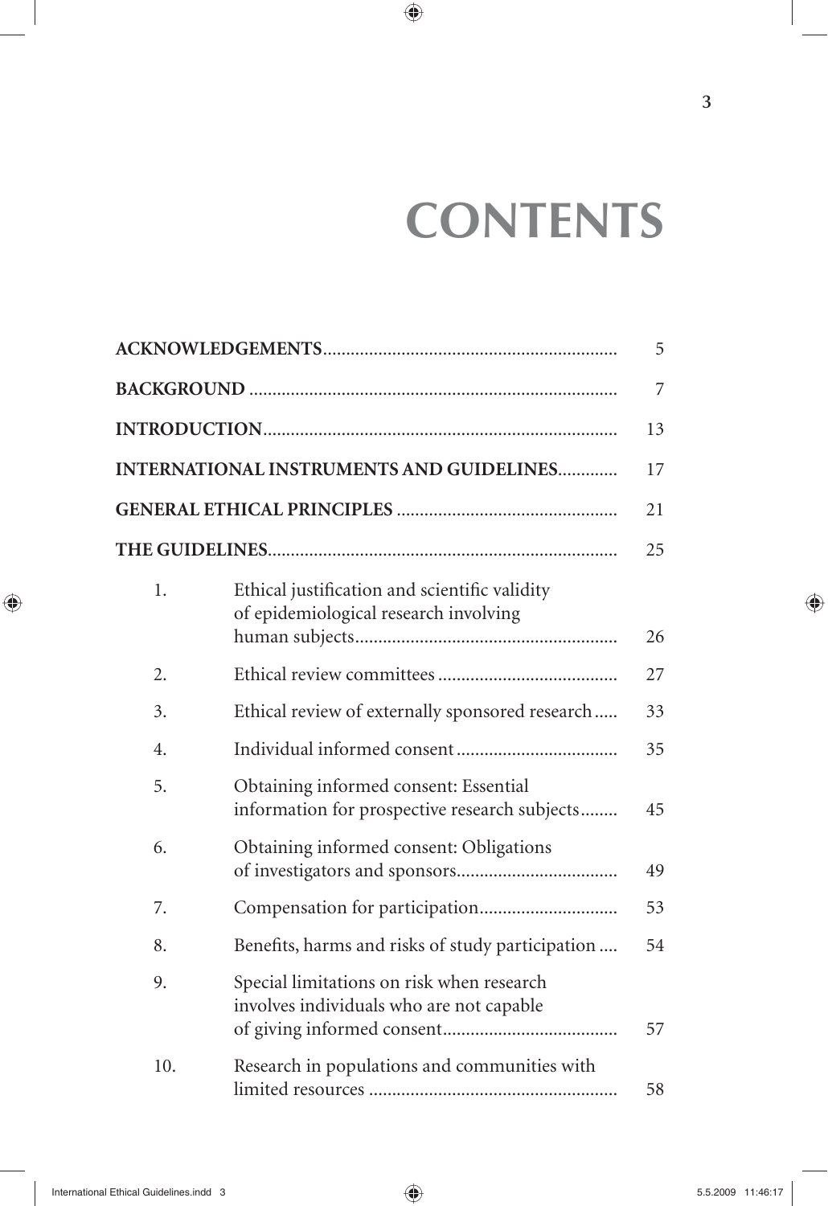# CONTENTS

| | | |
|---|---|---|
| **ACKNOWLEDGEMENTS** | | 5 |
| **BACKGROUND** | | 7 |
| **INTRODUCTION** | | 13 |
| **INTERNATIONAL INSTRUMENTS AND GUIDELINES** | | 17 |
| **GENERAL ETHICAL PRINCIPLES** | | 21 |
| **THE GUIDELINES** | | 25 |
| 1. | Ethical justification and scientific validity of epidemiological research involving human subjects | 26 |
| 2. | Ethical review committees | 27 |
| 3. | Ethical review of externally sponsored research | 33 |
| 4. | Individual informed consent | 35 |
| 5. | Obtaining informed consent: Essential information for prospective research subjects | 45 |
| 6. | Obtaining informed consent: Obligations of investigators and sponsors | 49 |
| 7. | Compensation for participation | 53 |
| 8. | Benefits, harms and risks of study participation | 54 |
| 9. | Special limitations on risk when research involves individuals who are not capable of giving informed consent | 57 |
| 10. | Research in populations and communities with limited resources | 58 |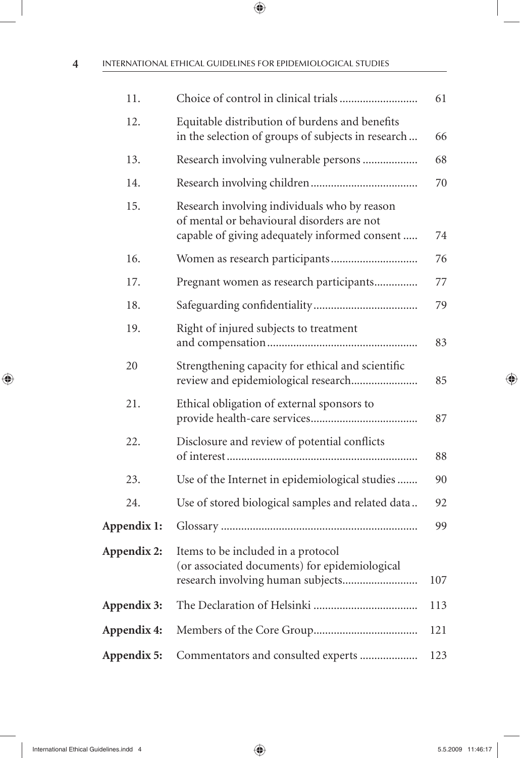| | | |
|---|---|---|
| 11. | Choice of control in clinical trials | 61 |
| 12. | Equitable distribution of burdens and benefits in the selection of groups of subjects in research | 66 |
| 13. | Research involving vulnerable persons | 68 |
| 14. | Research involving children | 70 |
| 15. | Research involving individuals who by reason of mental or behavioural disorders are not capable of giving adequately informed consent | 74 |
| 16. | Women as research participants | 76 |
| 17. | Pregnant women as research participants | 77 |
| 18. | Safeguarding confidentiality | 79 |
| 19. | Right of injured subjects to treatment and compensation | 83 |
| 20 | Strengthening capacity for ethical and scientific review and epidemiological research | 85 |
| 21. | Ethical obligation of external sponsors to provide health-care services | 87 |
| 22. | Disclosure and review of potential conflicts of interest | 88 |
| 23. | Use of the Internet in epidemiological studies | 90 |
| 24. | Use of stored biological samples and related data | 92 |
| **Appendix 1:** | Glossary | 99 |
| **Appendix 2:** | Items to be included in a protocol (or associated documents) for epidemiological research involving human subjects | 107 |
| **Appendix 3:** | The Declaration of Helsinki | 113 |
| **Appendix 4:** | Members of the Core Group | 121 |
| **Appendix 5:** | Commentators and consulted experts | 123 |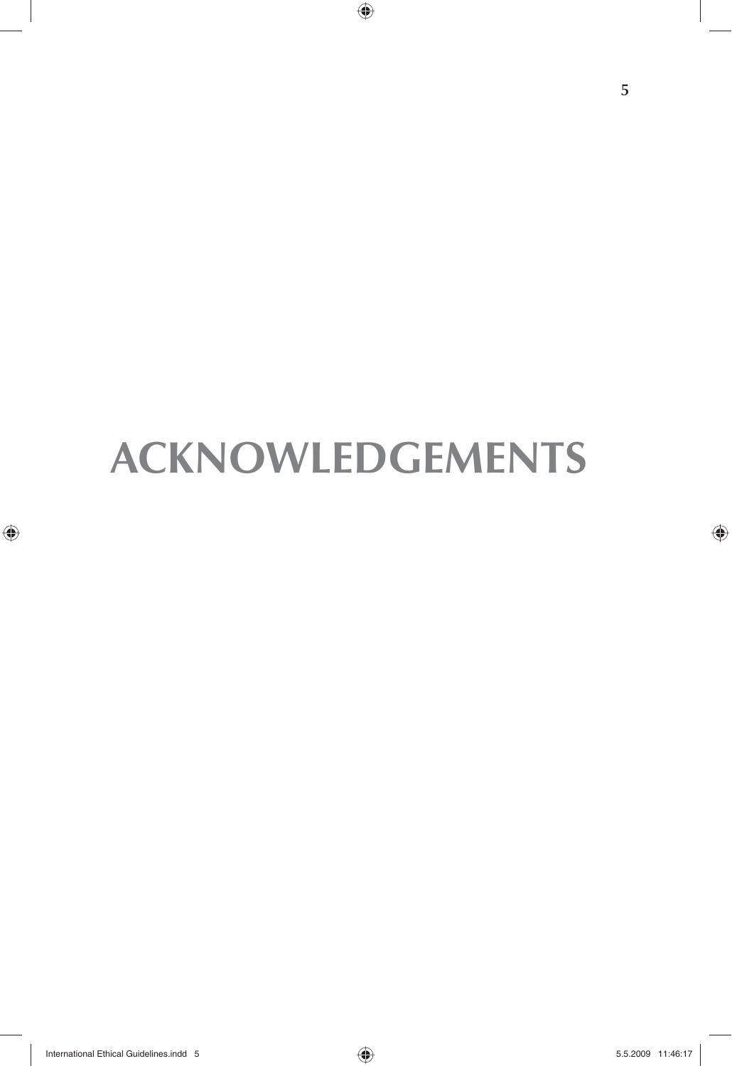# ACKNOWLEDGEMENTS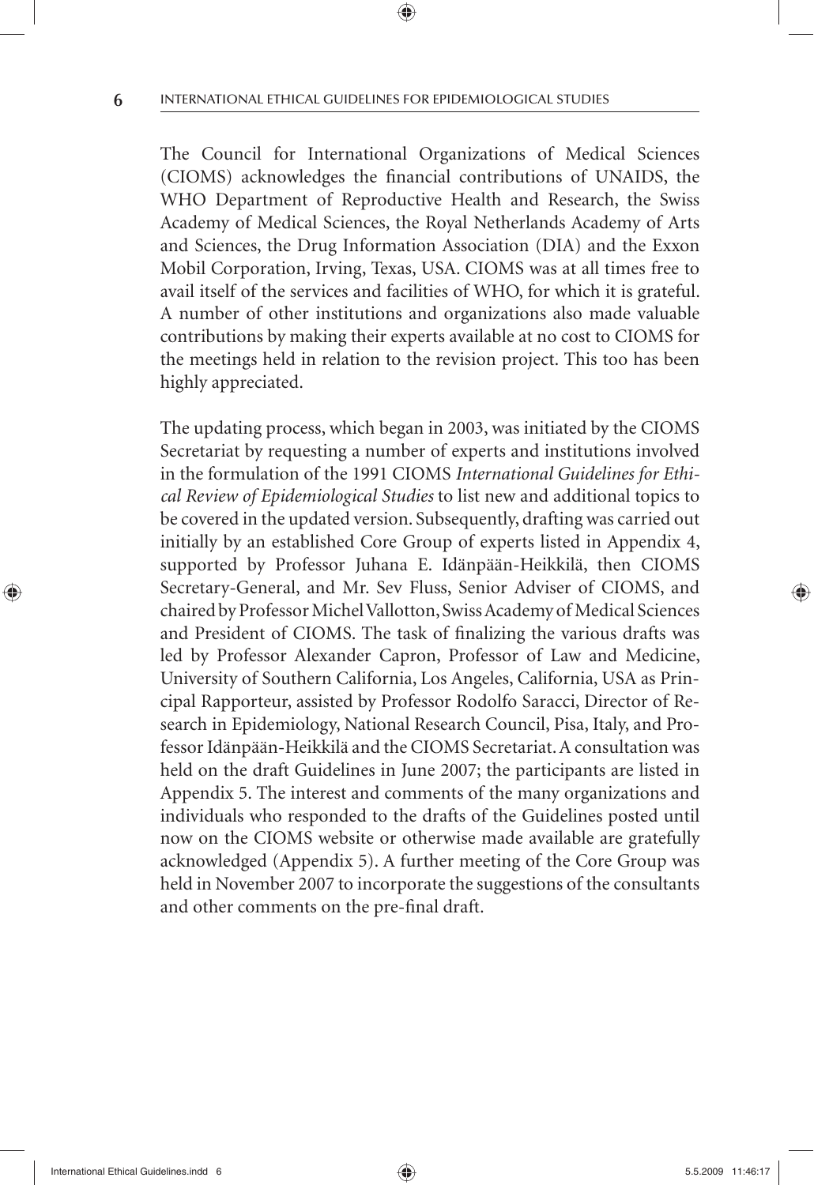The Council for International Organizations of Medical Sciences (CIOMS) acknowledges the financial contributions of UNAIDS, the WHO Department of Reproductive Health and Research, the Swiss Academy of Medical Sciences, the Royal Netherlands Academy of Arts and Sciences, the Drug Information Association (DIA) and the Exxon Mobil Corporation, Irving, Texas, USA. CIOMS was at all times free to avail itself of the services and facilities of WHO, for which it is grateful. A number of other institutions and organizations also made valuable contributions by making their experts available at no cost to CIOMS for the meetings held in relation to the revision project. This too has been highly appreciated.

The updating process, which began in 2003, was initiated by the CIOMS Secretariat by requesting a number of experts and institutions involved in the formulation of the 1991 CIOMS *International Guidelines for Ethical Review of Epidemiological Studies* to list new and additional topics to be covered in the updated version. Subsequently, drafting was carried out initially by an established Core Group of experts listed in Appendix 4, supported by Professor Juhana E. Idänpään-Heikkilä, then CIOMS Secretary-General, and Mr. Sev Fluss, Senior Adviser of CIOMS, and chaired by Professor Michel Vallotton, Swiss Academy of Medical Sciences and President of CIOMS. The task of finalizing the various drafts was led by Professor Alexander Capron, Professor of Law and Medicine, University of Southern California, Los Angeles, California, USA as Principal Rapporteur, assisted by Professor Rodolfo Saracci, Director of Research in Epidemiology, National Research Council, Pisa, Italy, and Professor Idänpään-Heikkilä and the CIOMS Secretariat. A consultation was held on the draft Guidelines in June 2007; the participants are listed in Appendix 5. The interest and comments of the many organizations and individuals who responded to the drafts of the Guidelines posted until now on the CIOMS website or otherwise made available are gratefully acknowledged (Appendix 5). A further meeting of the Core Group was held in November 2007 to incorporate the suggestions of the consultants and other comments on the pre-final draft.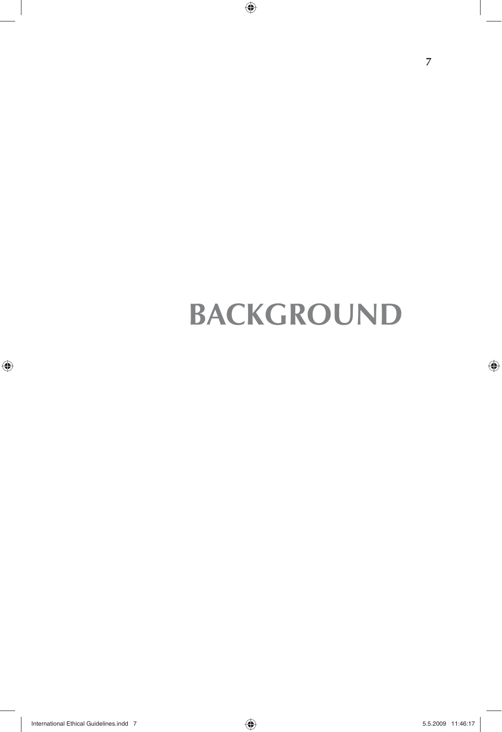# BACKGROUND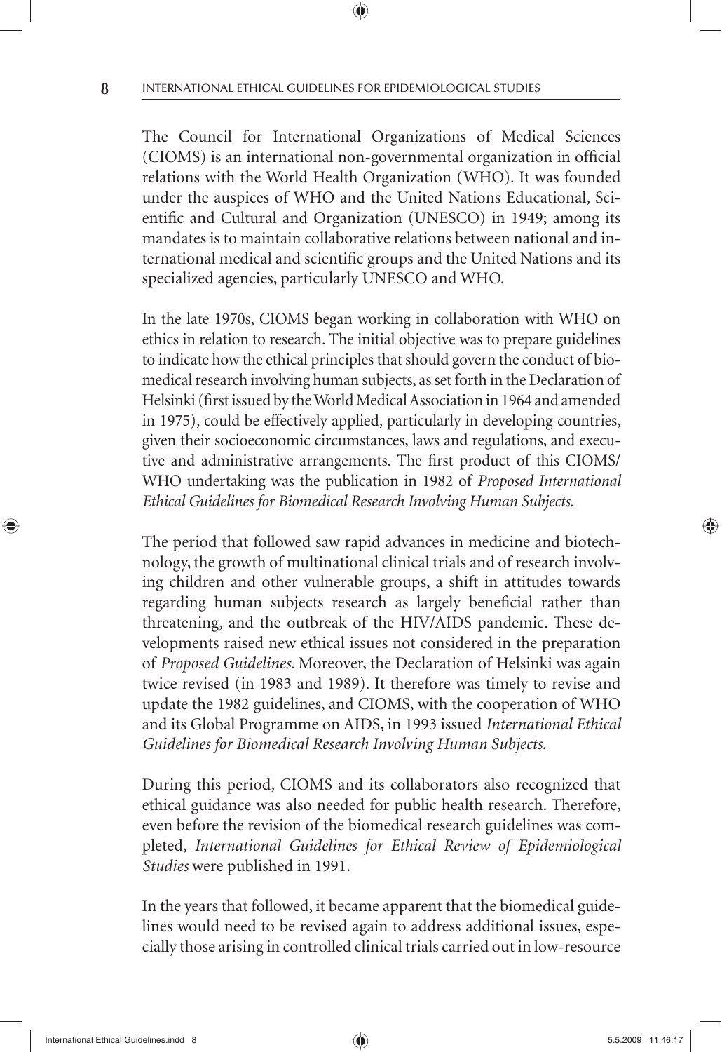The Council for International Organizations of Medical Sciences (CIOMS) is an international non-governmental organization in official relations with the World Health Organization (WHO). It was founded under the auspices of WHO and the United Nations Educational, Scientific and Cultural and Organization (UNESCO) in 1949; among its mandates is to maintain collaborative relations between national and international medical and scientific groups and the United Nations and its specialized agencies, particularly UNESCO and WHO.

In the late 1970s, CIOMS began working in collaboration with WHO on ethics in relation to research. The initial objective was to prepare guidelines to indicate how the ethical principles that should govern the conduct of biomedical research involving human subjects, as set forth in the Declaration of Helsinki (first issued by the World Medical Association in 1964 and amended in 1975), could be effectively applied, particularly in developing countries, given their socioeconomic circumstances, laws and regulations, and executive and administrative arrangements. The first product of this CIOMS/WHO undertaking was the publication in 1982 of *Proposed International Ethical Guidelines for Biomedical Research Involving Human Subjects*.

The period that followed saw rapid advances in medicine and biotechnology, the growth of multinational clinical trials and of research involving children and other vulnerable groups, a shift in attitudes towards regarding human subjects research as largely beneficial rather than threatening, and the outbreak of the HIV/AIDS pandemic. These developments raised new ethical issues not considered in the preparation of *Proposed Guidelines*. Moreover, the Declaration of Helsinki was again twice revised (in 1983 and 1989). It therefore was timely to revise and update the 1982 guidelines, and CIOMS, with the cooperation of WHO and its Global Programme on AIDS, in 1993 issued *International Ethical Guidelines for Biomedical Research Involving Human Subjects*.

During this period, CIOMS and its collaborators also recognized that ethical guidance was also needed for public health research. Therefore, even before the revision of the biomedical research guidelines was completed, *International Guidelines for Ethical Review of Epidemiological Studies* were published in 1991.

In the years that followed, it became apparent that the biomedical guidelines would need to be revised again to address additional issues, especially those arising in controlled clinical trials carried out in low-resource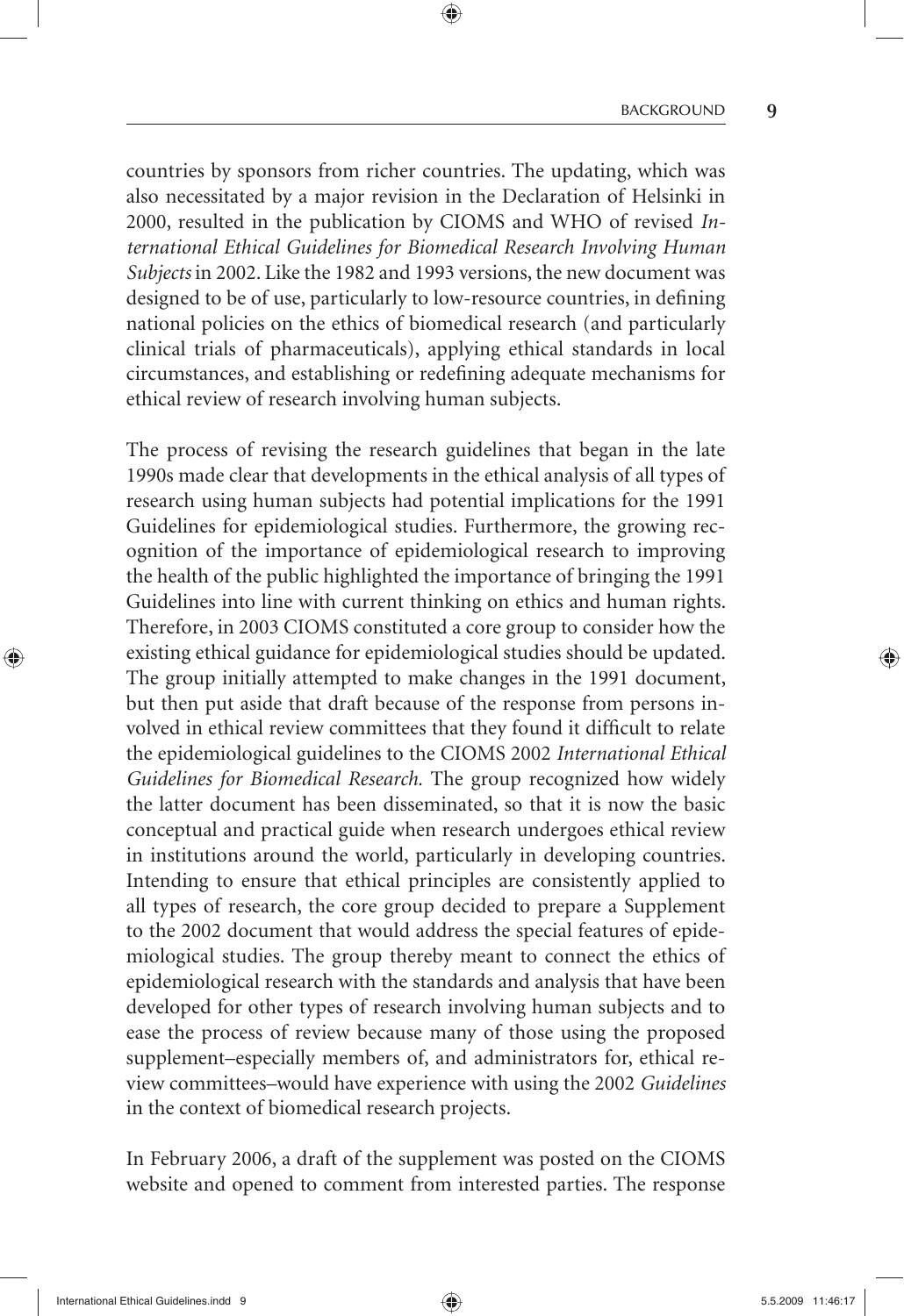countries by sponsors from richer countries. The updating, which was also necessitated by a major revision in the Declaration of Helsinki in 2000, resulted in the publication by CIOMS and WHO of revised *International Ethical Guidelines for Biomedical Research Involving Human Subjects* in 2002. Like the 1982 and 1993 versions, the new document was designed to be of use, particularly to low-resource countries, in defining national policies on the ethics of biomedical research (and particularly clinical trials of pharmaceuticals), applying ethical standards in local circumstances, and establishing or redefining adequate mechanisms for ethical review of research involving human subjects.

The process of revising the research guidelines that began in the late 1990s made clear that developments in the ethical analysis of all types of research using human subjects had potential implications for the 1991 Guidelines for epidemiological studies. Furthermore, the growing recognition of the importance of epidemiological research to improving the health of the public highlighted the importance of bringing the 1991 Guidelines into line with current thinking on ethics and human rights. Therefore, in 2003 CIOMS constituted a core group to consider how the existing ethical guidance for epidemiological studies should be updated. The group initially attempted to make changes in the 1991 document, but then put aside that draft because of the response from persons involved in ethical review committees that they found it difficult to relate the epidemiological guidelines to the CIOMS 2002 *International Ethical Guidelines for Biomedical Research.* The group recognized how widely the latter document has been disseminated, so that it is now the basic conceptual and practical guide when research undergoes ethical review in institutions around the world, particularly in developing countries. Intending to ensure that ethical principles are consistently applied to all types of research, the core group decided to prepare a Supplement to the 2002 document that would address the special features of epidemiological studies. The group thereby meant to connect the ethics of epidemiological research with the standards and analysis that have been developed for other types of research involving human subjects and to ease the process of review because many of those using the proposed supplement–especially members of, and administrators for, ethical review committees–would have experience with using the 2002 *Guidelines* in the context of biomedical research projects.

In February 2006, a draft of the supplement was posted on the CIOMS website and opened to comment from interested parties. The response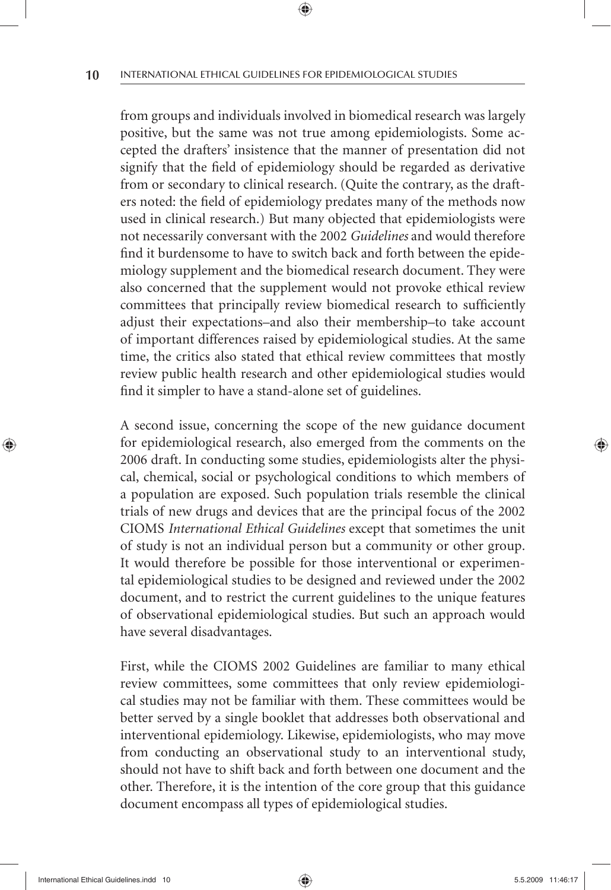from groups and individuals involved in biomedical research was largely positive, but the same was not true among epidemiologists. Some accepted the drafters' insistence that the manner of presentation did not signify that the field of epidemiology should be regarded as derivative from or secondary to clinical research. (Quite the contrary, as the drafters noted: the field of epidemiology predates many of the methods now used in clinical research.) But many objected that epidemiologists were not necessarily conversant with the 2002 *Guidelines* and would therefore find it burdensome to have to switch back and forth between the epidemiology supplement and the biomedical research document. They were also concerned that the supplement would not provoke ethical review committees that principally review biomedical research to sufficiently adjust their expectations–and also their membership–to take account of important differences raised by epidemiological studies. At the same time, the critics also stated that ethical review committees that mostly review public health research and other epidemiological studies would find it simpler to have a stand-alone set of guidelines.

A second issue, concerning the scope of the new guidance document for epidemiological research, also emerged from the comments on the 2006 draft. In conducting some studies, epidemiologists alter the physical, chemical, social or psychological conditions to which members of a population are exposed. Such population trials resemble the clinical trials of new drugs and devices that are the principal focus of the 2002 CIOMS *International Ethical Guidelines* except that sometimes the unit of study is not an individual person but a community or other group. It would therefore be possible for those interventional or experimental epidemiological studies to be designed and reviewed under the 2002 document, and to restrict the current guidelines to the unique features of observational epidemiological studies. But such an approach would have several disadvantages.

First, while the CIOMS 2002 Guidelines are familiar to many ethical review committees, some committees that only review epidemiological studies may not be familiar with them. These committees would be better served by a single booklet that addresses both observational and interventional epidemiology. Likewise, epidemiologists, who may move from conducting an observational study to an interventional study, should not have to shift back and forth between one document and the other. Therefore, it is the intention of the core group that this guidance document encompass all types of epidemiological studies.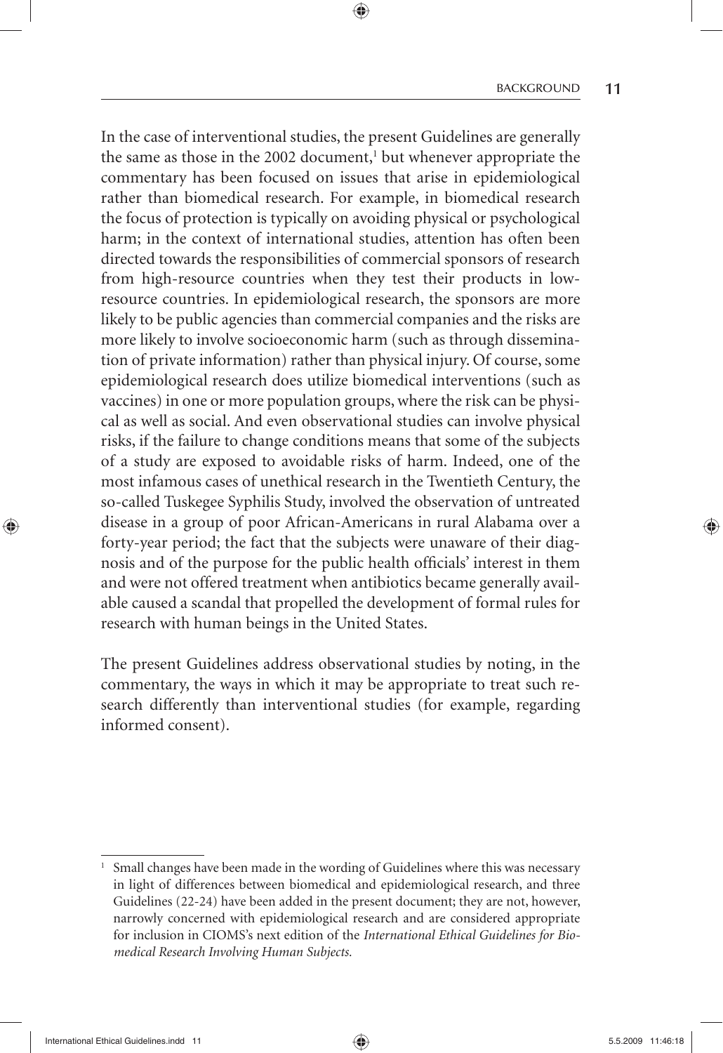In the case of interventional studies, the present Guidelines are generally the same as those in the 2002 document,[1] but whenever appropriate the commentary has been focused on issues that arise in epidemiological rather than biomedical research. For example, in biomedical research the focus of protection is typically on avoiding physical or psychological harm; in the context of international studies, attention has often been directed towards the responsibilities of commercial sponsors of research from high-resource countries when they test their products in low-resource countries. In epidemiological research, the sponsors are more likely to be public agencies than commercial companies and the risks are more likely to involve socioeconomic harm (such as through dissemination of private information) rather than physical injury. Of course, some epidemiological research does utilize biomedical interventions (such as vaccines) in one or more population groups, where the risk can be physical as well as social. And even observational studies can involve physical risks, if the failure to change conditions means that some of the subjects of a study are exposed to avoidable risks of harm. Indeed, one of the most infamous cases of unethical research in the Twentieth Century, the so-called Tuskegee Syphilis Study, involved the observation of untreated disease in a group of poor African-Americans in rural Alabama over a forty-year period; the fact that the subjects were unaware of their diagnosis and of the purpose for the public health officials' interest in them and were not offered treatment when antibiotics became generally available caused a scandal that propelled the development of formal rules for research with human beings in the United States.

The present Guidelines address observational studies by noting, in the commentary, the ways in which it may be appropriate to treat such research differently than interventional studies (for example, regarding informed consent).

---

[1] Small changes have been made in the wording of Guidelines where this was necessary in light of differences between biomedical and epidemiological research, and three Guidelines (22-24) have been added in the present document; they are not, however, narrowly concerned with epidemiological research and are considered appropriate for inclusion in CIOMS's next edition of the *International Ethical Guidelines for Biomedical Research Involving Human Subjects.*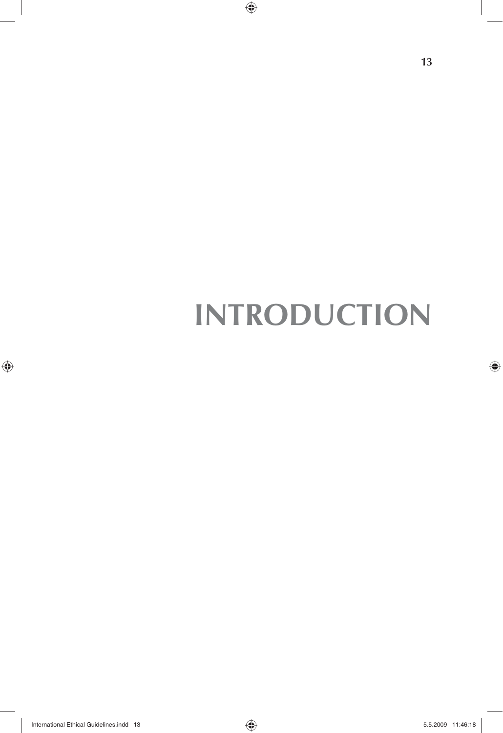# INTRODUCTION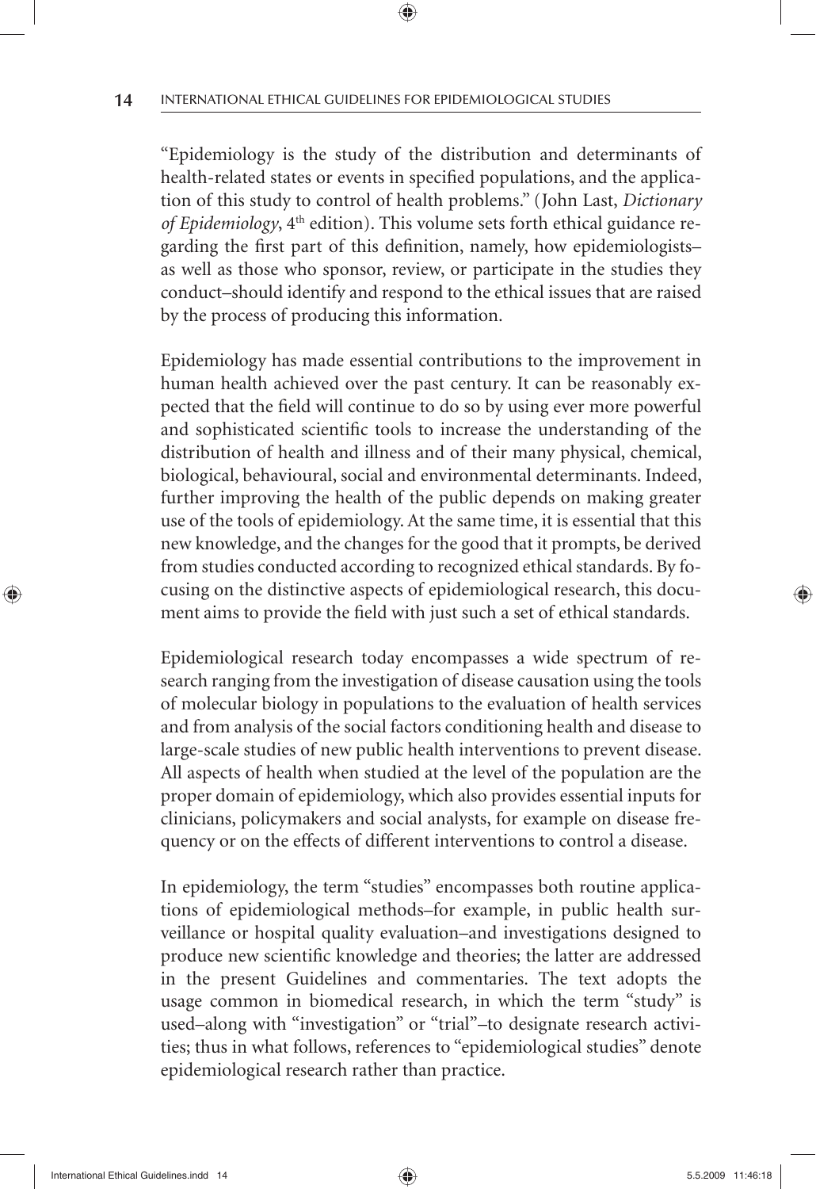"Epidemiology is the study of the distribution and determinants of health-related states or events in specified populations, and the application of this study to control of health problems." (John Last, *Dictionary of Epidemiology*, 4th edition). This volume sets forth ethical guidance regarding the first part of this definition, namely, how epidemiologists–as well as those who sponsor, review, or participate in the studies they conduct–should identify and respond to the ethical issues that are raised by the process of producing this information.

Epidemiology has made essential contributions to the improvement in human health achieved over the past century. It can be reasonably expected that the field will continue to do so by using ever more powerful and sophisticated scientific tools to increase the understanding of the distribution of health and illness and of their many physical, chemical, biological, behavioural, social and environmental determinants. Indeed, further improving the health of the public depends on making greater use of the tools of epidemiology. At the same time, it is essential that this new knowledge, and the changes for the good that it prompts, be derived from studies conducted according to recognized ethical standards. By focusing on the distinctive aspects of epidemiological research, this document aims to provide the field with just such a set of ethical standards.

Epidemiological research today encompasses a wide spectrum of research ranging from the investigation of disease causation using the tools of molecular biology in populations to the evaluation of health services and from analysis of the social factors conditioning health and disease to large-scale studies of new public health interventions to prevent disease. All aspects of health when studied at the level of the population are the proper domain of epidemiology, which also provides essential inputs for clinicians, policymakers and social analysts, for example on disease frequency or on the effects of different interventions to control a disease.

In epidemiology, the term "studies" encompasses both routine applications of epidemiological methods–for example, in public health surveillance or hospital quality evaluation–and investigations designed to produce new scientific knowledge and theories; the latter are addressed in the present Guidelines and commentaries. The text adopts the usage common in biomedical research, in which the term "study" is used–along with "investigation" or "trial"–to designate research activities; thus in what follows, references to "epidemiological studies" denote epidemiological research rather than practice.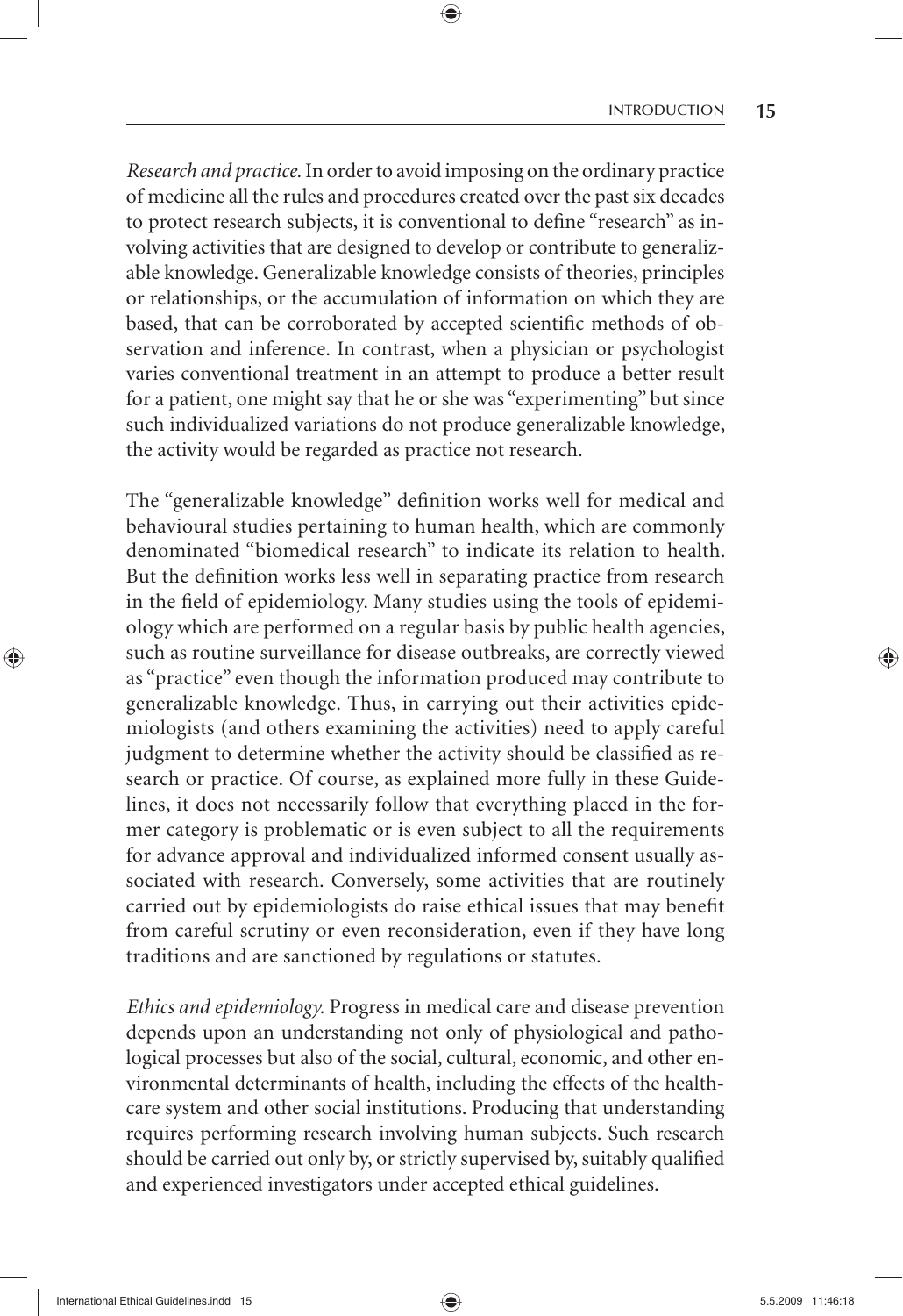*Research and practice.* In order to avoid imposing on the ordinary practice of medicine all the rules and procedures created over the past six decades to protect research subjects, it is conventional to define "research" as involving activities that are designed to develop or contribute to generalizable knowledge. Generalizable knowledge consists of theories, principles or relationships, or the accumulation of information on which they are based, that can be corroborated by accepted scientific methods of observation and inference. In contrast, when a physician or psychologist varies conventional treatment in an attempt to produce a better result for a patient, one might say that he or she was "experimenting" but since such individualized variations do not produce generalizable knowledge, the activity would be regarded as practice not research.

The "generalizable knowledge" definition works well for medical and behavioural studies pertaining to human health, which are commonly denominated "biomedical research" to indicate its relation to health. But the definition works less well in separating practice from research in the field of epidemiology. Many studies using the tools of epidemiology which are performed on a regular basis by public health agencies, such as routine surveillance for disease outbreaks, are correctly viewed as "practice" even though the information produced may contribute to generalizable knowledge. Thus, in carrying out their activities epidemiologists (and others examining the activities) need to apply careful judgment to determine whether the activity should be classified as research or practice. Of course, as explained more fully in these Guidelines, it does not necessarily follow that everything placed in the former category is problematic or is even subject to all the requirements for advance approval and individualized informed consent usually associated with research. Conversely, some activities that are routinely carried out by epidemiologists do raise ethical issues that may benefit from careful scrutiny or even reconsideration, even if they have long traditions and are sanctioned by regulations or statutes.

*Ethics and epidemiology.* Progress in medical care and disease prevention depends upon an understanding not only of physiological and pathological processes but also of the social, cultural, economic, and other environmental determinants of health, including the effects of the healthcare system and other social institutions. Producing that understanding requires performing research involving human subjects. Such research should be carried out only by, or strictly supervised by, suitably qualified and experienced investigators under accepted ethical guidelines.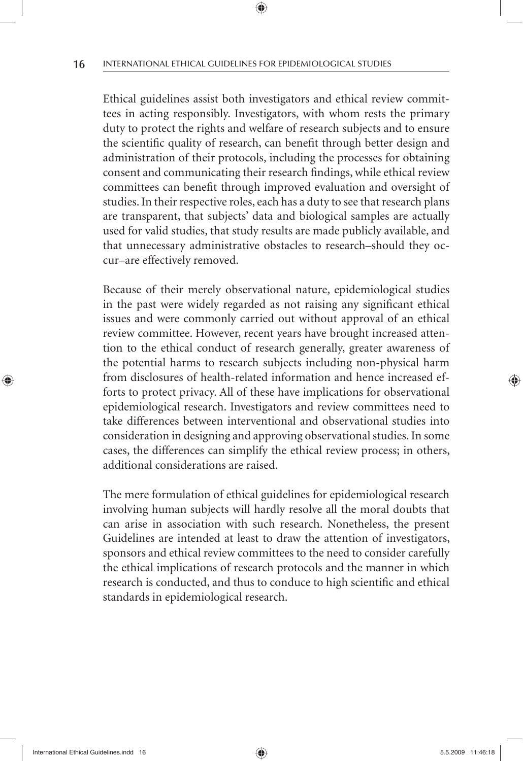Ethical guidelines assist both investigators and ethical review committees in acting responsibly. Investigators, with whom rests the primary duty to protect the rights and welfare of research subjects and to ensure the scientific quality of research, can benefit through better design and administration of their protocols, including the processes for obtaining consent and communicating their research findings, while ethical review committees can benefit through improved evaluation and oversight of studies. In their respective roles, each has a duty to see that research plans are transparent, that subjects' data and biological samples are actually used for valid studies, that study results are made publicly available, and that unnecessary administrative obstacles to research–should they occur–are effectively removed.

Because of their merely observational nature, epidemiological studies in the past were widely regarded as not raising any significant ethical issues and were commonly carried out without approval of an ethical review committee. However, recent years have brought increased attention to the ethical conduct of research generally, greater awareness of the potential harms to research subjects including non-physical harm from disclosures of health-related information and hence increased efforts to protect privacy. All of these have implications for observational epidemiological research. Investigators and review committees need to take differences between interventional and observational studies into consideration in designing and approving observational studies. In some cases, the differences can simplify the ethical review process; in others, additional considerations are raised.

The mere formulation of ethical guidelines for epidemiological research involving human subjects will hardly resolve all the moral doubts that can arise in association with such research. Nonetheless, the present Guidelines are intended at least to draw the attention of investigators, sponsors and ethical review committees to the need to consider carefully the ethical implications of research protocols and the manner in which research is conducted, and thus to conduce to high scientific and ethical standards in epidemiological research.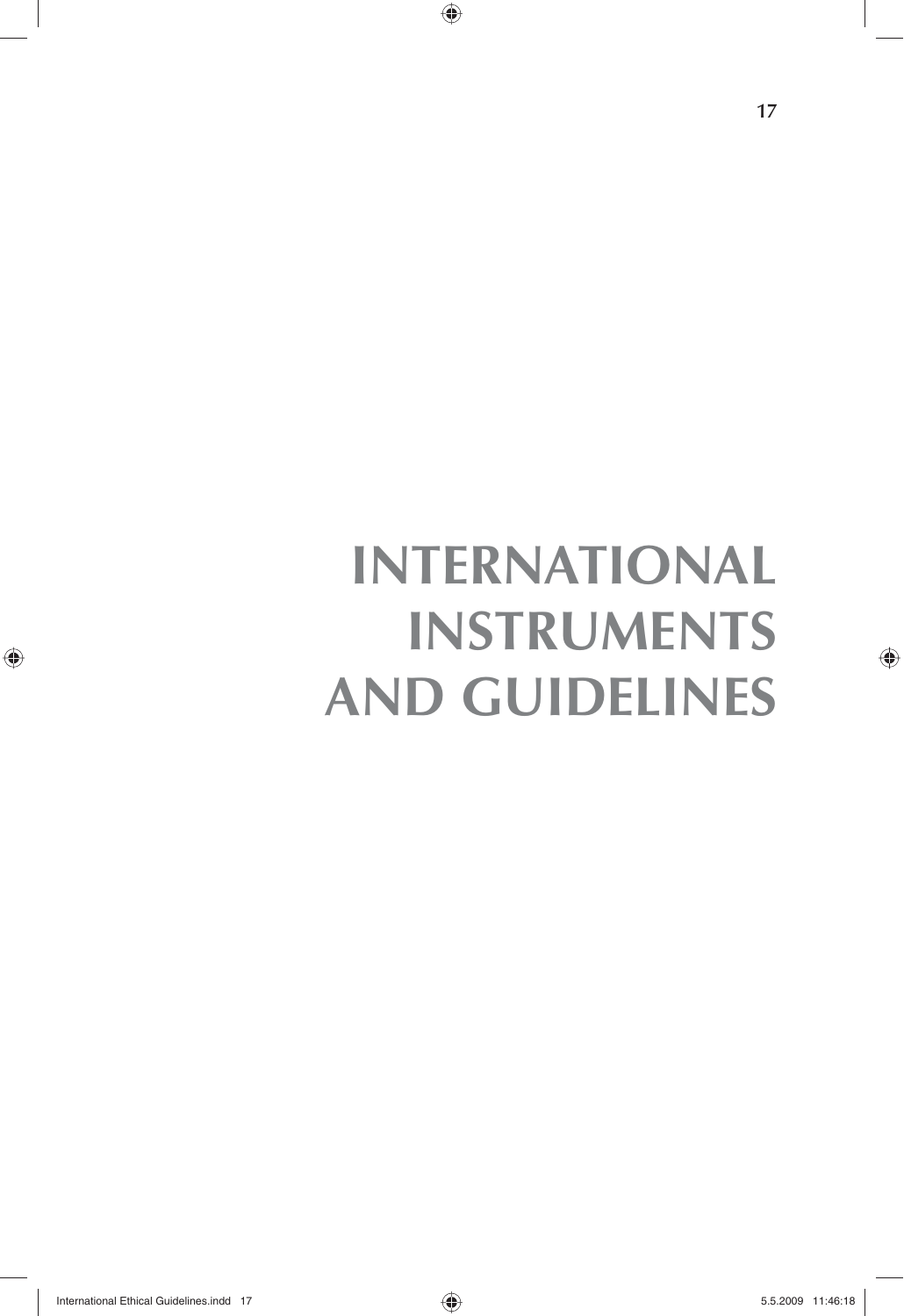# INTERNATIONAL INSTRUMENTS AND GUIDELINES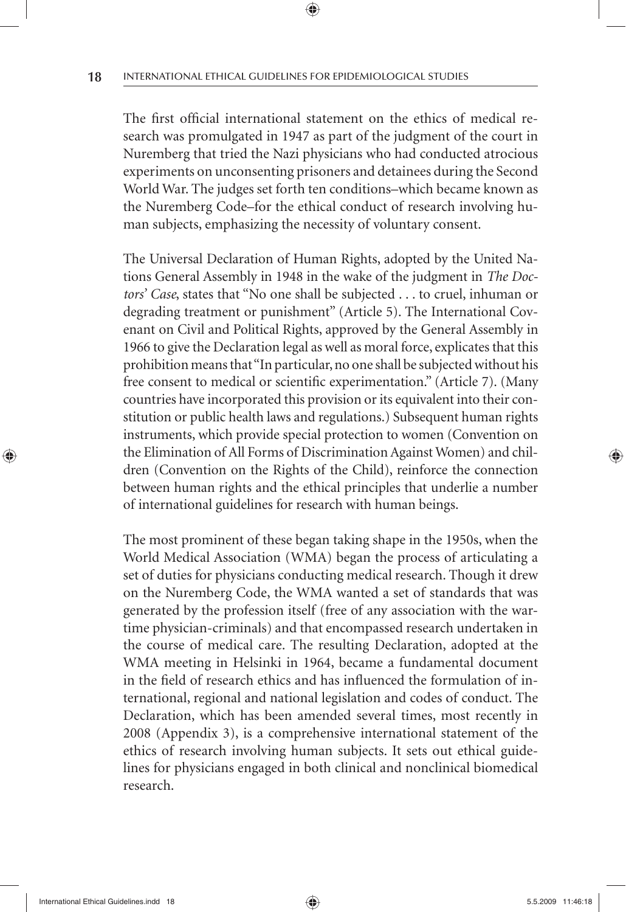The first official international statement on the ethics of medical research was promulgated in 1947 as part of the judgment of the court in Nuremberg that tried the Nazi physicians who had conducted atrocious experiments on unconsenting prisoners and detainees during the Second World War. The judges set forth ten conditions–which became known as the Nuremberg Code–for the ethical conduct of research involving human subjects, emphasizing the necessity of voluntary consent.

The Universal Declaration of Human Rights, adopted by the United Nations General Assembly in 1948 in the wake of the judgment in *The Doctors' Case*, states that "No one shall be subjected . . . to cruel, inhuman or degrading treatment or punishment" (Article 5). The International Covenant on Civil and Political Rights, approved by the General Assembly in 1966 to give the Declaration legal as well as moral force, explicates that this prohibition means that "In particular, no one shall be subjected without his free consent to medical or scientific experimentation." (Article 7). (Many countries have incorporated this provision or its equivalent into their constitution or public health laws and regulations.) Subsequent human rights instruments, which provide special protection to women (Convention on the Elimination of All Forms of Discrimination Against Women) and children (Convention on the Rights of the Child), reinforce the connection between human rights and the ethical principles that underlie a number of international guidelines for research with human beings.

The most prominent of these began taking shape in the 1950s, when the World Medical Association (WMA) began the process of articulating a set of duties for physicians conducting medical research. Though it drew on the Nuremberg Code, the WMA wanted a set of standards that was generated by the profession itself (free of any association with the wartime physician-criminals) and that encompassed research undertaken in the course of medical care. The resulting Declaration, adopted at the WMA meeting in Helsinki in 1964, became a fundamental document in the field of research ethics and has influenced the formulation of international, regional and national legislation and codes of conduct. The Declaration, which has been amended several times, most recently in 2008 (Appendix 3), is a comprehensive international statement of the ethics of research involving human subjects. It sets out ethical guidelines for physicians engaged in both clinical and nonclinical biomedical research.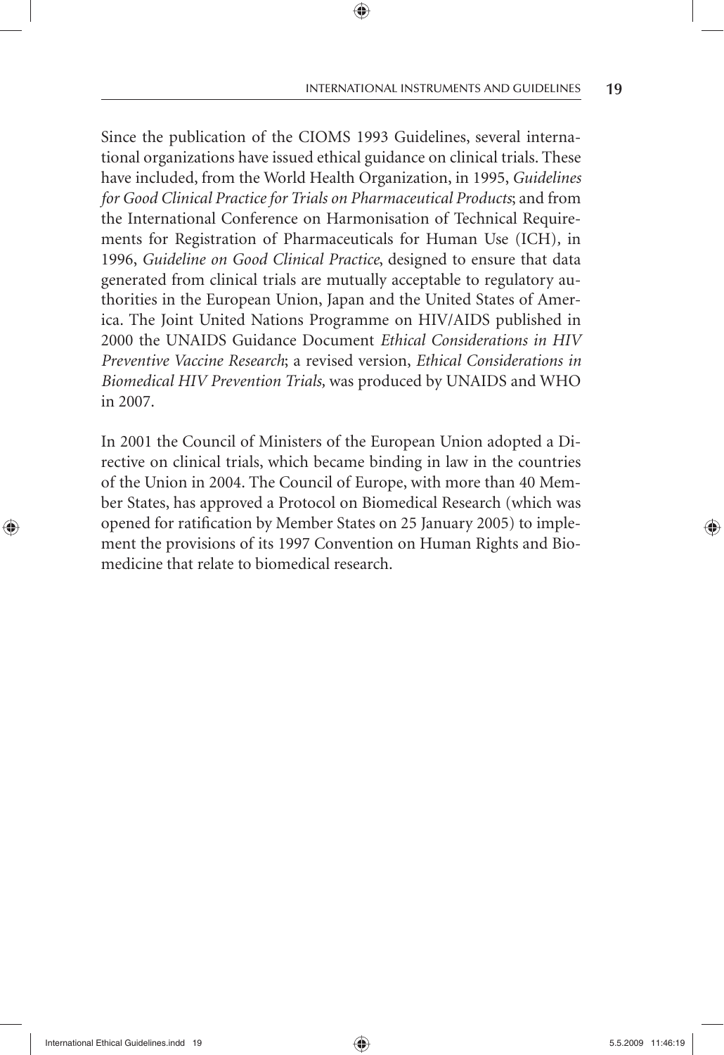Since the publication of the CIOMS 1993 Guidelines, several international organizations have issued ethical guidance on clinical trials. These have included, from the World Health Organization, in 1995, *Guidelines for Good Clinical Practice for Trials on Pharmaceutical Products*; and from the International Conference on Harmonisation of Technical Requirements for Registration of Pharmaceuticals for Human Use (ICH), in 1996, *Guideline on Good Clinical Practice*, designed to ensure that data generated from clinical trials are mutually acceptable to regulatory authorities in the European Union, Japan and the United States of America. The Joint United Nations Programme on HIV/AIDS published in 2000 the UNAIDS Guidance Document *Ethical Considerations in HIV Preventive Vaccine Research*; a revised version, *Ethical Considerations in Biomedical HIV Prevention Trials,* was produced by UNAIDS and WHO in 2007.

In 2001 the Council of Ministers of the European Union adopted a Directive on clinical trials, which became binding in law in the countries of the Union in 2004. The Council of Europe, with more than 40 Member States, has approved a Protocol on Biomedical Research (which was opened for ratification by Member States on 25 January 2005) to implement the provisions of its 1997 Convention on Human Rights and Biomedicine that relate to biomedical research.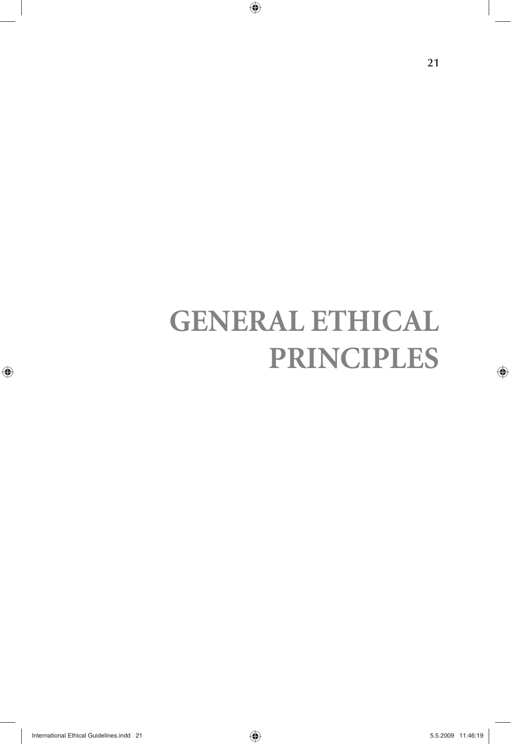# GENERAL ETHICAL PRINCIPLES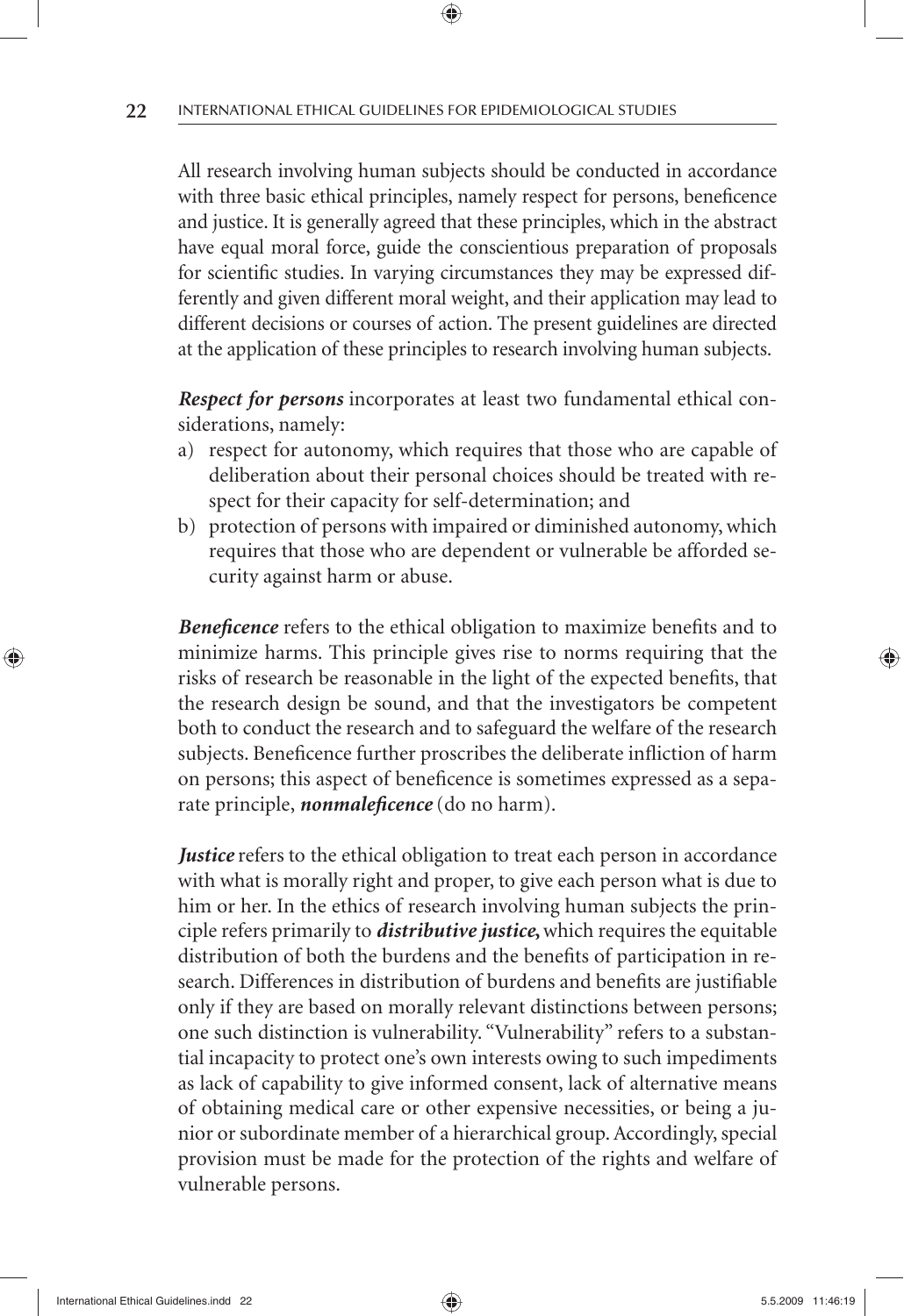All research involving human subjects should be conducted in accordance with three basic ethical principles, namely respect for persons, beneficence and justice. It is generally agreed that these principles, which in the abstract have equal moral force, guide the conscientious preparation of proposals for scientific studies. In varying circumstances they may be expressed differently and given different moral weight, and their application may lead to different decisions or courses of action. The present guidelines are directed at the application of these principles to research involving human subjects.

***Respect for persons*** incorporates at least two fundamental ethical considerations, namely:

a) respect for autonomy, which requires that those who are capable of deliberation about their personal choices should be treated with respect for their capacity for self-determination; and
b) protection of persons with impaired or diminished autonomy, which requires that those who are dependent or vulnerable be afforded security against harm or abuse.

***Beneficence*** refers to the ethical obligation to maximize benefits and to minimize harms. This principle gives rise to norms requiring that the risks of research be reasonable in the light of the expected benefits, that the research design be sound, and that the investigators be competent both to conduct the research and to safeguard the welfare of the research subjects. Beneficence further proscribes the deliberate infliction of harm on persons; this aspect of beneficence is sometimes expressed as a separate principle, ***nonmaleficence*** (do no harm).

***Justice*** refers to the ethical obligation to treat each person in accordance with what is morally right and proper, to give each person what is due to him or her. In the ethics of research involving human subjects the principle refers primarily to ***distributive justice,*** which requires the equitable distribution of both the burdens and the benefits of participation in research. Differences in distribution of burdens and benefits are justifiable only if they are based on morally relevant distinctions between persons; one such distinction is vulnerability. "Vulnerability" refers to a substantial incapacity to protect one's own interests owing to such impediments as lack of capability to give informed consent, lack of alternative means of obtaining medical care or other expensive necessities, or being a junior or subordinate member of a hierarchical group. Accordingly, special provision must be made for the protection of the rights and welfare of vulnerable persons.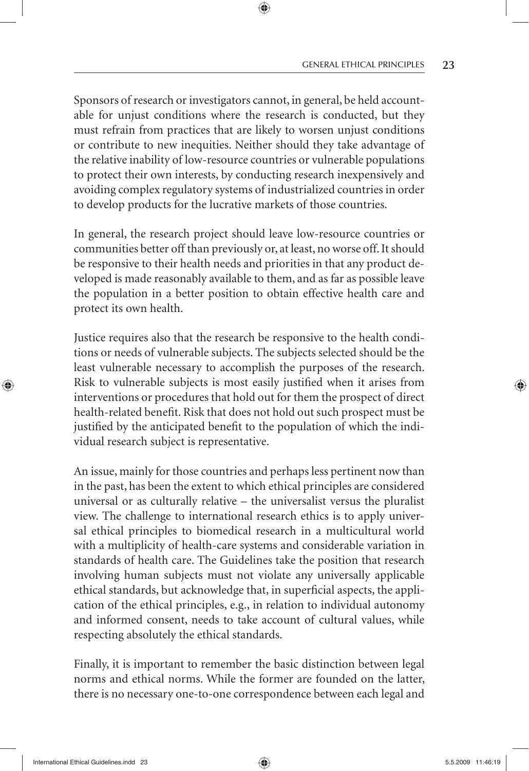Sponsors of research or investigators cannot, in general, be held accountable for unjust conditions where the research is conducted, but they must refrain from practices that are likely to worsen unjust conditions or contribute to new inequities. Neither should they take advantage of the relative inability of low-resource countries or vulnerable populations to protect their own interests, by conducting research inexpensively and avoiding complex regulatory systems of industrialized countries in order to develop products for the lucrative markets of those countries.

In general, the research project should leave low-resource countries or communities better off than previously or, at least, no worse off. It should be responsive to their health needs and priorities in that any product developed is made reasonably available to them, and as far as possible leave the population in a better position to obtain effective health care and protect its own health.

Justice requires also that the research be responsive to the health conditions or needs of vulnerable subjects. The subjects selected should be the least vulnerable necessary to accomplish the purposes of the research. Risk to vulnerable subjects is most easily justified when it arises from interventions or procedures that hold out for them the prospect of direct health-related benefit. Risk that does not hold out such prospect must be justified by the anticipated benefit to the population of which the individual research subject is representative.

An issue, mainly for those countries and perhaps less pertinent now than in the past, has been the extent to which ethical principles are considered universal or as culturally relative – the universalist versus the pluralist view. The challenge to international research ethics is to apply universal ethical principles to biomedical research in a multicultural world with a multiplicity of health-care systems and considerable variation in standards of health care. The Guidelines take the position that research involving human subjects must not violate any universally applicable ethical standards, but acknowledge that, in superficial aspects, the application of the ethical principles, e.g., in relation to individual autonomy and informed consent, needs to take account of cultural values, while respecting absolutely the ethical standards.

Finally, it is important to remember the basic distinction between legal norms and ethical norms. While the former are founded on the latter, there is no necessary one-to-one correspondence between each legal and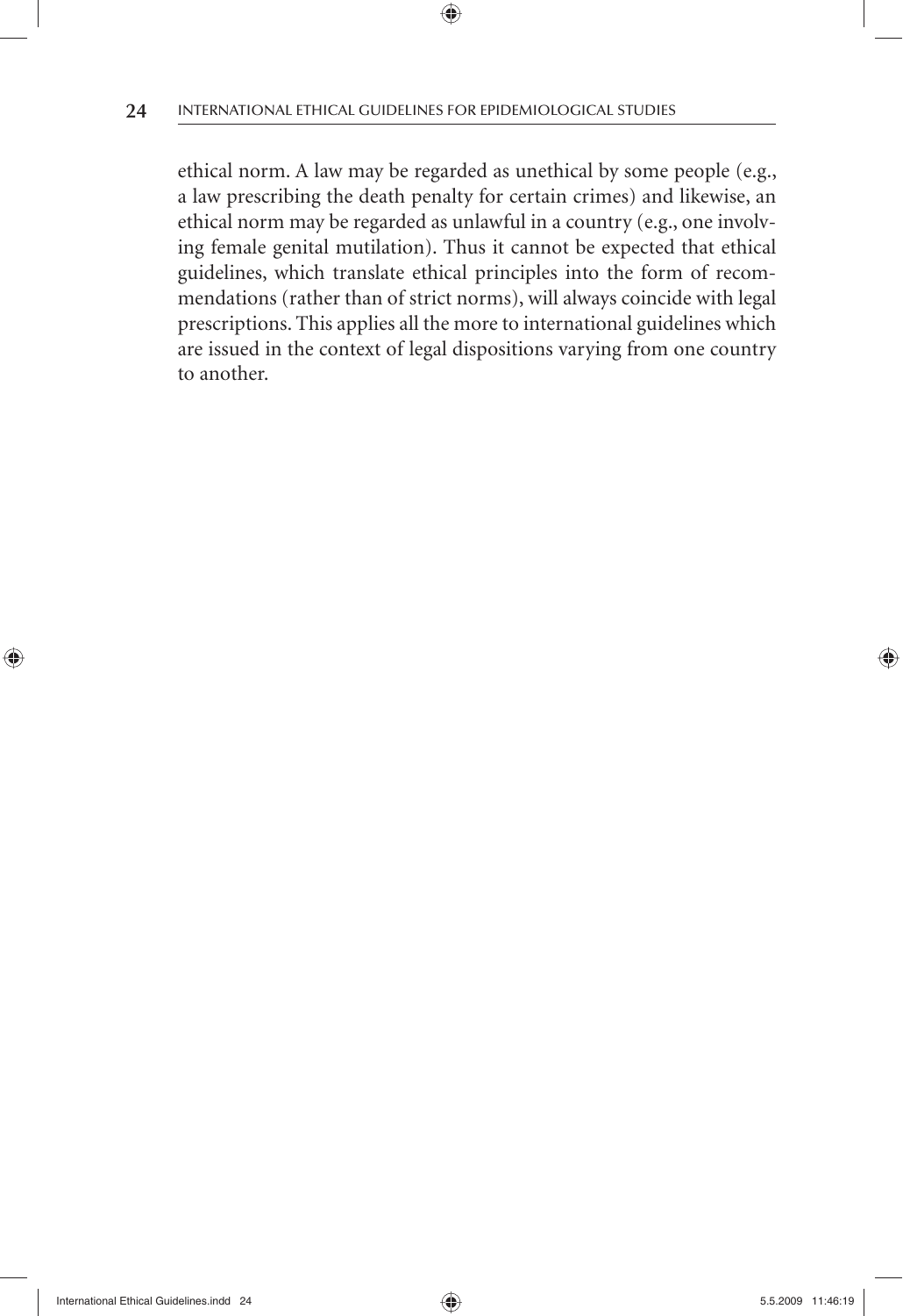ethical norm. A law may be regarded as unethical by some people (e.g., a law prescribing the death penalty for certain crimes) and likewise, an ethical norm may be regarded as unlawful in a country (e.g., one involving female genital mutilation). Thus it cannot be expected that ethical guidelines, which translate ethical principles into the form of recommendations (rather than of strict norms), will always coincide with legal prescriptions. This applies all the more to international guidelines which are issued in the context of legal dispositions varying from one country to another.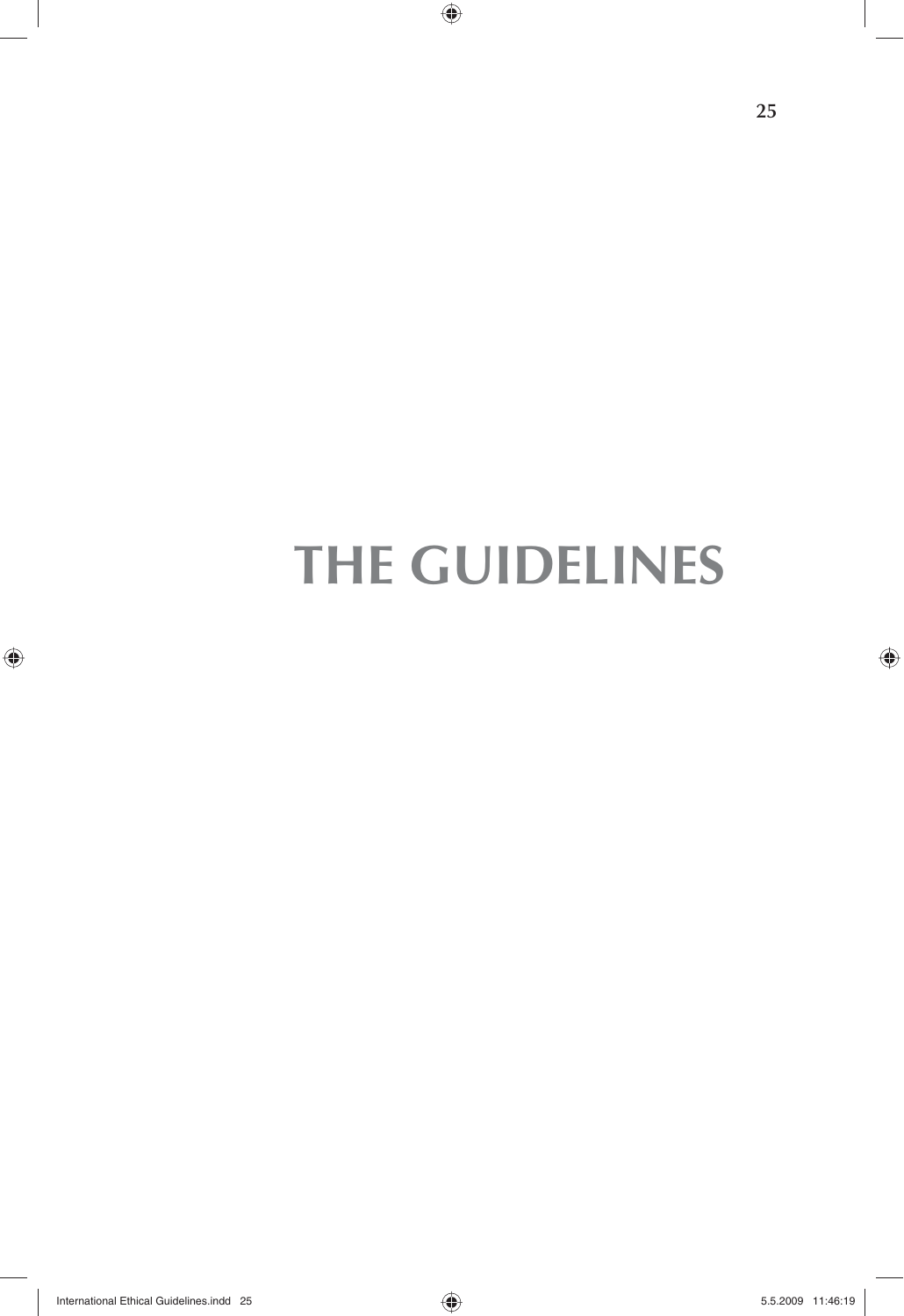# THE GUIDELINES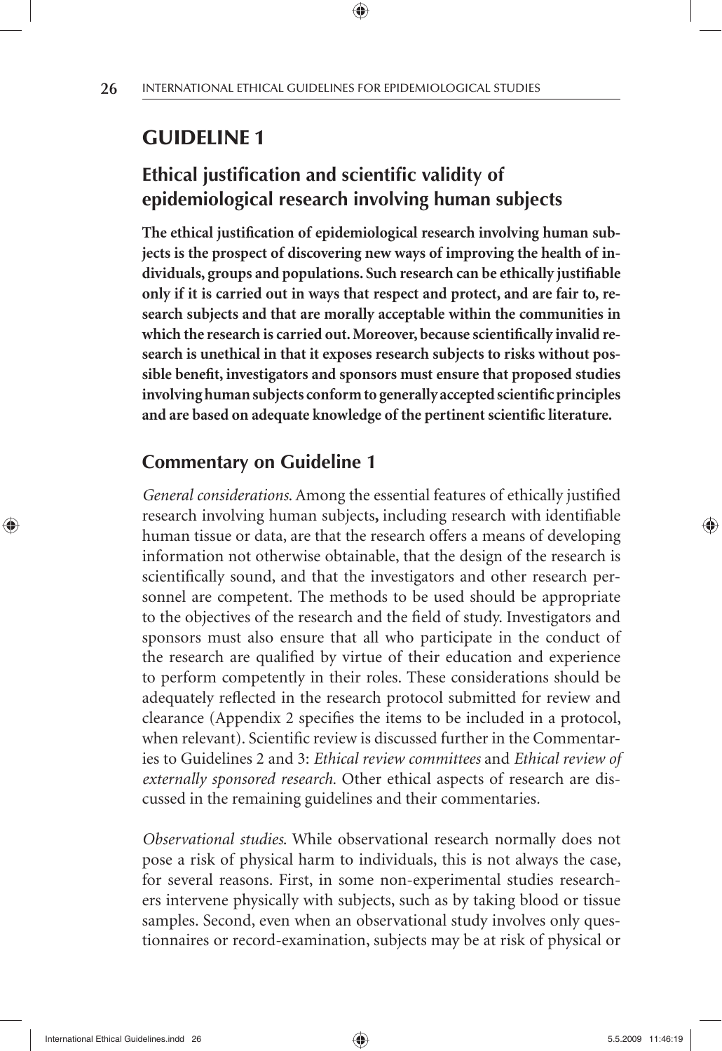# GUIDELINE 1

## Ethical justification and scientific validity of epidemiological research involving human subjects

**The ethical justification of epidemiological research involving human subjects is the prospect of discovering new ways of improving the health of individuals, groups and populations. Such research can be ethically justifiable only if it is carried out in ways that respect and protect, and are fair to, research subjects and that are morally acceptable within the communities in which the research is carried out. Moreover, because scientifically invalid research is unethical in that it exposes research subjects to risks without possible benefit, investigators and sponsors must ensure that proposed studies involving human subjects conform to generally accepted scientific principles and are based on adequate knowledge of the pertinent scientific literature.**

## Commentary on Guideline 1

*General considerations.* Among the essential features of ethically justified research involving human subjects**,** including research with identifiable human tissue or data, are that the research offers a means of developing information not otherwise obtainable, that the design of the research is scientifically sound, and that the investigators and other research personnel are competent. The methods to be used should be appropriate to the objectives of the research and the field of study. Investigators and sponsors must also ensure that all who participate in the conduct of the research are qualified by virtue of their education and experience to perform competently in their roles. These considerations should be adequately reflected in the research protocol submitted for review and clearance (Appendix 2 specifies the items to be included in a protocol, when relevant). Scientific review is discussed further in the Commentaries to Guidelines 2 and 3: *Ethical review committees* and *Ethical review of externally sponsored research.* Other ethical aspects of research are discussed in the remaining guidelines and their commentaries.

*Observational studies.* While observational research normally does not pose a risk of physical harm to individuals, this is not always the case, for several reasons. First, in some non-experimental studies researchers intervene physically with subjects, such as by taking blood or tissue samples. Second, even when an observational study involves only questionnaires or record-examination, subjects may be at risk of physical or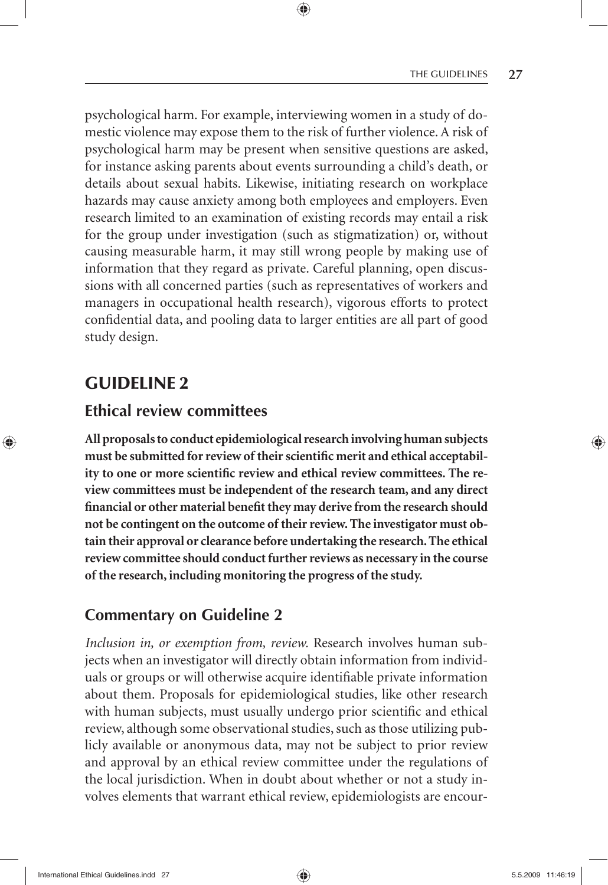psychological harm. For example, interviewing women in a study of domestic violence may expose them to the risk of further violence. A risk of psychological harm may be present when sensitive questions are asked, for instance asking parents about events surrounding a child's death, or details about sexual habits. Likewise, initiating research on workplace hazards may cause anxiety among both employees and employers. Even research limited to an examination of existing records may entail a risk for the group under investigation (such as stigmatization) or, without causing measurable harm, it may still wrong people by making use of information that they regard as private. Careful planning, open discussions with all concerned parties (such as representatives of workers and managers in occupational health research), vigorous efforts to protect confidential data, and pooling data to larger entities are all part of good study design.

## GUIDELINE 2

### Ethical review committees

**All proposals to conduct epidemiological research involving human subjects must be submitted for review of their scientific merit and ethical acceptability to one or more scientific review and ethical review committees. The review committees must be independent of the research team, and any direct financial or other material benefit they may derive from the research should not be contingent on the outcome of their review. The investigator must obtain their approval or clearance before undertaking the research. The ethical review committee should conduct further reviews as necessary in the course of the research, including monitoring the progress of the study.**

### Commentary on Guideline 2

*Inclusion in, or exemption from, review.* Research involves human subjects when an investigator will directly obtain information from individuals or groups or will otherwise acquire identifiable private information about them. Proposals for epidemiological studies, like other research with human subjects, must usually undergo prior scientific and ethical review, although some observational studies, such as those utilizing publicly available or anonymous data, may not be subject to prior review and approval by an ethical review committee under the regulations of the local jurisdiction. When in doubt about whether or not a study involves elements that warrant ethical review, epidemiologists are encour-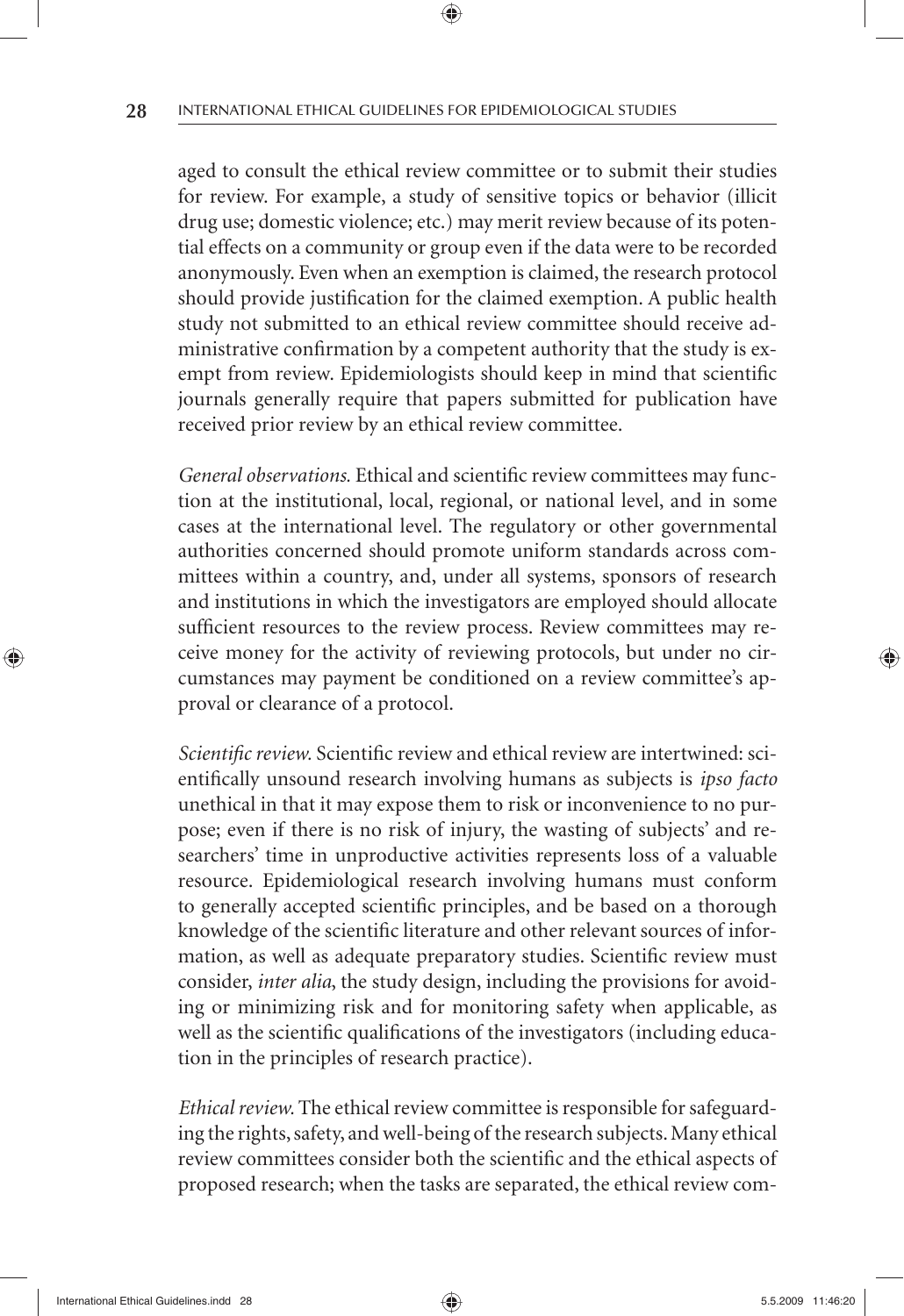aged to consult the ethical review committee or to submit their studies for review. For example, a study of sensitive topics or behavior (illicit drug use; domestic violence; etc.) may merit review because of its potential effects on a community or group even if the data were to be recorded anonymously. Even when an exemption is claimed, the research protocol should provide justification for the claimed exemption. A public health study not submitted to an ethical review committee should receive administrative confirmation by a competent authority that the study is exempt from review. Epidemiologists should keep in mind that scientific journals generally require that papers submitted for publication have received prior review by an ethical review committee.

*General observations.* Ethical and scientific review committees may function at the institutional, local, regional, or national level, and in some cases at the international level. The regulatory or other governmental authorities concerned should promote uniform standards across committees within a country, and, under all systems, sponsors of research and institutions in which the investigators are employed should allocate sufficient resources to the review process. Review committees may receive money for the activity of reviewing protocols, but under no circumstances may payment be conditioned on a review committee's approval or clearance of a protocol.

*Scientific review.* Scientific review and ethical review are intertwined: scientifically unsound research involving humans as subjects is *ipso facto* unethical in that it may expose them to risk or inconvenience to no purpose; even if there is no risk of injury, the wasting of subjects' and researchers' time in unproductive activities represents loss of a valuable resource. Epidemiological research involving humans must conform to generally accepted scientific principles, and be based on a thorough knowledge of the scientific literature and other relevant sources of information, as well as adequate preparatory studies. Scientific review must consider, *inter alia*, the study design, including the provisions for avoiding or minimizing risk and for monitoring safety when applicable, as well as the scientific qualifications of the investigators (including education in the principles of research practice).

*Ethical review.* The ethical review committee is responsible for safeguarding the rights, safety, and well-being of the research subjects. Many ethical review committees consider both the scientific and the ethical aspects of proposed research; when the tasks are separated, the ethical review com-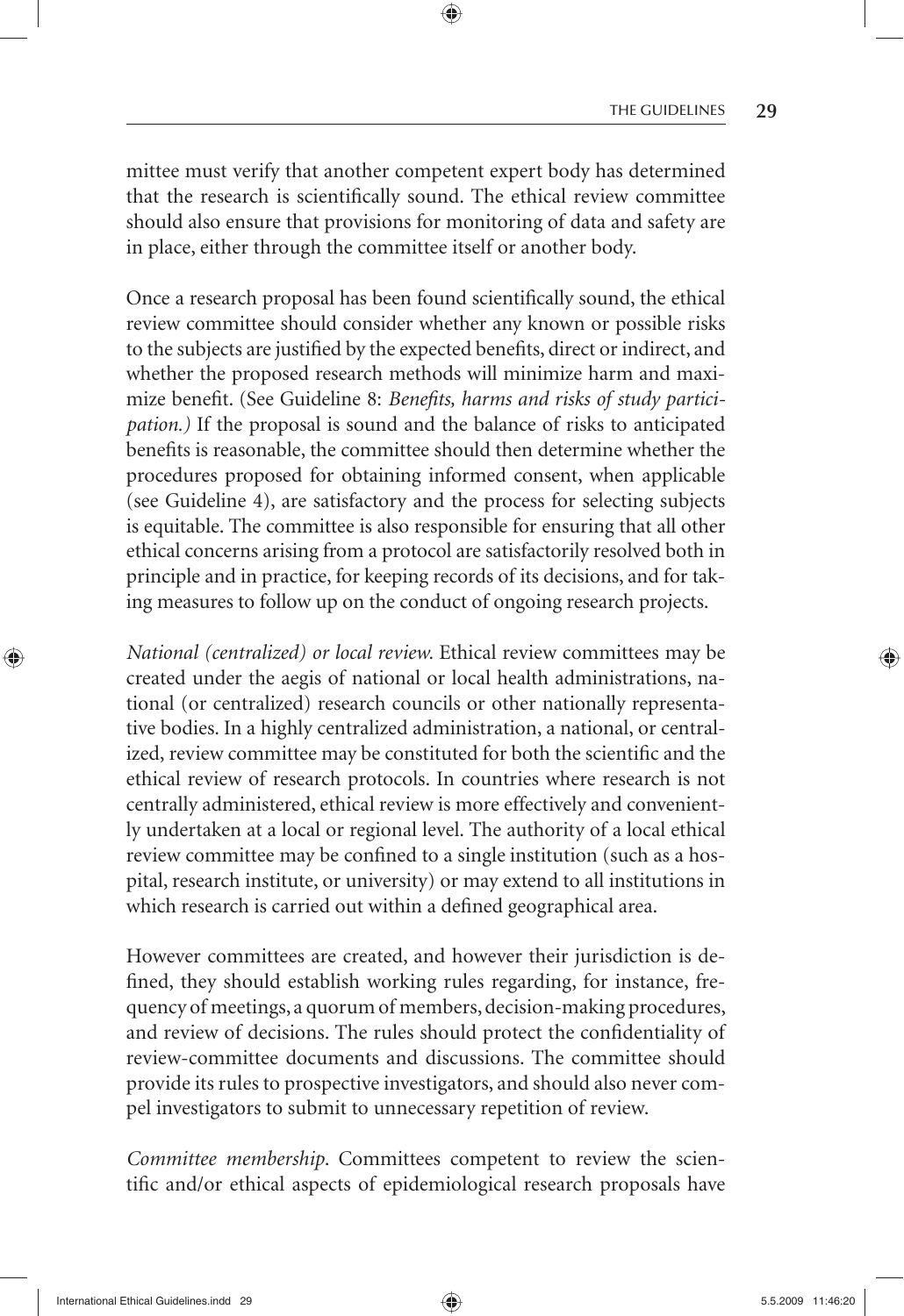mittee must verify that another competent expert body has determined that the research is scientifically sound. The ethical review committee should also ensure that provisions for monitoring of data and safety are in place, either through the committee itself or another body.

Once a research proposal has been found scientifically sound, the ethical review committee should consider whether any known or possible risks to the subjects are justified by the expected benefits, direct or indirect, and whether the proposed research methods will minimize harm and maximize benefit. (See Guideline 8: *Benefits, harms and risks of study participation.)* If the proposal is sound and the balance of risks to anticipated benefits is reasonable, the committee should then determine whether the procedures proposed for obtaining informed consent, when applicable (see Guideline 4), are satisfactory and the process for selecting subjects is equitable. The committee is also responsible for ensuring that all other ethical concerns arising from a protocol are satisfactorily resolved both in principle and in practice, for keeping records of its decisions, and for taking measures to follow up on the conduct of ongoing research projects.

*National (centralized) or local review.* Ethical review committees may be created under the aegis of national or local health administrations, national (or centralized) research councils or other nationally representative bodies. In a highly centralized administration, a national, or centralized, review committee may be constituted for both the scientific and the ethical review of research protocols. In countries where research is not centrally administered, ethical review is more effectively and conveniently undertaken at a local or regional level. The authority of a local ethical review committee may be confined to a single institution (such as a hospital, research institute, or university) or may extend to all institutions in which research is carried out within a defined geographical area.

However committees are created, and however their jurisdiction is defined, they should establish working rules regarding, for instance, frequency of meetings, a quorum of members, decision-making procedures, and review of decisions. The rules should protect the confidentiality of review-committee documents and discussions. The committee should provide its rules to prospective investigators, and should also never compel investigators to submit to unnecessary repetition of review.

*Committee membership*. Committees competent to review the scientific and/or ethical aspects of epidemiological research proposals have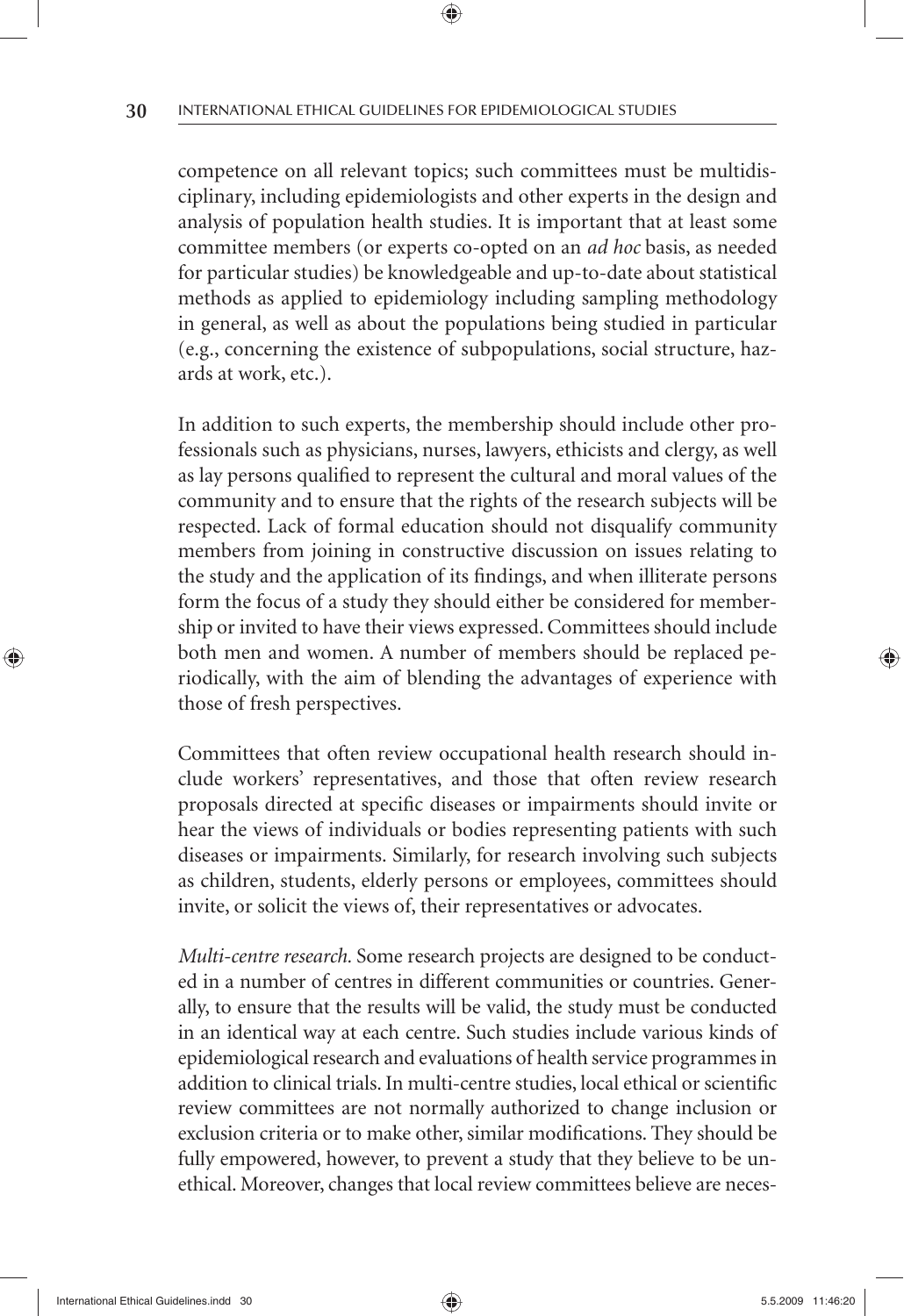competence on all relevant topics; such committees must be multidisciplinary, including epidemiologists and other experts in the design and analysis of population health studies. It is important that at least some committee members (or experts co-opted on an *ad hoc* basis, as needed for particular studies) be knowledgeable and up-to-date about statistical methods as applied to epidemiology including sampling methodology in general, as well as about the populations being studied in particular (e.g., concerning the existence of subpopulations, social structure, hazards at work, etc.).

In addition to such experts, the membership should include other professionals such as physicians, nurses, lawyers, ethicists and clergy, as well as lay persons qualified to represent the cultural and moral values of the community and to ensure that the rights of the research subjects will be respected. Lack of formal education should not disqualify community members from joining in constructive discussion on issues relating to the study and the application of its findings, and when illiterate persons form the focus of a study they should either be considered for membership or invited to have their views expressed. Committees should include both men and women. A number of members should be replaced periodically, with the aim of blending the advantages of experience with those of fresh perspectives.

Committees that often review occupational health research should include workers' representatives, and those that often review research proposals directed at specific diseases or impairments should invite or hear the views of individuals or bodies representing patients with such diseases or impairments. Similarly, for research involving such subjects as children, students, elderly persons or employees, committees should invite, or solicit the views of, their representatives or advocates.

*Multi-centre research.* Some research projects are designed to be conducted in a number of centres in different communities or countries. Generally, to ensure that the results will be valid, the study must be conducted in an identical way at each centre. Such studies include various kinds of epidemiological research and evaluations of health service programmes in addition to clinical trials. In multi-centre studies, local ethical or scientific review committees are not normally authorized to change inclusion or exclusion criteria or to make other, similar modifications. They should be fully empowered, however, to prevent a study that they believe to be unethical. Moreover, changes that local review committees believe are neces-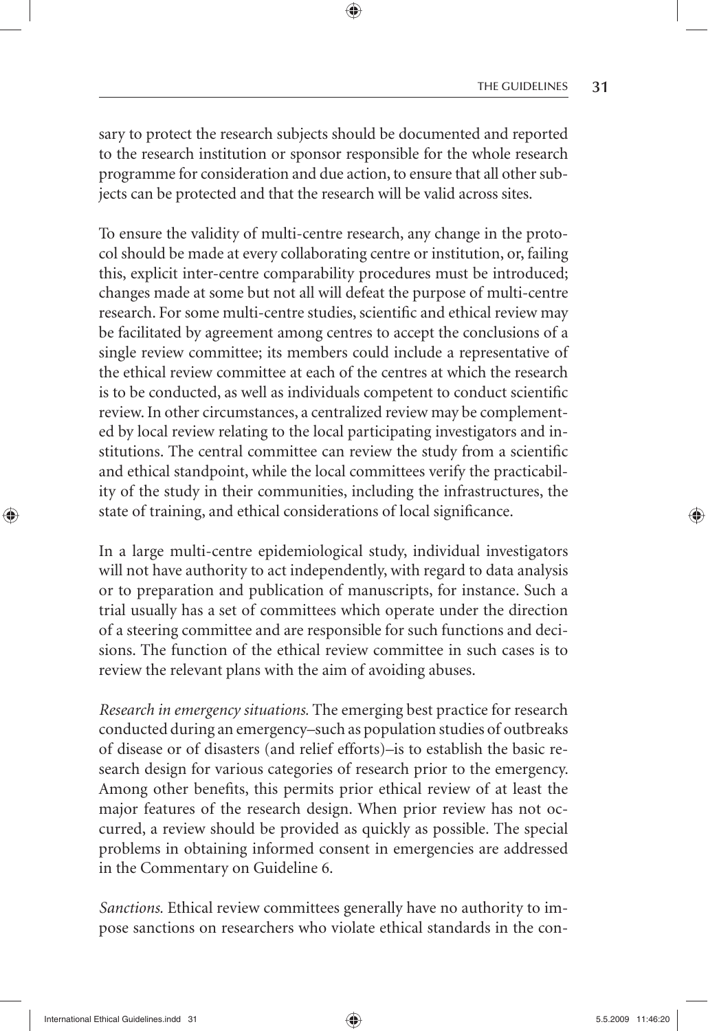sary to protect the research subjects should be documented and reported to the research institution or sponsor responsible for the whole research programme for consideration and due action, to ensure that all other subjects can be protected and that the research will be valid across sites.

To ensure the validity of multi-centre research, any change in the protocol should be made at every collaborating centre or institution, or, failing this, explicit inter-centre comparability procedures must be introduced; changes made at some but not all will defeat the purpose of multi-centre research. For some multi-centre studies, scientific and ethical review may be facilitated by agreement among centres to accept the conclusions of a single review committee; its members could include a representative of the ethical review committee at each of the centres at which the research is to be conducted, as well as individuals competent to conduct scientific review. In other circumstances, a centralized review may be complemented by local review relating to the local participating investigators and institutions. The central committee can review the study from a scientific and ethical standpoint, while the local committees verify the practicability of the study in their communities, including the infrastructures, the state of training, and ethical considerations of local significance.

In a large multi-centre epidemiological study, individual investigators will not have authority to act independently, with regard to data analysis or to preparation and publication of manuscripts, for instance. Such a trial usually has a set of committees which operate under the direction of a steering committee and are responsible for such functions and decisions. The function of the ethical review committee in such cases is to review the relevant plans with the aim of avoiding abuses.

*Research in emergency situations.* The emerging best practice for research conducted during an emergency–such as population studies of outbreaks of disease or of disasters (and relief efforts)–is to establish the basic research design for various categories of research prior to the emergency. Among other benefits, this permits prior ethical review of at least the major features of the research design. When prior review has not occurred, a review should be provided as quickly as possible. The special problems in obtaining informed consent in emergencies are addressed in the Commentary on Guideline 6.

*Sanctions.* Ethical review committees generally have no authority to impose sanctions on researchers who violate ethical standards in the con-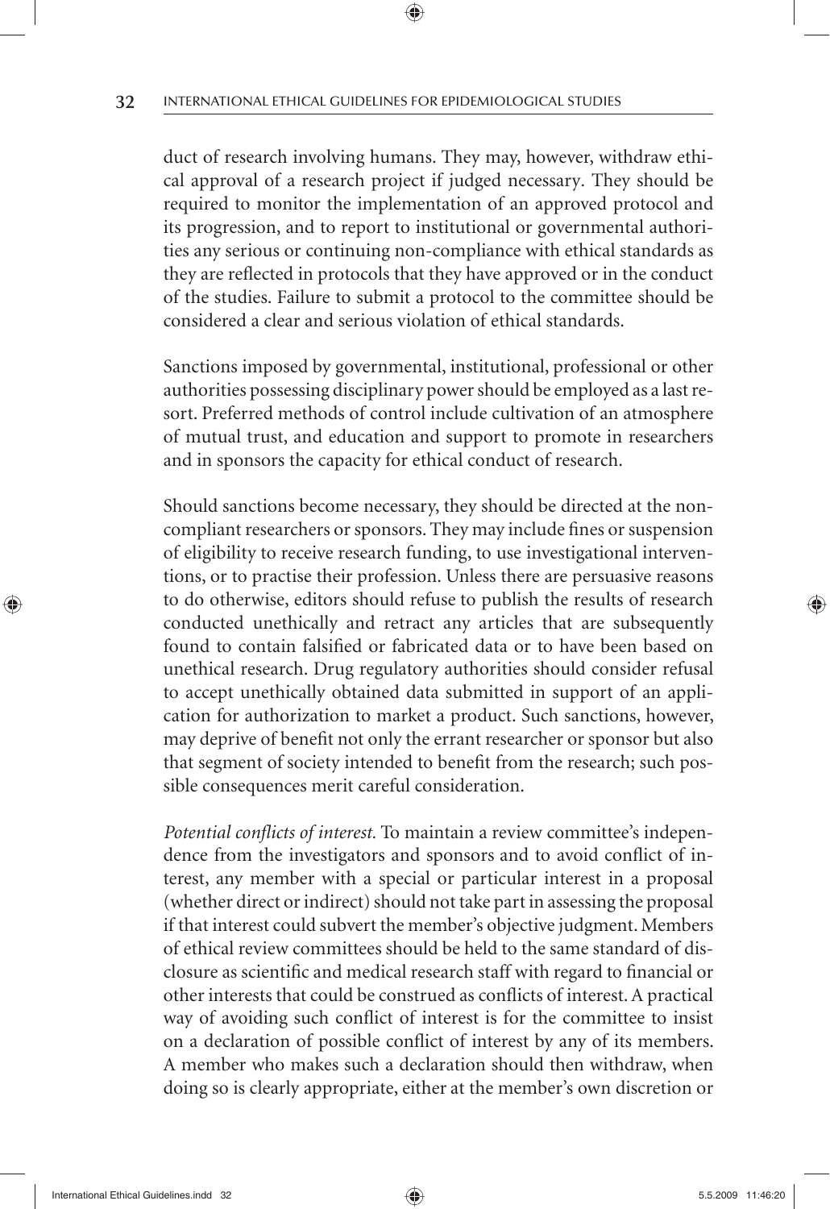duct of research involving humans. They may, however, withdraw ethical approval of a research project if judged necessary. They should be required to monitor the implementation of an approved protocol and its progression, and to report to institutional or governmental authorities any serious or continuing non-compliance with ethical standards as they are reflected in protocols that they have approved or in the conduct of the studies. Failure to submit a protocol to the committee should be considered a clear and serious violation of ethical standards.

Sanctions imposed by governmental, institutional, professional or other authorities possessing disciplinary power should be employed as a last resort. Preferred methods of control include cultivation of an atmosphere of mutual trust, and education and support to promote in researchers and in sponsors the capacity for ethical conduct of research.

Should sanctions become necessary, they should be directed at the non-compliant researchers or sponsors. They may include fines or suspension of eligibility to receive research funding, to use investigational interventions, or to practise their profession. Unless there are persuasive reasons to do otherwise, editors should refuse to publish the results of research conducted unethically and retract any articles that are subsequently found to contain falsified or fabricated data or to have been based on unethical research. Drug regulatory authorities should consider refusal to accept unethically obtained data submitted in support of an application for authorization to market a product. Such sanctions, however, may deprive of benefit not only the errant researcher or sponsor but also that segment of society intended to benefit from the research; such possible consequences merit careful consideration.

*Potential conflicts of interest.* To maintain a review committee's independence from the investigators and sponsors and to avoid conflict of interest, any member with a special or particular interest in a proposal (whether direct or indirect) should not take part in assessing the proposal if that interest could subvert the member's objective judgment. Members of ethical review committees should be held to the same standard of disclosure as scientific and medical research staff with regard to financial or other interests that could be construed as conflicts of interest. A practical way of avoiding such conflict of interest is for the committee to insist on a declaration of possible conflict of interest by any of its members. A member who makes such a declaration should then withdraw, when doing so is clearly appropriate, either at the member's own discretion or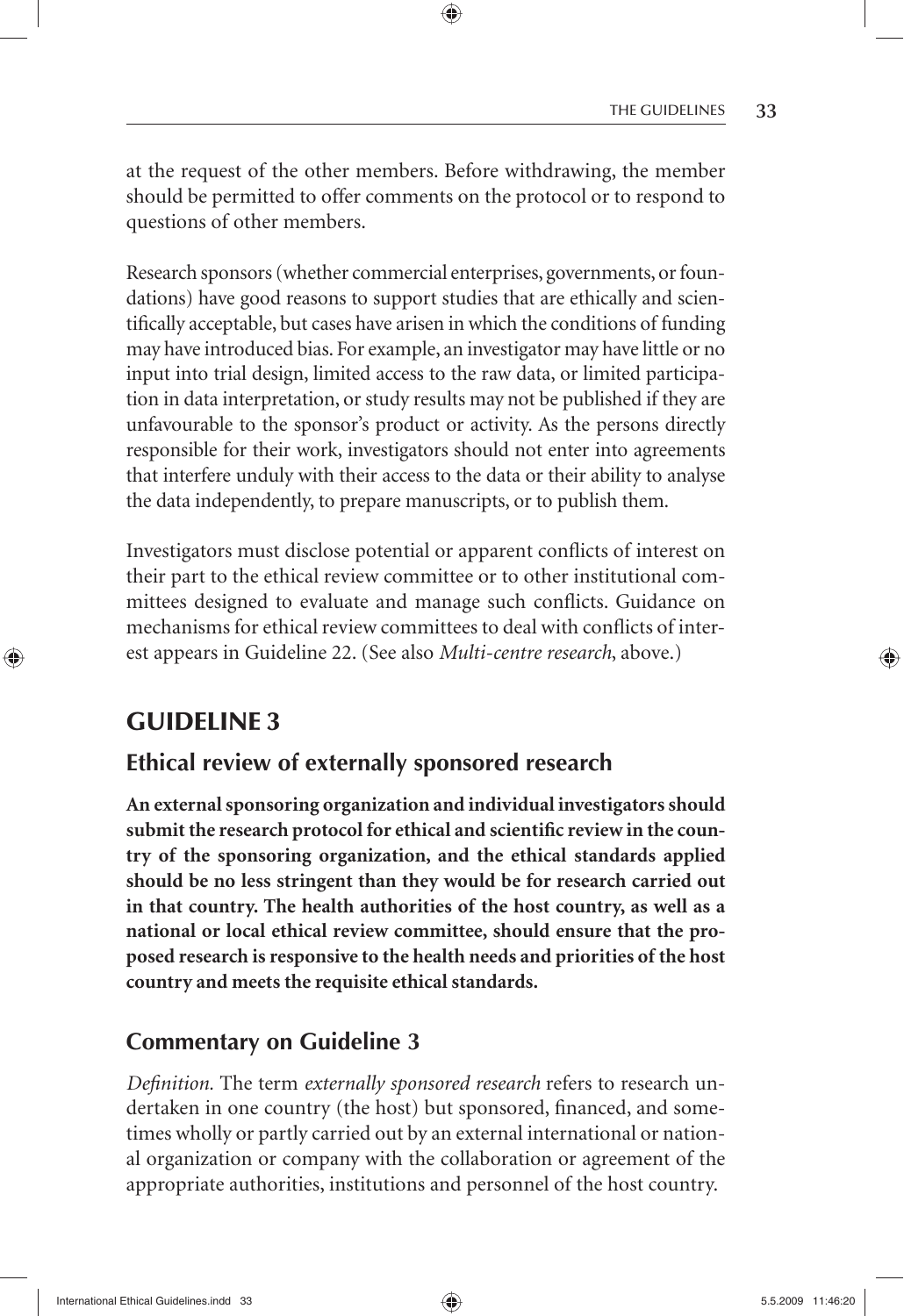at the request of the other members. Before withdrawing, the member should be permitted to offer comments on the protocol or to respond to questions of other members.

Research sponsors (whether commercial enterprises, governments, or foundations) have good reasons to support studies that are ethically and scientifically acceptable, but cases have arisen in which the conditions of funding may have introduced bias. For example, an investigator may have little or no input into trial design, limited access to the raw data, or limited participation in data interpretation, or study results may not be published if they are unfavourable to the sponsor's product or activity. As the persons directly responsible for their work, investigators should not enter into agreements that interfere unduly with their access to the data or their ability to analyse the data independently, to prepare manuscripts, or to publish them.

Investigators must disclose potential or apparent conflicts of interest on their part to the ethical review committee or to other institutional committees designed to evaluate and manage such conflicts. Guidance on mechanisms for ethical review committees to deal with conflicts of interest appears in Guideline 22. (See also *Multi-centre research*, above.)

## GUIDELINE 3

### Ethical review of externally sponsored research

**An external sponsoring organization and individual investigators should submit the research protocol for ethical and scientific review in the country of the sponsoring organization, and the ethical standards applied should be no less stringent than they would be for research carried out in that country. The health authorities of the host country, as well as a national or local ethical review committee, should ensure that the proposed research is responsive to the health needs and priorities of the host country and meets the requisite ethical standards.**

### Commentary on Guideline 3

*Definition.* The term *externally sponsored research* refers to research undertaken in one country (the host) but sponsored, financed, and sometimes wholly or partly carried out by an external international or national organization or company with the collaboration or agreement of the appropriate authorities, institutions and personnel of the host country.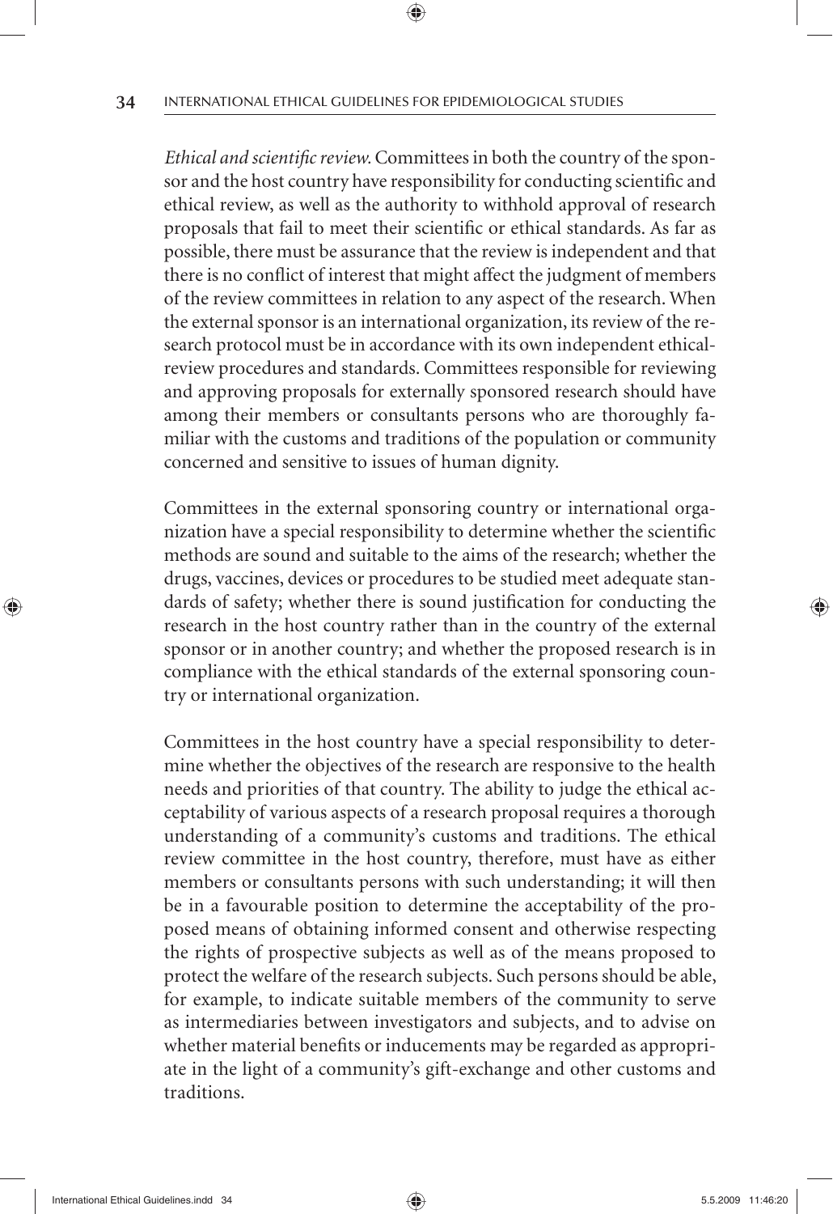*Ethical and scientific review.* Committees in both the country of the sponsor and the host country have responsibility for conducting scientific and ethical review, as well as the authority to withhold approval of research proposals that fail to meet their scientific or ethical standards. As far as possible, there must be assurance that the review is independent and that there is no conflict of interest that might affect the judgment of members of the review committees in relation to any aspect of the research. When the external sponsor is an international organization, its review of the research protocol must be in accordance with its own independent ethical-review procedures and standards. Committees responsible for reviewing and approving proposals for externally sponsored research should have among their members or consultants persons who are thoroughly familiar with the customs and traditions of the population or community concerned and sensitive to issues of human dignity.

Committees in the external sponsoring country or international organization have a special responsibility to determine whether the scientific methods are sound and suitable to the aims of the research; whether the drugs, vaccines, devices or procedures to be studied meet adequate standards of safety; whether there is sound justification for conducting the research in the host country rather than in the country of the external sponsor or in another country; and whether the proposed research is in compliance with the ethical standards of the external sponsoring country or international organization.

Committees in the host country have a special responsibility to determine whether the objectives of the research are responsive to the health needs and priorities of that country. The ability to judge the ethical acceptability of various aspects of a research proposal requires a thorough understanding of a community's customs and traditions. The ethical review committee in the host country, therefore, must have as either members or consultants persons with such understanding; it will then be in a favourable position to determine the acceptability of the proposed means of obtaining informed consent and otherwise respecting the rights of prospective subjects as well as of the means proposed to protect the welfare of the research subjects. Such persons should be able, for example, to indicate suitable members of the community to serve as intermediaries between investigators and subjects, and to advise on whether material benefits or inducements may be regarded as appropriate in the light of a community's gift-exchange and other customs and traditions.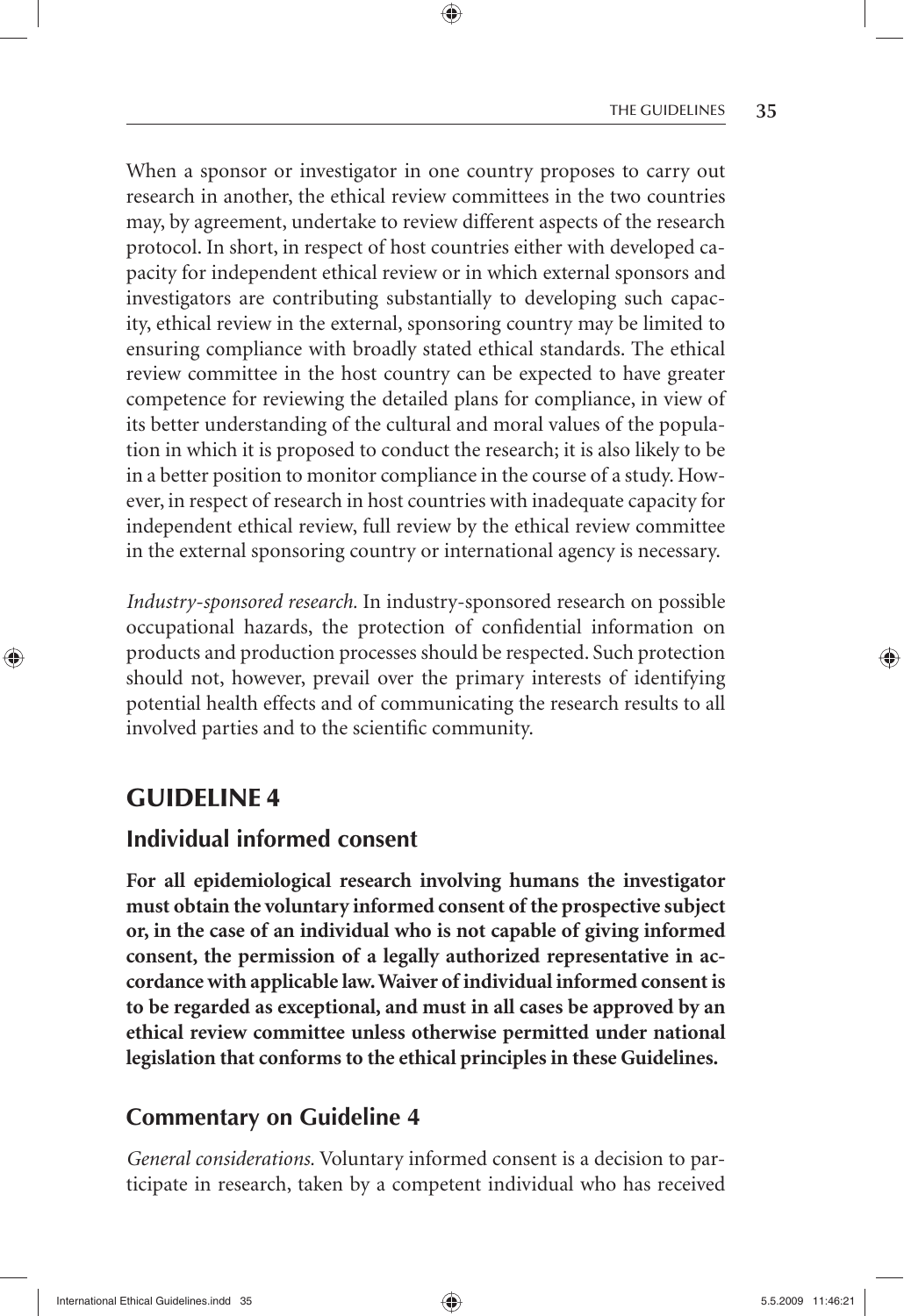When a sponsor or investigator in one country proposes to carry out research in another, the ethical review committees in the two countries may, by agreement, undertake to review different aspects of the research protocol. In short, in respect of host countries either with developed capacity for independent ethical review or in which external sponsors and investigators are contributing substantially to developing such capacity, ethical review in the external, sponsoring country may be limited to ensuring compliance with broadly stated ethical standards. The ethical review committee in the host country can be expected to have greater competence for reviewing the detailed plans for compliance, in view of its better understanding of the cultural and moral values of the population in which it is proposed to conduct the research; it is also likely to be in a better position to monitor compliance in the course of a study. However, in respect of research in host countries with inadequate capacity for independent ethical review, full review by the ethical review committee in the external sponsoring country or international agency is necessary.

*Industry-sponsored research.* In industry-sponsored research on possible occupational hazards, the protection of confidential information on products and production processes should be respected. Such protection should not, however, prevail over the primary interests of identifying potential health effects and of communicating the research results to all involved parties and to the scientific community.

## GUIDELINE 4

### Individual informed consent

**For all epidemiological research involving humans the investigator must obtain the voluntary informed consent of the prospective subject or, in the case of an individual who is not capable of giving informed consent, the permission of a legally authorized representative in accordance with applicable law. Waiver of individual informed consent is to be regarded as exceptional, and must in all cases be approved by an ethical review committee unless otherwise permitted under national legislation that conforms to the ethical principles in these Guidelines.**

### Commentary on Guideline 4

*General considerations.* Voluntary informed consent is a decision to participate in research, taken by a competent individual who has received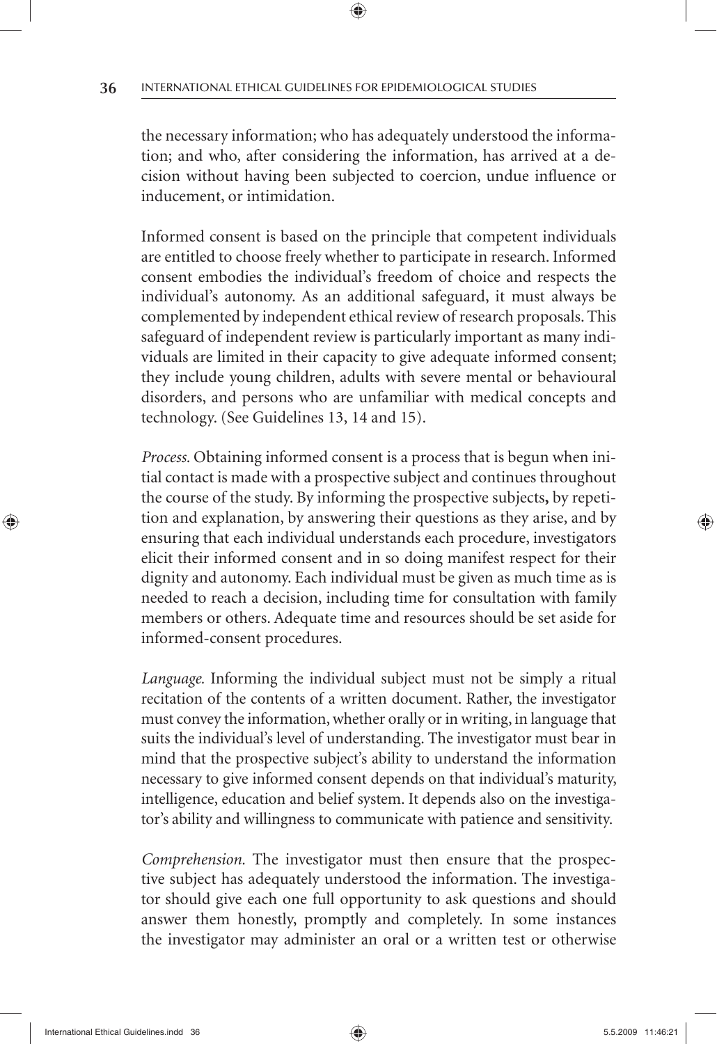the necessary information; who has adequately understood the information; and who, after considering the information, has arrived at a decision without having been subjected to coercion, undue influence or inducement, or intimidation.

Informed consent is based on the principle that competent individuals are entitled to choose freely whether to participate in research. Informed consent embodies the individual's freedom of choice and respects the individual's autonomy. As an additional safeguard, it must always be complemented by independent ethical review of research proposals. This safeguard of independent review is particularly important as many individuals are limited in their capacity to give adequate informed consent; they include young children, adults with severe mental or behavioural disorders, and persons who are unfamiliar with medical concepts and technology. (See Guidelines 13, 14 and 15).

*Process.* Obtaining informed consent is a process that is begun when initial contact is made with a prospective subject and continues throughout the course of the study. By informing the prospective subjects**,** by repetition and explanation, by answering their questions as they arise, and by ensuring that each individual understands each procedure, investigators elicit their informed consent and in so doing manifest respect for their dignity and autonomy. Each individual must be given as much time as is needed to reach a decision, including time for consultation with family members or others. Adequate time and resources should be set aside for informed-consent procedures.

*Language.* Informing the individual subject must not be simply a ritual recitation of the contents of a written document. Rather, the investigator must convey the information, whether orally or in writing, in language that suits the individual's level of understanding. The investigator must bear in mind that the prospective subject's ability to understand the information necessary to give informed consent depends on that individual's maturity, intelligence, education and belief system. It depends also on the investigator's ability and willingness to communicate with patience and sensitivity.

*Comprehension.* The investigator must then ensure that the prospective subject has adequately understood the information. The investigator should give each one full opportunity to ask questions and should answer them honestly, promptly and completely. In some instances the investigator may administer an oral or a written test or otherwise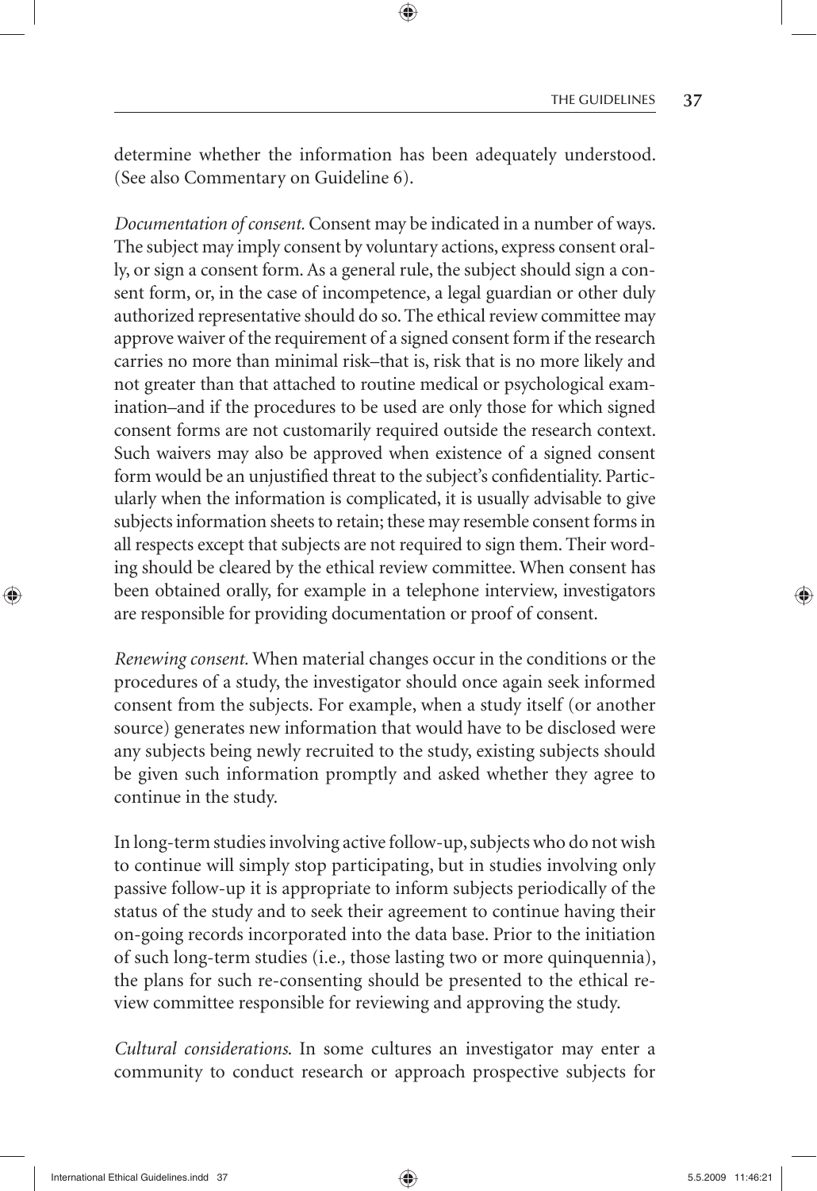determine whether the information has been adequately understood. (See also Commentary on Guideline 6).

*Documentation of consent.* Consent may be indicated in a number of ways. The subject may imply consent by voluntary actions, express consent orally, or sign a consent form. As a general rule, the subject should sign a consent form, or, in the case of incompetence, a legal guardian or other duly authorized representative should do so. The ethical review committee may approve waiver of the requirement of a signed consent form if the research carries no more than minimal risk–that is, risk that is no more likely and not greater than that attached to routine medical or psychological examination–and if the procedures to be used are only those for which signed consent forms are not customarily required outside the research context. Such waivers may also be approved when existence of a signed consent form would be an unjustified threat to the subject's confidentiality. Particularly when the information is complicated, it is usually advisable to give subjects information sheets to retain; these may resemble consent forms in all respects except that subjects are not required to sign them. Their wording should be cleared by the ethical review committee. When consent has been obtained orally, for example in a telephone interview, investigators are responsible for providing documentation or proof of consent.

*Renewing consent.* When material changes occur in the conditions or the procedures of a study, the investigator should once again seek informed consent from the subjects. For example, when a study itself (or another source) generates new information that would have to be disclosed were any subjects being newly recruited to the study, existing subjects should be given such information promptly and asked whether they agree to continue in the study.

In long-term studies involving active follow-up, subjects who do not wish to continue will simply stop participating, but in studies involving only passive follow-up it is appropriate to inform subjects periodically of the status of the study and to seek their agreement to continue having their on-going records incorporated into the data base. Prior to the initiation of such long-term studies (i.e., those lasting two or more quinquennia), the plans for such re-consenting should be presented to the ethical review committee responsible for reviewing and approving the study.

*Cultural considerations.* In some cultures an investigator may enter a community to conduct research or approach prospective subjects for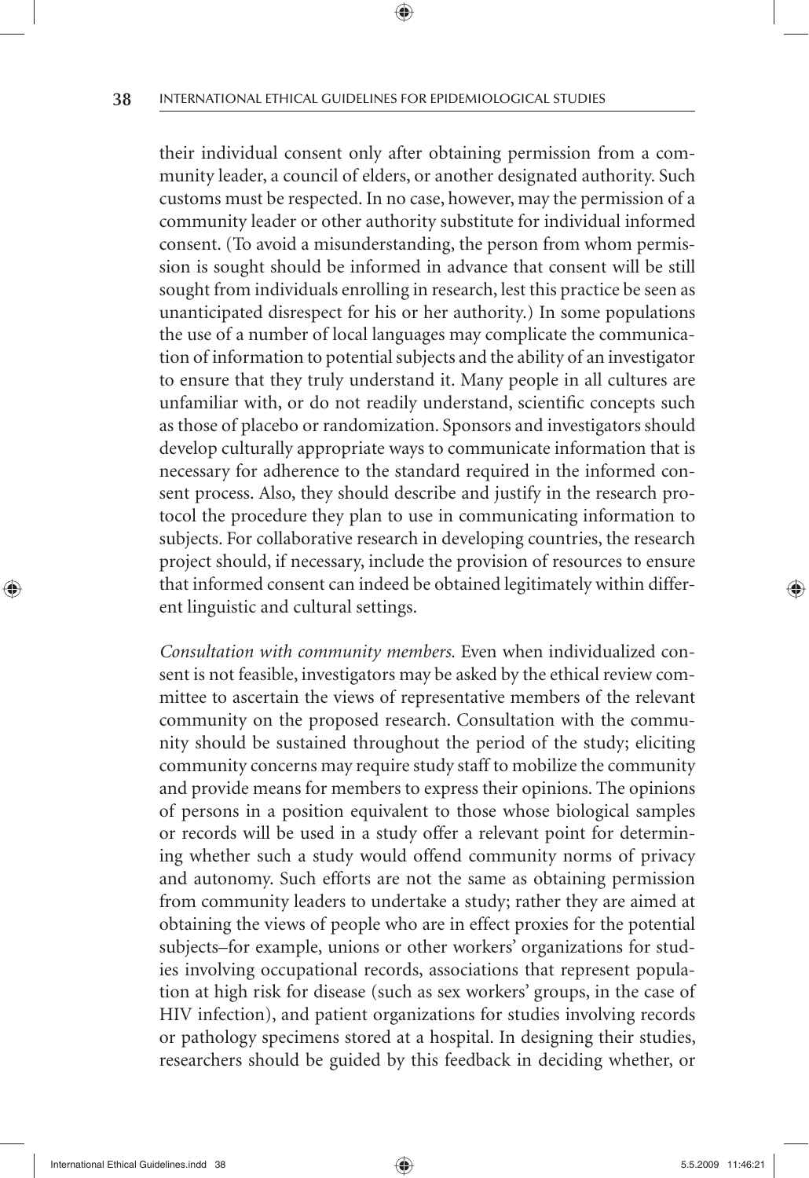their individual consent only after obtaining permission from a community leader, a council of elders, or another designated authority. Such customs must be respected. In no case, however, may the permission of a community leader or other authority substitute for individual informed consent. (To avoid a misunderstanding, the person from whom permission is sought should be informed in advance that consent will be still sought from individuals enrolling in research, lest this practice be seen as unanticipated disrespect for his or her authority.) In some populations the use of a number of local languages may complicate the communication of information to potential subjects and the ability of an investigator to ensure that they truly understand it. Many people in all cultures are unfamiliar with, or do not readily understand, scientific concepts such as those of placebo or randomization. Sponsors and investigators should develop culturally appropriate ways to communicate information that is necessary for adherence to the standard required in the informed consent process. Also, they should describe and justify in the research protocol the procedure they plan to use in communicating information to subjects. For collaborative research in developing countries, the research project should, if necessary, include the provision of resources to ensure that informed consent can indeed be obtained legitimately within different linguistic and cultural settings.

*Consultation with community members.* Even when individualized consent is not feasible, investigators may be asked by the ethical review committee to ascertain the views of representative members of the relevant community on the proposed research. Consultation with the community should be sustained throughout the period of the study; eliciting community concerns may require study staff to mobilize the community and provide means for members to express their opinions. The opinions of persons in a position equivalent to those whose biological samples or records will be used in a study offer a relevant point for determining whether such a study would offend community norms of privacy and autonomy. Such efforts are not the same as obtaining permission from community leaders to undertake a study; rather they are aimed at obtaining the views of people who are in effect proxies for the potential subjects–for example, unions or other workers' organizations for studies involving occupational records, associations that represent population at high risk for disease (such as sex workers' groups, in the case of HIV infection), and patient organizations for studies involving records or pathology specimens stored at a hospital. In designing their studies, researchers should be guided by this feedback in deciding whether, or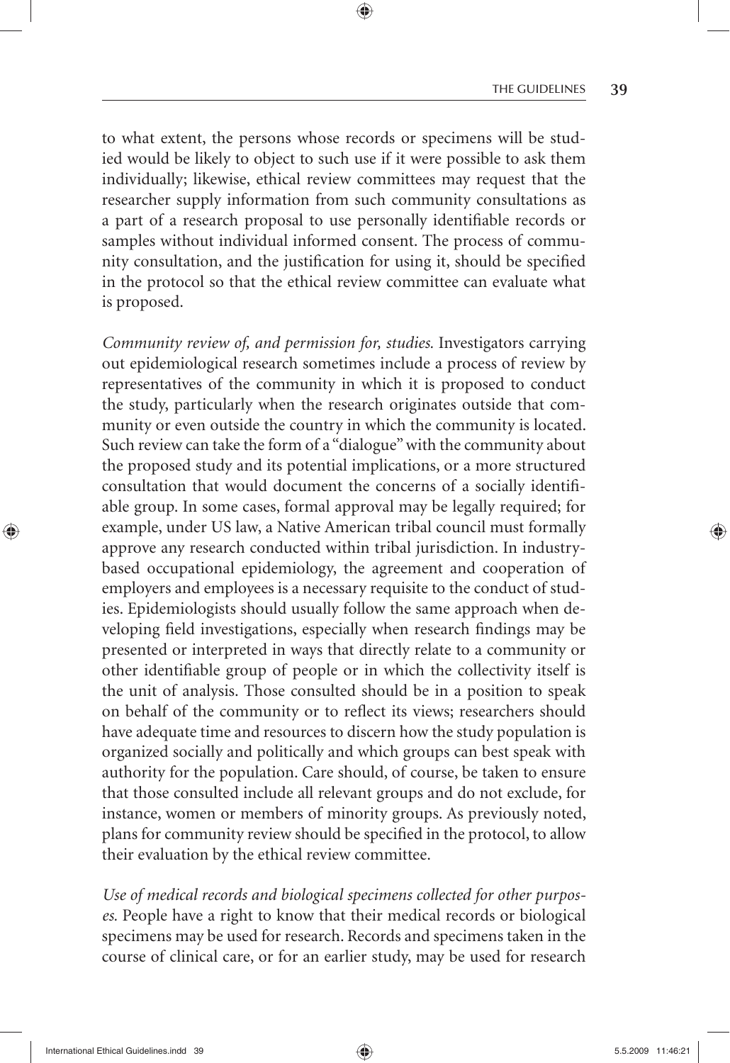to what extent, the persons whose records or specimens will be studied would be likely to object to such use if it were possible to ask them individually; likewise, ethical review committees may request that the researcher supply information from such community consultations as a part of a research proposal to use personally identifiable records or samples without individual informed consent. The process of community consultation, and the justification for using it, should be specified in the protocol so that the ethical review committee can evaluate what is proposed.

*Community review of, and permission for, studies.* Investigators carrying out epidemiological research sometimes include a process of review by representatives of the community in which it is proposed to conduct the study, particularly when the research originates outside that community or even outside the country in which the community is located. Such review can take the form of a "dialogue" with the community about the proposed study and its potential implications, or a more structured consultation that would document the concerns of a socially identifiable group. In some cases, formal approval may be legally required; for example, under US law, a Native American tribal council must formally approve any research conducted within tribal jurisdiction. In industry-based occupational epidemiology, the agreement and cooperation of employers and employees is a necessary requisite to the conduct of studies. Epidemiologists should usually follow the same approach when developing field investigations, especially when research findings may be presented or interpreted in ways that directly relate to a community or other identifiable group of people or in which the collectivity itself is the unit of analysis. Those consulted should be in a position to speak on behalf of the community or to reflect its views; researchers should have adequate time and resources to discern how the study population is organized socially and politically and which groups can best speak with authority for the population. Care should, of course, be taken to ensure that those consulted include all relevant groups and do not exclude, for instance, women or members of minority groups. As previously noted, plans for community review should be specified in the protocol, to allow their evaluation by the ethical review committee.

*Use of medical records and biological specimens collected for other purposes.* People have a right to know that their medical records or biological specimens may be used for research. Records and specimens taken in the course of clinical care, or for an earlier study, may be used for research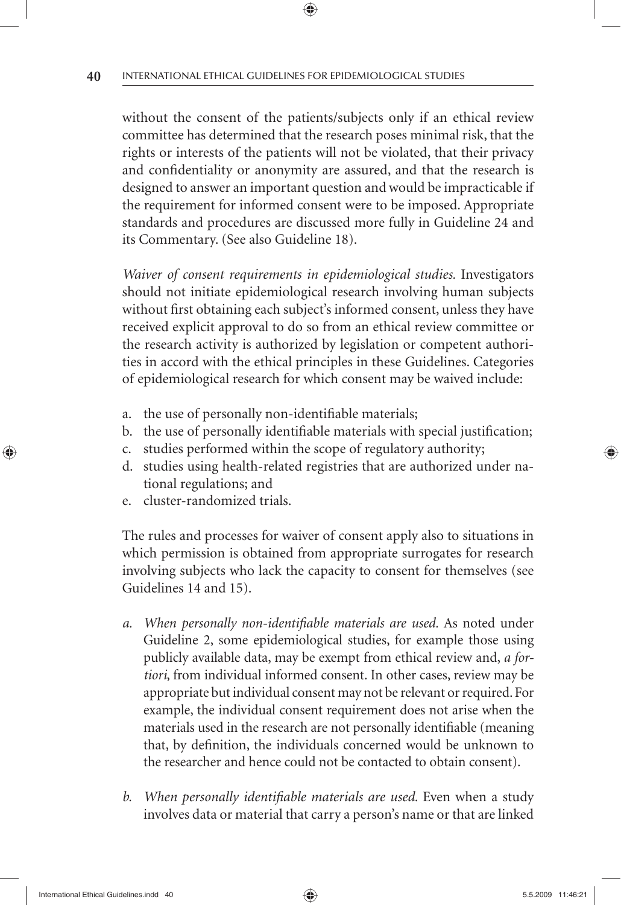without the consent of the patients/subjects only if an ethical review committee has determined that the research poses minimal risk, that the rights or interests of the patients will not be violated, that their privacy and confidentiality or anonymity are assured, and that the research is designed to answer an important question and would be impracticable if the requirement for informed consent were to be imposed. Appropriate standards and procedures are discussed more fully in Guideline 24 and its Commentary. (See also Guideline 18).

*Waiver of consent requirements in epidemiological studies.* Investigators should not initiate epidemiological research involving human subjects without first obtaining each subject's informed consent, unless they have received explicit approval to do so from an ethical review committee or the research activity is authorized by legislation or competent authorities in accord with the ethical principles in these Guidelines. Categories of epidemiological research for which consent may be waived include:

a. the use of personally non-identifiable materials;
b. the use of personally identifiable materials with special justification;
c. studies performed within the scope of regulatory authority;
d. studies using health-related registries that are authorized under national regulations; and
e. cluster-randomized trials.

The rules and processes for waiver of consent apply also to situations in which permission is obtained from appropriate surrogates for research involving subjects who lack the capacity to consent for themselves (see Guidelines 14 and 15).

*a. When personally non-identifiable materials are used.* As noted under Guideline 2, some epidemiological studies, for example those using publicly available data, may be exempt from ethical review and, *a fortiori*, from individual informed consent. In other cases, review may be appropriate but individual consent may not be relevant or required. For example, the individual consent requirement does not arise when the materials used in the research are not personally identifiable (meaning that, by definition, the individuals concerned would be unknown to the researcher and hence could not be contacted to obtain consent).

*b. When personally identifiable materials are used.* Even when a study involves data or material that carry a person's name or that are linked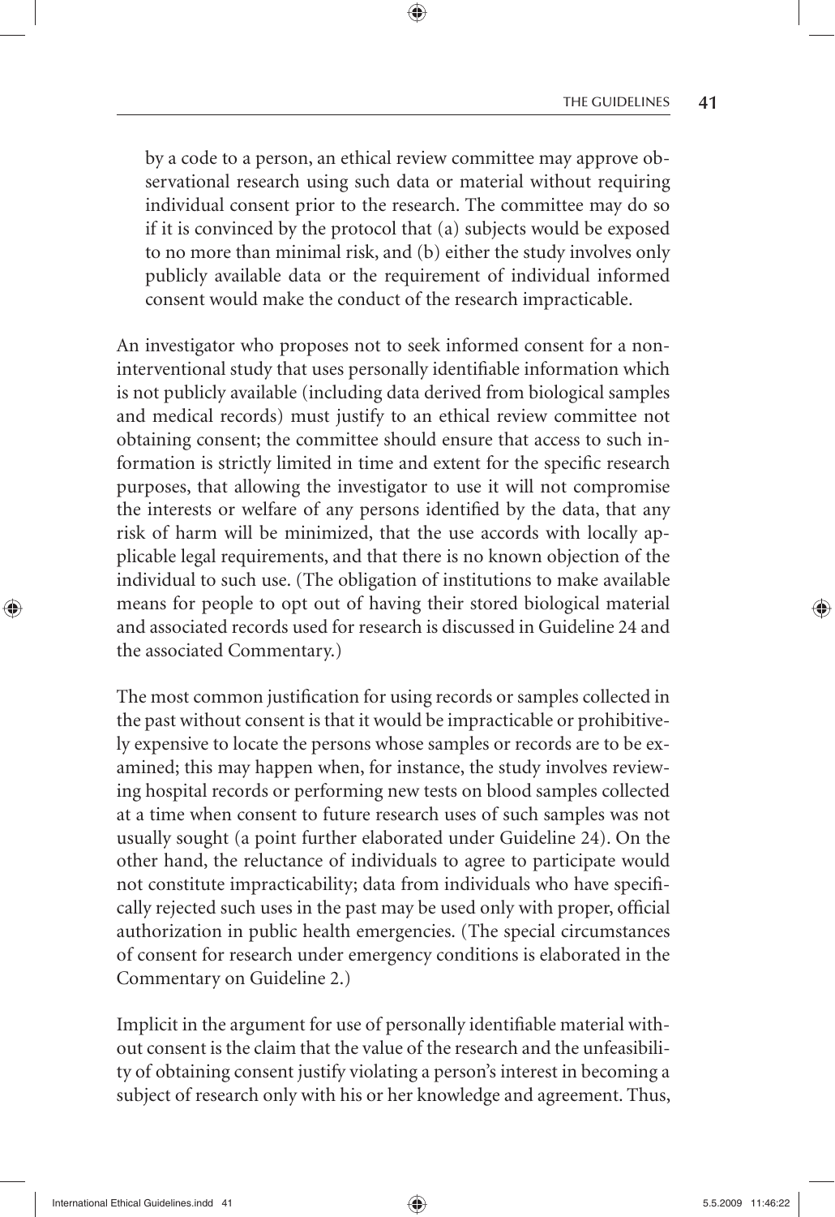by a code to a person, an ethical review committee may approve observational research using such data or material without requiring individual consent prior to the research. The committee may do so if it is convinced by the protocol that (a) subjects would be exposed to no more than minimal risk, and (b) either the study involves only publicly available data or the requirement of individual informed consent would make the conduct of the research impracticable.

An investigator who proposes not to seek informed consent for a non-interventional study that uses personally identifiable information which is not publicly available (including data derived from biological samples and medical records) must justify to an ethical review committee not obtaining consent; the committee should ensure that access to such information is strictly limited in time and extent for the specific research purposes, that allowing the investigator to use it will not compromise the interests or welfare of any persons identified by the data, that any risk of harm will be minimized, that the use accords with locally applicable legal requirements, and that there is no known objection of the individual to such use. (The obligation of institutions to make available means for people to opt out of having their stored biological material and associated records used for research is discussed in Guideline 24 and the associated Commentary.)

The most common justification for using records or samples collected in the past without consent is that it would be impracticable or prohibitively expensive to locate the persons whose samples or records are to be examined; this may happen when, for instance, the study involves reviewing hospital records or performing new tests on blood samples collected at a time when consent to future research uses of such samples was not usually sought (a point further elaborated under Guideline 24). On the other hand, the reluctance of individuals to agree to participate would not constitute impracticability; data from individuals who have specifically rejected such uses in the past may be used only with proper, official authorization in public health emergencies. (The special circumstances of consent for research under emergency conditions is elaborated in the Commentary on Guideline 2.)

Implicit in the argument for use of personally identifiable material without consent is the claim that the value of the research and the unfeasibility of obtaining consent justify violating a person's interest in becoming a subject of research only with his or her knowledge and agreement. Thus,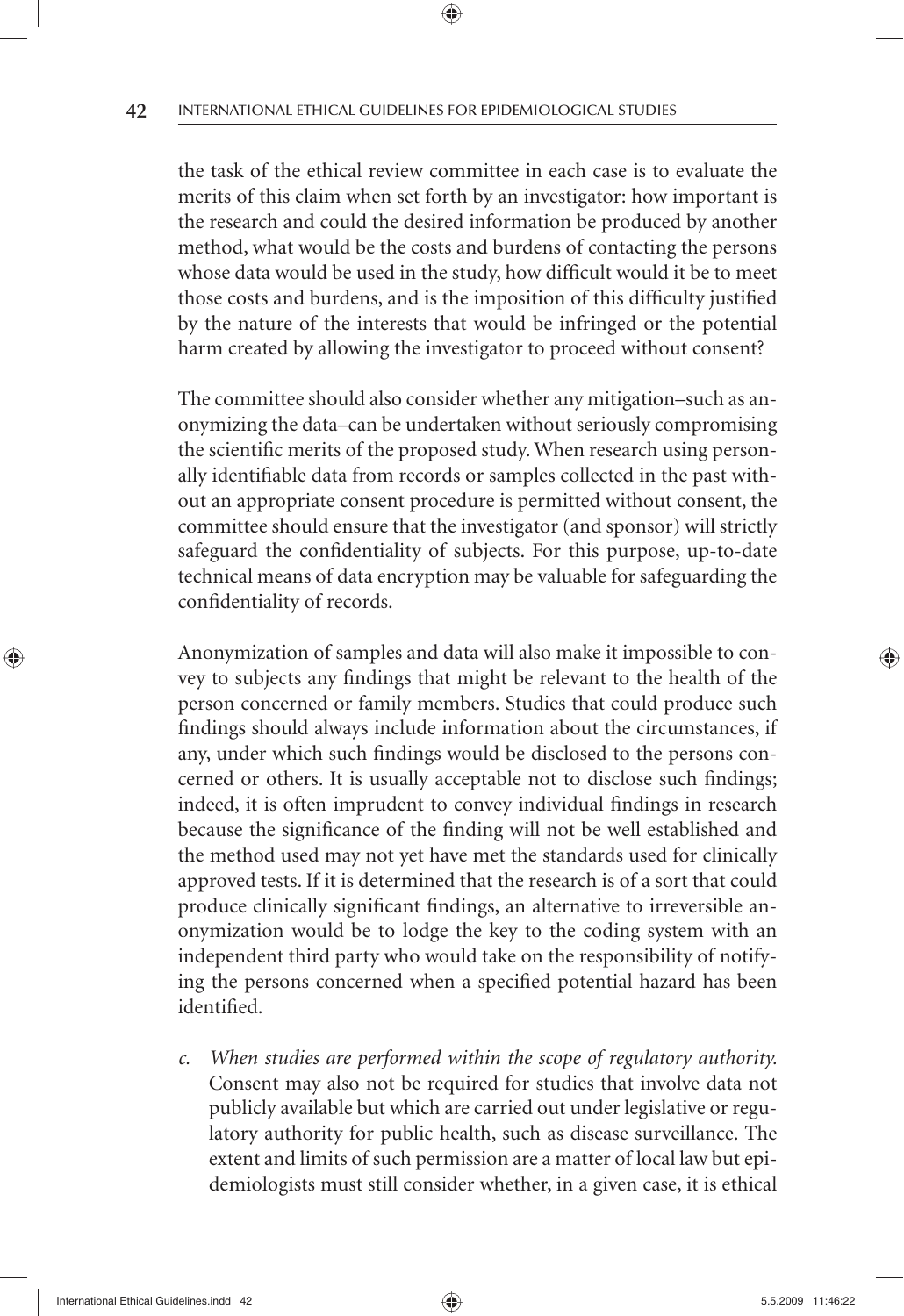the task of the ethical review committee in each case is to evaluate the merits of this claim when set forth by an investigator: how important is the research and could the desired information be produced by another method, what would be the costs and burdens of contacting the persons whose data would be used in the study, how difficult would it be to meet those costs and burdens, and is the imposition of this difficulty justified by the nature of the interests that would be infringed or the potential harm created by allowing the investigator to proceed without consent?

The committee should also consider whether any mitigation–such as anonymizing the data–can be undertaken without seriously compromising the scientific merits of the proposed study. When research using personally identifiable data from records or samples collected in the past without an appropriate consent procedure is permitted without consent, the committee should ensure that the investigator (and sponsor) will strictly safeguard the confidentiality of subjects. For this purpose, up-to-date technical means of data encryption may be valuable for safeguarding the confidentiality of records.

Anonymization of samples and data will also make it impossible to convey to subjects any findings that might be relevant to the health of the person concerned or family members. Studies that could produce such findings should always include information about the circumstances, if any, under which such findings would be disclosed to the persons concerned or others. It is usually acceptable not to disclose such findings; indeed, it is often imprudent to convey individual findings in research because the significance of the finding will not be well established and the method used may not yet have met the standards used for clinically approved tests. If it is determined that the research is of a sort that could produce clinically significant findings, an alternative to irreversible anonymization would be to lodge the key to the coding system with an independent third party who would take on the responsibility of notifying the persons concerned when a specified potential hazard has been identified.

c. *When studies are performed within the scope of regulatory authority.* Consent may also not be required for studies that involve data not publicly available but which are carried out under legislative or regulatory authority for public health, such as disease surveillance. The extent and limits of such permission are a matter of local law but epidemiologists must still consider whether, in a given case, it is ethical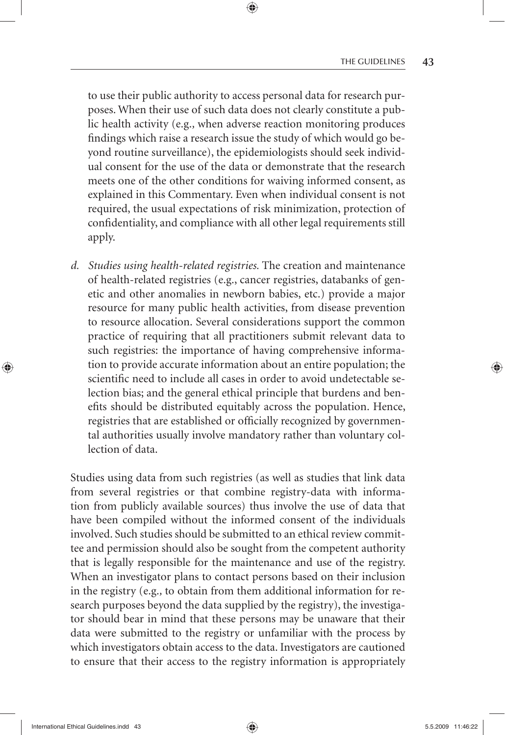to use their public authority to access personal data for research purposes. When their use of such data does not clearly constitute a public health activity (e.g., when adverse reaction monitoring produces findings which raise a research issue the study of which would go beyond routine surveillance), the epidemiologists should seek individual consent for the use of the data or demonstrate that the research meets one of the other conditions for waiving informed consent, as explained in this Commentary. Even when individual consent is not required, the usual expectations of risk minimization, protection of confidentiality, and compliance with all other legal requirements still apply.

d. *Studies using health-related registries.* The creation and maintenance of health-related registries (e.g., cancer registries, databanks of genetic and other anomalies in newborn babies, etc.) provide a major resource for many public health activities, from disease prevention to resource allocation. Several considerations support the common practice of requiring that all practitioners submit relevant data to such registries: the importance of having comprehensive information to provide accurate information about an entire population; the scientific need to include all cases in order to avoid undetectable selection bias; and the general ethical principle that burdens and benefits should be distributed equitably across the population. Hence, registries that are established or officially recognized by governmental authorities usually involve mandatory rather than voluntary collection of data.

Studies using data from such registries (as well as studies that link data from several registries or that combine registry-data with information from publicly available sources) thus involve the use of data that have been compiled without the informed consent of the individuals involved. Such studies should be submitted to an ethical review committee and permission should also be sought from the competent authority that is legally responsible for the maintenance and use of the registry. When an investigator plans to contact persons based on their inclusion in the registry (e.g., to obtain from them additional information for research purposes beyond the data supplied by the registry), the investigator should bear in mind that these persons may be unaware that their data were submitted to the registry or unfamiliar with the process by which investigators obtain access to the data. Investigators are cautioned to ensure that their access to the registry information is appropriately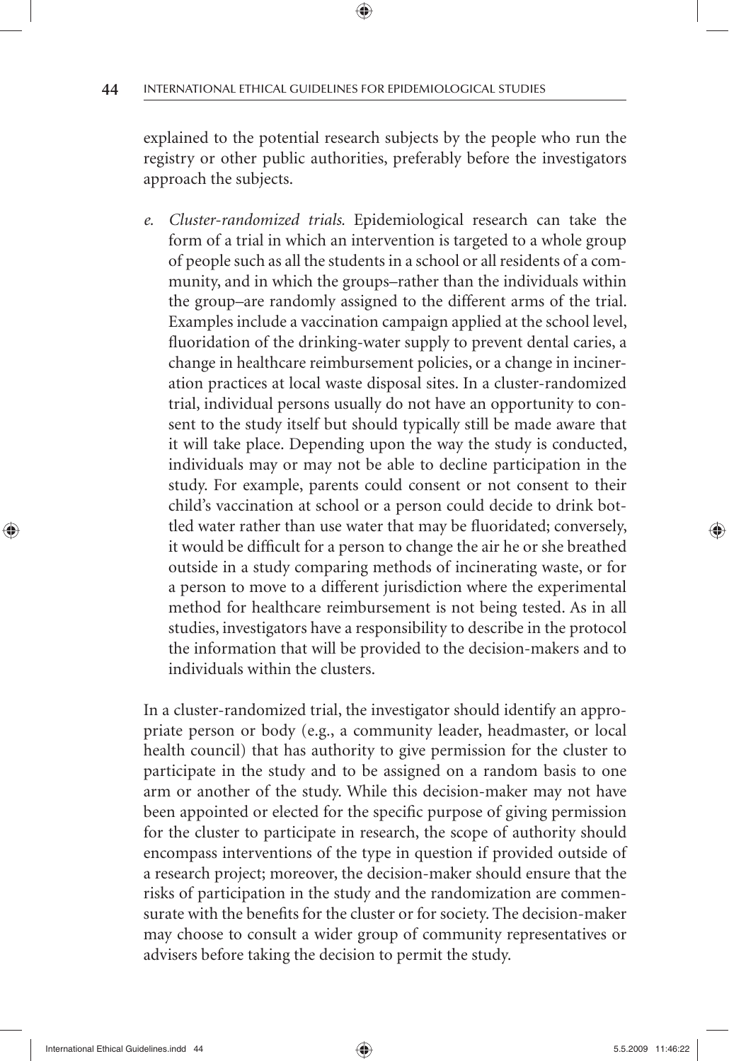explained to the potential research subjects by the people who run the registry or other public authorities, preferably before the investigators approach the subjects.

e. *Cluster-randomized trials.* Epidemiological research can take the form of a trial in which an intervention is targeted to a whole group of people such as all the students in a school or all residents of a community, and in which the groups–rather than the individuals within the group–are randomly assigned to the different arms of the trial. Examples include a vaccination campaign applied at the school level, fluoridation of the drinking-water supply to prevent dental caries, a change in healthcare reimbursement policies, or a change in incineration practices at local waste disposal sites. In a cluster-randomized trial, individual persons usually do not have an opportunity to consent to the study itself but should typically still be made aware that it will take place. Depending upon the way the study is conducted, individuals may or may not be able to decline participation in the study. For example, parents could consent or not consent to their child's vaccination at school or a person could decide to drink bottled water rather than use water that may be fluoridated; conversely, it would be difficult for a person to change the air he or she breathed outside in a study comparing methods of incinerating waste, or for a person to move to a different jurisdiction where the experimental method for healthcare reimbursement is not being tested. As in all studies, investigators have a responsibility to describe in the protocol the information that will be provided to the decision-makers and to individuals within the clusters.

In a cluster-randomized trial, the investigator should identify an appropriate person or body (e.g., a community leader, headmaster, or local health council) that has authority to give permission for the cluster to participate in the study and to be assigned on a random basis to one arm or another of the study. While this decision-maker may not have been appointed or elected for the specific purpose of giving permission for the cluster to participate in research, the scope of authority should encompass interventions of the type in question if provided outside of a research project; moreover, the decision-maker should ensure that the risks of participation in the study and the randomization are commensurate with the benefits for the cluster or for society. The decision-maker may choose to consult a wider group of community representatives or advisers before taking the decision to permit the study.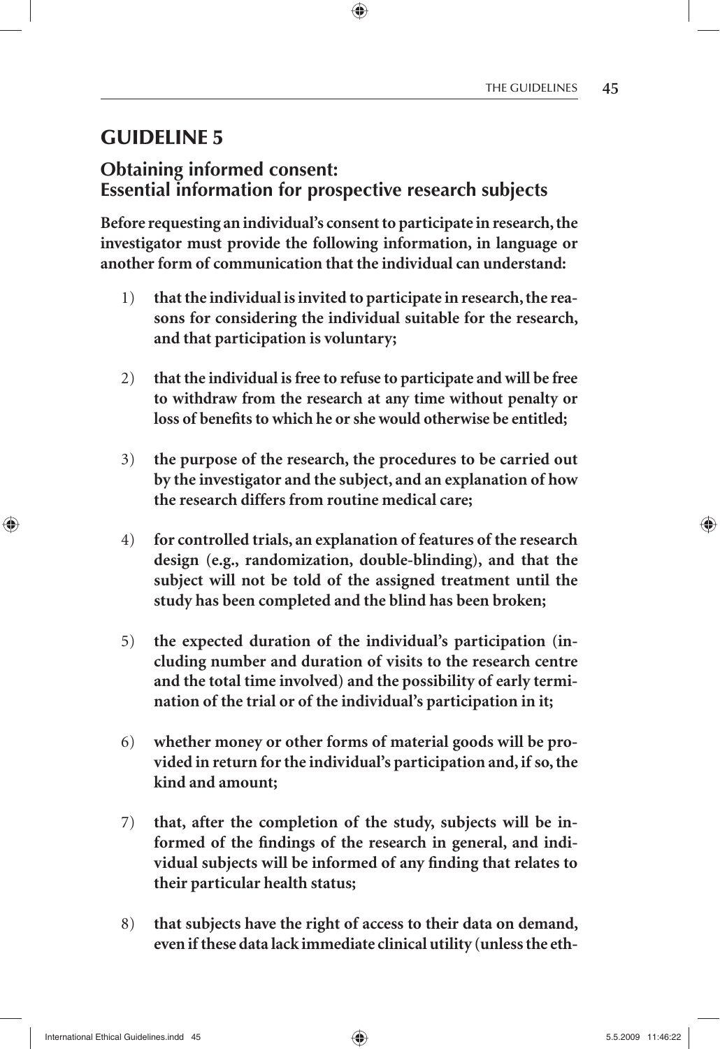# GUIDELINE 5

## Obtaining informed consent: Essential information for prospective research subjects

**Before requesting an individual's consent to participate in research, the investigator must provide the following information, in language or another form of communication that the individual can understand:**

1) **that the individual is invited to participate in research, the reasons for considering the individual suitable for the research, and that participation is voluntary;**

2) **that the individual is free to refuse to participate and will be free to withdraw from the research at any time without penalty or loss of benefits to which he or she would otherwise be entitled;**

3) **the purpose of the research, the procedures to be carried out by the investigator and the subject, and an explanation of how the research differs from routine medical care;**

4) **for controlled trials, an explanation of features of the research design (e.g., randomization, double-blinding), and that the subject will not be told of the assigned treatment until the study has been completed and the blind has been broken;**

5) **the expected duration of the individual's participation (including number and duration of visits to the research centre and the total time involved) and the possibility of early termination of the trial or of the individual's participation in it;**

6) **whether money or other forms of material goods will be provided in return for the individual's participation and, if so, the kind and amount;**

7) **that, after the completion of the study, subjects will be informed of the findings of the research in general, and individual subjects will be informed of any finding that relates to their particular health status;**

8) **that subjects have the right of access to their data on demand, even if these data lack immediate clinical utility (unless the eth-**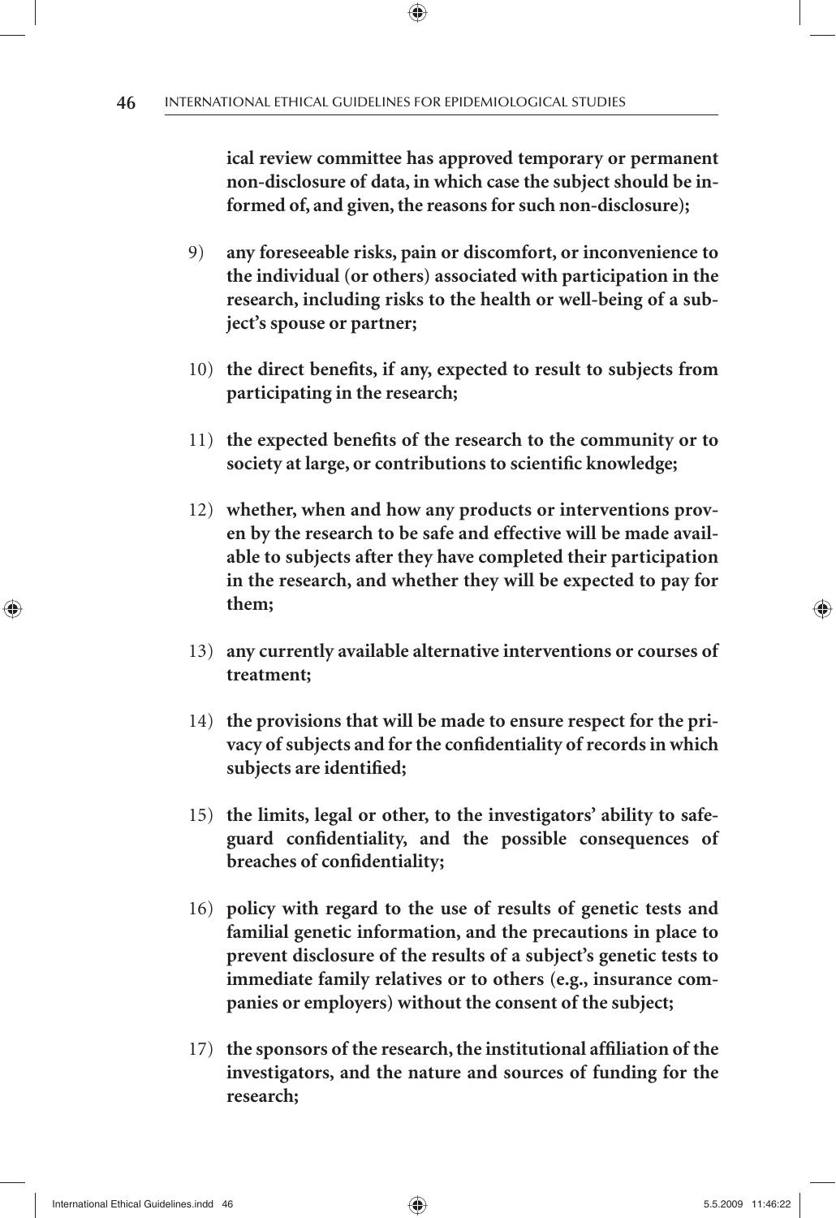**ical review committee has approved temporary or permanent non-disclosure of data, in which case the subject should be informed of, and given, the reasons for such non-disclosure);**

9) **any foreseeable risks, pain or discomfort, or inconvenience to the individual (or others) associated with participation in the research, including risks to the health or well-being of a subject's spouse or partner;**

10) **the direct benefits, if any, expected to result to subjects from participating in the research;**

11) **the expected benefits of the research to the community or to society at large, or contributions to scientific knowledge;**

12) **whether, when and how any products or interventions proven by the research to be safe and effective will be made available to subjects after they have completed their participation in the research, and whether they will be expected to pay for them;**

13) **any currently available alternative interventions or courses of treatment;**

14) **the provisions that will be made to ensure respect for the privacy of subjects and for the confidentiality of records in which subjects are identified;**

15) **the limits, legal or other, to the investigators' ability to safeguard confidentiality, and the possible consequences of breaches of confidentiality;**

16) **policy with regard to the use of results of genetic tests and familial genetic information, and the precautions in place to prevent disclosure of the results of a subject's genetic tests to immediate family relatives or to others (e.g., insurance companies or employers) without the consent of the subject;**

17) **the sponsors of the research, the institutional affiliation of the investigators, and the nature and sources of funding for the research;**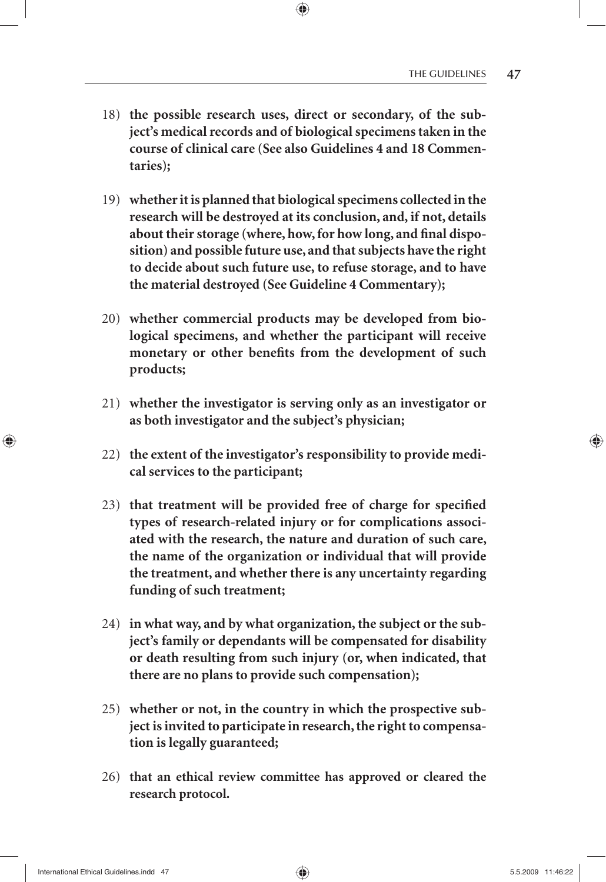18) **the possible research uses, direct or secondary, of the subject's medical records and of biological specimens taken in the course of clinical care (See also Guidelines 4 and 18 Commentaries);**

19) **whether it is planned that biological specimens collected in the research will be destroyed at its conclusion, and, if not, details about their storage (where, how, for how long, and final disposition) and possible future use, and that subjects have the right to decide about such future use, to refuse storage, and to have the material destroyed (See Guideline 4 Commentary);**

20) **whether commercial products may be developed from biological specimens, and whether the participant will receive monetary or other benefits from the development of such products;**

21) **whether the investigator is serving only as an investigator or as both investigator and the subject's physician;**

22) **the extent of the investigator's responsibility to provide medical services to the participant;**

23) **that treatment will be provided free of charge for specified types of research-related injury or for complications associated with the research, the nature and duration of such care, the name of the organization or individual that will provide the treatment, and whether there is any uncertainty regarding funding of such treatment;**

24) **in what way, and by what organization, the subject or the subject's family or dependants will be compensated for disability or death resulting from such injury (or, when indicated, that there are no plans to provide such compensation);**

25) **whether or not, in the country in which the prospective subject is invited to participate in research, the right to compensation is legally guaranteed;**

26) **that an ethical review committee has approved or cleared the research protocol.**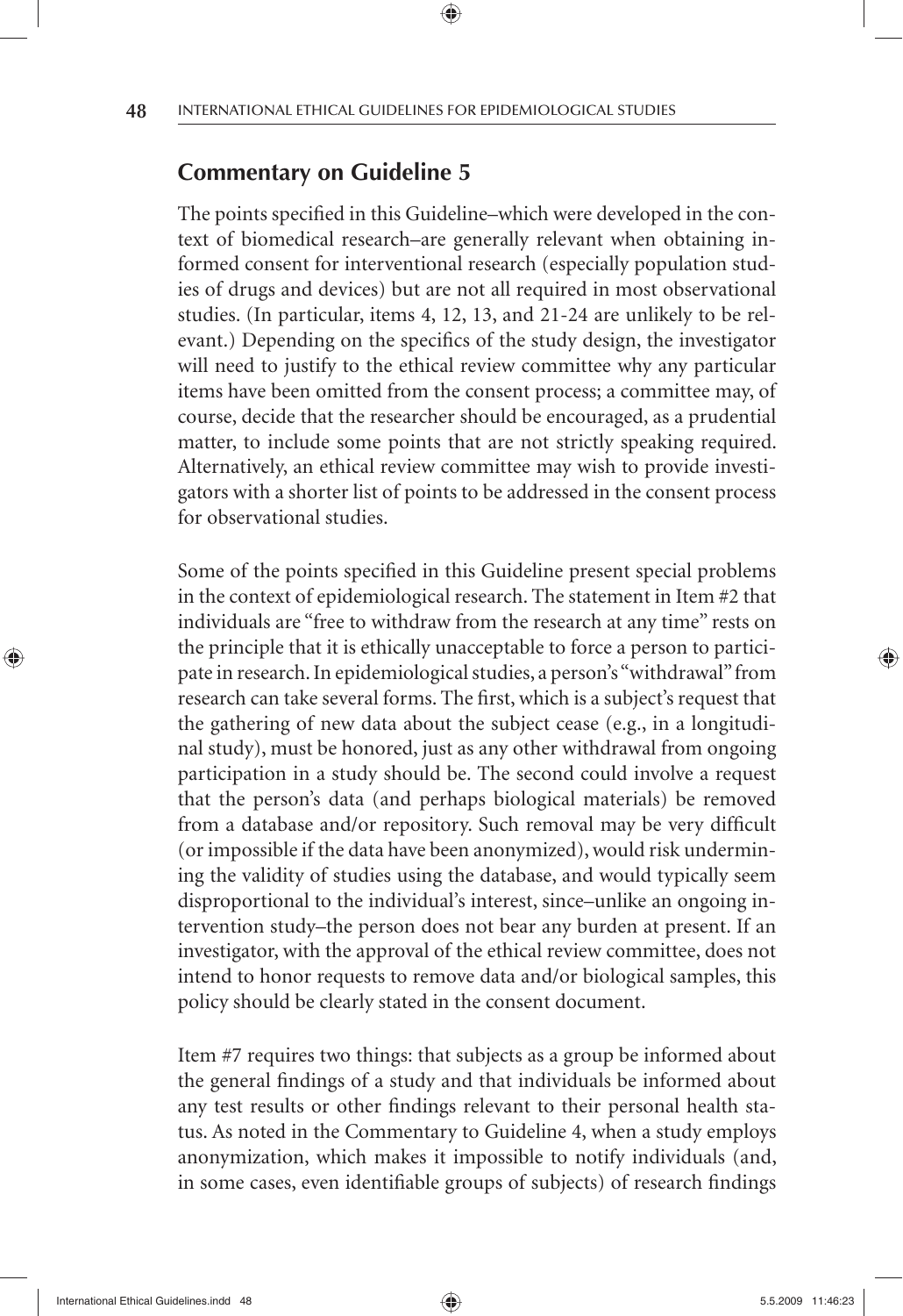## Commentary on Guideline 5

The points specified in this Guideline–which were developed in the context of biomedical research–are generally relevant when obtaining informed consent for interventional research (especially population studies of drugs and devices) but are not all required in most observational studies. (In particular, items 4, 12, 13, and 21-24 are unlikely to be relevant.) Depending on the specifics of the study design, the investigator will need to justify to the ethical review committee why any particular items have been omitted from the consent process; a committee may, of course, decide that the researcher should be encouraged, as a prudential matter, to include some points that are not strictly speaking required. Alternatively, an ethical review committee may wish to provide investigators with a shorter list of points to be addressed in the consent process for observational studies.

Some of the points specified in this Guideline present special problems in the context of epidemiological research. The statement in Item #2 that individuals are "free to withdraw from the research at any time" rests on the principle that it is ethically unacceptable to force a person to participate in research. In epidemiological studies, a person's "withdrawal" from research can take several forms. The first, which is a subject's request that the gathering of new data about the subject cease (e.g., in a longitudinal study), must be honored, just as any other withdrawal from ongoing participation in a study should be. The second could involve a request that the person's data (and perhaps biological materials) be removed from a database and/or repository. Such removal may be very difficult (or impossible if the data have been anonymized), would risk undermining the validity of studies using the database, and would typically seem disproportional to the individual's interest, since–unlike an ongoing intervention study–the person does not bear any burden at present. If an investigator, with the approval of the ethical review committee, does not intend to honor requests to remove data and/or biological samples, this policy should be clearly stated in the consent document.

Item #7 requires two things: that subjects as a group be informed about the general findings of a study and that individuals be informed about any test results or other findings relevant to their personal health status. As noted in the Commentary to Guideline 4, when a study employs anonymization, which makes it impossible to notify individuals (and, in some cases, even identifiable groups of subjects) of research findings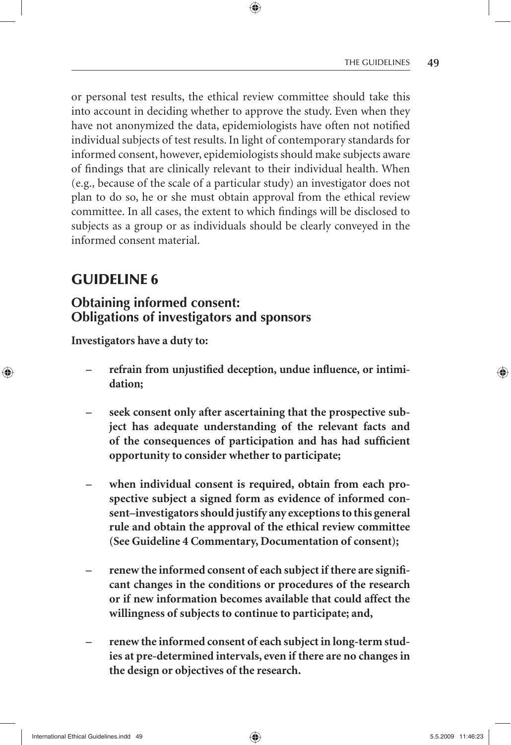or personal test results, the ethical review committee should take this into account in deciding whether to approve the study. Even when they have not anonymized the data, epidemiologists have often not notified individual subjects of test results. In light of contemporary standards for informed consent, however, epidemiologists should make subjects aware of findings that are clinically relevant to their individual health. When (e.g., because of the scale of a particular study) an investigator does not plan to do so, he or she must obtain approval from the ethical review committee. In all cases, the extent to which findings will be disclosed to subjects as a group or as individuals should be clearly conveyed in the informed consent material.

## GUIDELINE 6

### Obtaining informed consent: Obligations of investigators and sponsors

**Investigators have a duty to:**

- **refrain from unjustified deception, undue influence, or intimidation;**

- **seek consent only after ascertaining that the prospective subject has adequate understanding of the relevant facts and of the consequences of participation and has had sufficient opportunity to consider whether to participate;**

- **when individual consent is required, obtain from each prospective subject a signed form as evidence of informed consent–investigators should justify any exceptions to this general rule and obtain the approval of the ethical review committee (See Guideline 4 Commentary, Documentation of consent);**

- **renew the informed consent of each subject if there are significant changes in the conditions or procedures of the research or if new information becomes available that could affect the willingness of subjects to continue to participate; and,**

- **renew the informed consent of each subject in long-term studies at pre-determined intervals, even if there are no changes in the design or objectives of the research.**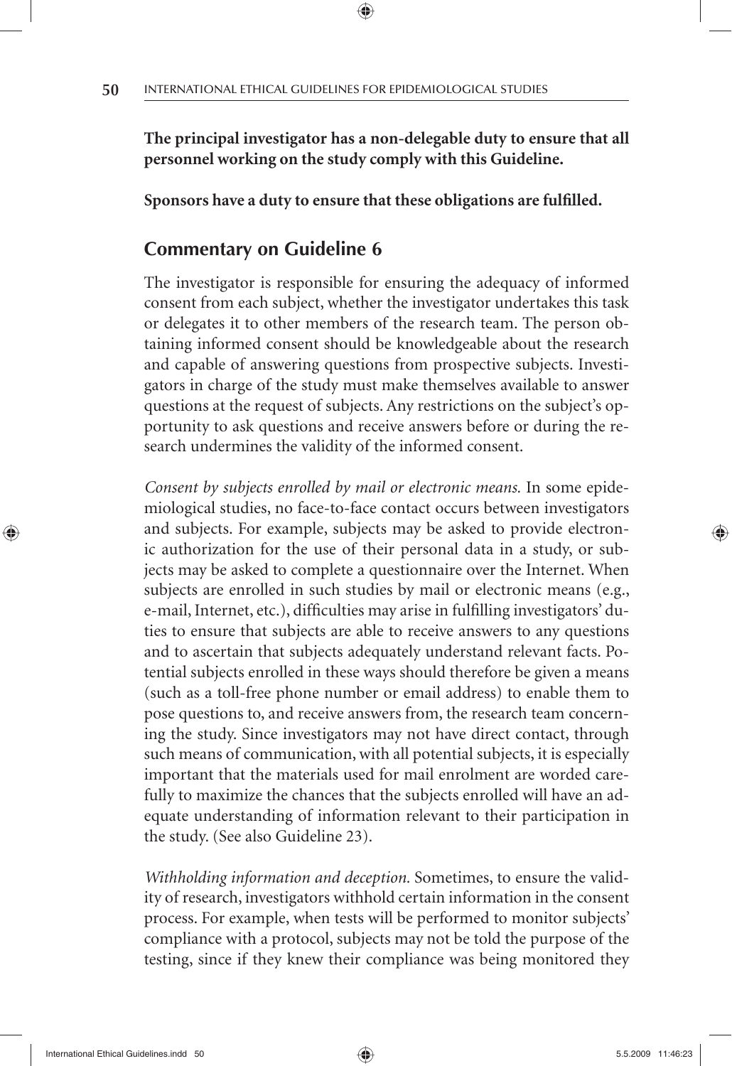**The principal investigator has a non-delegable duty to ensure that all personnel working on the study comply with this Guideline.**

**Sponsors have a duty to ensure that these obligations are fulfilled.**

## Commentary on Guideline 6

The investigator is responsible for ensuring the adequacy of informed consent from each subject, whether the investigator undertakes this task or delegates it to other members of the research team. The person obtaining informed consent should be knowledgeable about the research and capable of answering questions from prospective subjects. Investigators in charge of the study must make themselves available to answer questions at the request of subjects. Any restrictions on the subject's opportunity to ask questions and receive answers before or during the research undermines the validity of the informed consent.

*Consent by subjects enrolled by mail or electronic means.* In some epidemiological studies, no face-to-face contact occurs between investigators and subjects. For example, subjects may be asked to provide electronic authorization for the use of their personal data in a study, or subjects may be asked to complete a questionnaire over the Internet. When subjects are enrolled in such studies by mail or electronic means (e.g., e-mail, Internet, etc.), difficulties may arise in fulfilling investigators' duties to ensure that subjects are able to receive answers to any questions and to ascertain that subjects adequately understand relevant facts. Potential subjects enrolled in these ways should therefore be given a means (such as a toll-free phone number or email address) to enable them to pose questions to, and receive answers from, the research team concerning the study. Since investigators may not have direct contact, through such means of communication, with all potential subjects, it is especially important that the materials used for mail enrolment are worded carefully to maximize the chances that the subjects enrolled will have an adequate understanding of information relevant to their participation in the study. (See also Guideline 23).

*Withholding information and deception.* Sometimes, to ensure the validity of research, investigators withhold certain information in the consent process. For example, when tests will be performed to monitor subjects' compliance with a protocol, subjects may not be told the purpose of the testing, since if they knew their compliance was being monitored they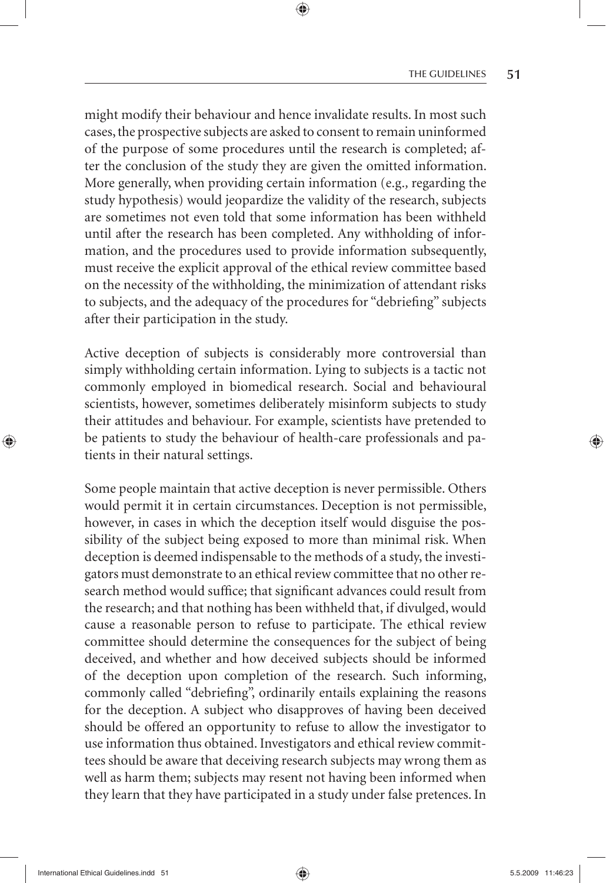might modify their behaviour and hence invalidate results. In most such cases, the prospective subjects are asked to consent to remain uninformed of the purpose of some procedures until the research is completed; after the conclusion of the study they are given the omitted information. More generally, when providing certain information (e.g., regarding the study hypothesis) would jeopardize the validity of the research, subjects are sometimes not even told that some information has been withheld until after the research has been completed. Any withholding of information, and the procedures used to provide information subsequently, must receive the explicit approval of the ethical review committee based on the necessity of the withholding, the minimization of attendant risks to subjects, and the adequacy of the procedures for "debriefing" subjects after their participation in the study.

Active deception of subjects is considerably more controversial than simply withholding certain information. Lying to subjects is a tactic not commonly employed in biomedical research. Social and behavioural scientists, however, sometimes deliberately misinform subjects to study their attitudes and behaviour. For example, scientists have pretended to be patients to study the behaviour of health-care professionals and patients in their natural settings.

Some people maintain that active deception is never permissible. Others would permit it in certain circumstances. Deception is not permissible, however, in cases in which the deception itself would disguise the possibility of the subject being exposed to more than minimal risk. When deception is deemed indispensable to the methods of a study, the investigators must demonstrate to an ethical review committee that no other research method would suffice; that significant advances could result from the research; and that nothing has been withheld that, if divulged, would cause a reasonable person to refuse to participate. The ethical review committee should determine the consequences for the subject of being deceived, and whether and how deceived subjects should be informed of the deception upon completion of the research. Such informing, commonly called "debriefing", ordinarily entails explaining the reasons for the deception. A subject who disapproves of having been deceived should be offered an opportunity to refuse to allow the investigator to use information thus obtained. Investigators and ethical review committees should be aware that deceiving research subjects may wrong them as well as harm them; subjects may resent not having been informed when they learn that they have participated in a study under false pretences. In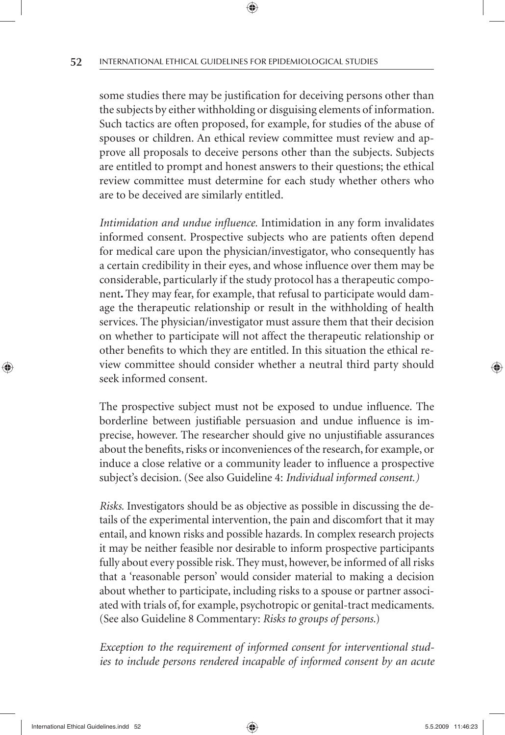some studies there may be justification for deceiving persons other than the subjects by either withholding or disguising elements of information. Such tactics are often proposed, for example, for studies of the abuse of spouses or children. An ethical review committee must review and approve all proposals to deceive persons other than the subjects. Subjects are entitled to prompt and honest answers to their questions; the ethical review committee must determine for each study whether others who are to be deceived are similarly entitled.

*Intimidation and undue influence.* Intimidation in any form invalidates informed consent. Prospective subjects who are patients often depend for medical care upon the physician/investigator, who consequently has a certain credibility in their eyes, and whose influence over them may be considerable, particularly if the study protocol has a therapeutic component**.** They may fear, for example, that refusal to participate would damage the therapeutic relationship or result in the withholding of health services. The physician/investigator must assure them that their decision on whether to participate will not affect the therapeutic relationship or other benefits to which they are entitled. In this situation the ethical review committee should consider whether a neutral third party should seek informed consent.

The prospective subject must not be exposed to undue influence. The borderline between justifiable persuasion and undue influence is imprecise, however. The researcher should give no unjustifiable assurances about the benefits, risks or inconveniences of the research, for example, or induce a close relative or a community leader to influence a prospective subject's decision. (See also Guideline 4: *Individual informed consent.)*

*Risks.* Investigators should be as objective as possible in discussing the details of the experimental intervention, the pain and discomfort that it may entail, and known risks and possible hazards. In complex research projects it may be neither feasible nor desirable to inform prospective participants fully about every possible risk. They must, however, be informed of all risks that a 'reasonable person' would consider material to making a decision about whether to participate, including risks to a spouse or partner associated with trials of, for example, psychotropic or genital-tract medicaments. (See also Guideline 8 Commentary: *Risks to groups of persons.*)

*Exception to the requirement of informed consent for interventional studies to include persons rendered incapable of informed consent by an acute*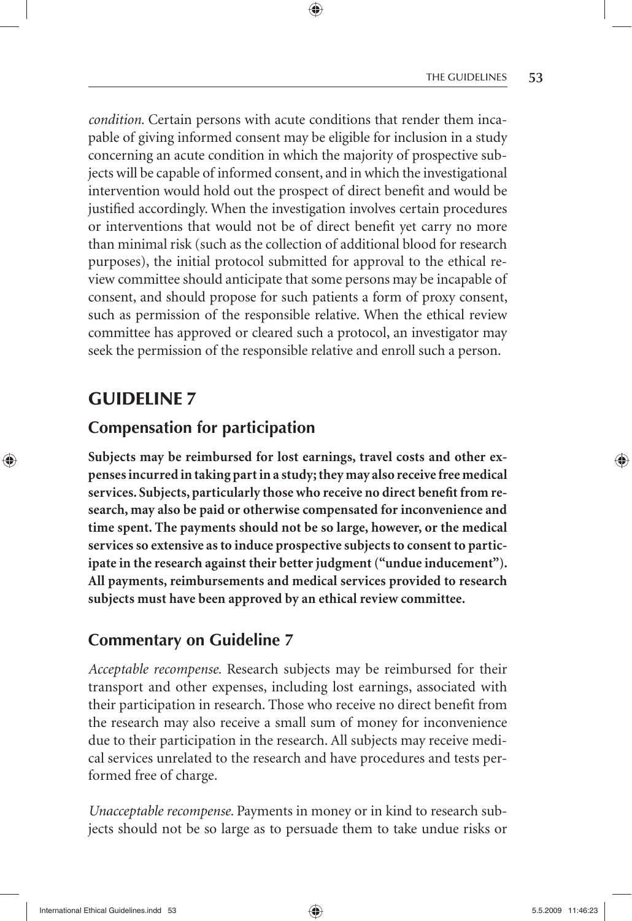*condition.* Certain persons with acute conditions that render them incapable of giving informed consent may be eligible for inclusion in a study concerning an acute condition in which the majority of prospective subjects will be capable of informed consent, and in which the investigational intervention would hold out the prospect of direct benefit and would be justified accordingly. When the investigation involves certain procedures or interventions that would not be of direct benefit yet carry no more than minimal risk (such as the collection of additional blood for research purposes), the initial protocol submitted for approval to the ethical review committee should anticipate that some persons may be incapable of consent, and should propose for such patients a form of proxy consent, such as permission of the responsible relative. When the ethical review committee has approved or cleared such a protocol, an investigator may seek the permission of the responsible relative and enroll such a person.

## GUIDELINE 7

### Compensation for participation

**Subjects may be reimbursed for lost earnings, travel costs and other expenses incurred in taking part in a study; they may also receive free medical services. Subjects, particularly those who receive no direct benefit from research, may also be paid or otherwise compensated for inconvenience and time spent. The payments should not be so large, however, or the medical services so extensive as to induce prospective subjects to consent to participate in the research against their better judgment ("undue inducement"). All payments, reimbursements and medical services provided to research subjects must have been approved by an ethical review committee.**

### Commentary on Guideline 7

*Acceptable recompense.* Research subjects may be reimbursed for their transport and other expenses, including lost earnings, associated with their participation in research. Those who receive no direct benefit from the research may also receive a small sum of money for inconvenience due to their participation in the research. All subjects may receive medical services unrelated to the research and have procedures and tests performed free of charge.

*Unacceptable recompense.* Payments in money or in kind to research subjects should not be so large as to persuade them to take undue risks or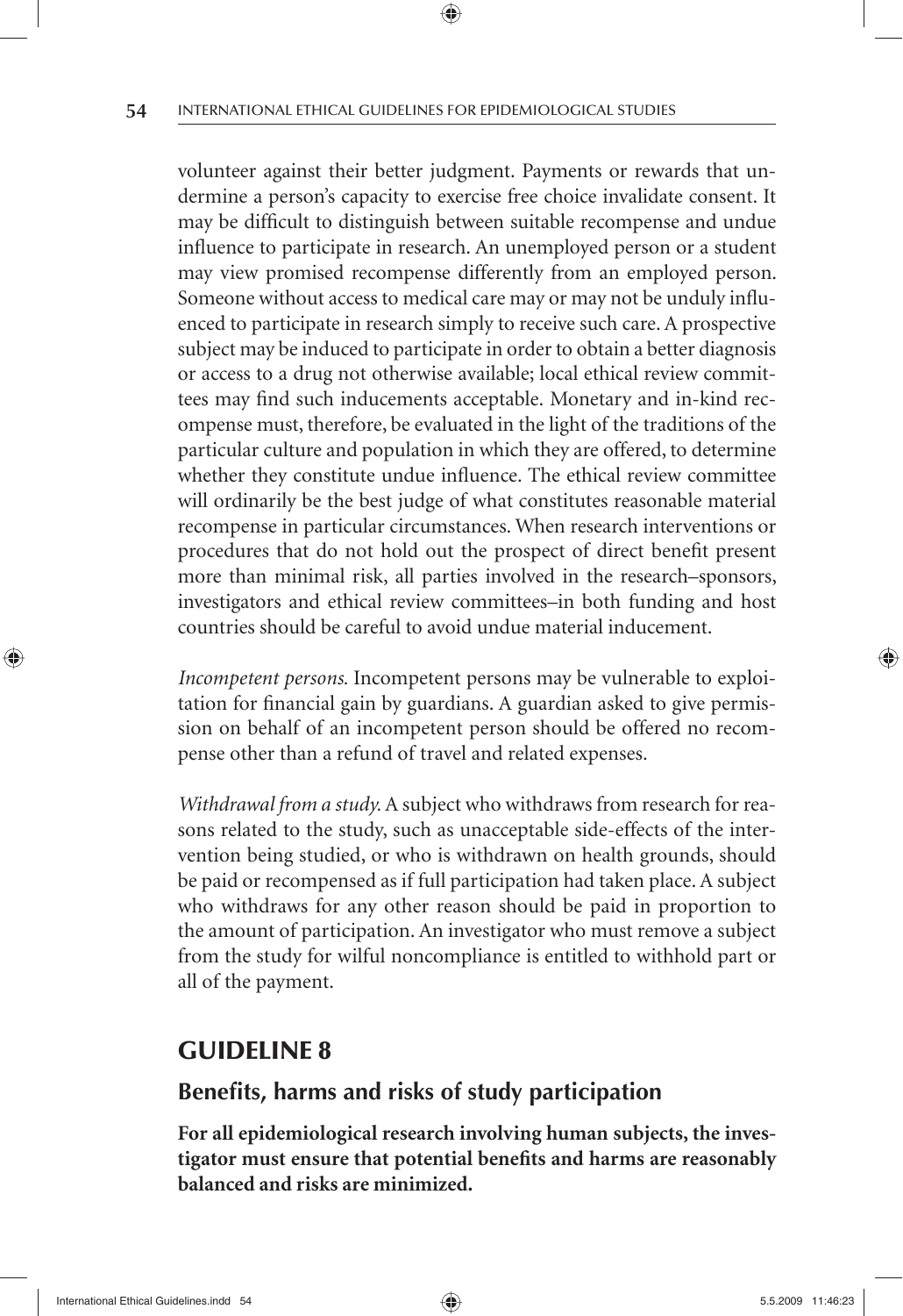volunteer against their better judgment. Payments or rewards that undermine a person's capacity to exercise free choice invalidate consent. It may be difficult to distinguish between suitable recompense and undue influence to participate in research. An unemployed person or a student may view promised recompense differently from an employed person. Someone without access to medical care may or may not be unduly influenced to participate in research simply to receive such care. A prospective subject may be induced to participate in order to obtain a better diagnosis or access to a drug not otherwise available; local ethical review committees may find such inducements acceptable. Monetary and in-kind recompense must, therefore, be evaluated in the light of the traditions of the particular culture and population in which they are offered, to determine whether they constitute undue influence. The ethical review committee will ordinarily be the best judge of what constitutes reasonable material recompense in particular circumstances. When research interventions or procedures that do not hold out the prospect of direct benefit present more than minimal risk, all parties involved in the research–sponsors, investigators and ethical review committees–in both funding and host countries should be careful to avoid undue material inducement.

*Incompetent persons.* Incompetent persons may be vulnerable to exploitation for financial gain by guardians. A guardian asked to give permission on behalf of an incompetent person should be offered no recompense other than a refund of travel and related expenses.

*Withdrawal from a study.* A subject who withdraws from research for reasons related to the study, such as unacceptable side-effects of the intervention being studied, or who is withdrawn on health grounds, should be paid or recompensed as if full participation had taken place. A subject who withdraws for any other reason should be paid in proportion to the amount of participation. An investigator who must remove a subject from the study for wilful noncompliance is entitled to withhold part or all of the payment.

## GUIDELINE 8

### Benefits, harms and risks of study participation

**For all epidemiological research involving human subjects, the investigator must ensure that potential benefits and harms are reasonably balanced and risks are minimized.**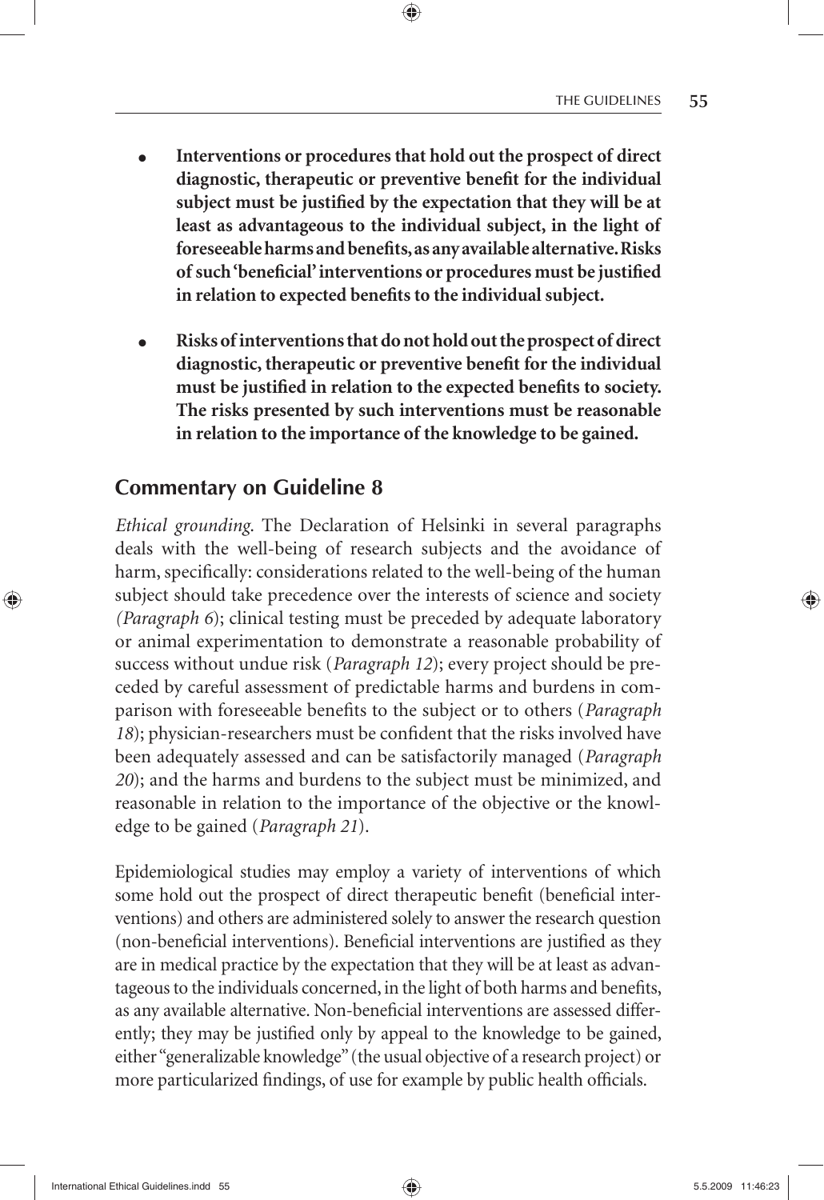- **Interventions or procedures that hold out the prospect of direct diagnostic, therapeutic or preventive benefit for the individual subject must be justified by the expectation that they will be at least as advantageous to the individual subject, in the light of foreseeable harms and benefits, as any available alternative. Risks of such 'beneficial' interventions or procedures must be justified in relation to expected benefits to the individual subject.**

- **Risks of interventions that do not hold out the prospect of direct diagnostic, therapeutic or preventive benefit for the individual must be justified in relation to the expected benefits to society. The risks presented by such interventions must be reasonable in relation to the importance of the knowledge to be gained.**

## Commentary on Guideline 8

*Ethical grounding.* The Declaration of Helsinki in several paragraphs deals with the well-being of research subjects and the avoidance of harm, specifically: considerations related to the well-being of the human subject should take precedence over the interests of science and society *(Paragraph 6)*; clinical testing must be preceded by adequate laboratory or animal experimentation to demonstrate a reasonable probability of success without undue risk (*Paragraph 12*); every project should be preceded by careful assessment of predictable harms and burdens in comparison with foreseeable benefits to the subject or to others (*Paragraph 18*); physician-researchers must be confident that the risks involved have been adequately assessed and can be satisfactorily managed (*Paragraph 20*); and the harms and burdens to the subject must be minimized, and reasonable in relation to the importance of the objective or the knowledge to be gained (*Paragraph 21*).

Epidemiological studies may employ a variety of interventions of which some hold out the prospect of direct therapeutic benefit (beneficial interventions) and others are administered solely to answer the research question (non-beneficial interventions). Beneficial interventions are justified as they are in medical practice by the expectation that they will be at least as advantageous to the individuals concerned, in the light of both harms and benefits, as any available alternative. Non-beneficial interventions are assessed differently; they may be justified only by appeal to the knowledge to be gained, either "generalizable knowledge" (the usual objective of a research project) or more particularized findings, of use for example by public health officials.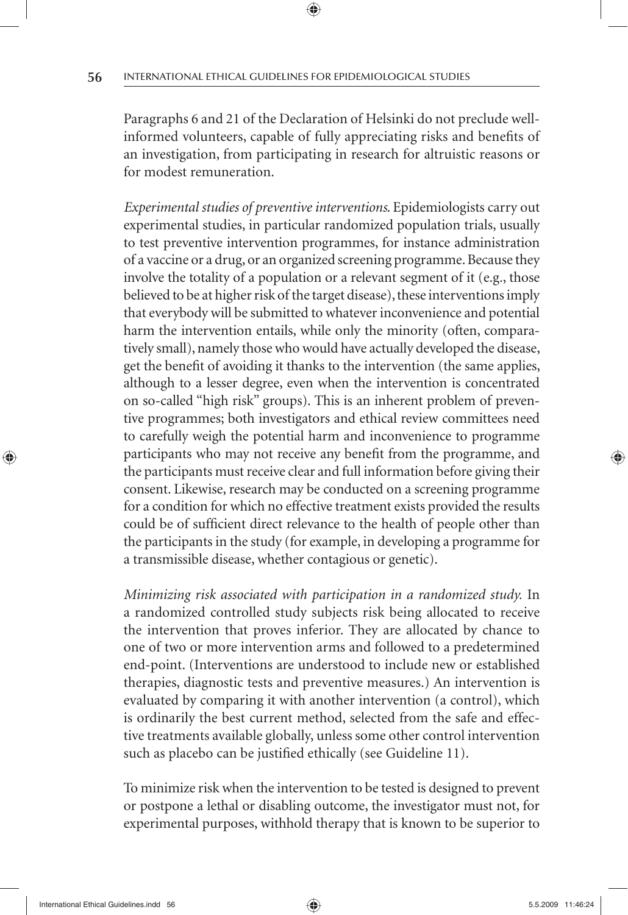Paragraphs 6 and 21 of the Declaration of Helsinki do not preclude well-informed volunteers, capable of fully appreciating risks and benefits of an investigation, from participating in research for altruistic reasons or for modest remuneration.

*Experimental studies of preventive interventions*. Epidemiologists carry out experimental studies, in particular randomized population trials, usually to test preventive intervention programmes, for instance administration of a vaccine or a drug, or an organized screening programme. Because they involve the totality of a population or a relevant segment of it (e.g., those believed to be at higher risk of the target disease), these interventions imply that everybody will be submitted to whatever inconvenience and potential harm the intervention entails, while only the minority (often, comparatively small), namely those who would have actually developed the disease, get the benefit of avoiding it thanks to the intervention (the same applies, although to a lesser degree, even when the intervention is concentrated on so-called "high risk" groups). This is an inherent problem of preventive programmes; both investigators and ethical review committees need to carefully weigh the potential harm and inconvenience to programme participants who may not receive any benefit from the programme, and the participants must receive clear and full information before giving their consent. Likewise, research may be conducted on a screening programme for a condition for which no effective treatment exists provided the results could be of sufficient direct relevance to the health of people other than the participants in the study (for example, in developing a programme for a transmissible disease, whether contagious or genetic).

*Minimizing risk associated with participation in a randomized study.* In a randomized controlled study subjects risk being allocated to receive the intervention that proves inferior. They are allocated by chance to one of two or more intervention arms and followed to a predetermined end-point. (Interventions are understood to include new or established therapies, diagnostic tests and preventive measures.) An intervention is evaluated by comparing it with another intervention (a control), which is ordinarily the best current method, selected from the safe and effective treatments available globally, unless some other control intervention such as placebo can be justified ethically (see Guideline 11).

To minimize risk when the intervention to be tested is designed to prevent or postpone a lethal or disabling outcome, the investigator must not, for experimental purposes, withhold therapy that is known to be superior to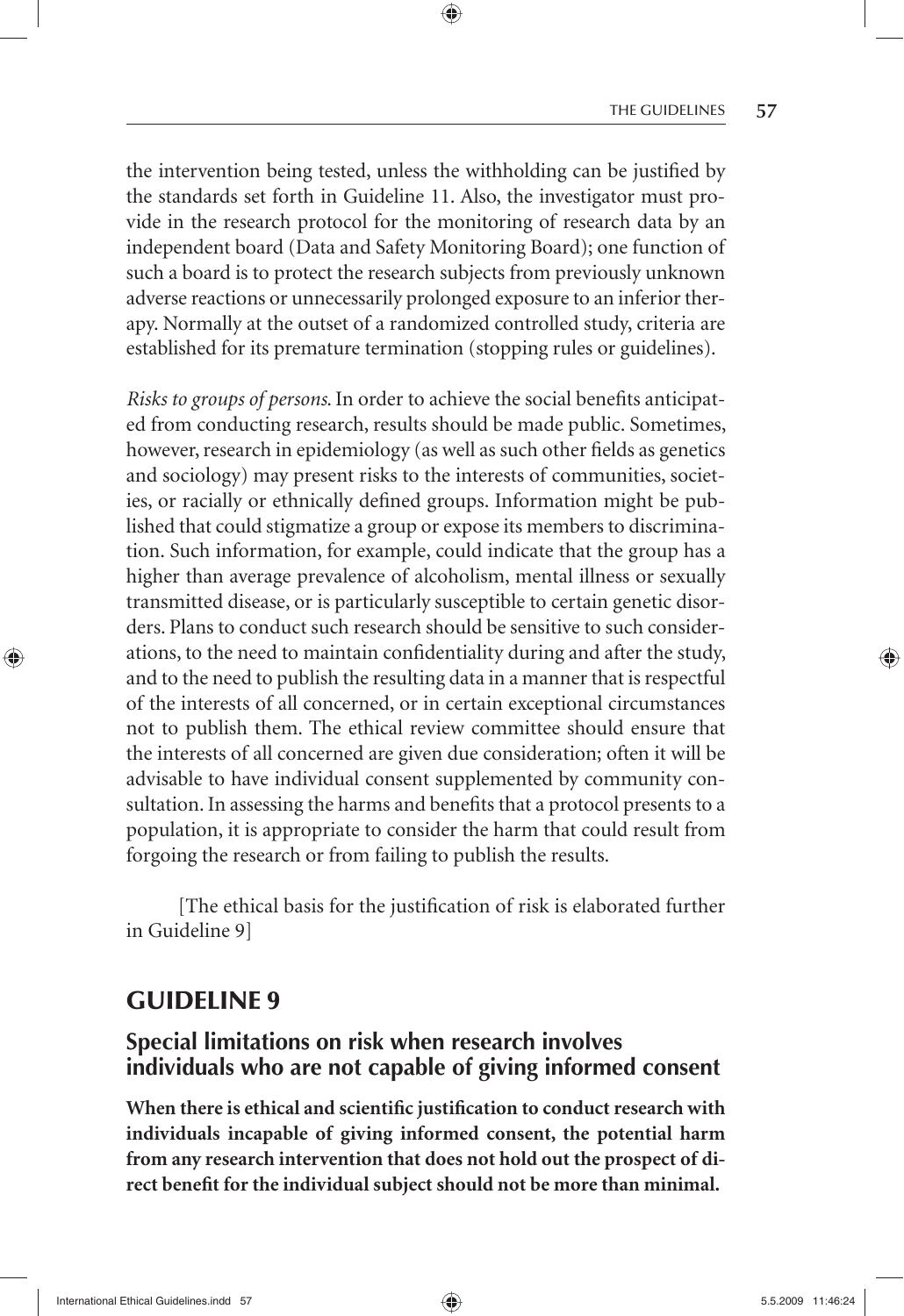the intervention being tested, unless the withholding can be justified by the standards set forth in Guideline 11. Also, the investigator must provide in the research protocol for the monitoring of research data by an independent board (Data and Safety Monitoring Board); one function of such a board is to protect the research subjects from previously unknown adverse reactions or unnecessarily prolonged exposure to an inferior therapy. Normally at the outset of a randomized controlled study, criteria are established for its premature termination (stopping rules or guidelines).

*Risks to groups of persons.* In order to achieve the social benefits anticipated from conducting research, results should be made public. Sometimes, however, research in epidemiology (as well as such other fields as genetics and sociology) may present risks to the interests of communities, societies, or racially or ethnically defined groups. Information might be published that could stigmatize a group or expose its members to discrimination. Such information, for example, could indicate that the group has a higher than average prevalence of alcoholism, mental illness or sexually transmitted disease, or is particularly susceptible to certain genetic disorders. Plans to conduct such research should be sensitive to such considerations, to the need to maintain confidentiality during and after the study, and to the need to publish the resulting data in a manner that is respectful of the interests of all concerned, or in certain exceptional circumstances not to publish them. The ethical review committee should ensure that the interests of all concerned are given due consideration; often it will be advisable to have individual consent supplemented by community consultation. In assessing the harms and benefits that a protocol presents to a population, it is appropriate to consider the harm that could result from forgoing the research or from failing to publish the results.

[The ethical basis for the justification of risk is elaborated further in Guideline 9]

## GUIDELINE 9

### Special limitations on risk when research involves individuals who are not capable of giving informed consent

**When there is ethical and scientific justification to conduct research with individuals incapable of giving informed consent, the potential harm from any research intervention that does not hold out the prospect of direct benefit for the individual subject should not be more than minimal.**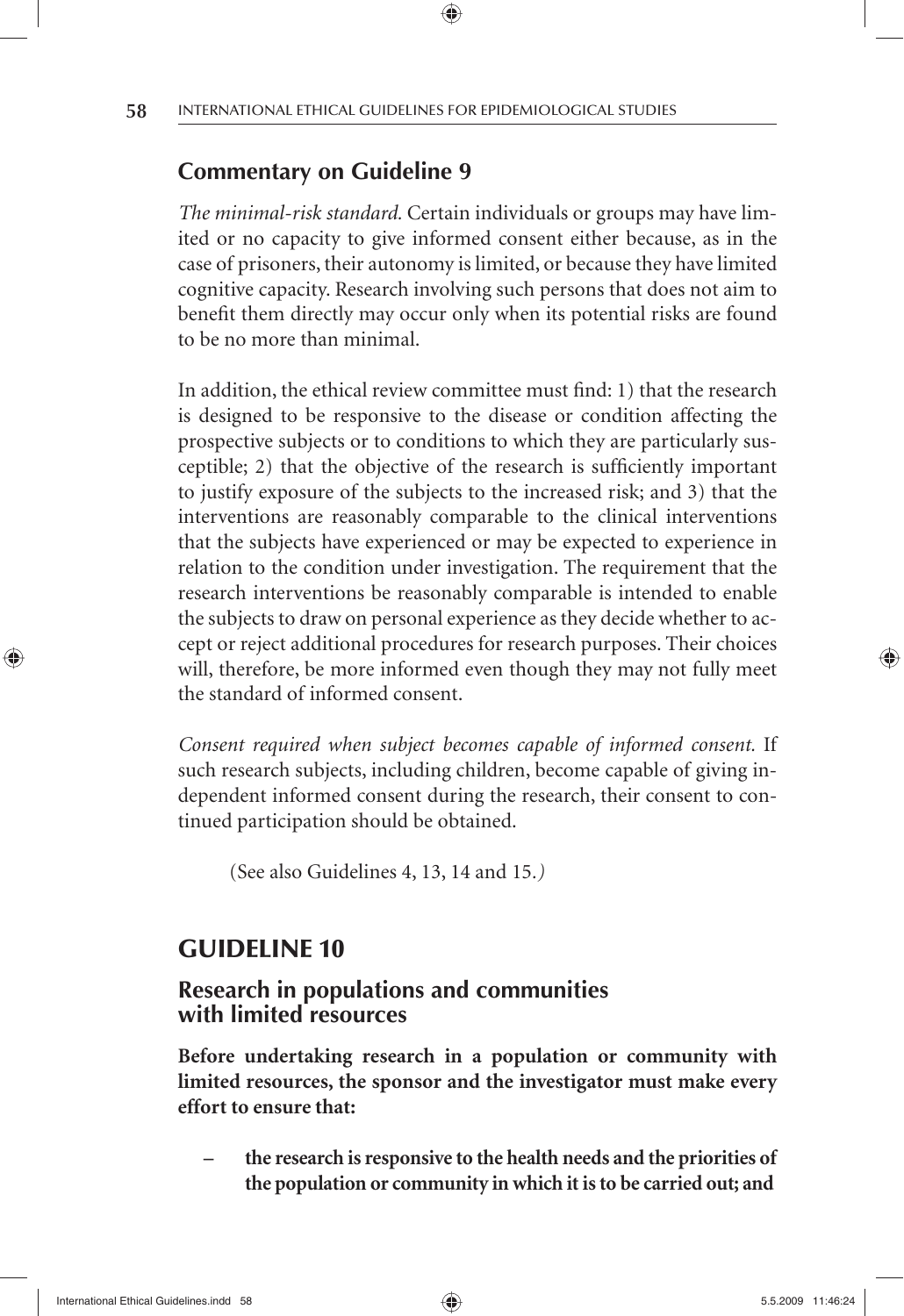## Commentary on Guideline 9

*The minimal-risk standard.* Certain individuals or groups may have limited or no capacity to give informed consent either because, as in the case of prisoners, their autonomy is limited, or because they have limited cognitive capacity. Research involving such persons that does not aim to benefit them directly may occur only when its potential risks are found to be no more than minimal.

In addition, the ethical review committee must find: 1) that the research is designed to be responsive to the disease or condition affecting the prospective subjects or to conditions to which they are particularly susceptible; 2) that the objective of the research is sufficiently important to justify exposure of the subjects to the increased risk; and 3) that the interventions are reasonably comparable to the clinical interventions that the subjects have experienced or may be expected to experience in relation to the condition under investigation. The requirement that the research interventions be reasonably comparable is intended to enable the subjects to draw on personal experience as they decide whether to accept or reject additional procedures for research purposes. Their choices will, therefore, be more informed even though they may not fully meet the standard of informed consent.

*Consent required when subject becomes capable of informed consent.* If such research subjects, including children, become capable of giving independent informed consent during the research, their consent to continued participation should be obtained.

(See also Guidelines 4, 13, 14 and 15.)

# GUIDELINE 10

## Research in populations and communities with limited resources

**Before undertaking research in a population or community with limited resources, the sponsor and the investigator must make every effort to ensure that:**

- **the research is responsive to the health needs and the priorities of the population or community in which it is to be carried out; and**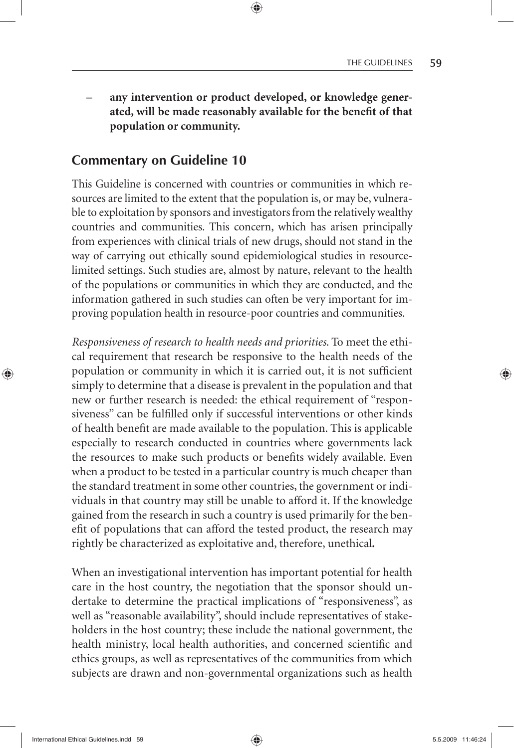– **any intervention or product developed, or knowledge generated, will be made reasonably available for the benefit of that population or community.**

## Commentary on Guideline 10

This Guideline is concerned with countries or communities in which resources are limited to the extent that the population is, or may be, vulnerable to exploitation by sponsors and investigators from the relatively wealthy countries and communities. This concern, which has arisen principally from experiences with clinical trials of new drugs, should not stand in the way of carrying out ethically sound epidemiological studies in resource-limited settings. Such studies are, almost by nature, relevant to the health of the populations or communities in which they are conducted, and the information gathered in such studies can often be very important for improving population health in resource-poor countries and communities.

*Responsiveness of research to health needs and priorities.* To meet the ethical requirement that research be responsive to the health needs of the population or community in which it is carried out, it is not sufficient simply to determine that a disease is prevalent in the population and that new or further research is needed: the ethical requirement of "responsiveness" can be fulfilled only if successful interventions or other kinds of health benefit are made available to the population. This is applicable especially to research conducted in countries where governments lack the resources to make such products or benefits widely available. Even when a product to be tested in a particular country is much cheaper than the standard treatment in some other countries, the government or individuals in that country may still be unable to afford it. If the knowledge gained from the research in such a country is used primarily for the benefit of populations that can afford the tested product, the research may rightly be characterized as exploitative and, therefore, unethical**.**

When an investigational intervention has important potential for health care in the host country, the negotiation that the sponsor should undertake to determine the practical implications of "responsiveness", as well as "reasonable availability", should include representatives of stakeholders in the host country; these include the national government, the health ministry, local health authorities, and concerned scientific and ethics groups, as well as representatives of the communities from which subjects are drawn and non-governmental organizations such as health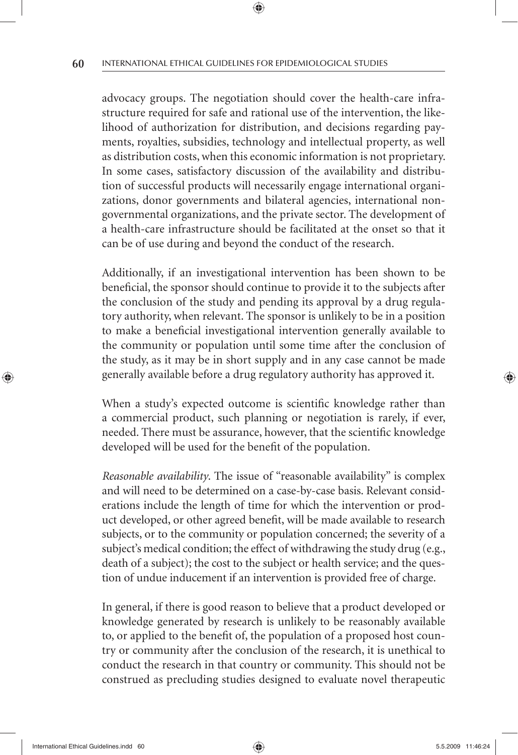advocacy groups. The negotiation should cover the health-care infrastructure required for safe and rational use of the intervention, the likelihood of authorization for distribution, and decisions regarding payments, royalties, subsidies, technology and intellectual property, as well as distribution costs, when this economic information is not proprietary. In some cases, satisfactory discussion of the availability and distribution of successful products will necessarily engage international organizations, donor governments and bilateral agencies, international nongovernmental organizations, and the private sector. The development of a health-care infrastructure should be facilitated at the onset so that it can be of use during and beyond the conduct of the research.

Additionally, if an investigational intervention has been shown to be beneficial, the sponsor should continue to provide it to the subjects after the conclusion of the study and pending its approval by a drug regulatory authority, when relevant. The sponsor is unlikely to be in a position to make a beneficial investigational intervention generally available to the community or population until some time after the conclusion of the study, as it may be in short supply and in any case cannot be made generally available before a drug regulatory authority has approved it.

When a study's expected outcome is scientific knowledge rather than a commercial product, such planning or negotiation is rarely, if ever, needed. There must be assurance, however, that the scientific knowledge developed will be used for the benefit of the population.

*Reasonable availability*. The issue of "reasonable availability" is complex and will need to be determined on a case-by-case basis. Relevant considerations include the length of time for which the intervention or product developed, or other agreed benefit, will be made available to research subjects, or to the community or population concerned; the severity of a subject's medical condition; the effect of withdrawing the study drug (e.g., death of a subject); the cost to the subject or health service; and the question of undue inducement if an intervention is provided free of charge.

In general, if there is good reason to believe that a product developed or knowledge generated by research is unlikely to be reasonably available to, or applied to the benefit of, the population of a proposed host country or community after the conclusion of the research, it is unethical to conduct the research in that country or community. This should not be construed as precluding studies designed to evaluate novel therapeutic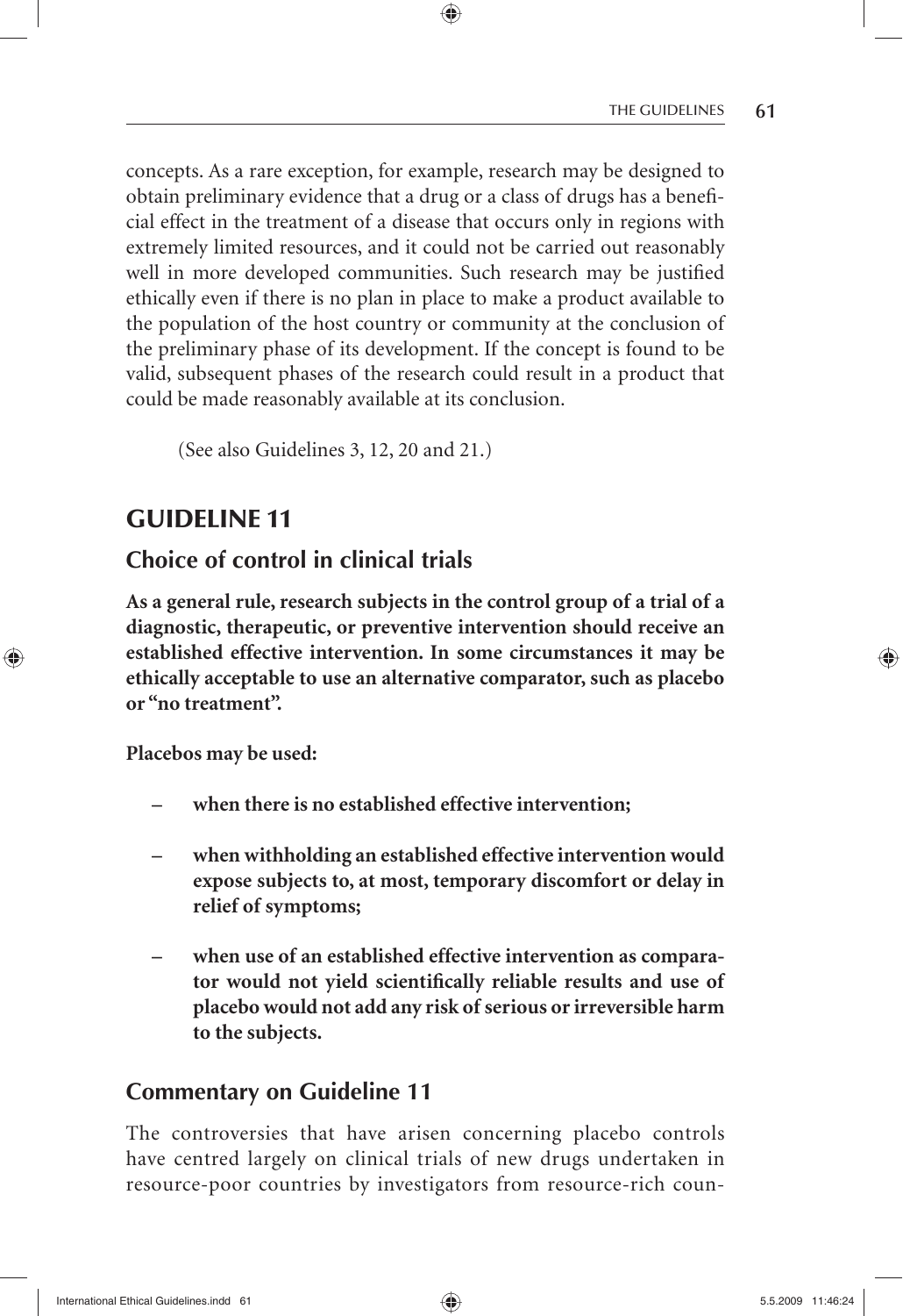concepts. As a rare exception, for example, research may be designed to obtain preliminary evidence that a drug or a class of drugs has a beneficial effect in the treatment of a disease that occurs only in regions with extremely limited resources, and it could not be carried out reasonably well in more developed communities. Such research may be justified ethically even if there is no plan in place to make a product available to the population of the host country or community at the conclusion of the preliminary phase of its development. If the concept is found to be valid, subsequent phases of the research could result in a product that could be made reasonably available at its conclusion.

(See also Guidelines 3, 12, 20 and 21.)

## GUIDELINE 11

### Choice of control in clinical trials

**As a general rule, research subjects in the control group of a trial of a diagnostic, therapeutic, or preventive intervention should receive an established effective intervention. In some circumstances it may be ethically acceptable to use an alternative comparator, such as placebo or "no treatment".**

**Placebos may be used:**

- **when there is no established effective intervention;**
- **when withholding an established effective intervention would expose subjects to, at most, temporary discomfort or delay in relief of symptoms;**
- **when use of an established effective intervention as comparator would not yield scientifically reliable results and use of placebo would not add any risk of serious or irreversible harm to the subjects.**

### Commentary on Guideline 11

The controversies that have arisen concerning placebo controls have centred largely on clinical trials of new drugs undertaken in resource-poor countries by investigators from resource-rich coun-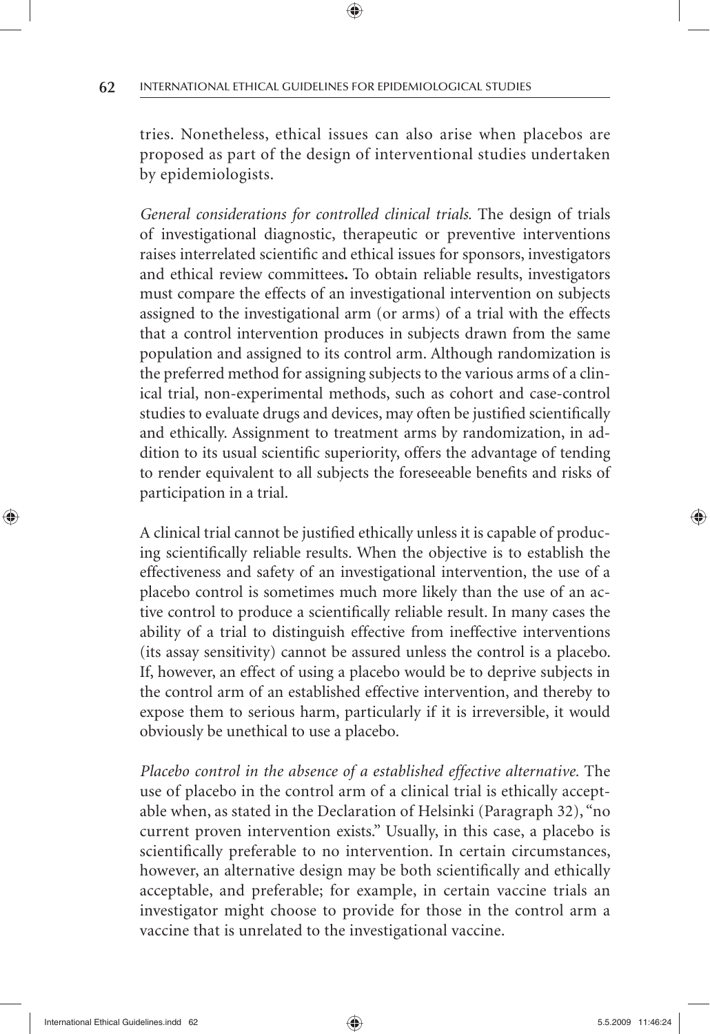tries. Nonetheless, ethical issues can also arise when placebos are proposed as part of the design of interventional studies undertaken by epidemiologists.

*General considerations for controlled clinical trials.* The design of trials of investigational diagnostic, therapeutic or preventive interventions raises interrelated scientific and ethical issues for sponsors, investigators and ethical review committees**.** To obtain reliable results, investigators must compare the effects of an investigational intervention on subjects assigned to the investigational arm (or arms) of a trial with the effects that a control intervention produces in subjects drawn from the same population and assigned to its control arm. Although randomization is the preferred method for assigning subjects to the various arms of a clinical trial, non-experimental methods, such as cohort and case-control studies to evaluate drugs and devices, may often be justified scientifically and ethically. Assignment to treatment arms by randomization, in addition to its usual scientific superiority, offers the advantage of tending to render equivalent to all subjects the foreseeable benefits and risks of participation in a trial.

A clinical trial cannot be justified ethically unless it is capable of producing scientifically reliable results. When the objective is to establish the effectiveness and safety of an investigational intervention, the use of a placebo control is sometimes much more likely than the use of an active control to produce a scientifically reliable result. In many cases the ability of a trial to distinguish effective from ineffective interventions (its assay sensitivity) cannot be assured unless the control is a placebo. If, however, an effect of using a placebo would be to deprive subjects in the control arm of an established effective intervention, and thereby to expose them to serious harm, particularly if it is irreversible, it would obviously be unethical to use a placebo.

*Placebo control in the absence of a established effective alternative.* The use of placebo in the control arm of a clinical trial is ethically acceptable when, as stated in the Declaration of Helsinki (Paragraph 32), "no current proven intervention exists." Usually, in this case, a placebo is scientifically preferable to no intervention. In certain circumstances, however, an alternative design may be both scientifically and ethically acceptable, and preferable; for example, in certain vaccine trials an investigator might choose to provide for those in the control arm a vaccine that is unrelated to the investigational vaccine.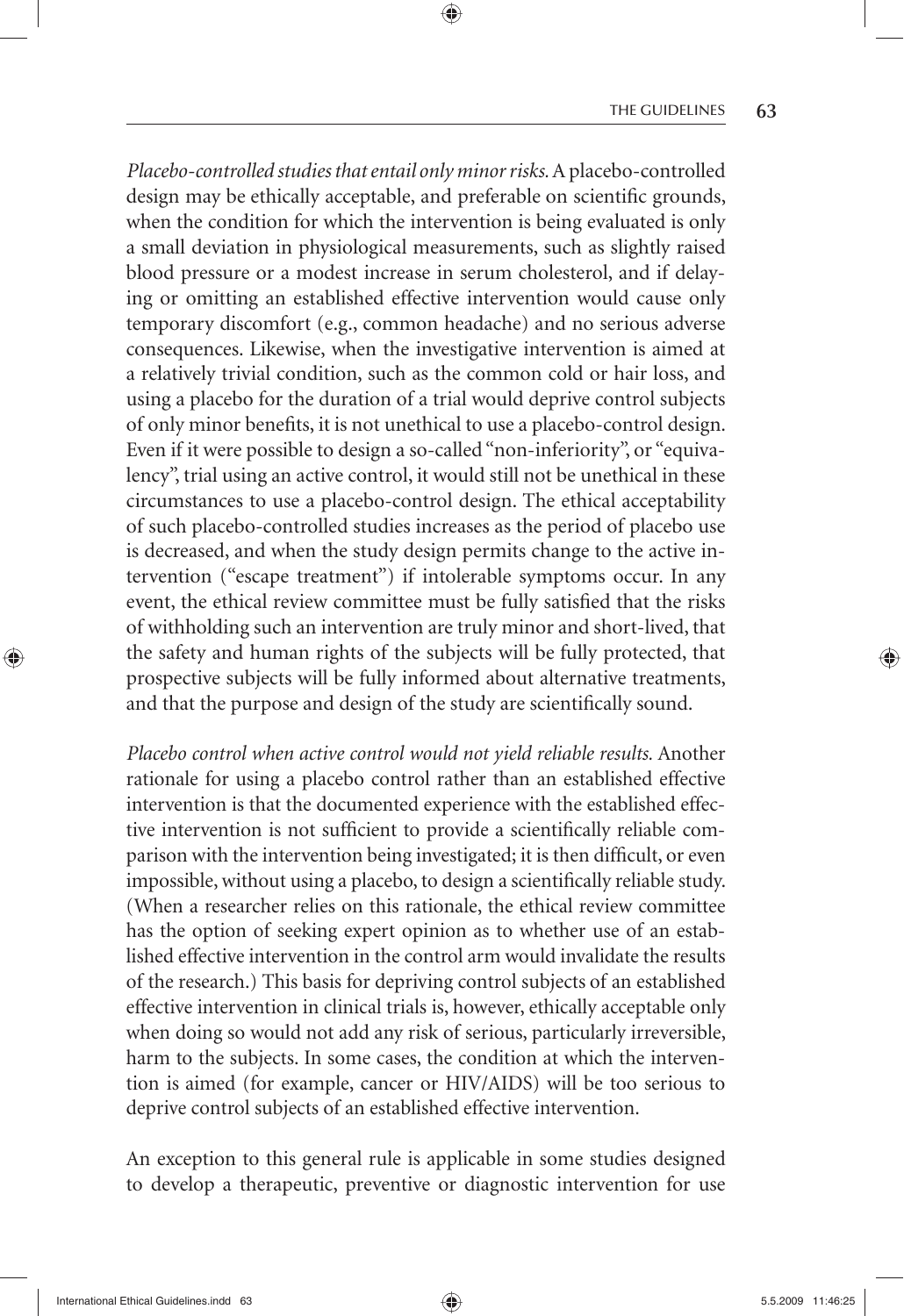*Placebo-controlled studies that entail only minor risks.* A placebo-controlled design may be ethically acceptable, and preferable on scientific grounds, when the condition for which the intervention is being evaluated is only a small deviation in physiological measurements, such as slightly raised blood pressure or a modest increase in serum cholesterol, and if delaying or omitting an established effective intervention would cause only temporary discomfort (e.g., common headache) and no serious adverse consequences. Likewise, when the investigative intervention is aimed at a relatively trivial condition, such as the common cold or hair loss, and using a placebo for the duration of a trial would deprive control subjects of only minor benefits, it is not unethical to use a placebo-control design. Even if it were possible to design a so-called "non-inferiority", or "equivalency", trial using an active control, it would still not be unethical in these circumstances to use a placebo-control design. The ethical acceptability of such placebo-controlled studies increases as the period of placebo use is decreased, and when the study design permits change to the active intervention ("escape treatment") if intolerable symptoms occur. In any event, the ethical review committee must be fully satisfied that the risks of withholding such an intervention are truly minor and short-lived, that the safety and human rights of the subjects will be fully protected, that prospective subjects will be fully informed about alternative treatments, and that the purpose and design of the study are scientifically sound.

*Placebo control when active control would not yield reliable results.* Another rationale for using a placebo control rather than an established effective intervention is that the documented experience with the established effective intervention is not sufficient to provide a scientifically reliable comparison with the intervention being investigated; it is then difficult, or even impossible, without using a placebo, to design a scientifically reliable study. (When a researcher relies on this rationale, the ethical review committee has the option of seeking expert opinion as to whether use of an established effective intervention in the control arm would invalidate the results of the research.) This basis for depriving control subjects of an established effective intervention in clinical trials is, however, ethically acceptable only when doing so would not add any risk of serious, particularly irreversible, harm to the subjects. In some cases, the condition at which the intervention is aimed (for example, cancer or HIV/AIDS) will be too serious to deprive control subjects of an established effective intervention.

An exception to this general rule is applicable in some studies designed to develop a therapeutic, preventive or diagnostic intervention for use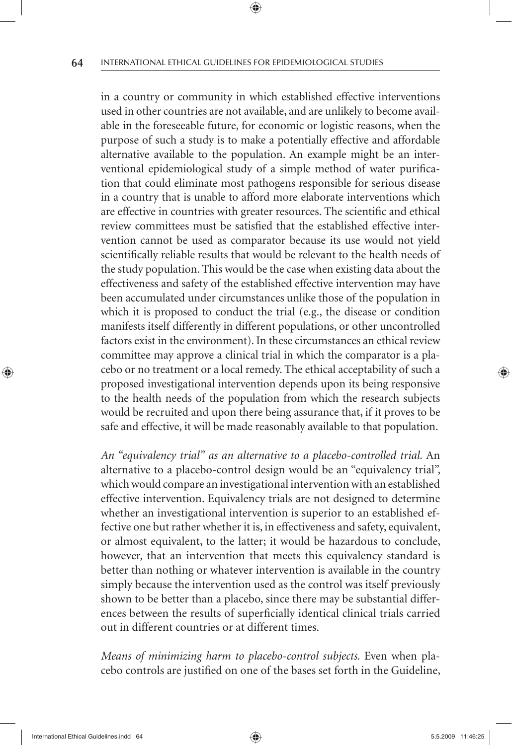in a country or community in which established effective interventions used in other countries are not available, and are unlikely to become available in the foreseeable future, for economic or logistic reasons, when the purpose of such a study is to make a potentially effective and affordable alternative available to the population. An example might be an interventional epidemiological study of a simple method of water purification that could eliminate most pathogens responsible for serious disease in a country that is unable to afford more elaborate interventions which are effective in countries with greater resources. The scientific and ethical review committees must be satisfied that the established effective intervention cannot be used as comparator because its use would not yield scientifically reliable results that would be relevant to the health needs of the study population. This would be the case when existing data about the effectiveness and safety of the established effective intervention may have been accumulated under circumstances unlike those of the population in which it is proposed to conduct the trial (e.g., the disease or condition manifests itself differently in different populations, or other uncontrolled factors exist in the environment). In these circumstances an ethical review committee may approve a clinical trial in which the comparator is a placebo or no treatment or a local remedy. The ethical acceptability of such a proposed investigational intervention depends upon its being responsive to the health needs of the population from which the research subjects would be recruited and upon there being assurance that, if it proves to be safe and effective, it will be made reasonably available to that population.

*An "equivalency trial" as an alternative to a placebo-controlled trial.* An alternative to a placebo-control design would be an "equivalency trial", which would compare an investigational intervention with an established effective intervention. Equivalency trials are not designed to determine whether an investigational intervention is superior to an established effective one but rather whether it is, in effectiveness and safety, equivalent, or almost equivalent, to the latter; it would be hazardous to conclude, however, that an intervention that meets this equivalency standard is better than nothing or whatever intervention is available in the country simply because the intervention used as the control was itself previously shown to be better than a placebo, since there may be substantial differences between the results of superficially identical clinical trials carried out in different countries or at different times.

*Means of minimizing harm to placebo-control subjects.* Even when placebo controls are justified on one of the bases set forth in the Guideline,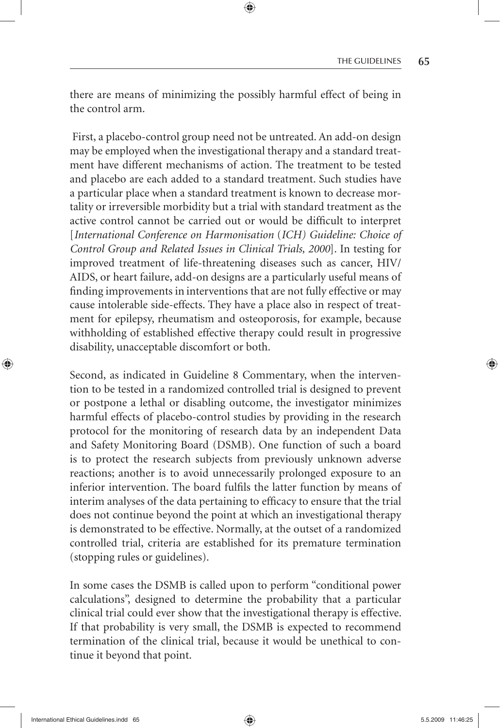there are means of minimizing the possibly harmful effect of being in the control arm.

First, a placebo-control group need not be untreated. An add-on design may be employed when the investigational therapy and a standard treatment have different mechanisms of action. The treatment to be tested and placebo are each added to a standard treatment. Such studies have a particular place when a standard treatment is known to decrease mortality or irreversible morbidity but a trial with standard treatment as the active control cannot be carried out or would be difficult to interpret [*International Conference on Harmonisation (ICH) Guideline: Choice of Control Group and Related Issues in Clinical Trials, 2000*]. In testing for improved treatment of life-threatening diseases such as cancer, HIV/AIDS, or heart failure, add-on designs are a particularly useful means of finding improvements in interventions that are not fully effective or may cause intolerable side-effects. They have a place also in respect of treatment for epilepsy, rheumatism and osteoporosis, for example, because withholding of established effective therapy could result in progressive disability, unacceptable discomfort or both.

Second, as indicated in Guideline 8 Commentary, when the intervention to be tested in a randomized controlled trial is designed to prevent or postpone a lethal or disabling outcome, the investigator minimizes harmful effects of placebo-control studies by providing in the research protocol for the monitoring of research data by an independent Data and Safety Monitoring Board (DSMB). One function of such a board is to protect the research subjects from previously unknown adverse reactions; another is to avoid unnecessarily prolonged exposure to an inferior intervention. The board fulfils the latter function by means of interim analyses of the data pertaining to efficacy to ensure that the trial does not continue beyond the point at which an investigational therapy is demonstrated to be effective. Normally, at the outset of a randomized controlled trial, criteria are established for its premature termination (stopping rules or guidelines).

In some cases the DSMB is called upon to perform "conditional power calculations", designed to determine the probability that a particular clinical trial could ever show that the investigational therapy is effective. If that probability is very small, the DSMB is expected to recommend termination of the clinical trial, because it would be unethical to continue it beyond that point.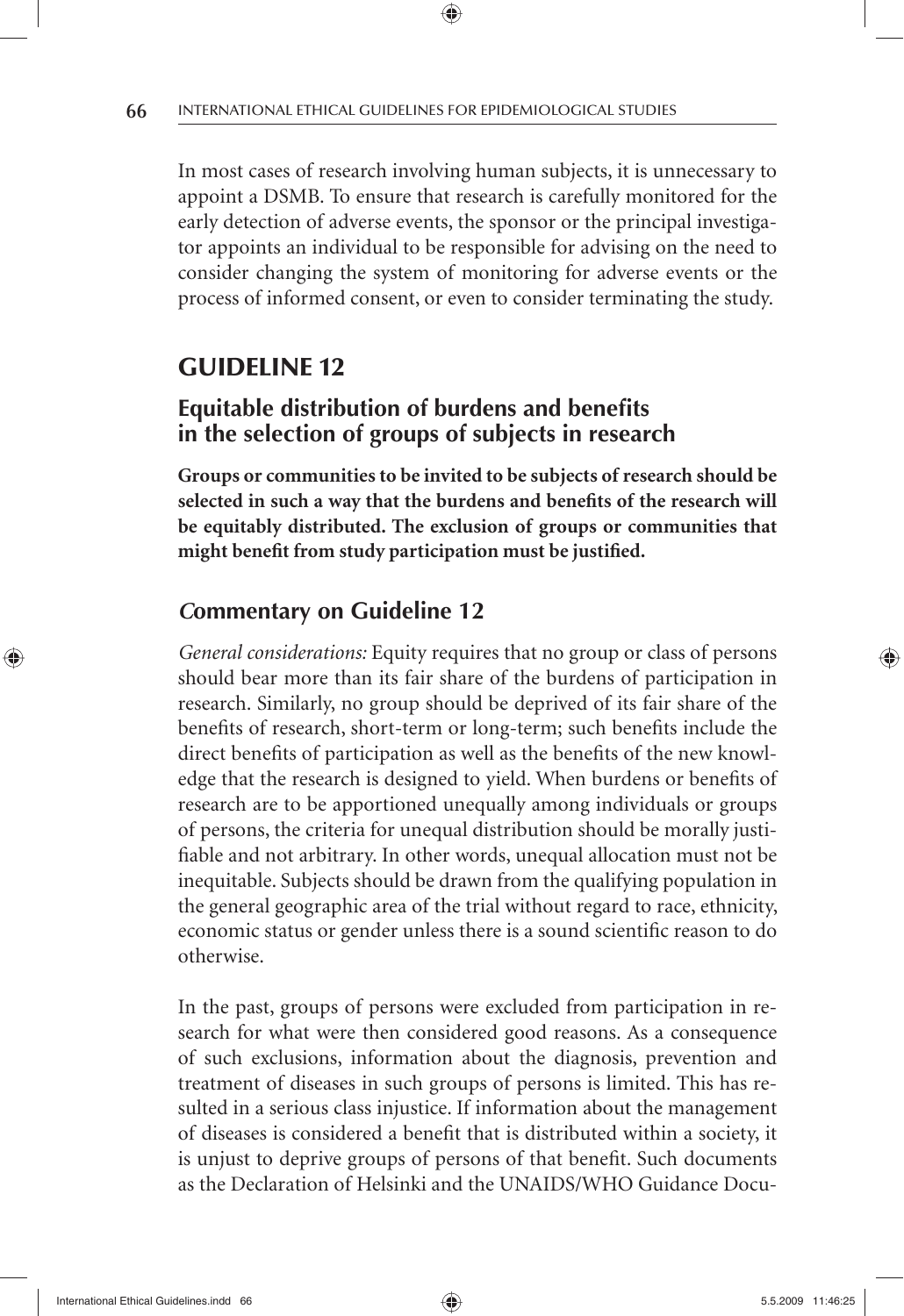In most cases of research involving human subjects, it is unnecessary to appoint a DSMB. To ensure that research is carefully monitored for the early detection of adverse events, the sponsor or the principal investigator appoints an individual to be responsible for advising on the need to consider changing the system of monitoring for adverse events or the process of informed consent, or even to consider terminating the study.

## GUIDELINE 12

### Equitable distribution of burdens and benefits in the selection of groups of subjects in research

**Groups or communities to be invited to be subjects of research should be selected in such a way that the burdens and benefits of the research will be equitably distributed. The exclusion of groups or communities that might benefit from study participation must be justified.**

### *C*ommentary on Guideline 12

*General considerations:* Equity requires that no group or class of persons should bear more than its fair share of the burdens of participation in research. Similarly, no group should be deprived of its fair share of the benefits of research, short-term or long-term; such benefits include the direct benefits of participation as well as the benefits of the new knowledge that the research is designed to yield. When burdens or benefits of research are to be apportioned unequally among individuals or groups of persons, the criteria for unequal distribution should be morally justifiable and not arbitrary. In other words, unequal allocation must not be inequitable. Subjects should be drawn from the qualifying population in the general geographic area of the trial without regard to race, ethnicity, economic status or gender unless there is a sound scientific reason to do otherwise.

In the past, groups of persons were excluded from participation in research for what were then considered good reasons. As a consequence of such exclusions, information about the diagnosis, prevention and treatment of diseases in such groups of persons is limited. This has resulted in a serious class injustice. If information about the management of diseases is considered a benefit that is distributed within a society, it is unjust to deprive groups of persons of that benefit. Such documents as the Declaration of Helsinki and the UNAIDS/WHO Guidance Docu-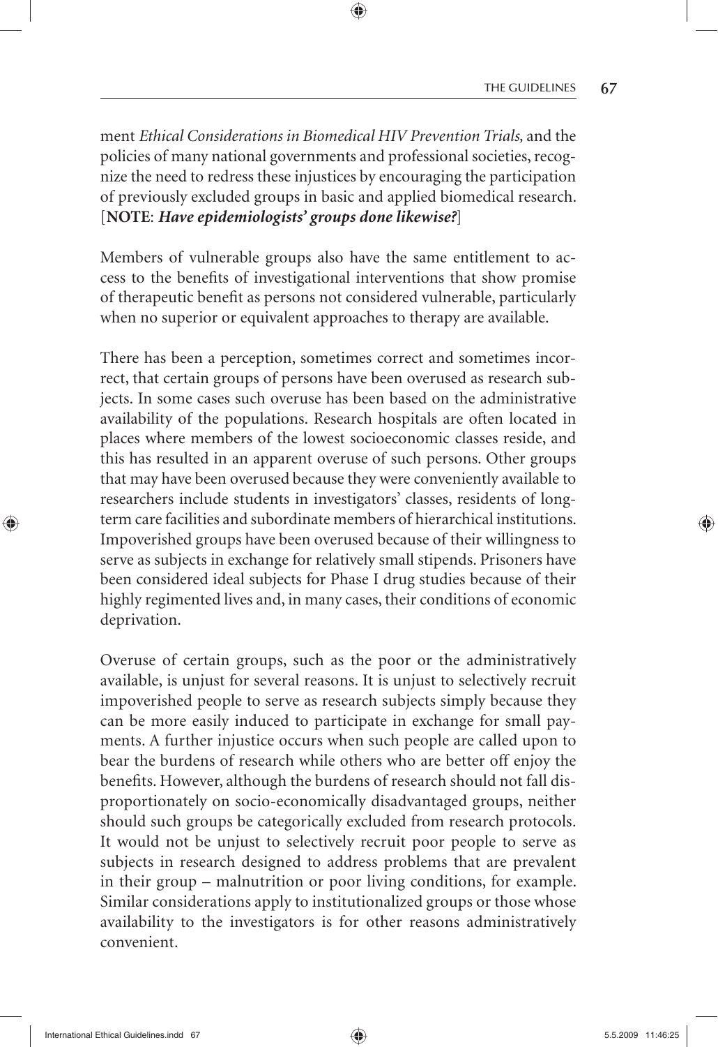ment *Ethical Considerations in Biomedical HIV Prevention Trials,* and the policies of many national governments and professional societies, recognize the need to redress these injustices by encouraging the participation of previously excluded groups in basic and applied biomedical research. [**NOTE**: ***Have epidemiologists' groups done likewise?***]

Members of vulnerable groups also have the same entitlement to access to the benefits of investigational interventions that show promise of therapeutic benefit as persons not considered vulnerable, particularly when no superior or equivalent approaches to therapy are available.

There has been a perception, sometimes correct and sometimes incorrect, that certain groups of persons have been overused as research subjects. In some cases such overuse has been based on the administrative availability of the populations. Research hospitals are often located in places where members of the lowest socioeconomic classes reside, and this has resulted in an apparent overuse of such persons. Other groups that may have been overused because they were conveniently available to researchers include students in investigators' classes, residents of long-term care facilities and subordinate members of hierarchical institutions. Impoverished groups have been overused because of their willingness to serve as subjects in exchange for relatively small stipends. Prisoners have been considered ideal subjects for Phase I drug studies because of their highly regimented lives and, in many cases, their conditions of economic deprivation.

Overuse of certain groups, such as the poor or the administratively available, is unjust for several reasons. It is unjust to selectively recruit impoverished people to serve as research subjects simply because they can be more easily induced to participate in exchange for small payments. A further injustice occurs when such people are called upon to bear the burdens of research while others who are better off enjoy the benefits. However, although the burdens of research should not fall disproportionately on socio-economically disadvantaged groups, neither should such groups be categorically excluded from research protocols. It would not be unjust to selectively recruit poor people to serve as subjects in research designed to address problems that are prevalent in their group – malnutrition or poor living conditions, for example. Similar considerations apply to institutionalized groups or those whose availability to the investigators is for other reasons administratively convenient.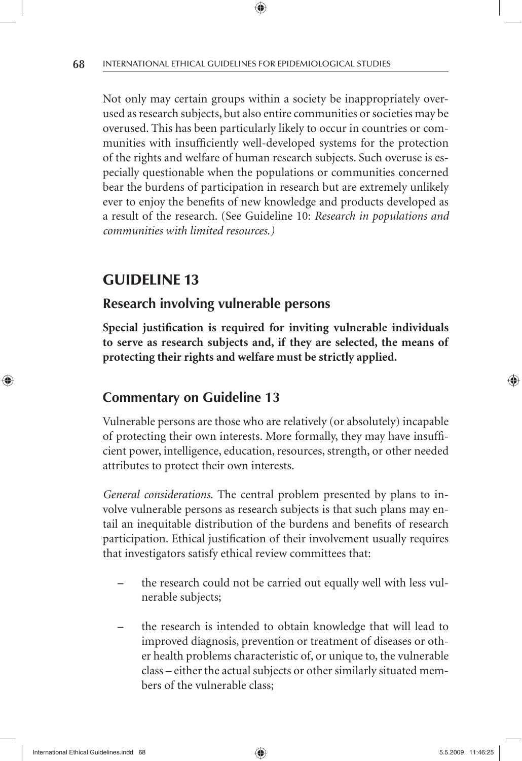Not only may certain groups within a society be inappropriately overused as research subjects, but also entire communities or societies may be overused. This has been particularly likely to occur in countries or communities with insufficiently well-developed systems for the protection of the rights and welfare of human research subjects. Such overuse is especially questionable when the populations or communities concerned bear the burdens of participation in research but are extremely unlikely ever to enjoy the benefits of new knowledge and products developed as a result of the research. (See Guideline 10: *Research in populations and communities with limited resources.)*

## GUIDELINE 13

### Research involving vulnerable persons

**Special justification is required for inviting vulnerable individuals to serve as research subjects and, if they are selected, the means of protecting their rights and welfare must be strictly applied.**

### Commentary on Guideline 13

Vulnerable persons are those who are relatively (or absolutely) incapable of protecting their own interests. More formally, they may have insufficient power, intelligence, education, resources, strength, or other needed attributes to protect their own interests.

*General considerations.* The central problem presented by plans to involve vulnerable persons as research subjects is that such plans may entail an inequitable distribution of the burdens and benefits of research participation. Ethical justification of their involvement usually requires that investigators satisfy ethical review committees that:

- the research could not be carried out equally well with less vulnerable subjects;
- the research is intended to obtain knowledge that will lead to improved diagnosis, prevention or treatment of diseases or other health problems characteristic of, or unique to, the vulnerable class – either the actual subjects or other similarly situated members of the vulnerable class;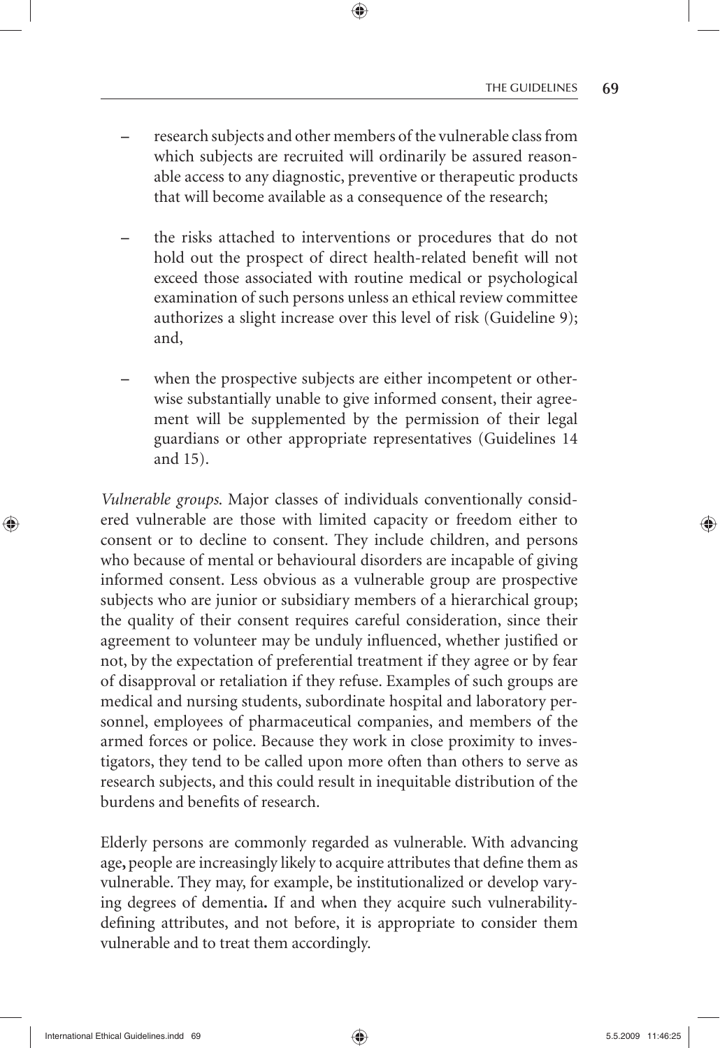- research subjects and other members of the vulnerable class from which subjects are recruited will ordinarily be assured reasonable access to any diagnostic, preventive or therapeutic products that will become available as a consequence of the research;

- the risks attached to interventions or procedures that do not hold out the prospect of direct health-related benefit will not exceed those associated with routine medical or psychological examination of such persons unless an ethical review committee authorizes a slight increase over this level of risk (Guideline 9); and,

- when the prospective subjects are either incompetent or otherwise substantially unable to give informed consent, their agreement will be supplemented by the permission of their legal guardians or other appropriate representatives (Guidelines 14 and 15).

*Vulnerable groups.* Major classes of individuals conventionally considered vulnerable are those with limited capacity or freedom either to consent or to decline to consent. They include children, and persons who because of mental or behavioural disorders are incapable of giving informed consent. Less obvious as a vulnerable group are prospective subjects who are junior or subsidiary members of a hierarchical group; the quality of their consent requires careful consideration, since their agreement to volunteer may be unduly influenced, whether justified or not, by the expectation of preferential treatment if they agree or by fear of disapproval or retaliation if they refuse. Examples of such groups are medical and nursing students, subordinate hospital and laboratory personnel, employees of pharmaceutical companies, and members of the armed forces or police. Because they work in close proximity to investigators, they tend to be called upon more often than others to serve as research subjects, and this could result in inequitable distribution of the burdens and benefits of research.

Elderly persons are commonly regarded as vulnerable. With advancing age**,** people are increasingly likely to acquire attributes that define them as vulnerable. They may, for example, be institutionalized or develop varying degrees of dementia**.** If and when they acquire such vulnerability-defining attributes, and not before, it is appropriate to consider them vulnerable and to treat them accordingly.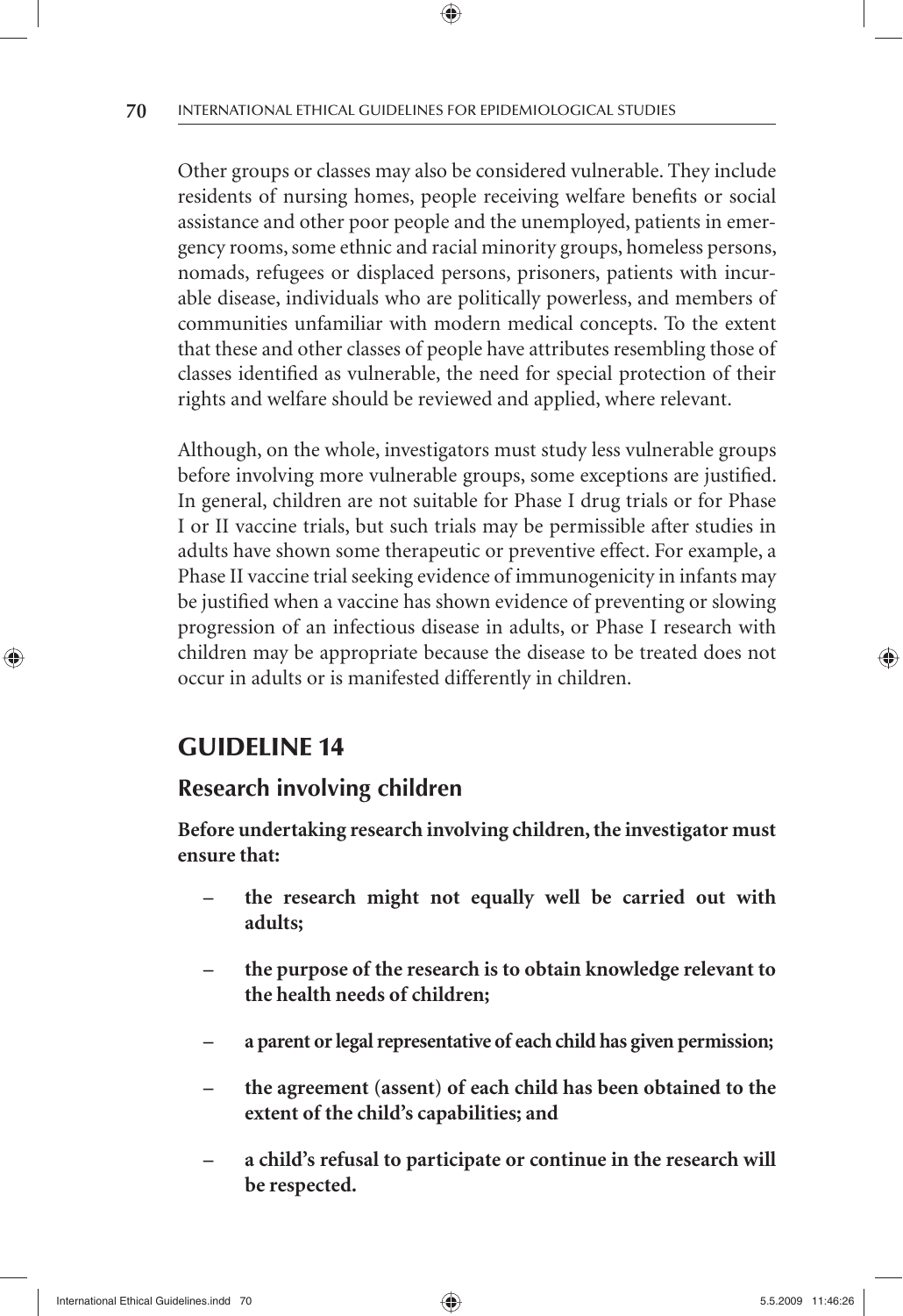Other groups or classes may also be considered vulnerable. They include residents of nursing homes, people receiving welfare benefits or social assistance and other poor people and the unemployed, patients in emergency rooms, some ethnic and racial minority groups, homeless persons, nomads, refugees or displaced persons, prisoners, patients with incurable disease, individuals who are politically powerless, and members of communities unfamiliar with modern medical concepts. To the extent that these and other classes of people have attributes resembling those of classes identified as vulnerable, the need for special protection of their rights and welfare should be reviewed and applied, where relevant.

Although, on the whole, investigators must study less vulnerable groups before involving more vulnerable groups, some exceptions are justified. In general, children are not suitable for Phase I drug trials or for Phase I or II vaccine trials, but such trials may be permissible after studies in adults have shown some therapeutic or preventive effect. For example, a Phase II vaccine trial seeking evidence of immunogenicity in infants may be justified when a vaccine has shown evidence of preventing or slowing progression of an infectious disease in adults, or Phase I research with children may be appropriate because the disease to be treated does not occur in adults or is manifested differently in children.

## GUIDELINE 14

### Research involving children

**Before undertaking research involving children, the investigator must ensure that:**

- **the research might not equally well be carried out with adults;**
- **the purpose of the research is to obtain knowledge relevant to the health needs of children;**
- **a parent or legal representative of each child has given permission;**
- **the agreement (assent) of each child has been obtained to the extent of the child's capabilities; and**
- **a child's refusal to participate or continue in the research will be respected.**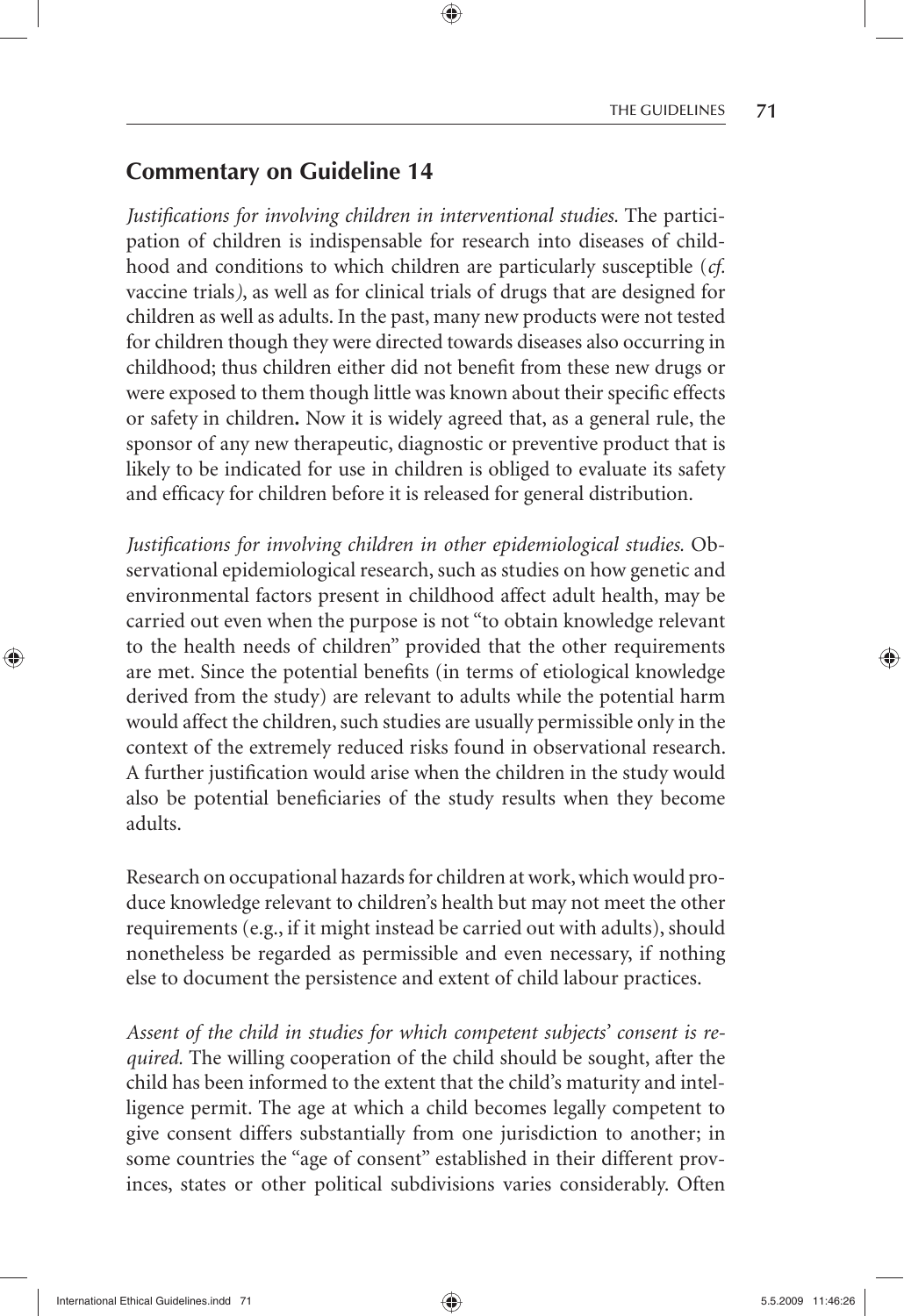## Commentary on Guideline 14

*Justifications for involving children in interventional studies.* The participation of children is indispensable for research into diseases of childhood and conditions to which children are particularly susceptible (*cf.* vaccine trials), as well as for clinical trials of drugs that are designed for children as well as adults. In the past, many new products were not tested for children though they were directed towards diseases also occurring in childhood; thus children either did not benefit from these new drugs or were exposed to them though little was known about their specific effects or safety in children**.** Now it is widely agreed that, as a general rule, the sponsor of any new therapeutic, diagnostic or preventive product that is likely to be indicated for use in children is obliged to evaluate its safety and efficacy for children before it is released for general distribution.

*Justifications for involving children in other epidemiological studies.* Observational epidemiological research, such as studies on how genetic and environmental factors present in childhood affect adult health, may be carried out even when the purpose is not "to obtain knowledge relevant to the health needs of children" provided that the other requirements are met. Since the potential benefits (in terms of etiological knowledge derived from the study) are relevant to adults while the potential harm would affect the children, such studies are usually permissible only in the context of the extremely reduced risks found in observational research. A further justification would arise when the children in the study would also be potential beneficiaries of the study results when they become adults.

Research on occupational hazards for children at work, which would produce knowledge relevant to children's health but may not meet the other requirements (e.g., if it might instead be carried out with adults), should nonetheless be regarded as permissible and even necessary, if nothing else to document the persistence and extent of child labour practices.

*Assent of the child in studies for which competent subjects' consent is required.* The willing cooperation of the child should be sought, after the child has been informed to the extent that the child's maturity and intelligence permit. The age at which a child becomes legally competent to give consent differs substantially from one jurisdiction to another; in some countries the "age of consent" established in their different provinces, states or other political subdivisions varies considerably. Often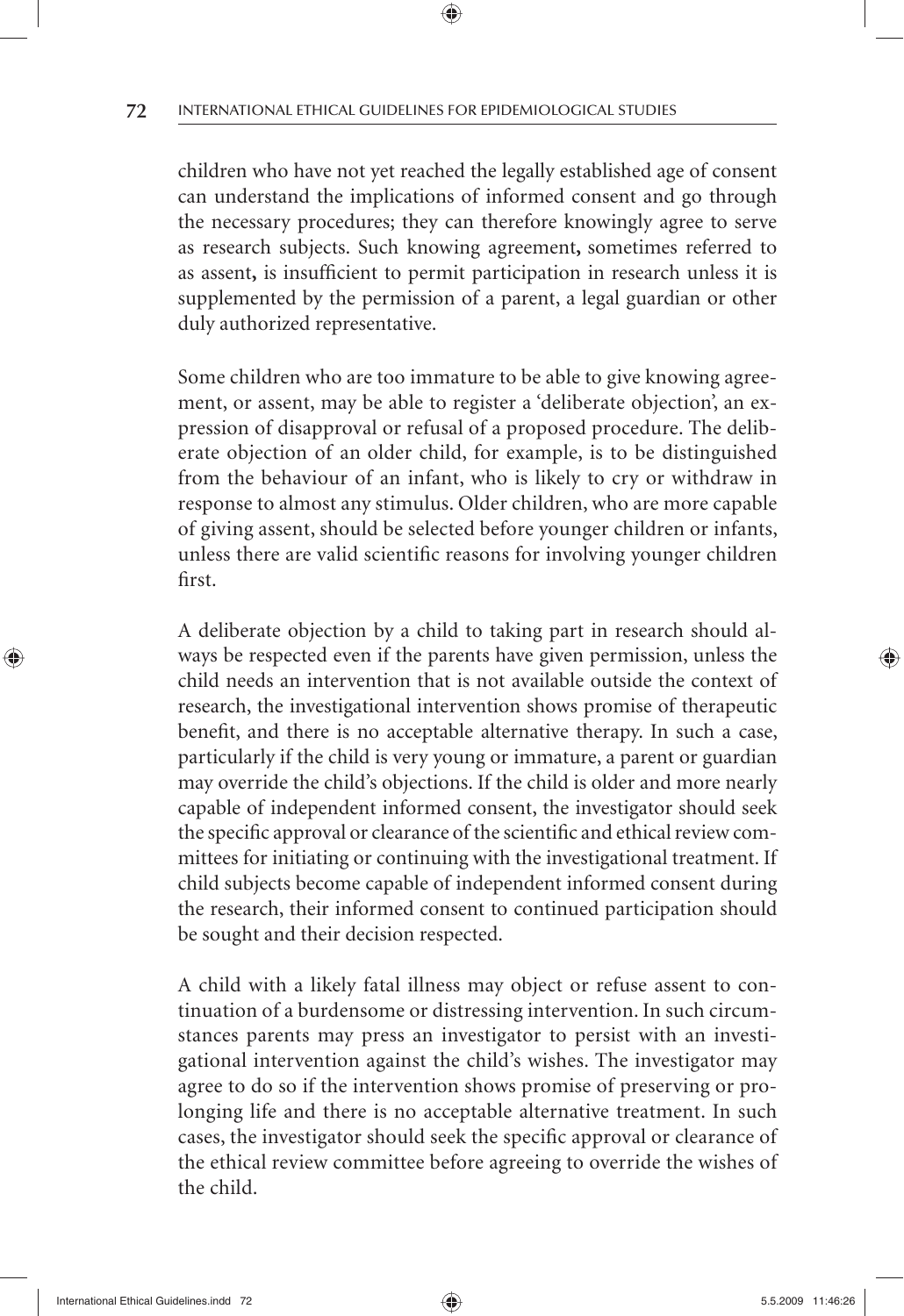children who have not yet reached the legally established age of consent can understand the implications of informed consent and go through the necessary procedures; they can therefore knowingly agree to serve as research subjects. Such knowing agreement**,** sometimes referred to as assent**,** is insufficient to permit participation in research unless it is supplemented by the permission of a parent, a legal guardian or other duly authorized representative.

Some children who are too immature to be able to give knowing agreement, or assent, may be able to register a 'deliberate objection', an expression of disapproval or refusal of a proposed procedure. The deliberate objection of an older child, for example, is to be distinguished from the behaviour of an infant, who is likely to cry or withdraw in response to almost any stimulus. Older children, who are more capable of giving assent, should be selected before younger children or infants, unless there are valid scientific reasons for involving younger children first.

A deliberate objection by a child to taking part in research should always be respected even if the parents have given permission, unless the child needs an intervention that is not available outside the context of research, the investigational intervention shows promise of therapeutic benefit, and there is no acceptable alternative therapy. In such a case, particularly if the child is very young or immature, a parent or guardian may override the child's objections. If the child is older and more nearly capable of independent informed consent, the investigator should seek the specific approval or clearance of the scientific and ethical review committees for initiating or continuing with the investigational treatment. If child subjects become capable of independent informed consent during the research, their informed consent to continued participation should be sought and their decision respected.

A child with a likely fatal illness may object or refuse assent to continuation of a burdensome or distressing intervention. In such circumstances parents may press an investigator to persist with an investigational intervention against the child's wishes. The investigator may agree to do so if the intervention shows promise of preserving or prolonging life and there is no acceptable alternative treatment. In such cases, the investigator should seek the specific approval or clearance of the ethical review committee before agreeing to override the wishes of the child.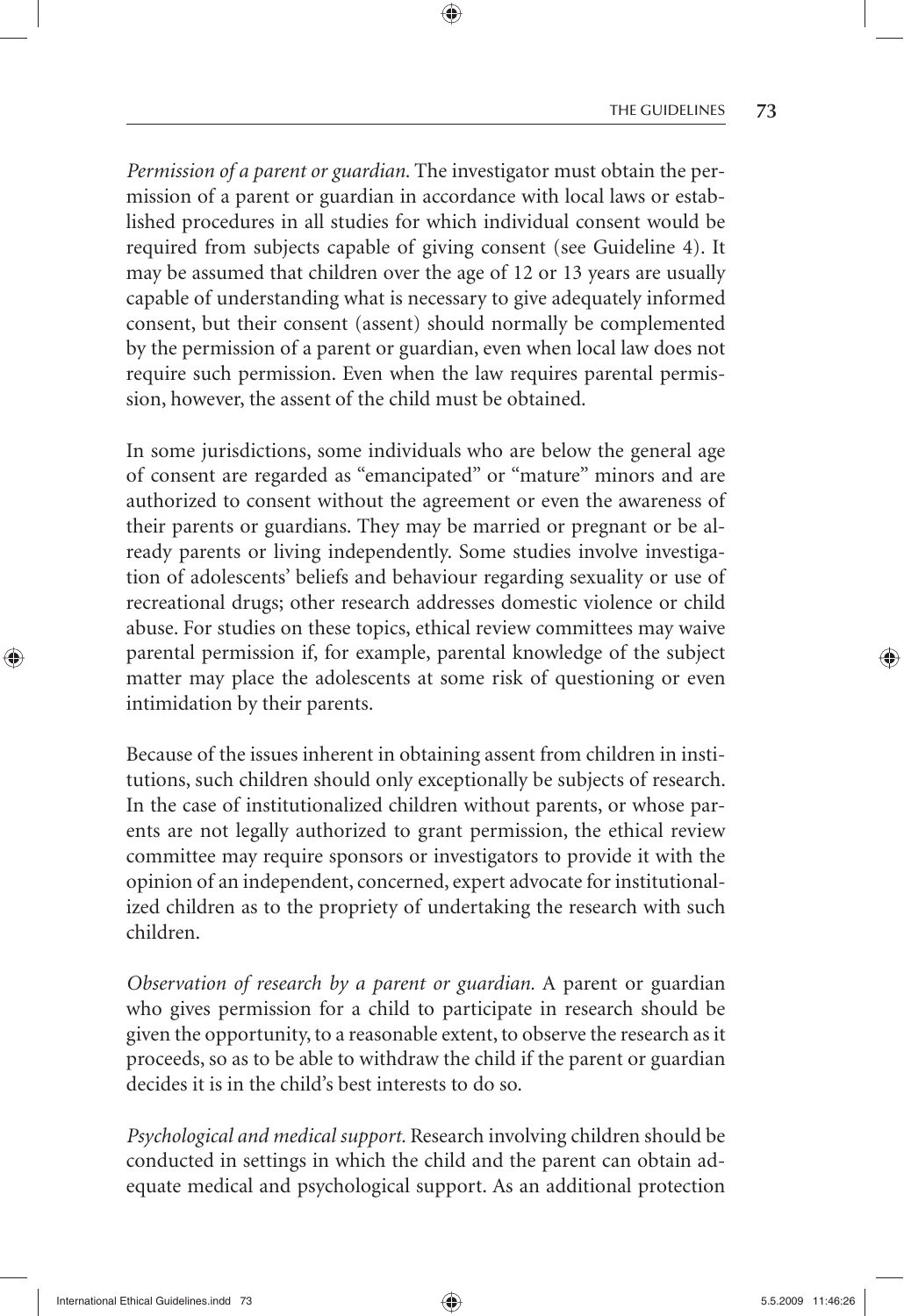*Permission of a parent or guardian.* The investigator must obtain the permission of a parent or guardian in accordance with local laws or established procedures in all studies for which individual consent would be required from subjects capable of giving consent (see Guideline 4). It may be assumed that children over the age of 12 or 13 years are usually capable of understanding what is necessary to give adequately informed consent, but their consent (assent) should normally be complemented by the permission of a parent or guardian, even when local law does not require such permission. Even when the law requires parental permission, however, the assent of the child must be obtained.

In some jurisdictions, some individuals who are below the general age of consent are regarded as "emancipated" or "mature" minors and are authorized to consent without the agreement or even the awareness of their parents or guardians. They may be married or pregnant or be already parents or living independently. Some studies involve investigation of adolescents' beliefs and behaviour regarding sexuality or use of recreational drugs; other research addresses domestic violence or child abuse. For studies on these topics, ethical review committees may waive parental permission if, for example, parental knowledge of the subject matter may place the adolescents at some risk of questioning or even intimidation by their parents.

Because of the issues inherent in obtaining assent from children in institutions, such children should only exceptionally be subjects of research. In the case of institutionalized children without parents, or whose parents are not legally authorized to grant permission, the ethical review committee may require sponsors or investigators to provide it with the opinion of an independent, concerned, expert advocate for institutionalized children as to the propriety of undertaking the research with such children.

*Observation of research by a parent or guardian.* A parent or guardian who gives permission for a child to participate in research should be given the opportunity, to a reasonable extent, to observe the research as it proceeds, so as to be able to withdraw the child if the parent or guardian decides it is in the child's best interests to do so.

*Psychological and medical support.* Research involving children should be conducted in settings in which the child and the parent can obtain adequate medical and psychological support. As an additional protection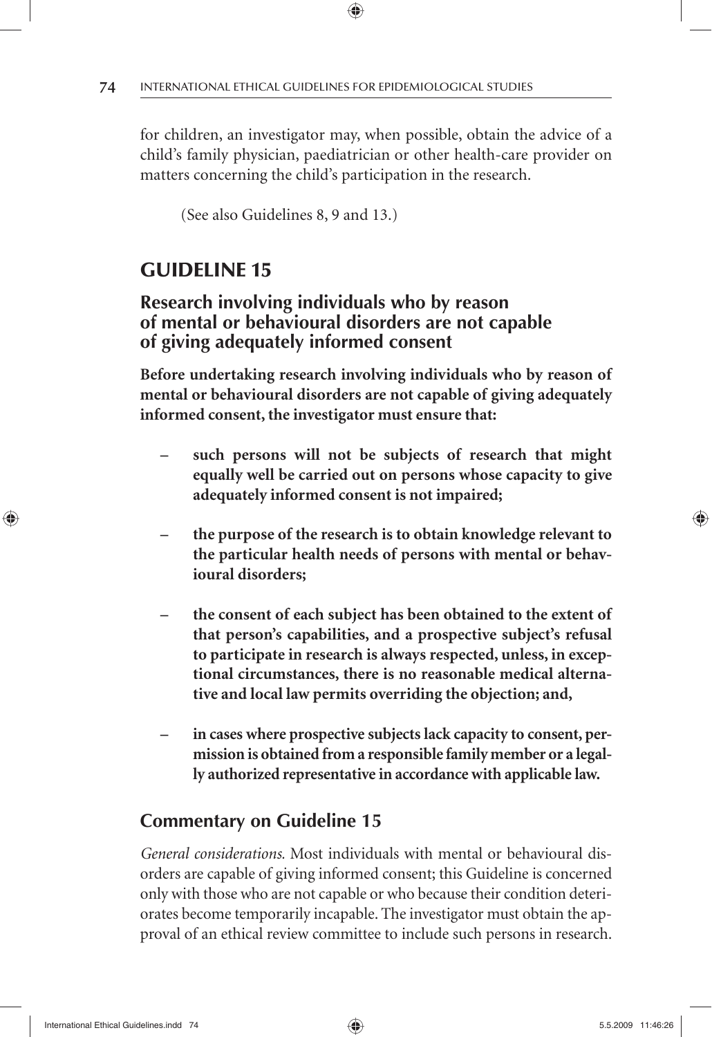for children, an investigator may, when possible, obtain the advice of a child's family physician, paediatrician or other health-care provider on matters concerning the child's participation in the research.

(See also Guidelines 8, 9 and 13.)

## GUIDELINE 15

### Research involving individuals who by reason of mental or behavioural disorders are not capable of giving adequately informed consent

**Before undertaking research involving individuals who by reason of mental or behavioural disorders are not capable of giving adequately informed consent, the investigator must ensure that:**

- **such persons will not be subjects of research that might equally well be carried out on persons whose capacity to give adequately informed consent is not impaired;**
- **the purpose of the research is to obtain knowledge relevant to the particular health needs of persons with mental or behavioural disorders;**
- **the consent of each subject has been obtained to the extent of that person's capabilities, and a prospective subject's refusal to participate in research is always respected, unless, in exceptional circumstances, there is no reasonable medical alternative and local law permits overriding the objection; and,**
- **in cases where prospective subjects lack capacity to consent, permission is obtained from a responsible family member or a legally authorized representative in accordance with applicable law.**

### Commentary on Guideline 15

*General considerations.* Most individuals with mental or behavioural disorders are capable of giving informed consent; this Guideline is concerned only with those who are not capable or who because their condition deteriorates become temporarily incapable. The investigator must obtain the approval of an ethical review committee to include such persons in research.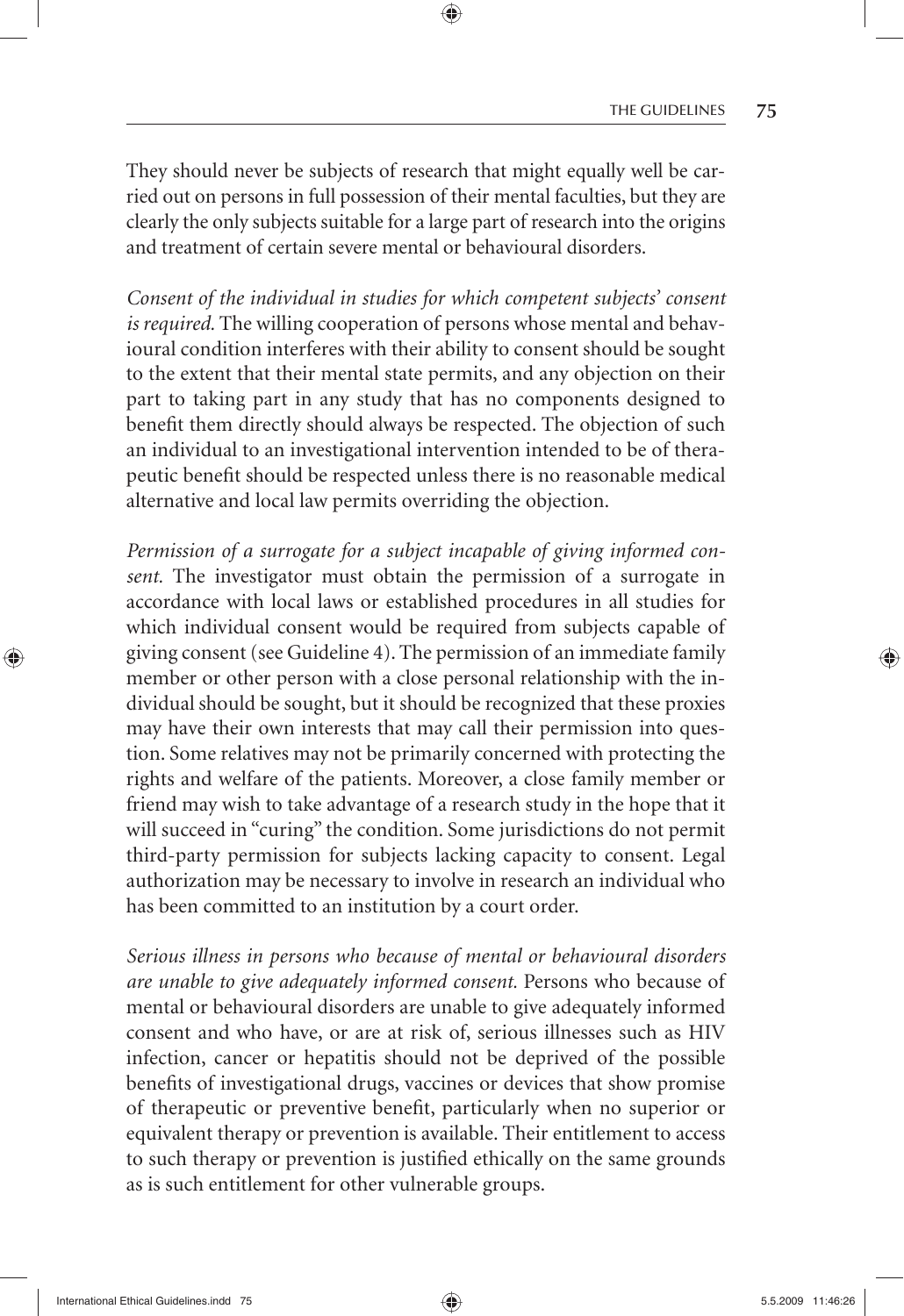They should never be subjects of research that might equally well be carried out on persons in full possession of their mental faculties, but they are clearly the only subjects suitable for a large part of research into the origins and treatment of certain severe mental or behavioural disorders.

*Consent of the individual in studies for which competent subjects' consent is required.* The willing cooperation of persons whose mental and behavioural condition interferes with their ability to consent should be sought to the extent that their mental state permits, and any objection on their part to taking part in any study that has no components designed to benefit them directly should always be respected. The objection of such an individual to an investigational intervention intended to be of therapeutic benefit should be respected unless there is no reasonable medical alternative and local law permits overriding the objection.

*Permission of a surrogate for a subject incapable of giving informed consent.* The investigator must obtain the permission of a surrogate in accordance with local laws or established procedures in all studies for which individual consent would be required from subjects capable of giving consent (see Guideline 4). The permission of an immediate family member or other person with a close personal relationship with the individual should be sought, but it should be recognized that these proxies may have their own interests that may call their permission into question. Some relatives may not be primarily concerned with protecting the rights and welfare of the patients. Moreover, a close family member or friend may wish to take advantage of a research study in the hope that it will succeed in "curing" the condition. Some jurisdictions do not permit third-party permission for subjects lacking capacity to consent. Legal authorization may be necessary to involve in research an individual who has been committed to an institution by a court order.

*Serious illness in persons who because of mental or behavioural disorders are unable to give adequately informed consent.* Persons who because of mental or behavioural disorders are unable to give adequately informed consent and who have, or are at risk of, serious illnesses such as HIV infection, cancer or hepatitis should not be deprived of the possible benefits of investigational drugs, vaccines or devices that show promise of therapeutic or preventive benefit, particularly when no superior or equivalent therapy or prevention is available. Their entitlement to access to such therapy or prevention is justified ethically on the same grounds as is such entitlement for other vulnerable groups.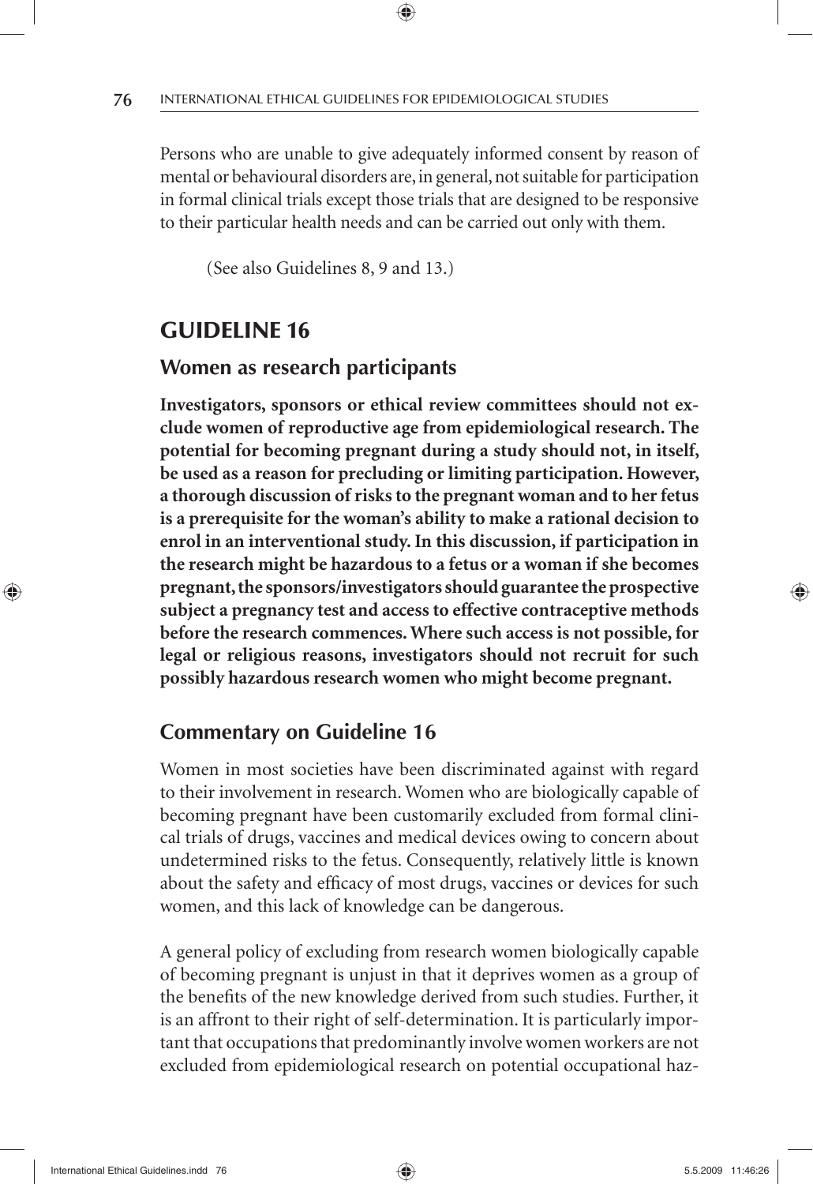Persons who are unable to give adequately informed consent by reason of mental or behavioural disorders are, in general, not suitable for participation in formal clinical trials except those trials that are designed to be responsive to their particular health needs and can be carried out only with them.

(See also Guidelines 8, 9 and 13.)

## GUIDELINE 16

### Women as research participants

**Investigators, sponsors or ethical review committees should not exclude women of reproductive age from epidemiological research. The potential for becoming pregnant during a study should not, in itself, be used as a reason for precluding or limiting participation. However, a thorough discussion of risks to the pregnant woman and to her fetus is a prerequisite for the woman's ability to make a rational decision to enrol in an interventional study. In this discussion, if participation in the research might be hazardous to a fetus or a woman if she becomes pregnant, the sponsors/investigators should guarantee the prospective subject a pregnancy test and access to effective contraceptive methods before the research commences. Where such access is not possible, for legal or religious reasons, investigators should not recruit for such possibly hazardous research women who might become pregnant.**

### Commentary on Guideline 16

Women in most societies have been discriminated against with regard to their involvement in research. Women who are biologically capable of becoming pregnant have been customarily excluded from formal clinical trials of drugs, vaccines and medical devices owing to concern about undetermined risks to the fetus. Consequently, relatively little is known about the safety and efficacy of most drugs, vaccines or devices for such women, and this lack of knowledge can be dangerous.

A general policy of excluding from research women biologically capable of becoming pregnant is unjust in that it deprives women as a group of the benefits of the new knowledge derived from such studies. Further, it is an affront to their right of self-determination. It is particularly important that occupations that predominantly involve women workers are not excluded from epidemiological research on potential occupational haz-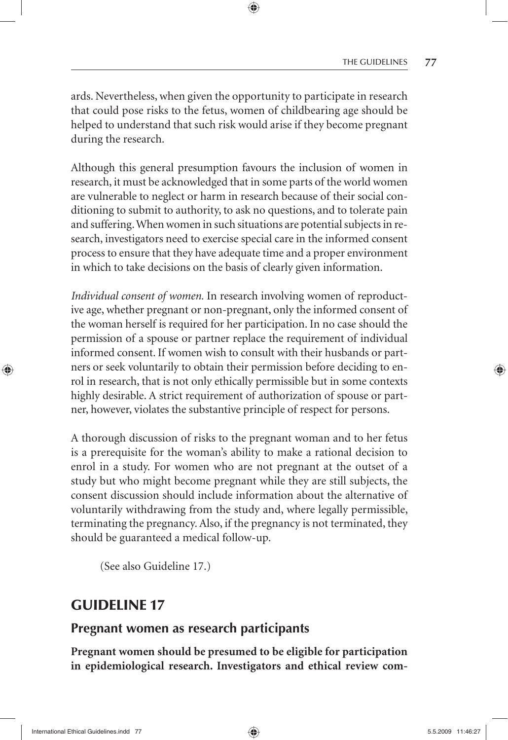ards. Nevertheless, when given the opportunity to participate in research that could pose risks to the fetus, women of childbearing age should be helped to understand that such risk would arise if they become pregnant during the research.

Although this general presumption favours the inclusion of women in research, it must be acknowledged that in some parts of the world women are vulnerable to neglect or harm in research because of their social conditioning to submit to authority, to ask no questions, and to tolerate pain and suffering. When women in such situations are potential subjects in research, investigators need to exercise special care in the informed consent process to ensure that they have adequate time and a proper environment in which to take decisions on the basis of clearly given information.

*Individual consent of women.* In research involving women of reproductive age, whether pregnant or non-pregnant, only the informed consent of the woman herself is required for her participation. In no case should the permission of a spouse or partner replace the requirement of individual informed consent. If women wish to consult with their husbands or partners or seek voluntarily to obtain their permission before deciding to enrol in research, that is not only ethically permissible but in some contexts highly desirable. A strict requirement of authorization of spouse or partner, however, violates the substantive principle of respect for persons.

A thorough discussion of risks to the pregnant woman and to her fetus is a prerequisite for the woman's ability to make a rational decision to enrol in a study. For women who are not pregnant at the outset of a study but who might become pregnant while they are still subjects, the consent discussion should include information about the alternative of voluntarily withdrawing from the study and, where legally permissible, terminating the pregnancy. Also, if the pregnancy is not terminated, they should be guaranteed a medical follow-up.

(See also Guideline 17.)

## GUIDELINE 17

### Pregnant women as research participants

**Pregnant women should be presumed to be eligible for participation in epidemiological research. Investigators and ethical review com-**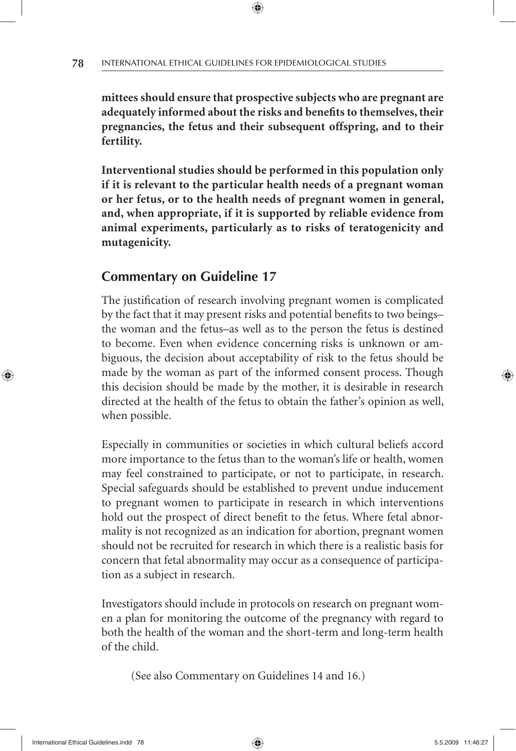**mittees should ensure that prospective subjects who are pregnant are adequately informed about the risks and benefits to themselves, their pregnancies, the fetus and their subsequent offspring, and to their fertility.**

**Interventional studies should be performed in this population only if it is relevant to the particular health needs of a pregnant woman or her fetus, or to the health needs of pregnant women in general, and, when appropriate, if it is supported by reliable evidence from animal experiments, particularly as to risks of teratogenicity and mutagenicity.**

## Commentary on Guideline 17

The justification of research involving pregnant women is complicated by the fact that it may present risks and potential benefits to two beings–the woman and the fetus–as well as to the person the fetus is destined to become. Even when evidence concerning risks is unknown or ambiguous, the decision about acceptability of risk to the fetus should be made by the woman as part of the informed consent process. Though this decision should be made by the mother, it is desirable in research directed at the health of the fetus to obtain the father's opinion as well, when possible.

Especially in communities or societies in which cultural beliefs accord more importance to the fetus than to the woman's life or health, women may feel constrained to participate, or not to participate, in research. Special safeguards should be established to prevent undue inducement to pregnant women to participate in research in which interventions hold out the prospect of direct benefit to the fetus. Where fetal abnormality is not recognized as an indication for abortion, pregnant women should not be recruited for research in which there is a realistic basis for concern that fetal abnormality may occur as a consequence of participation as a subject in research.

Investigators should include in protocols on research on pregnant women a plan for monitoring the outcome of the pregnancy with regard to both the health of the woman and the short-term and long-term health of the child.

(See also Commentary on Guidelines 14 and 16.)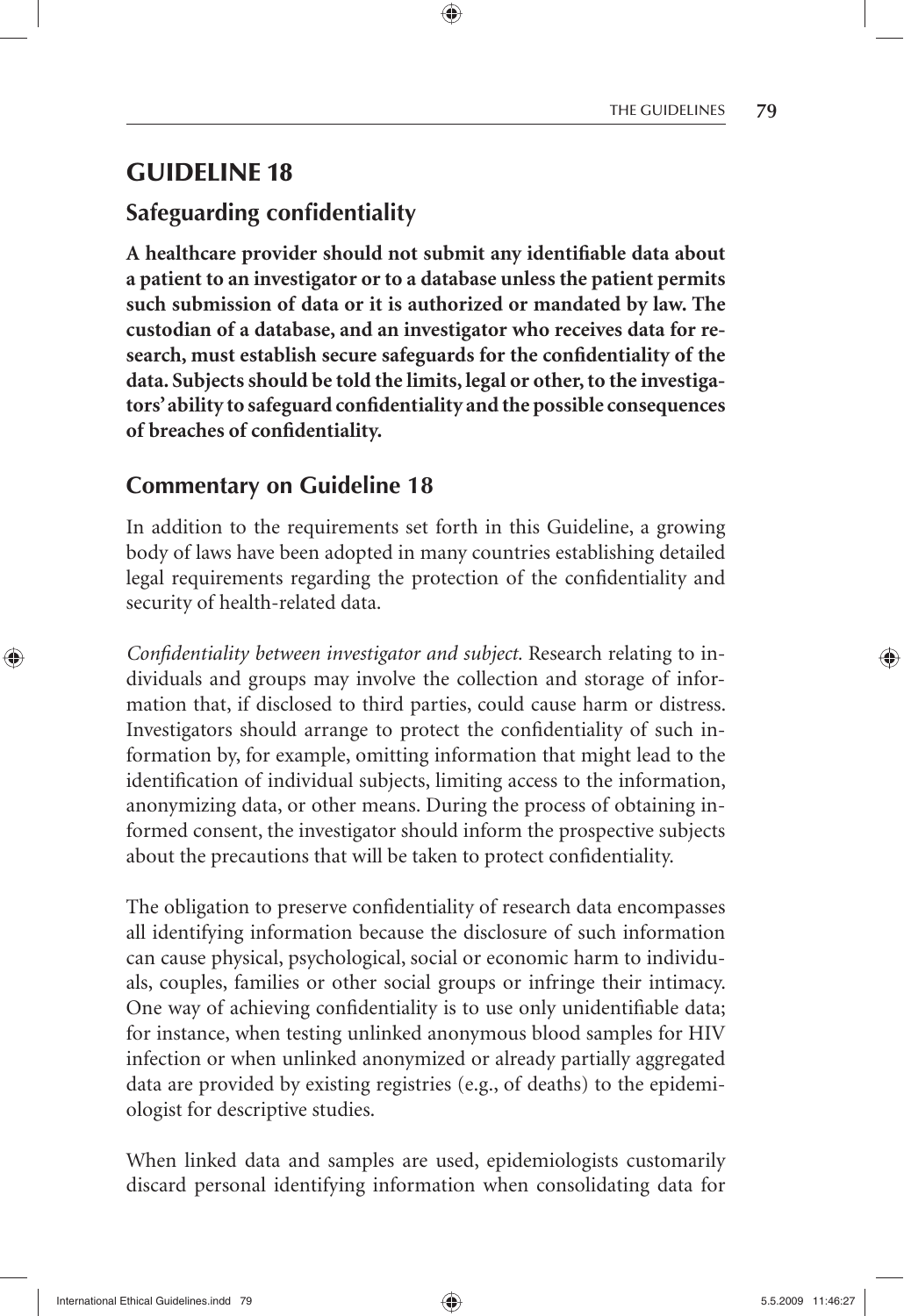# GUIDELINE 18

## Safeguarding confidentiality

**A healthcare provider should not submit any identifiable data about a patient to an investigator or to a database unless the patient permits such submission of data or it is authorized or mandated by law. The custodian of a database, and an investigator who receives data for research, must establish secure safeguards for the confidentiality of the data. Subjects should be told the limits, legal or other, to the investigators' ability to safeguard confidentiality and the possible consequences of breaches of confidentiality.**

## Commentary on Guideline 18

In addition to the requirements set forth in this Guideline, a growing body of laws have been adopted in many countries establishing detailed legal requirements regarding the protection of the confidentiality and security of health-related data.

*Confidentiality between investigator and subject.* Research relating to individuals and groups may involve the collection and storage of information that, if disclosed to third parties, could cause harm or distress. Investigators should arrange to protect the confidentiality of such information by, for example, omitting information that might lead to the identification of individual subjects, limiting access to the information, anonymizing data, or other means. During the process of obtaining informed consent, the investigator should inform the prospective subjects about the precautions that will be taken to protect confidentiality.

The obligation to preserve confidentiality of research data encompasses all identifying information because the disclosure of such information can cause physical, psychological, social or economic harm to individuals, couples, families or other social groups or infringe their intimacy. One way of achieving confidentiality is to use only unidentifiable data; for instance, when testing unlinked anonymous blood samples for HIV infection or when unlinked anonymized or already partially aggregated data are provided by existing registries (e.g., of deaths) to the epidemiologist for descriptive studies.

When linked data and samples are used, epidemiologists customarily discard personal identifying information when consolidating data for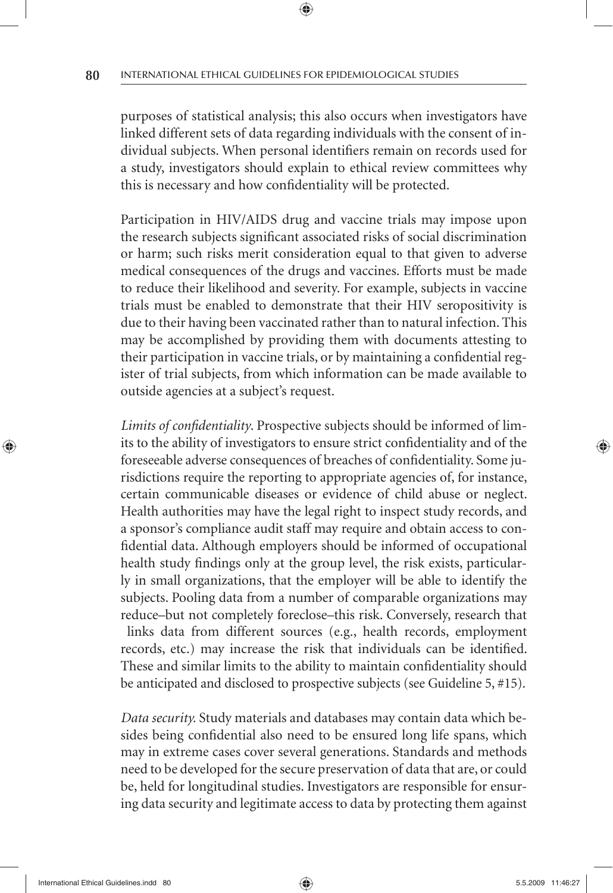purposes of statistical analysis; this also occurs when investigators have linked different sets of data regarding individuals with the consent of individual subjects. When personal identifiers remain on records used for a study, investigators should explain to ethical review committees why this is necessary and how confidentiality will be protected.

Participation in HIV/AIDS drug and vaccine trials may impose upon the research subjects significant associated risks of social discrimination or harm; such risks merit consideration equal to that given to adverse medical consequences of the drugs and vaccines. Efforts must be made to reduce their likelihood and severity. For example, subjects in vaccine trials must be enabled to demonstrate that their HIV seropositivity is due to their having been vaccinated rather than to natural infection. This may be accomplished by providing them with documents attesting to their participation in vaccine trials, or by maintaining a confidential register of trial subjects, from which information can be made available to outside agencies at a subject's request.

*Limits of confidentiality*. Prospective subjects should be informed of limits to the ability of investigators to ensure strict confidentiality and of the foreseeable adverse consequences of breaches of confidentiality. Some jurisdictions require the reporting to appropriate agencies of, for instance, certain communicable diseases or evidence of child abuse or neglect. Health authorities may have the legal right to inspect study records, and a sponsor's compliance audit staff may require and obtain access to confidential data. Although employers should be informed of occupational health study findings only at the group level, the risk exists, particularly in small organizations, that the employer will be able to identify the subjects. Pooling data from a number of comparable organizations may reduce–but not completely foreclose–this risk. Conversely, research that links data from different sources (e.g., health records, employment records, etc.) may increase the risk that individuals can be identified. These and similar limits to the ability to maintain confidentiality should be anticipated and disclosed to prospective subjects (see Guideline 5, #15).

*Data security.* Study materials and databases may contain data which besides being confidential also need to be ensured long life spans, which may in extreme cases cover several generations. Standards and methods need to be developed for the secure preservation of data that are, or could be, held for longitudinal studies. Investigators are responsible for ensuring data security and legitimate access to data by protecting them against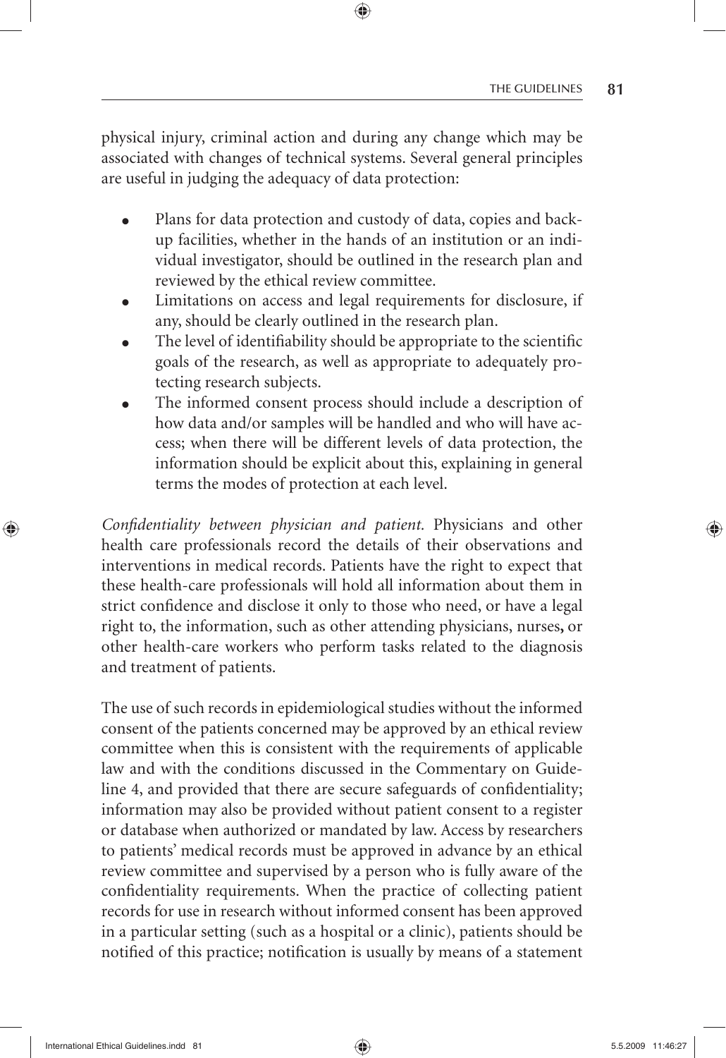physical injury, criminal action and during any change which may be associated with changes of technical systems. Several general principles are useful in judging the adequacy of data protection:

- Plans for data protection and custody of data, copies and back-up facilities, whether in the hands of an institution or an individual investigator, should be outlined in the research plan and reviewed by the ethical review committee.
- Limitations on access and legal requirements for disclosure, if any, should be clearly outlined in the research plan.
- The level of identifiability should be appropriate to the scientific goals of the research, as well as appropriate to adequately protecting research subjects.
- The informed consent process should include a description of how data and/or samples will be handled and who will have access; when there will be different levels of data protection, the information should be explicit about this, explaining in general terms the modes of protection at each level.

*Confidentiality between physician and patient.* Physicians and other health care professionals record the details of their observations and interventions in medical records. Patients have the right to expect that these health-care professionals will hold all information about them in strict confidence and disclose it only to those who need, or have a legal right to, the information, such as other attending physicians, nurses**,** or other health-care workers who perform tasks related to the diagnosis and treatment of patients.

The use of such records in epidemiological studies without the informed consent of the patients concerned may be approved by an ethical review committee when this is consistent with the requirements of applicable law and with the conditions discussed in the Commentary on Guideline 4, and provided that there are secure safeguards of confidentiality; information may also be provided without patient consent to a register or database when authorized or mandated by law. Access by researchers to patients' medical records must be approved in advance by an ethical review committee and supervised by a person who is fully aware of the confidentiality requirements. When the practice of collecting patient records for use in research without informed consent has been approved in a particular setting (such as a hospital or a clinic), patients should be notified of this practice; notification is usually by means of a statement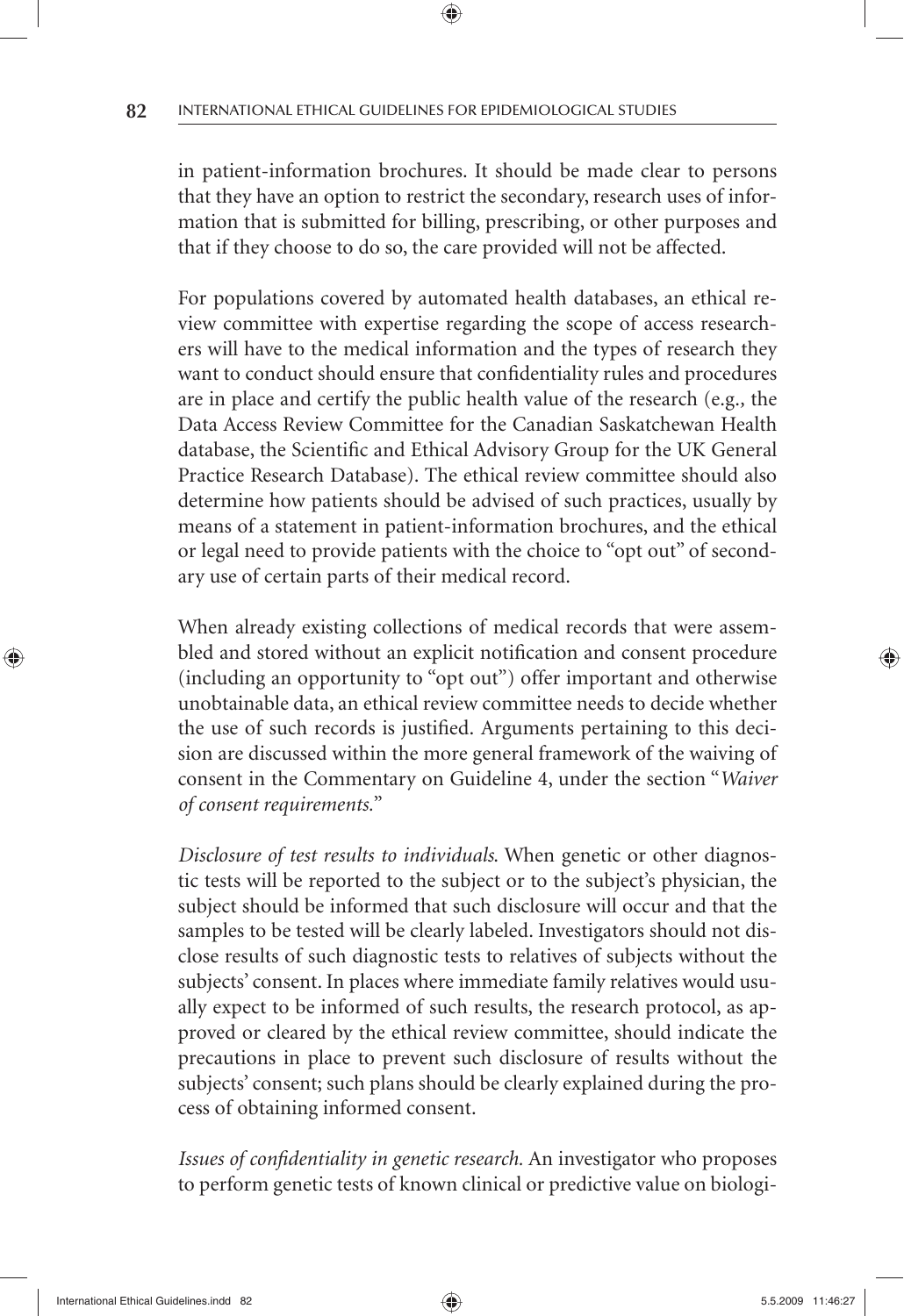in patient-information brochures. It should be made clear to persons that they have an option to restrict the secondary, research uses of information that is submitted for billing, prescribing, or other purposes and that if they choose to do so, the care provided will not be affected.

For populations covered by automated health databases, an ethical review committee with expertise regarding the scope of access researchers will have to the medical information and the types of research they want to conduct should ensure that confidentiality rules and procedures are in place and certify the public health value of the research (e.g., the Data Access Review Committee for the Canadian Saskatchewan Health database, the Scientific and Ethical Advisory Group for the UK General Practice Research Database). The ethical review committee should also determine how patients should be advised of such practices, usually by means of a statement in patient-information brochures, and the ethical or legal need to provide patients with the choice to "opt out" of secondary use of certain parts of their medical record.

When already existing collections of medical records that were assembled and stored without an explicit notification and consent procedure (including an opportunity to "opt out") offer important and otherwise unobtainable data, an ethical review committee needs to decide whether the use of such records is justified. Arguments pertaining to this decision are discussed within the more general framework of the waiving of consent in the Commentary on Guideline 4, under the section "*Waiver of consent requirements.*"

*Disclosure of test results to individuals.* When genetic or other diagnostic tests will be reported to the subject or to the subject's physician, the subject should be informed that such disclosure will occur and that the samples to be tested will be clearly labeled. Investigators should not disclose results of such diagnostic tests to relatives of subjects without the subjects' consent. In places where immediate family relatives would usually expect to be informed of such results, the research protocol, as approved or cleared by the ethical review committee, should indicate the precautions in place to prevent such disclosure of results without the subjects' consent; such plans should be clearly explained during the process of obtaining informed consent.

*Issues of confidentiality in genetic research.* An investigator who proposes to perform genetic tests of known clinical or predictive value on biologi-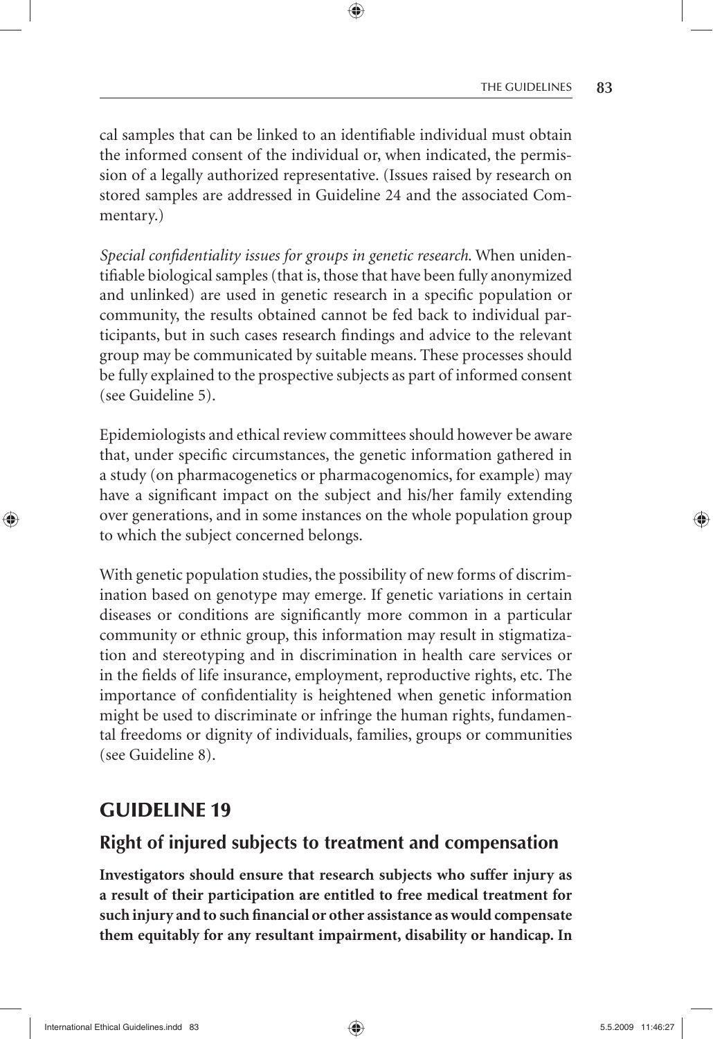cal samples that can be linked to an identifiable individual must obtain the informed consent of the individual or, when indicated, the permission of a legally authorized representative. (Issues raised by research on stored samples are addressed in Guideline 24 and the associated Commentary.)

*Special confidentiality issues for groups in genetic research.* When unidentifiable biological samples (that is, those that have been fully anonymized and unlinked) are used in genetic research in a specific population or community, the results obtained cannot be fed back to individual participants, but in such cases research findings and advice to the relevant group may be communicated by suitable means. These processes should be fully explained to the prospective subjects as part of informed consent (see Guideline 5).

Epidemiologists and ethical review committees should however be aware that, under specific circumstances, the genetic information gathered in a study (on pharmacogenetics or pharmacogenomics, for example) may have a significant impact on the subject and his/her family extending over generations, and in some instances on the whole population group to which the subject concerned belongs.

With genetic population studies, the possibility of new forms of discrimination based on genotype may emerge. If genetic variations in certain diseases or conditions are significantly more common in a particular community or ethnic group, this information may result in stigmatization and stereotyping and in discrimination in health care services or in the fields of life insurance, employment, reproductive rights, etc. The importance of confidentiality is heightened when genetic information might be used to discriminate or infringe the human rights, fundamental freedoms or dignity of individuals, families, groups or communities (see Guideline 8).

## GUIDELINE 19

### Right of injured subjects to treatment and compensation

**Investigators should ensure that research subjects who suffer injury as a result of their participation are entitled to free medical treatment for such injury and to such financial or other assistance as would compensate them equitably for any resultant impairment, disability or handicap. In**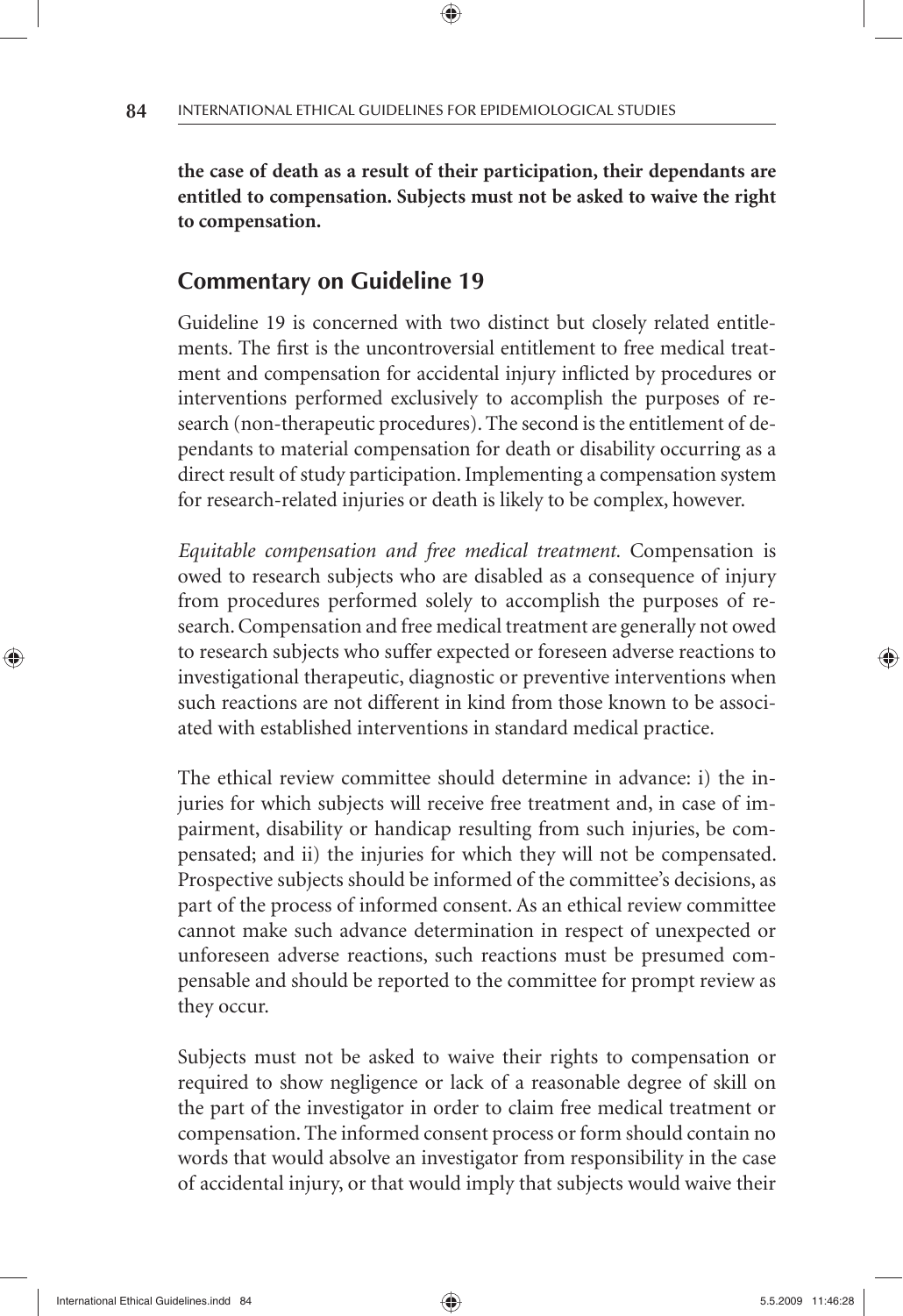**the case of death as a result of their participation, their dependants are entitled to compensation. Subjects must not be asked to waive the right to compensation.**

## Commentary on Guideline 19

Guideline 19 is concerned with two distinct but closely related entitlements. The first is the uncontroversial entitlement to free medical treatment and compensation for accidental injury inflicted by procedures or interventions performed exclusively to accomplish the purposes of research (non-therapeutic procedures). The second is the entitlement of dependants to material compensation for death or disability occurring as a direct result of study participation. Implementing a compensation system for research-related injuries or death is likely to be complex, however.

*Equitable compensation and free medical treatment.* Compensation is owed to research subjects who are disabled as a consequence of injury from procedures performed solely to accomplish the purposes of research. Compensation and free medical treatment are generally not owed to research subjects who suffer expected or foreseen adverse reactions to investigational therapeutic, diagnostic or preventive interventions when such reactions are not different in kind from those known to be associated with established interventions in standard medical practice.

The ethical review committee should determine in advance: i) the injuries for which subjects will receive free treatment and, in case of impairment, disability or handicap resulting from such injuries, be compensated; and ii) the injuries for which they will not be compensated. Prospective subjects should be informed of the committee's decisions, as part of the process of informed consent. As an ethical review committee cannot make such advance determination in respect of unexpected or unforeseen adverse reactions, such reactions must be presumed compensable and should be reported to the committee for prompt review as they occur.

Subjects must not be asked to waive their rights to compensation or required to show negligence or lack of a reasonable degree of skill on the part of the investigator in order to claim free medical treatment or compensation. The informed consent process or form should contain no words that would absolve an investigator from responsibility in the case of accidental injury, or that would imply that subjects would waive their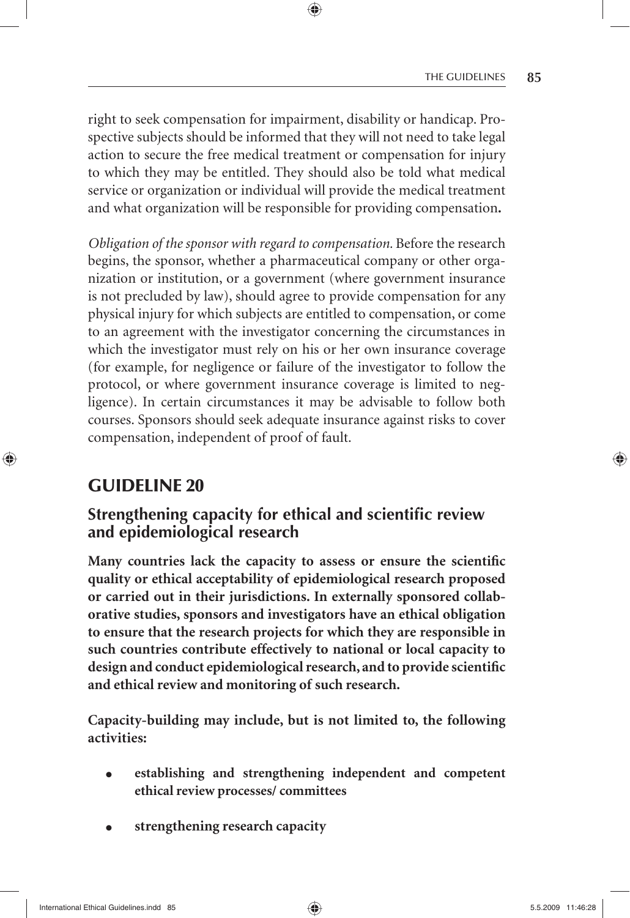right to seek compensation for impairment, disability or handicap. Prospective subjects should be informed that they will not need to take legal action to secure the free medical treatment or compensation for injury to which they may be entitled. They should also be told what medical service or organization or individual will provide the medical treatment and what organization will be responsible for providing compensation**.**

*Obligation of the sponsor with regard to compensation.* Before the research begins, the sponsor, whether a pharmaceutical company or other organization or institution, or a government (where government insurance is not precluded by law), should agree to provide compensation for any physical injury for which subjects are entitled to compensation, or come to an agreement with the investigator concerning the circumstances in which the investigator must rely on his or her own insurance coverage (for example, for negligence or failure of the investigator to follow the protocol, or where government insurance coverage is limited to negligence). In certain circumstances it may be advisable to follow both courses. Sponsors should seek adequate insurance against risks to cover compensation, independent of proof of fault.

## GUIDELINE 20

### Strengthening capacity for ethical and scientific review and epidemiological research

**Many countries lack the capacity to assess or ensure the scientific quality or ethical acceptability of epidemiological research proposed or carried out in their jurisdictions. In externally sponsored collaborative studies, sponsors and investigators have an ethical obligation to ensure that the research projects for which they are responsible in such countries contribute effectively to national or local capacity to design and conduct epidemiological research, and to provide scientific and ethical review and monitoring of such research.**

**Capacity-building may include, but is not limited to, the following activities:**

- **establishing and strengthening independent and competent ethical review processes/ committees**
- **strengthening research capacity**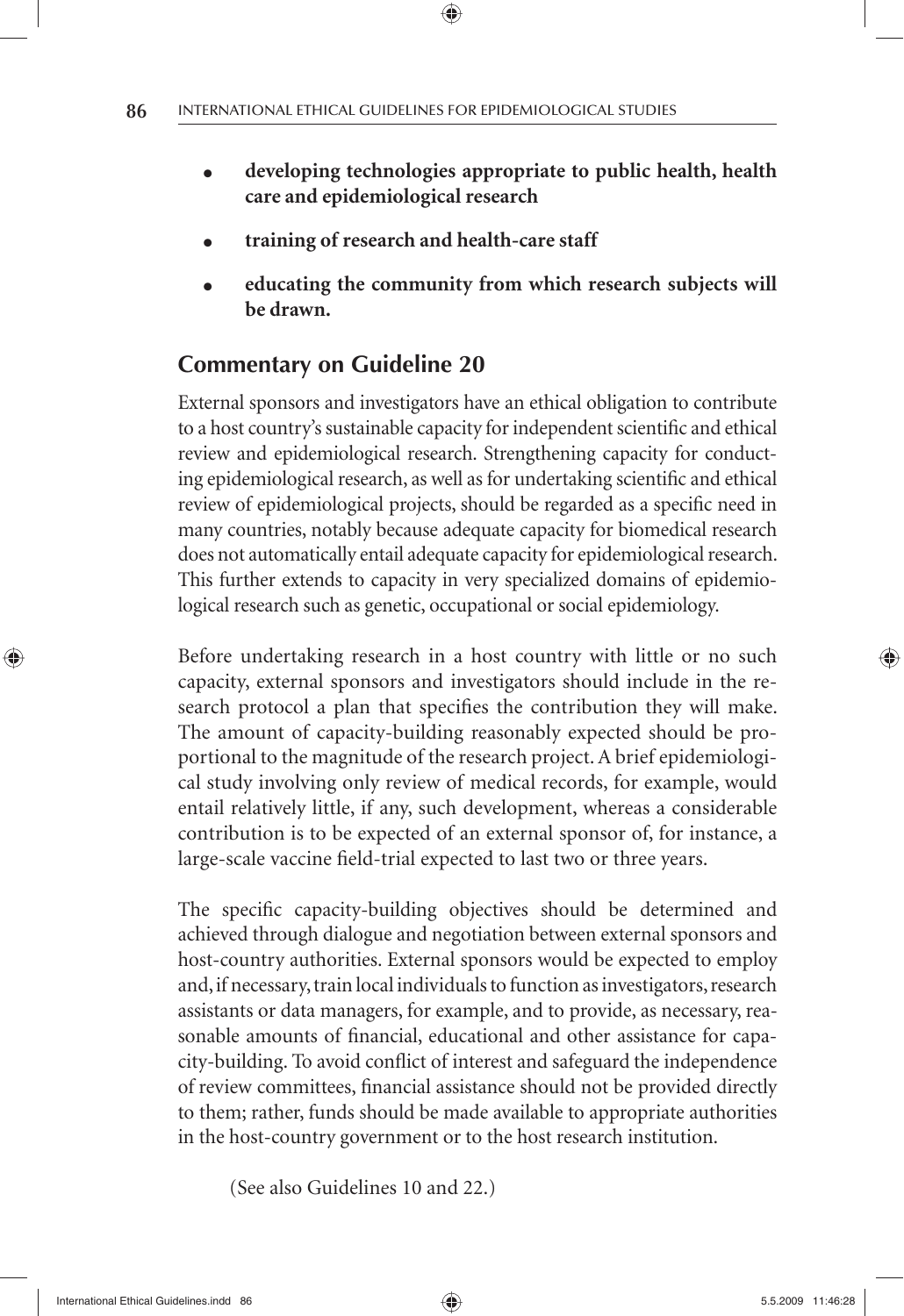- **developing technologies appropriate to public health, health care and epidemiological research**
- **training of research and health-care staff**
- **educating the community from which research subjects will be drawn.**

## Commentary on Guideline 20

External sponsors and investigators have an ethical obligation to contribute to a host country's sustainable capacity for independent scientific and ethical review and epidemiological research. Strengthening capacity for conducting epidemiological research, as well as for undertaking scientific and ethical review of epidemiological projects, should be regarded as a specific need in many countries, notably because adequate capacity for biomedical research does not automatically entail adequate capacity for epidemiological research. This further extends to capacity in very specialized domains of epidemiological research such as genetic, occupational or social epidemiology.

Before undertaking research in a host country with little or no such capacity, external sponsors and investigators should include in the research protocol a plan that specifies the contribution they will make. The amount of capacity-building reasonably expected should be proportional to the magnitude of the research project. A brief epidemiological study involving only review of medical records, for example, would entail relatively little, if any, such development, whereas a considerable contribution is to be expected of an external sponsor of, for instance, a large-scale vaccine field-trial expected to last two or three years.

The specific capacity-building objectives should be determined and achieved through dialogue and negotiation between external sponsors and host-country authorities. External sponsors would be expected to employ and, if necessary, train local individuals to function as investigators, research assistants or data managers, for example, and to provide, as necessary, reasonable amounts of financial, educational and other assistance for capacity-building. To avoid conflict of interest and safeguard the independence of review committees, financial assistance should not be provided directly to them; rather, funds should be made available to appropriate authorities in the host-country government or to the host research institution.

(See also Guidelines 10 and 22.)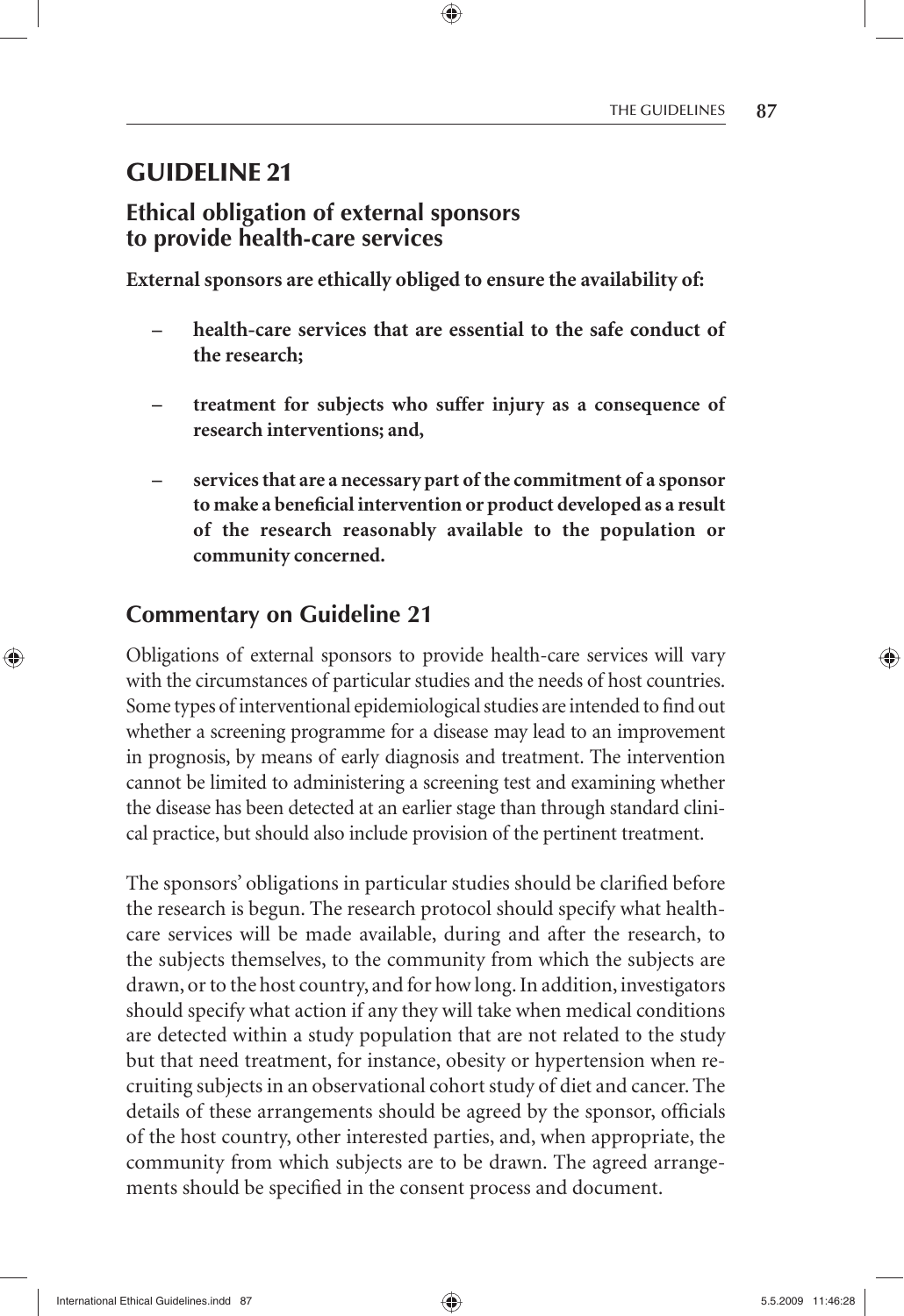# GUIDELINE 21

## Ethical obligation of external sponsors to provide health-care services

**External sponsors are ethically obliged to ensure the availability of:**

- **health-care services that are essential to the safe conduct of the research;**
- **treatment for subjects who suffer injury as a consequence of research interventions; and,**
- **services that are a necessary part of the commitment of a sponsor to make a beneficial intervention or product developed as a result of the research reasonably available to the population or community concerned.**

## Commentary on Guideline 21

Obligations of external sponsors to provide health-care services will vary with the circumstances of particular studies and the needs of host countries. Some types of interventional epidemiological studies are intended to find out whether a screening programme for a disease may lead to an improvement in prognosis, by means of early diagnosis and treatment. The intervention cannot be limited to administering a screening test and examining whether the disease has been detected at an earlier stage than through standard clinical practice, but should also include provision of the pertinent treatment.

The sponsors' obligations in particular studies should be clarified before the research is begun. The research protocol should specify what health-care services will be made available, during and after the research, to the subjects themselves, to the community from which the subjects are drawn, or to the host country, and for how long. In addition, investigators should specify what action if any they will take when medical conditions are detected within a study population that are not related to the study but that need treatment, for instance, obesity or hypertension when recruiting subjects in an observational cohort study of diet and cancer. The details of these arrangements should be agreed by the sponsor, officials of the host country, other interested parties, and, when appropriate, the community from which subjects are to be drawn. The agreed arrangements should be specified in the consent process and document.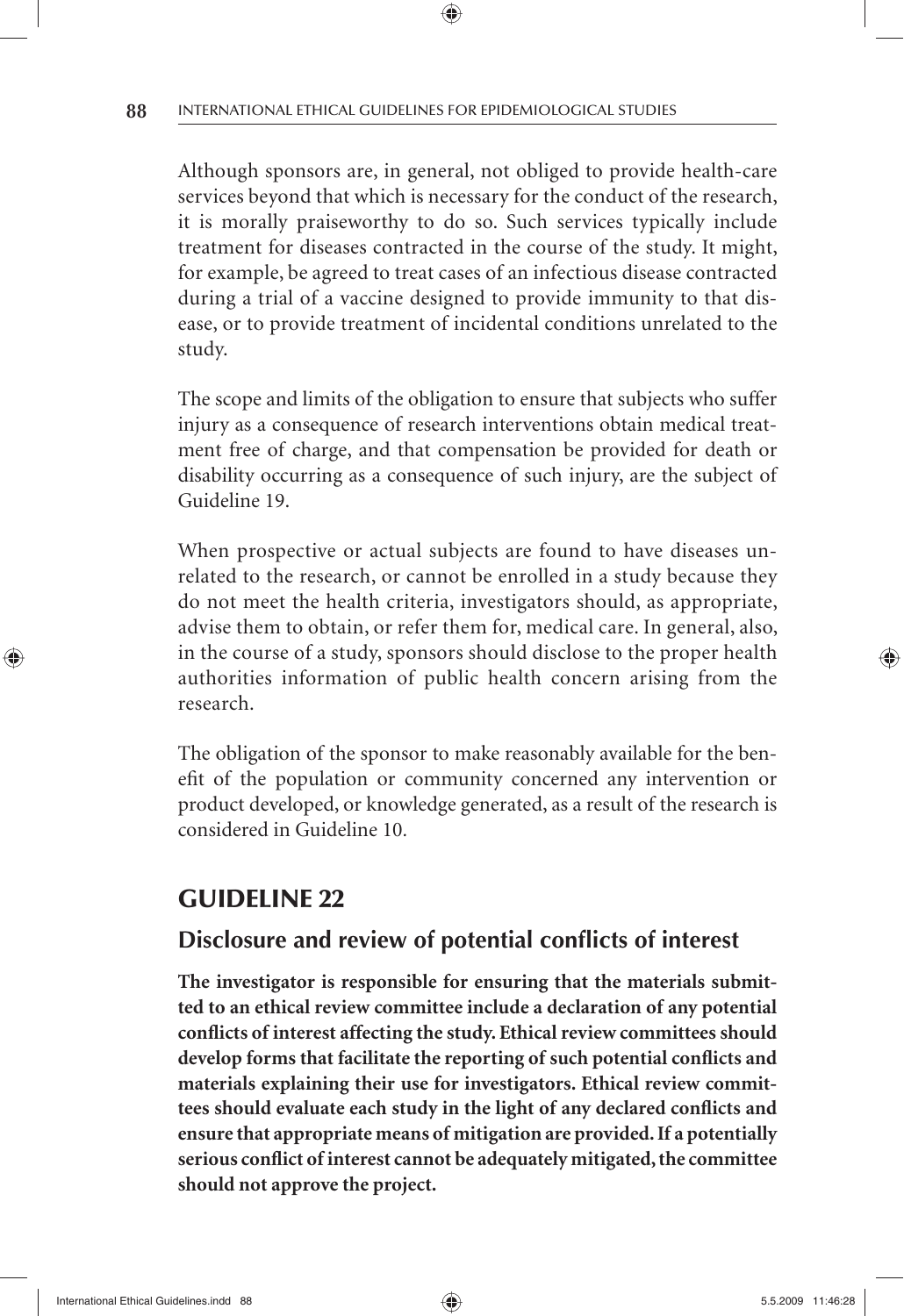Although sponsors are, in general, not obliged to provide health-care services beyond that which is necessary for the conduct of the research, it is morally praiseworthy to do so. Such services typically include treatment for diseases contracted in the course of the study. It might, for example, be agreed to treat cases of an infectious disease contracted during a trial of a vaccine designed to provide immunity to that disease, or to provide treatment of incidental conditions unrelated to the study.

The scope and limits of the obligation to ensure that subjects who suffer injury as a consequence of research interventions obtain medical treatment free of charge, and that compensation be provided for death or disability occurring as a consequence of such injury, are the subject of Guideline 19.

When prospective or actual subjects are found to have diseases unrelated to the research, or cannot be enrolled in a study because they do not meet the health criteria, investigators should, as appropriate, advise them to obtain, or refer them for, medical care. In general, also, in the course of a study, sponsors should disclose to the proper health authorities information of public health concern arising from the research.

The obligation of the sponsor to make reasonably available for the benefit of the population or community concerned any intervention or product developed, or knowledge generated, as a result of the research is considered in Guideline 10.

## GUIDELINE 22

### Disclosure and review of potential conflicts of interest

**The investigator is responsible for ensuring that the materials submitted to an ethical review committee include a declaration of any potential conflicts of interest affecting the study. Ethical review committees should develop forms that facilitate the reporting of such potential conflicts and materials explaining their use for investigators. Ethical review committees should evaluate each study in the light of any declared conflicts and ensure that appropriate means of mitigation are provided. If a potentially serious conflict of interest cannot be adequately mitigated, the committee should not approve the project.**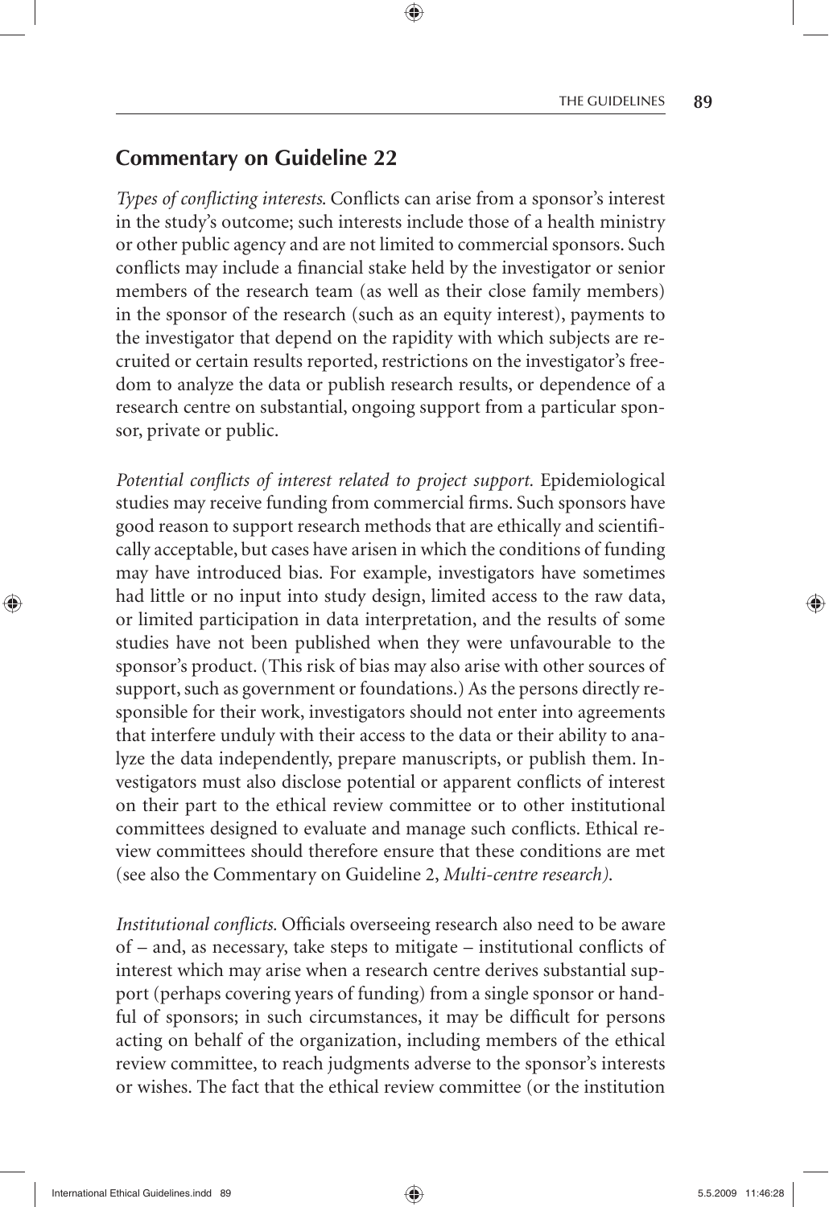## Commentary on Guideline 22

*Types of conflicting interests.* Conflicts can arise from a sponsor's interest in the study's outcome; such interests include those of a health ministry or other public agency and are not limited to commercial sponsors. Such conflicts may include a financial stake held by the investigator or senior members of the research team (as well as their close family members) in the sponsor of the research (such as an equity interest), payments to the investigator that depend on the rapidity with which subjects are recruited or certain results reported, restrictions on the investigator's freedom to analyze the data or publish research results, or dependence of a research centre on substantial, ongoing support from a particular sponsor, private or public.

*Potential conflicts of interest related to project support.* Epidemiological studies may receive funding from commercial firms. Such sponsors have good reason to support research methods that are ethically and scientifically acceptable, but cases have arisen in which the conditions of funding may have introduced bias. For example, investigators have sometimes had little or no input into study design, limited access to the raw data, or limited participation in data interpretation, and the results of some studies have not been published when they were unfavourable to the sponsor's product. (This risk of bias may also arise with other sources of support, such as government or foundations.) As the persons directly responsible for their work, investigators should not enter into agreements that interfere unduly with their access to the data or their ability to analyze the data independently, prepare manuscripts, or publish them. Investigators must also disclose potential or apparent conflicts of interest on their part to the ethical review committee or to other institutional committees designed to evaluate and manage such conflicts. Ethical review committees should therefore ensure that these conditions are met (see also the Commentary on Guideline 2, *Multi-centre research).*

*Institutional conflicts.* Officials overseeing research also need to be aware of – and, as necessary, take steps to mitigate – institutional conflicts of interest which may arise when a research centre derives substantial support (perhaps covering years of funding) from a single sponsor or handful of sponsors; in such circumstances, it may be difficult for persons acting on behalf of the organization, including members of the ethical review committee, to reach judgments adverse to the sponsor's interests or wishes. The fact that the ethical review committee (or the institution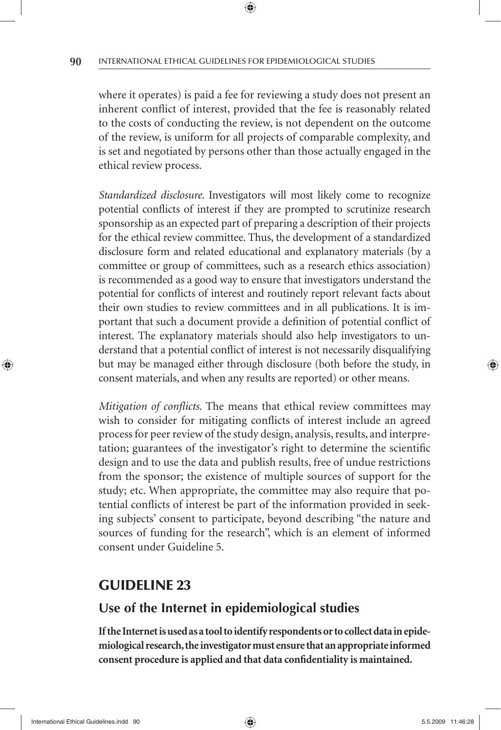where it operates) is paid a fee for reviewing a study does not present an inherent conflict of interest, provided that the fee is reasonably related to the costs of conducting the review, is not dependent on the outcome of the review, is uniform for all projects of comparable complexity, and is set and negotiated by persons other than those actually engaged in the ethical review process.

*Standardized disclosure.* Investigators will most likely come to recognize potential conflicts of interest if they are prompted to scrutinize research sponsorship as an expected part of preparing a description of their projects for the ethical review committee. Thus, the development of a standardized disclosure form and related educational and explanatory materials (by a committee or group of committees, such as a research ethics association) is recommended as a good way to ensure that investigators understand the potential for conflicts of interest and routinely report relevant facts about their own studies to review committees and in all publications. It is important that such a document provide a definition of potential conflict of interest. The explanatory materials should also help investigators to understand that a potential conflict of interest is not necessarily disqualifying but may be managed either through disclosure (both before the study, in consent materials, and when any results are reported) or other means.

*Mitigation of conflicts.* The means that ethical review committees may wish to consider for mitigating conflicts of interest include an agreed process for peer review of the study design, analysis, results, and interpretation; guarantees of the investigator's right to determine the scientific design and to use the data and publish results, free of undue restrictions from the sponsor; the existence of multiple sources of support for the study; etc. When appropriate, the committee may also require that potential conflicts of interest be part of the information provided in seeking subjects' consent to participate, beyond describing "the nature and sources of funding for the research", which is an element of informed consent under Guideline 5.

## GUIDELINE 23

### Use of the Internet in epidemiological studies

**If the Internet is used as a tool to identify respondents or to collect data in epidemiological research, the investigator must ensure that an appropriate informed consent procedure is applied and that data confidentiality is maintained.**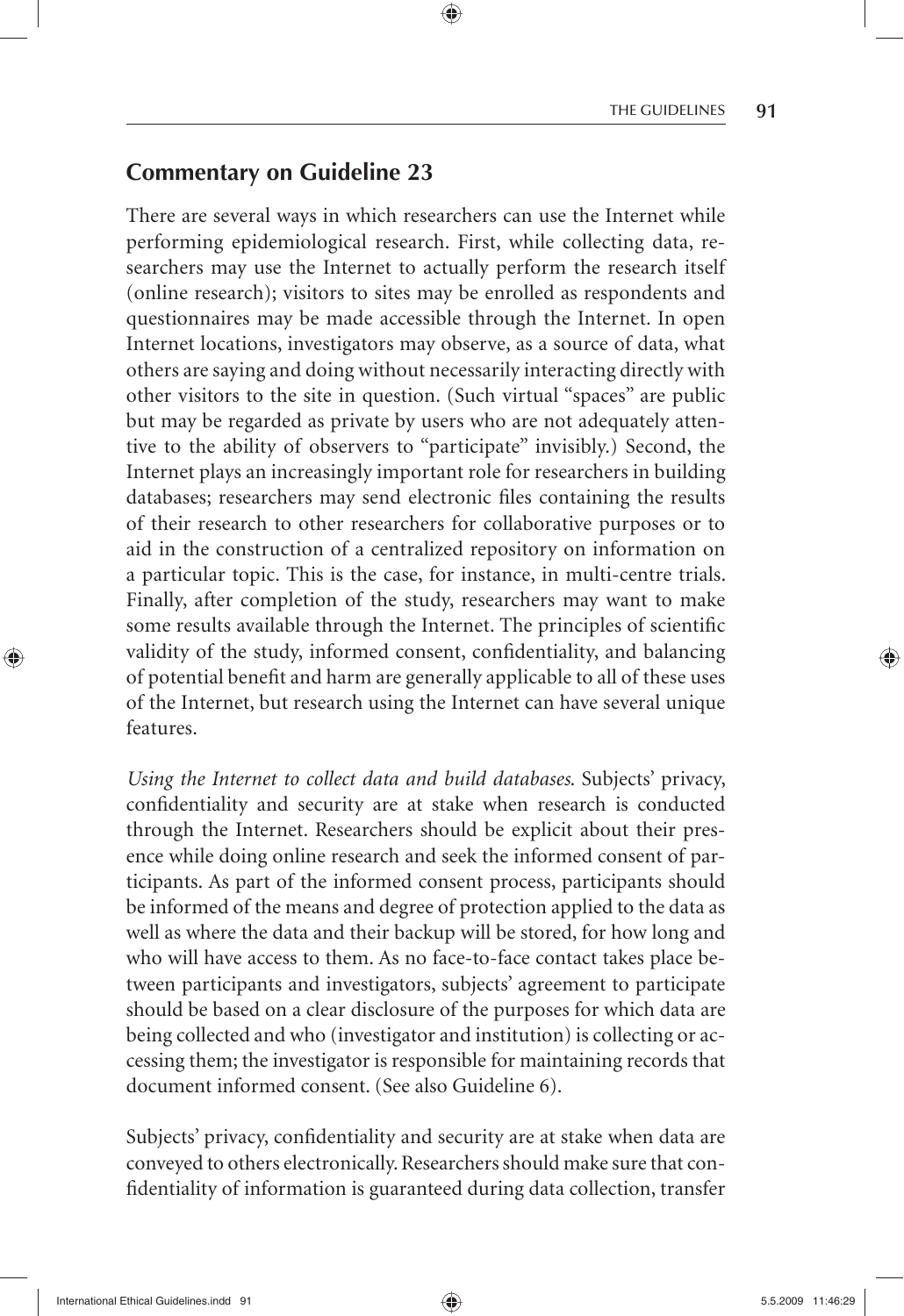## Commentary on Guideline 23

There are several ways in which researchers can use the Internet while performing epidemiological research. First, while collecting data, researchers may use the Internet to actually perform the research itself (online research); visitors to sites may be enrolled as respondents and questionnaires may be made accessible through the Internet. In open Internet locations, investigators may observe, as a source of data, what others are saying and doing without necessarily interacting directly with other visitors to the site in question. (Such virtual "spaces" are public but may be regarded as private by users who are not adequately attentive to the ability of observers to "participate" invisibly.) Second, the Internet plays an increasingly important role for researchers in building databases; researchers may send electronic files containing the results of their research to other researchers for collaborative purposes or to aid in the construction of a centralized repository on information on a particular topic. This is the case, for instance, in multi-centre trials. Finally, after completion of the study, researchers may want to make some results available through the Internet. The principles of scientific validity of the study, informed consent, confidentiality, and balancing of potential benefit and harm are generally applicable to all of these uses of the Internet, but research using the Internet can have several unique features.

*Using the Internet to collect data and build databases.* Subjects' privacy, confidentiality and security are at stake when research is conducted through the Internet. Researchers should be explicit about their presence while doing online research and seek the informed consent of participants. As part of the informed consent process, participants should be informed of the means and degree of protection applied to the data as well as where the data and their backup will be stored, for how long and who will have access to them. As no face-to-face contact takes place between participants and investigators, subjects' agreement to participate should be based on a clear disclosure of the purposes for which data are being collected and who (investigator and institution) is collecting or accessing them; the investigator is responsible for maintaining records that document informed consent. (See also Guideline 6).

Subjects' privacy, confidentiality and security are at stake when data are conveyed to others electronically. Researchers should make sure that confidentiality of information is guaranteed during data collection, transfer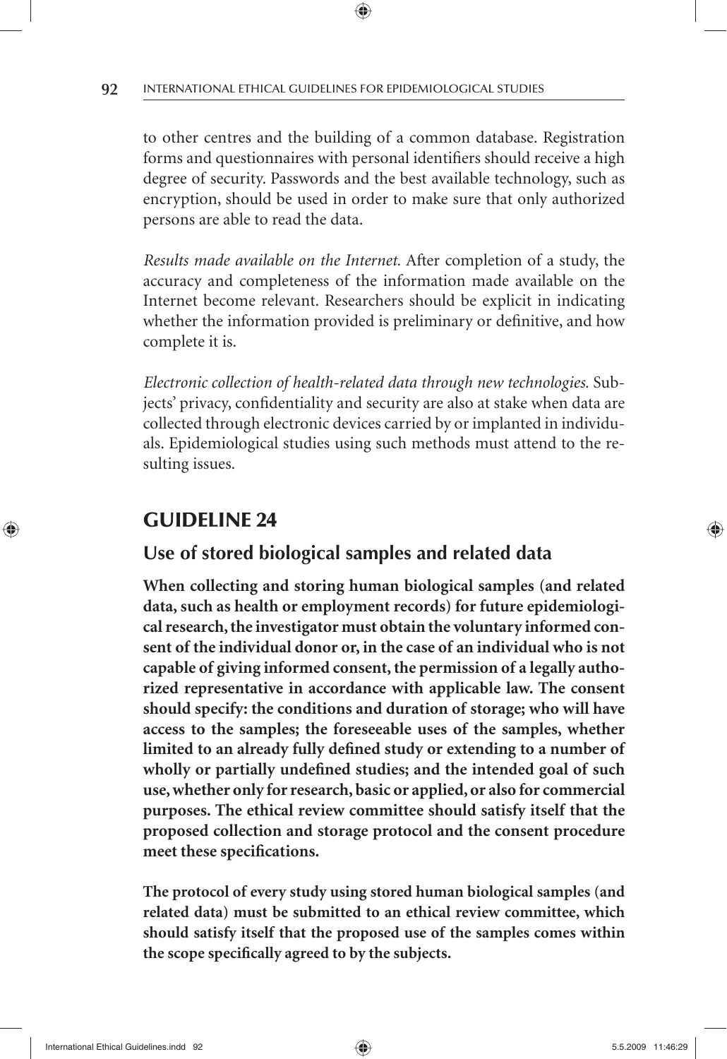to other centres and the building of a common database. Registration forms and questionnaires with personal identifiers should receive a high degree of security. Passwords and the best available technology, such as encryption, should be used in order to make sure that only authorized persons are able to read the data.

*Results made available on the Internet.* After completion of a study, the accuracy and completeness of the information made available on the Internet become relevant. Researchers should be explicit in indicating whether the information provided is preliminary or definitive, and how complete it is.

*Electronic collection of health-related data through new technologies.* Subjects' privacy, confidentiality and security are also at stake when data are collected through electronic devices carried by or implanted in individuals. Epidemiological studies using such methods must attend to the resulting issues.

## GUIDELINE 24

### Use of stored biological samples and related data

**When collecting and storing human biological samples (and related data, such as health or employment records) for future epidemiological research, the investigator must obtain the voluntary informed consent of the individual donor or, in the case of an individual who is not capable of giving informed consent, the permission of a legally authorized representative in accordance with applicable law. The consent should specify: the conditions and duration of storage; who will have access to the samples; the foreseeable uses of the samples, whether limited to an already fully defined study or extending to a number of wholly or partially undefined studies; and the intended goal of such use, whether only for research, basic or applied, or also for commercial purposes. The ethical review committee should satisfy itself that the proposed collection and storage protocol and the consent procedure meet these specifications.**

**The protocol of every study using stored human biological samples (and related data) must be submitted to an ethical review committee, which should satisfy itself that the proposed use of the samples comes within the scope specifically agreed to by the subjects.**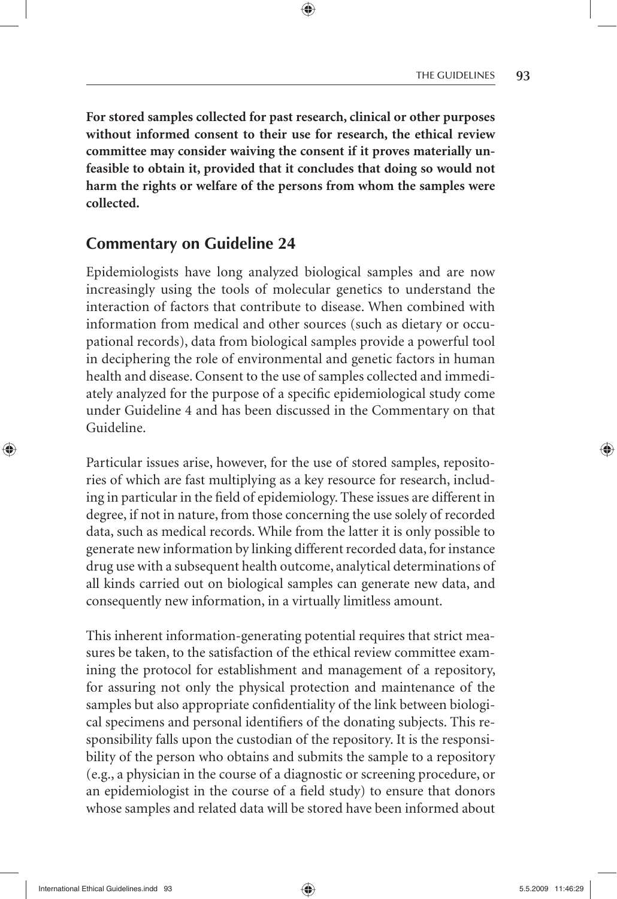**For stored samples collected for past research, clinical or other purposes without informed consent to their use for research, the ethical review committee may consider waiving the consent if it proves materially unfeasible to obtain it, provided that it concludes that doing so would not harm the rights or welfare of the persons from whom the samples were collected.**

## Commentary on Guideline 24

Epidemiologists have long analyzed biological samples and are now increasingly using the tools of molecular genetics to understand the interaction of factors that contribute to disease. When combined with information from medical and other sources (such as dietary or occupational records), data from biological samples provide a powerful tool in deciphering the role of environmental and genetic factors in human health and disease. Consent to the use of samples collected and immediately analyzed for the purpose of a specific epidemiological study come under Guideline 4 and has been discussed in the Commentary on that Guideline.

Particular issues arise, however, for the use of stored samples, repositories of which are fast multiplying as a key resource for research, including in particular in the field of epidemiology. These issues are different in degree, if not in nature, from those concerning the use solely of recorded data, such as medical records. While from the latter it is only possible to generate new information by linking different recorded data, for instance drug use with a subsequent health outcome, analytical determinations of all kinds carried out on biological samples can generate new data, and consequently new information, in a virtually limitless amount.

This inherent information-generating potential requires that strict measures be taken, to the satisfaction of the ethical review committee examining the protocol for establishment and management of a repository, for assuring not only the physical protection and maintenance of the samples but also appropriate confidentiality of the link between biological specimens and personal identifiers of the donating subjects. This responsibility falls upon the custodian of the repository. It is the responsibility of the person who obtains and submits the sample to a repository (e.g., a physician in the course of a diagnostic or screening procedure, or an epidemiologist in the course of a field study) to ensure that donors whose samples and related data will be stored have been informed about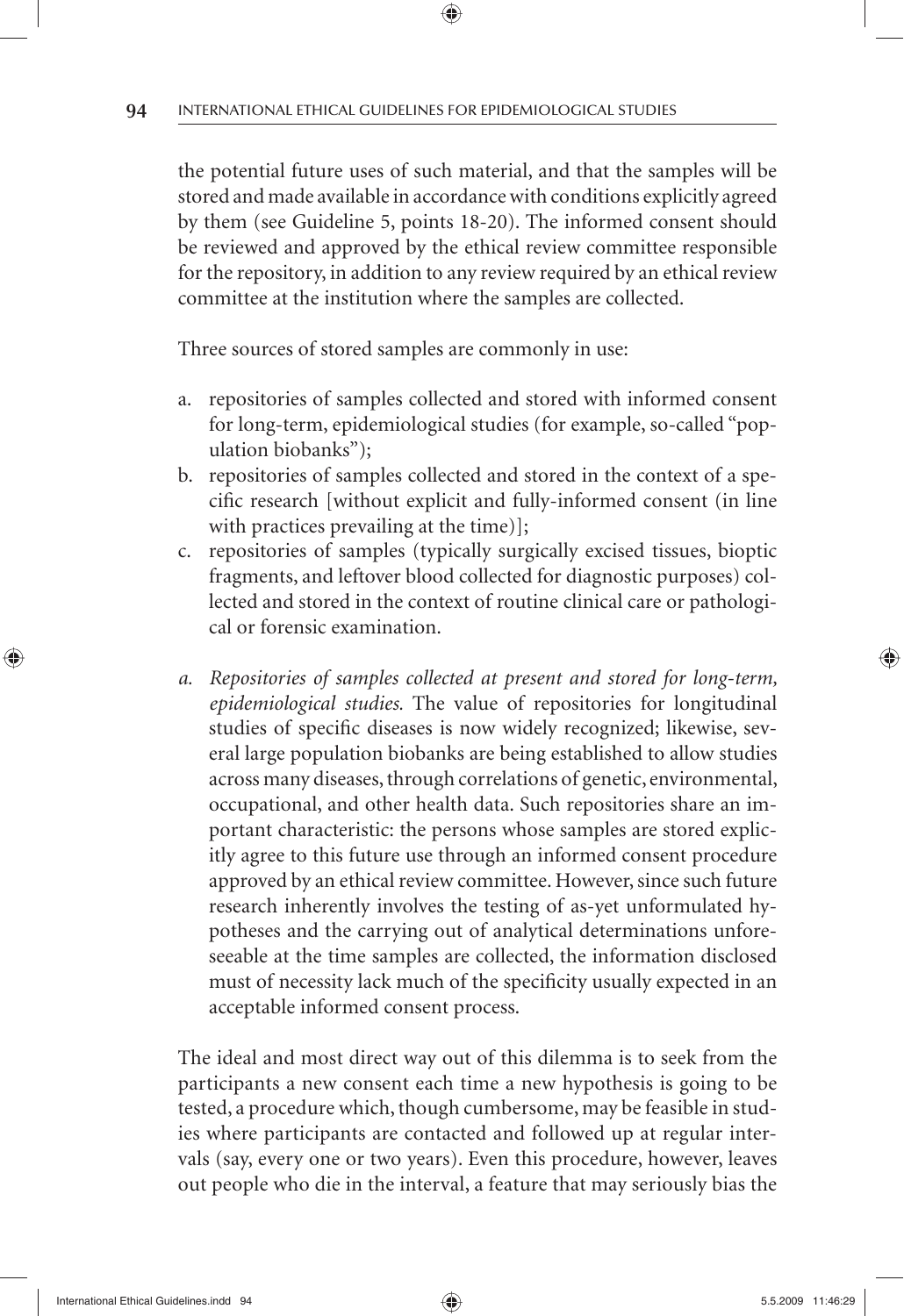the potential future uses of such material, and that the samples will be stored and made available in accordance with conditions explicitly agreed by them (see Guideline 5, points 18-20). The informed consent should be reviewed and approved by the ethical review committee responsible for the repository, in addition to any review required by an ethical review committee at the institution where the samples are collected.

Three sources of stored samples are commonly in use:

a. repositories of samples collected and stored with informed consent for long-term, epidemiological studies (for example, so-called "population biobanks");
b. repositories of samples collected and stored in the context of a specific research [without explicit and fully-informed consent (in line with practices prevailing at the time)];
c. repositories of samples (typically surgically excised tissues, bioptic fragments, and leftover blood collected for diagnostic purposes) collected and stored in the context of routine clinical care or pathological or forensic examination.

a. *Repositories of samples collected at present and stored for long-term, epidemiological studies.* The value of repositories for longitudinal studies of specific diseases is now widely recognized; likewise, several large population biobanks are being established to allow studies across many diseases, through correlations of genetic, environmental, occupational, and other health data. Such repositories share an important characteristic: the persons whose samples are stored explicitly agree to this future use through an informed consent procedure approved by an ethical review committee. However, since such future research inherently involves the testing of as-yet unformulated hypotheses and the carrying out of analytical determinations unforeseeable at the time samples are collected, the information disclosed must of necessity lack much of the specificity usually expected in an acceptable informed consent process.

The ideal and most direct way out of this dilemma is to seek from the participants a new consent each time a new hypothesis is going to be tested, a procedure which, though cumbersome, may be feasible in studies where participants are contacted and followed up at regular intervals (say, every one or two years). Even this procedure, however, leaves out people who die in the interval, a feature that may seriously bias the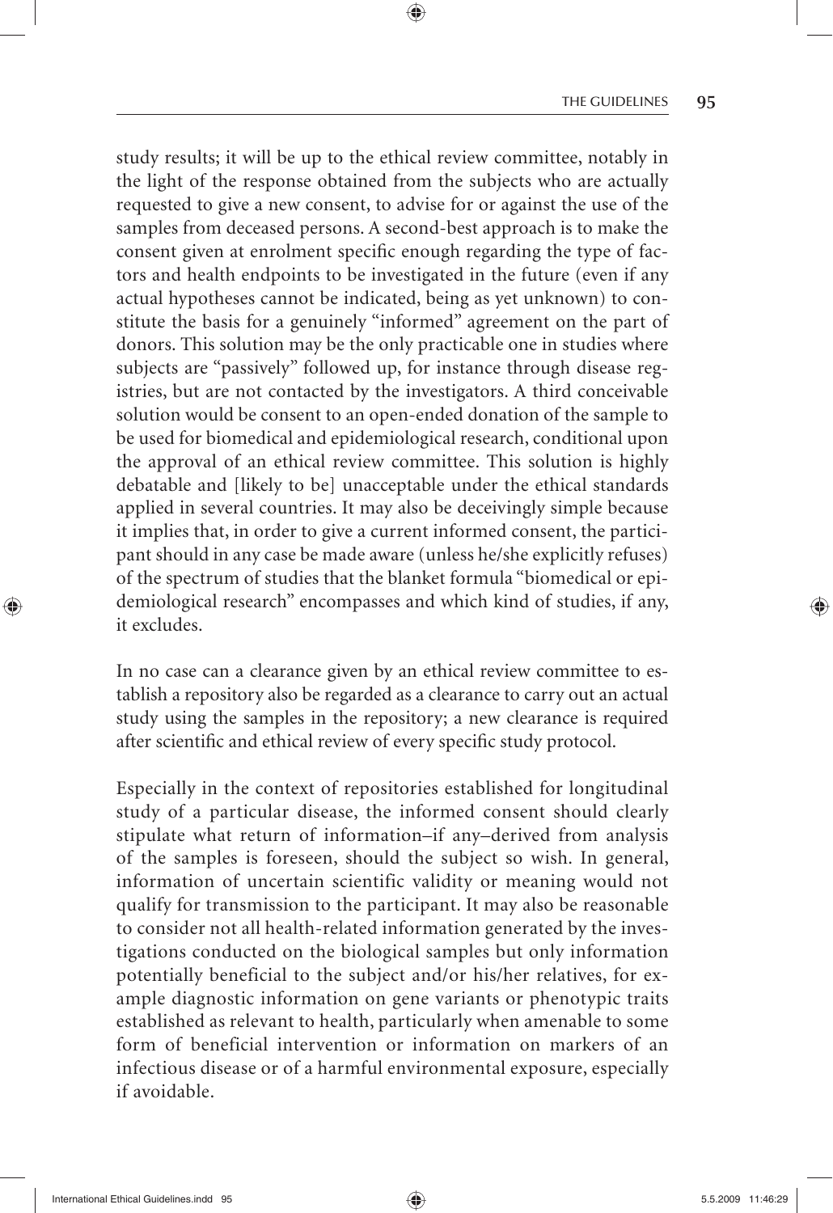study results; it will be up to the ethical review committee, notably in the light of the response obtained from the subjects who are actually requested to give a new consent, to advise for or against the use of the samples from deceased persons. A second-best approach is to make the consent given at enrolment specific enough regarding the type of factors and health endpoints to be investigated in the future (even if any actual hypotheses cannot be indicated, being as yet unknown) to constitute the basis for a genuinely "informed" agreement on the part of donors. This solution may be the only practicable one in studies where subjects are "passively" followed up, for instance through disease registries, but are not contacted by the investigators. A third conceivable solution would be consent to an open-ended donation of the sample to be used for biomedical and epidemiological research, conditional upon the approval of an ethical review committee. This solution is highly debatable and [likely to be] unacceptable under the ethical standards applied in several countries. It may also be deceivingly simple because it implies that, in order to give a current informed consent, the participant should in any case be made aware (unless he/she explicitly refuses) of the spectrum of studies that the blanket formula "biomedical or epidemiological research" encompasses and which kind of studies, if any, it excludes.

In no case can a clearance given by an ethical review committee to establish a repository also be regarded as a clearance to carry out an actual study using the samples in the repository; a new clearance is required after scientific and ethical review of every specific study protocol.

Especially in the context of repositories established for longitudinal study of a particular disease, the informed consent should clearly stipulate what return of information–if any–derived from analysis of the samples is foreseen, should the subject so wish. In general, information of uncertain scientific validity or meaning would not qualify for transmission to the participant. It may also be reasonable to consider not all health-related information generated by the investigations conducted on the biological samples but only information potentially beneficial to the subject and/or his/her relatives, for example diagnostic information on gene variants or phenotypic traits established as relevant to health, particularly when amenable to some form of beneficial intervention or information on markers of an infectious disease or of a harmful environmental exposure, especially if avoidable.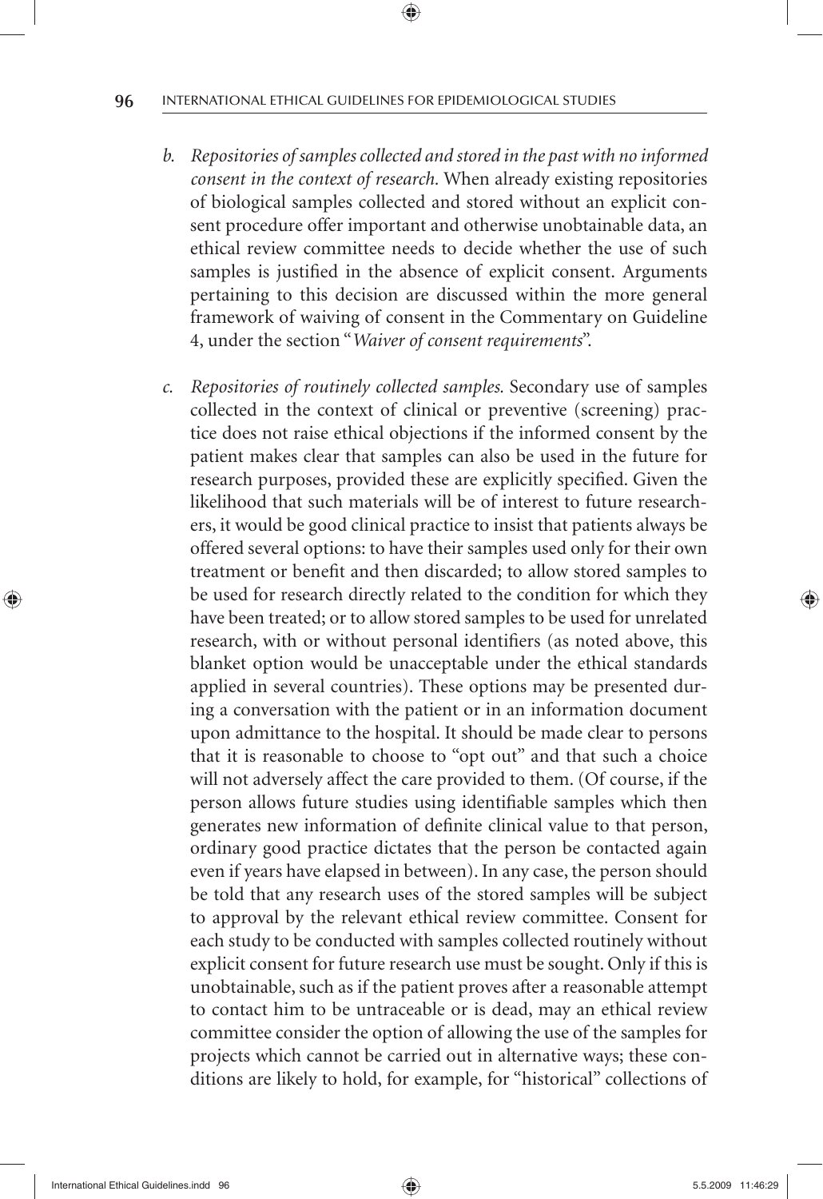b. *Repositories of samples collected and stored in the past with no informed consent in the context of research.* When already existing repositories of biological samples collected and stored without an explicit consent procedure offer important and otherwise unobtainable data, an ethical review committee needs to decide whether the use of such samples is justified in the absence of explicit consent. Arguments pertaining to this decision are discussed within the more general framework of waiving of consent in the Commentary on Guideline 4, under the section "*Waiver of consent requirements*".

c. *Repositories of routinely collected samples.* Secondary use of samples collected in the context of clinical or preventive (screening) practice does not raise ethical objections if the informed consent by the patient makes clear that samples can also be used in the future for research purposes, provided these are explicitly specified. Given the likelihood that such materials will be of interest to future researchers, it would be good clinical practice to insist that patients always be offered several options: to have their samples used only for their own treatment or benefit and then discarded; to allow stored samples to be used for research directly related to the condition for which they have been treated; or to allow stored samples to be used for unrelated research, with or without personal identifiers (as noted above, this blanket option would be unacceptable under the ethical standards applied in several countries). These options may be presented during a conversation with the patient or in an information document upon admittance to the hospital. It should be made clear to persons that it is reasonable to choose to "opt out" and that such a choice will not adversely affect the care provided to them. (Of course, if the person allows future studies using identifiable samples which then generates new information of definite clinical value to that person, ordinary good practice dictates that the person be contacted again even if years have elapsed in between). In any case, the person should be told that any research uses of the stored samples will be subject to approval by the relevant ethical review committee. Consent for each study to be conducted with samples collected routinely without explicit consent for future research use must be sought. Only if this is unobtainable, such as if the patient proves after a reasonable attempt to contact him to be untraceable or is dead, may an ethical review committee consider the option of allowing the use of the samples for projects which cannot be carried out in alternative ways; these conditions are likely to hold, for example, for "historical" collections of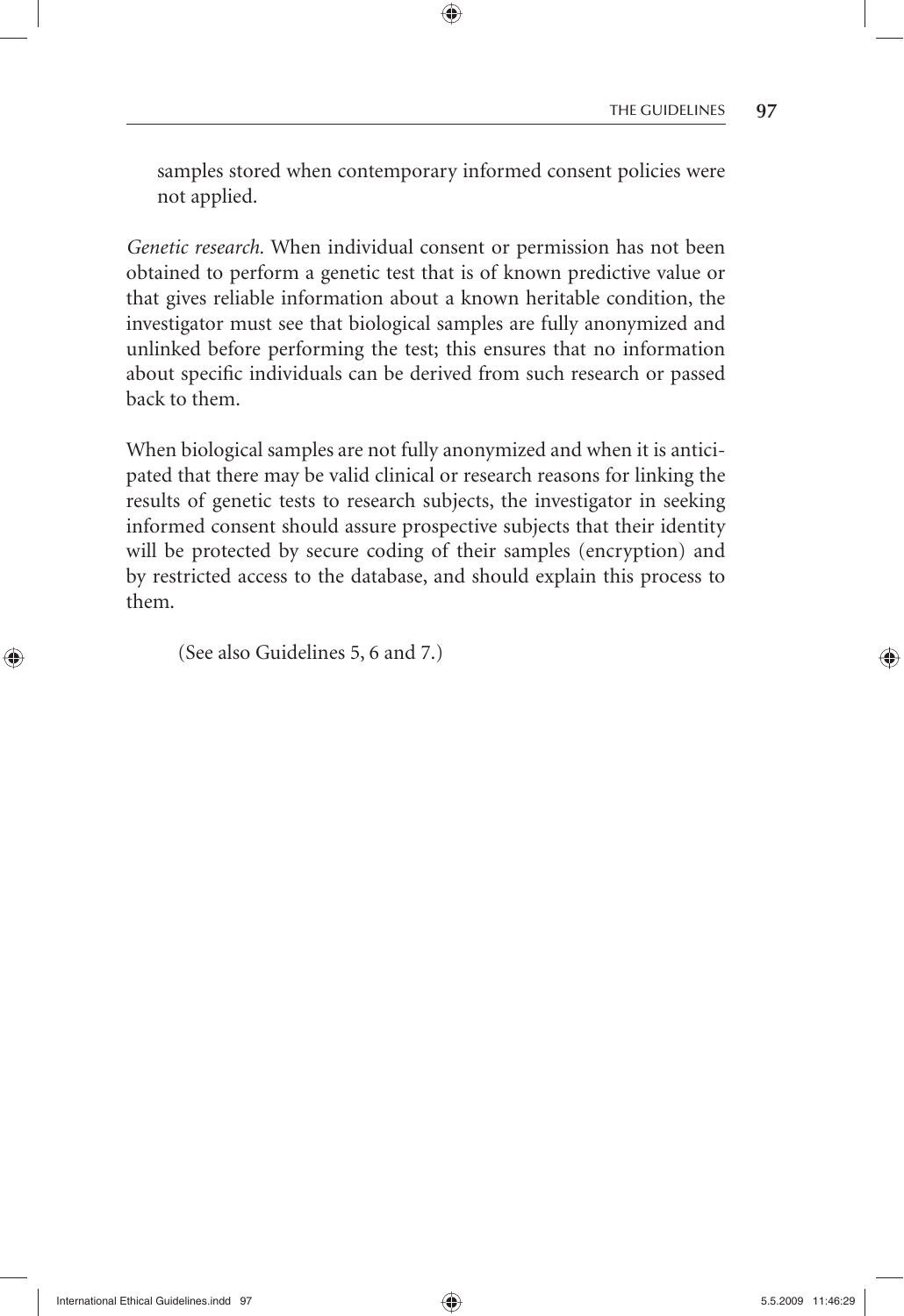samples stored when contemporary informed consent policies were not applied.

*Genetic research.* When individual consent or permission has not been obtained to perform a genetic test that is of known predictive value or that gives reliable information about a known heritable condition, the investigator must see that biological samples are fully anonymized and unlinked before performing the test; this ensures that no information about specific individuals can be derived from such research or passed back to them.

When biological samples are not fully anonymized and when it is anticipated that there may be valid clinical or research reasons for linking the results of genetic tests to research subjects, the investigator in seeking informed consent should assure prospective subjects that their identity will be protected by secure coding of their samples (encryption) and by restricted access to the database, and should explain this process to them.

(See also Guidelines 5, 6 and 7.)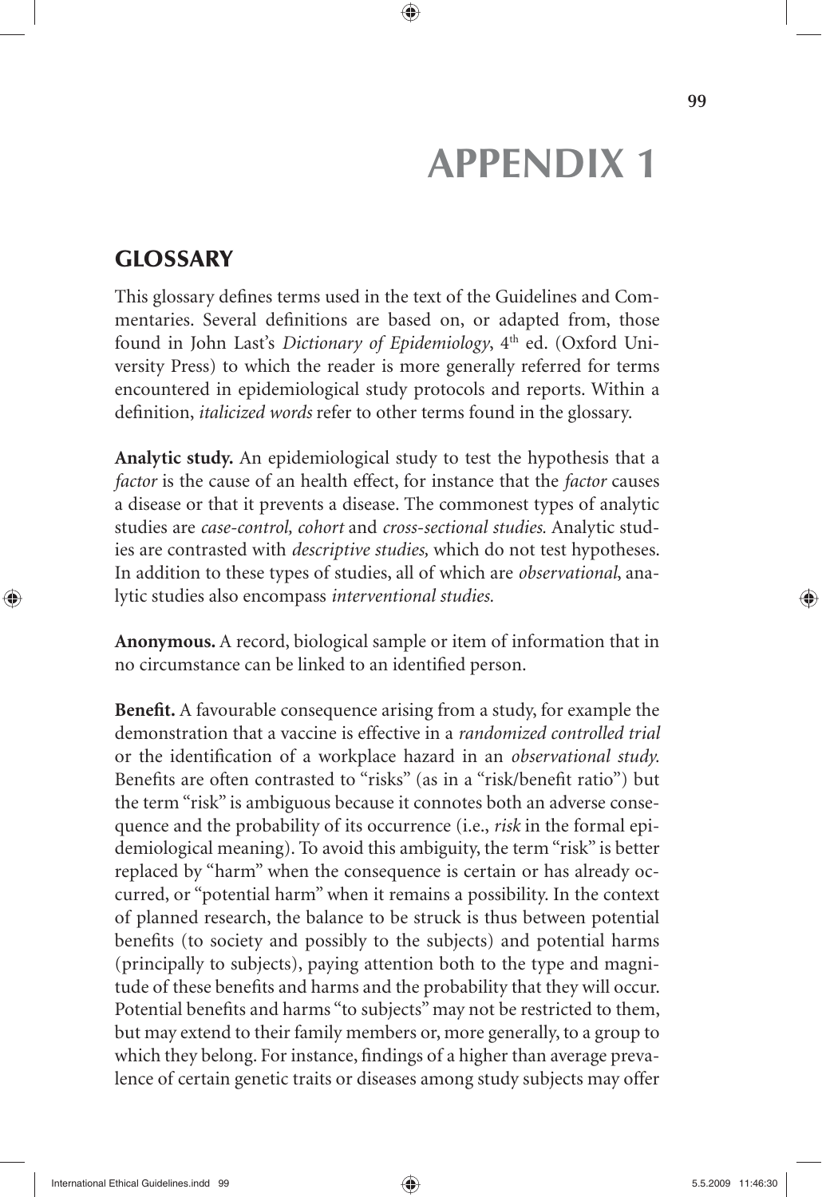# APPENDIX 1

## GLOSSARY

This glossary defines terms used in the text of the Guidelines and Commentaries. Several definitions are based on, or adapted from, those found in John Last's *Dictionary of Epidemiology*, 4th ed. (Oxford University Press) to which the reader is more generally referred for terms encountered in epidemiological study protocols and reports. Within a definition, *italicized words* refer to other terms found in the glossary.

**Analytic study.** An epidemiological study to test the hypothesis that a *factor* is the cause of an health effect, for instance that the *factor* causes a disease or that it prevents a disease. The commonest types of analytic studies are *case-control, cohort* and *cross-sectional studies.* Analytic studies are contrasted with *descriptive studies,* which do not test hypotheses. In addition to these types of studies, all of which are *observational*, analytic studies also encompass *interventional studies.*

**Anonymous.** A record, biological sample or item of information that in no circumstance can be linked to an identified person.

**Benefit.** A favourable consequence arising from a study, for example the demonstration that a vaccine is effective in a *randomized controlled trial* or the identification of a workplace hazard in an *observational study.* Benefits are often contrasted to "risks" (as in a "risk/benefit ratio") but the term "risk" is ambiguous because it connotes both an adverse consequence and the probability of its occurrence (i.e., *risk* in the formal epidemiological meaning). To avoid this ambiguity, the term "risk" is better replaced by "harm" when the consequence is certain or has already occurred, or "potential harm" when it remains a possibility. In the context of planned research, the balance to be struck is thus between potential benefits (to society and possibly to the subjects) and potential harms (principally to subjects), paying attention both to the type and magnitude of these benefits and harms and the probability that they will occur. Potential benefits and harms "to subjects" may not be restricted to them, but may extend to their family members or, more generally, to a group to which they belong. For instance, findings of a higher than average prevalence of certain genetic traits or diseases among study subjects may offer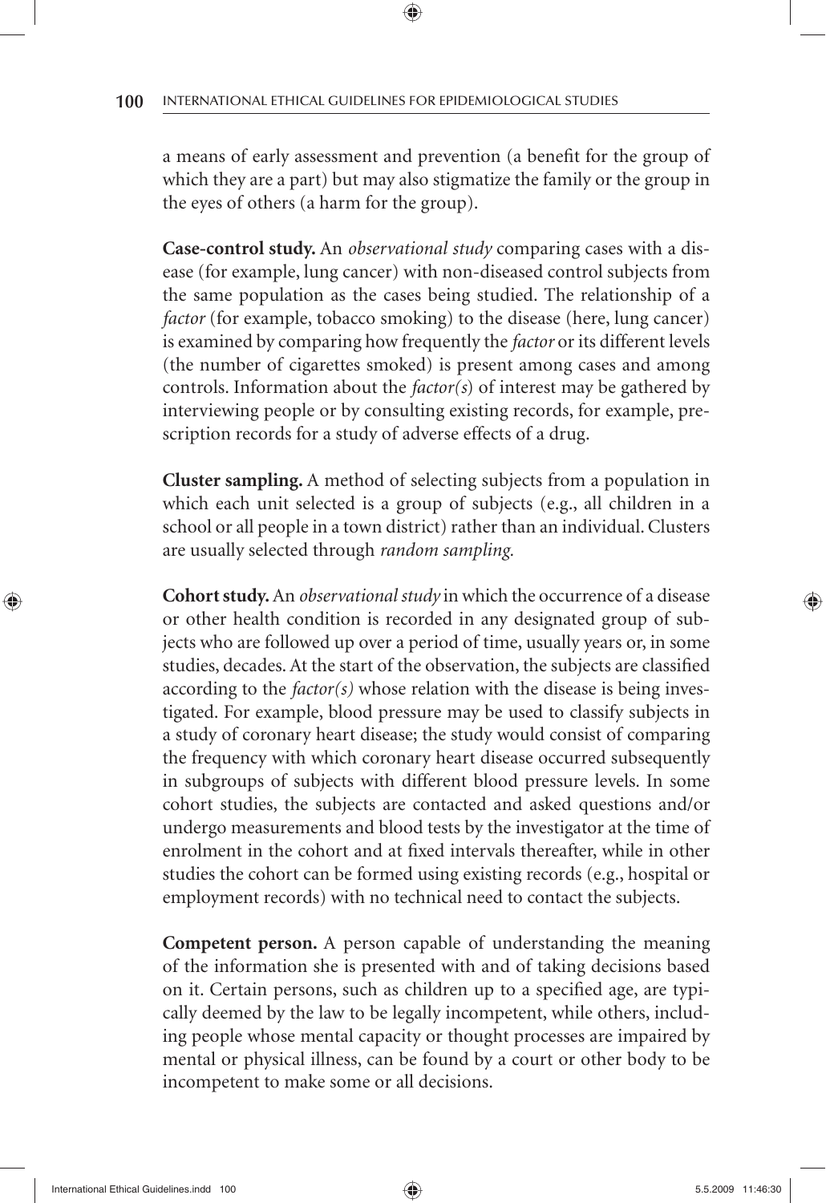a means of early assessment and prevention (a benefit for the group of which they are a part) but may also stigmatize the family or the group in the eyes of others (a harm for the group).

**Case-control study.** An *observational study* comparing cases with a disease (for example, lung cancer) with non-diseased control subjects from the same population as the cases being studied. The relationship of a *factor* (for example, tobacco smoking) to the disease (here, lung cancer) is examined by comparing how frequently the *factor* or its different levels (the number of cigarettes smoked) is present among cases and among controls. Information about the *factor(s)* of interest may be gathered by interviewing people or by consulting existing records, for example, prescription records for a study of adverse effects of a drug.

**Cluster sampling.** A method of selecting subjects from a population in which each unit selected is a group of subjects (e.g., all children in a school or all people in a town district) rather than an individual. Clusters are usually selected through *random sampling.*

**Cohort study.** An *observational study* in which the occurrence of a disease or other health condition is recorded in any designated group of subjects who are followed up over a period of time, usually years or, in some studies, decades. At the start of the observation, the subjects are classified according to the *factor(s)* whose relation with the disease is being investigated. For example, blood pressure may be used to classify subjects in a study of coronary heart disease; the study would consist of comparing the frequency with which coronary heart disease occurred subsequently in subgroups of subjects with different blood pressure levels. In some cohort studies, the subjects are contacted and asked questions and/or undergo measurements and blood tests by the investigator at the time of enrolment in the cohort and at fixed intervals thereafter, while in other studies the cohort can be formed using existing records (e.g., hospital or employment records) with no technical need to contact the subjects.

**Competent person.** A person capable of understanding the meaning of the information she is presented with and of taking decisions based on it. Certain persons, such as children up to a specified age, are typically deemed by the law to be legally incompetent, while others, including people whose mental capacity or thought processes are impaired by mental or physical illness, can be found by a court or other body to be incompetent to make some or all decisions.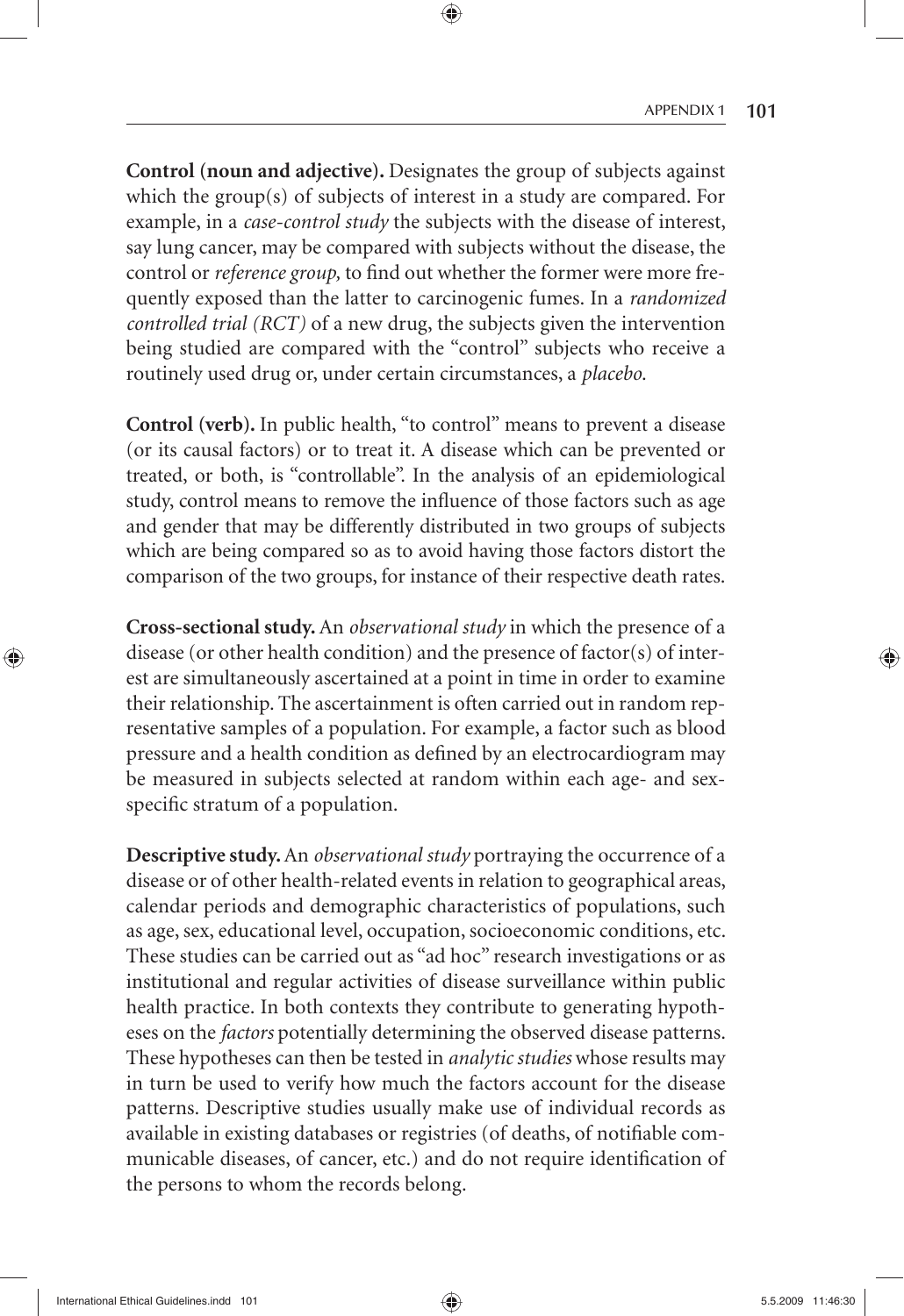**Control (noun and adjective).** Designates the group of subjects against which the group(s) of subjects of interest in a study are compared. For example, in a *case-control study* the subjects with the disease of interest, say lung cancer, may be compared with subjects without the disease, the control or *reference group,* to find out whether the former were more frequently exposed than the latter to carcinogenic fumes. In a *randomized controlled trial (RCT)* of a new drug, the subjects given the intervention being studied are compared with the "control" subjects who receive a routinely used drug or, under certain circumstances, a *placebo.*

**Control (verb).** In public health, "to control" means to prevent a disease (or its causal factors) or to treat it. A disease which can be prevented or treated, or both, is "controllable". In the analysis of an epidemiological study, control means to remove the influence of those factors such as age and gender that may be differently distributed in two groups of subjects which are being compared so as to avoid having those factors distort the comparison of the two groups, for instance of their respective death rates.

**Cross-sectional study.** An *observational study* in which the presence of a disease (or other health condition) and the presence of factor(s) of interest are simultaneously ascertained at a point in time in order to examine their relationship. The ascertainment is often carried out in random representative samples of a population. For example, a factor such as blood pressure and a health condition as defined by an electrocardiogram may be measured in subjects selected at random within each age- and sex-specific stratum of a population.

**Descriptive study.** An *observational study* portraying the occurrence of a disease or of other health-related events in relation to geographical areas, calendar periods and demographic characteristics of populations, such as age, sex, educational level, occupation, socioeconomic conditions, etc. These studies can be carried out as "ad hoc" research investigations or as institutional and regular activities of disease surveillance within public health practice. In both contexts they contribute to generating hypotheses on the *factors* potentially determining the observed disease patterns. These hypotheses can then be tested in *analytic studies* whose results may in turn be used to verify how much the factors account for the disease patterns. Descriptive studies usually make use of individual records as available in existing databases or registries (of deaths, of notifiable communicable diseases, of cancer, etc.) and do not require identification of the persons to whom the records belong.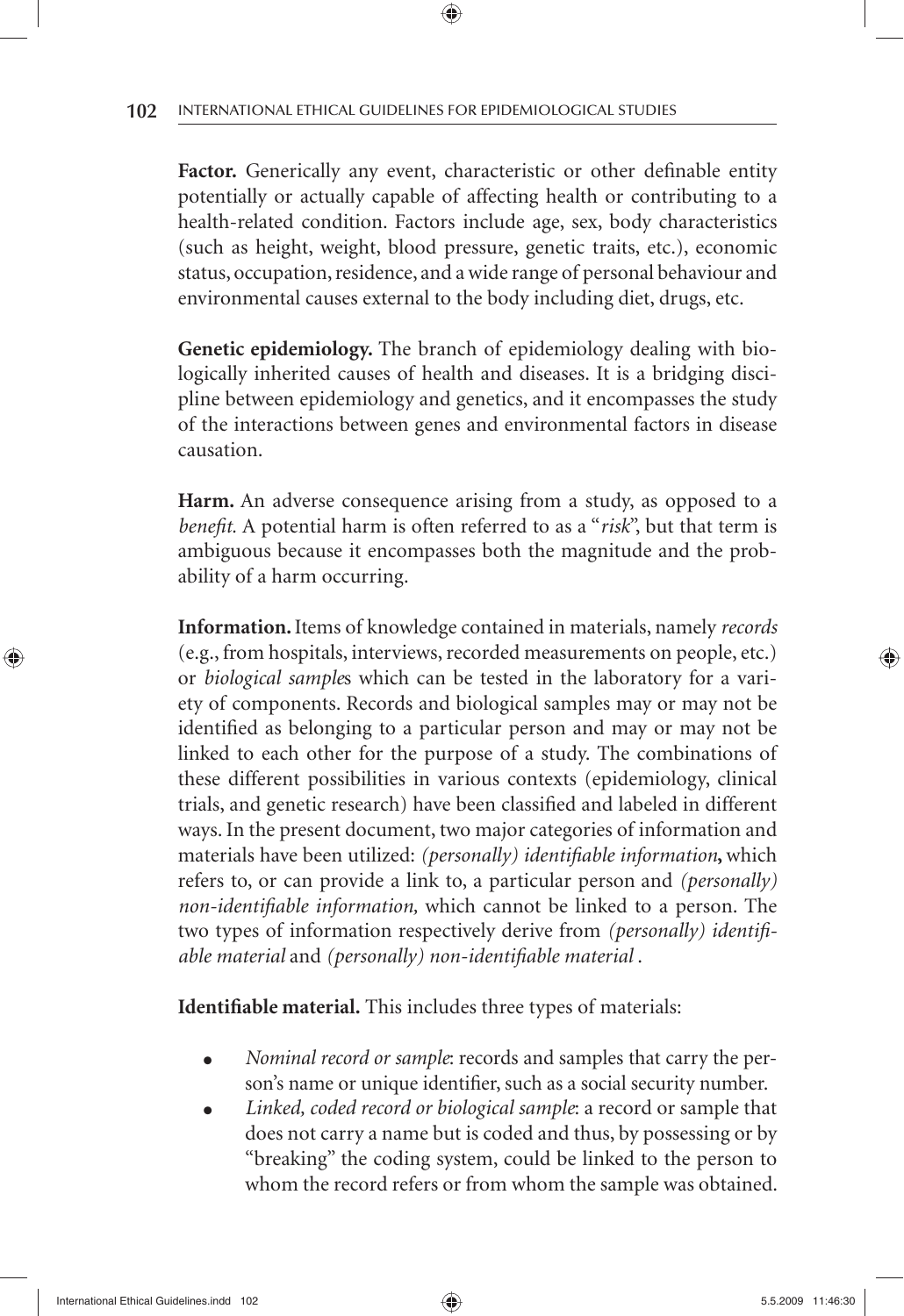**Factor.** Generically any event, characteristic or other definable entity potentially or actually capable of affecting health or contributing to a health-related condition. Factors include age, sex, body characteristics (such as height, weight, blood pressure, genetic traits, etc.), economic status, occupation, residence, and a wide range of personal behaviour and environmental causes external to the body including diet, drugs, etc.

**Genetic epidemiology.** The branch of epidemiology dealing with biologically inherited causes of health and diseases. It is a bridging discipline between epidemiology and genetics, and it encompasses the study of the interactions between genes and environmental factors in disease causation.

**Harm.** An adverse consequence arising from a study, as opposed to a *benefit*. A potential harm is often referred to as a "*risk*", but that term is ambiguous because it encompasses both the magnitude and the probability of a harm occurring.

**Information.** Items of knowledge contained in materials, namely *records* (e.g., from hospitals, interviews, recorded measurements on people, etc.) or *biological sample*s which can be tested in the laboratory for a variety of components. Records and biological samples may or may not be identified as belonging to a particular person and may or may not be linked to each other for the purpose of a study. The combinations of these different possibilities in various contexts (epidemiology, clinical trials, and genetic research) have been classified and labeled in different ways. In the present document, two major categories of information and materials have been utilized: *(personally) identifiable information***,** which refers to, or can provide a link to, a particular person and *(personally) non-identifiable information,* which cannot be linked to a person. The two types of information respectively derive from *(personally) identifiable material* and *(personally) non-identifiable material* .

**Identifiable material.** This includes three types of materials:

- *Nominal record or sample*: records and samples that carry the person's name or unique identifier, such as a social security number.
- *Linked, coded record or biological sample*: a record or sample that does not carry a name but is coded and thus, by possessing or by "breaking" the coding system, could be linked to the person to whom the record refers or from whom the sample was obtained.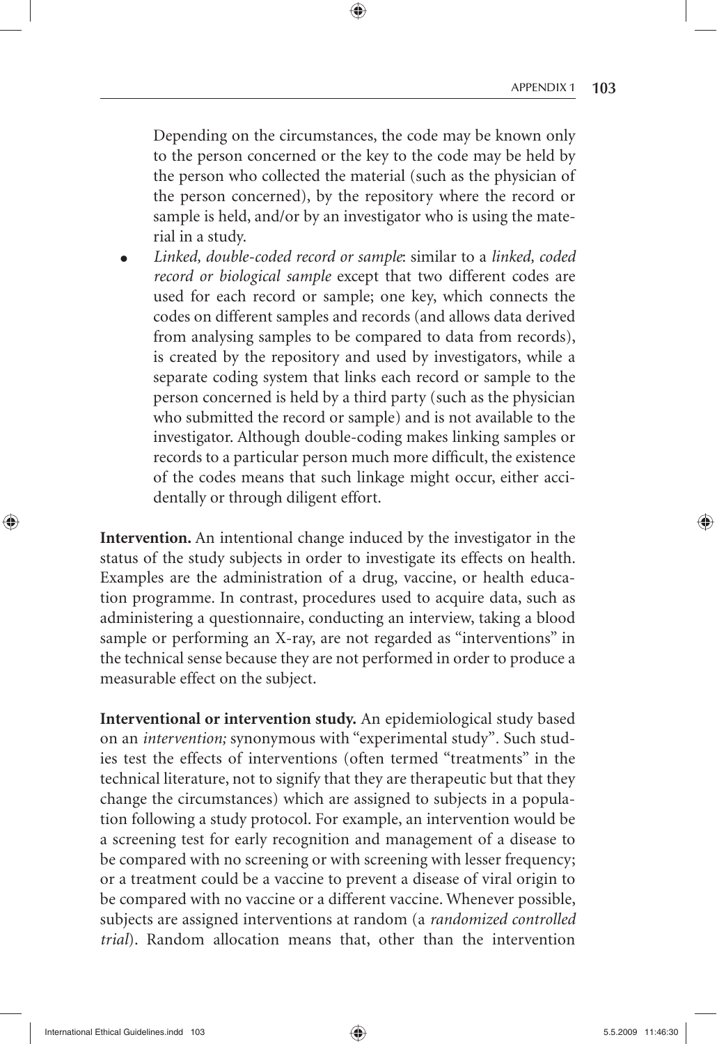Depending on the circumstances, the code may be known only to the person concerned or the key to the code may be held by the person who collected the material (such as the physician of the person concerned), by the repository where the record or sample is held, and/or by an investigator who is using the material in a study.

- *Linked, double-coded record or sample*: similar to a *linked, coded record or biological sample* except that two different codes are used for each record or sample; one key, which connects the codes on different samples and records (and allows data derived from analysing samples to be compared to data from records), is created by the repository and used by investigators, while a separate coding system that links each record or sample to the person concerned is held by a third party (such as the physician who submitted the record or sample) and is not available to the investigator. Although double-coding makes linking samples or records to a particular person much more difficult, the existence of the codes means that such linkage might occur, either accidentally or through diligent effort.

**Intervention.** An intentional change induced by the investigator in the status of the study subjects in order to investigate its effects on health. Examples are the administration of a drug, vaccine, or health education programme. In contrast, procedures used to acquire data, such as administering a questionnaire, conducting an interview, taking a blood sample or performing an X-ray, are not regarded as "interventions" in the technical sense because they are not performed in order to produce a measurable effect on the subject.

**Interventional or intervention study.** An epidemiological study based on an *intervention;* synonymous with "experimental study". Such studies test the effects of interventions (often termed "treatments" in the technical literature, not to signify that they are therapeutic but that they change the circumstances) which are assigned to subjects in a population following a study protocol. For example, an intervention would be a screening test for early recognition and management of a disease to be compared with no screening or with screening with lesser frequency; or a treatment could be a vaccine to prevent a disease of viral origin to be compared with no vaccine or a different vaccine. Whenever possible, subjects are assigned interventions at random (a *randomized controlled trial*). Random allocation means that, other than the intervention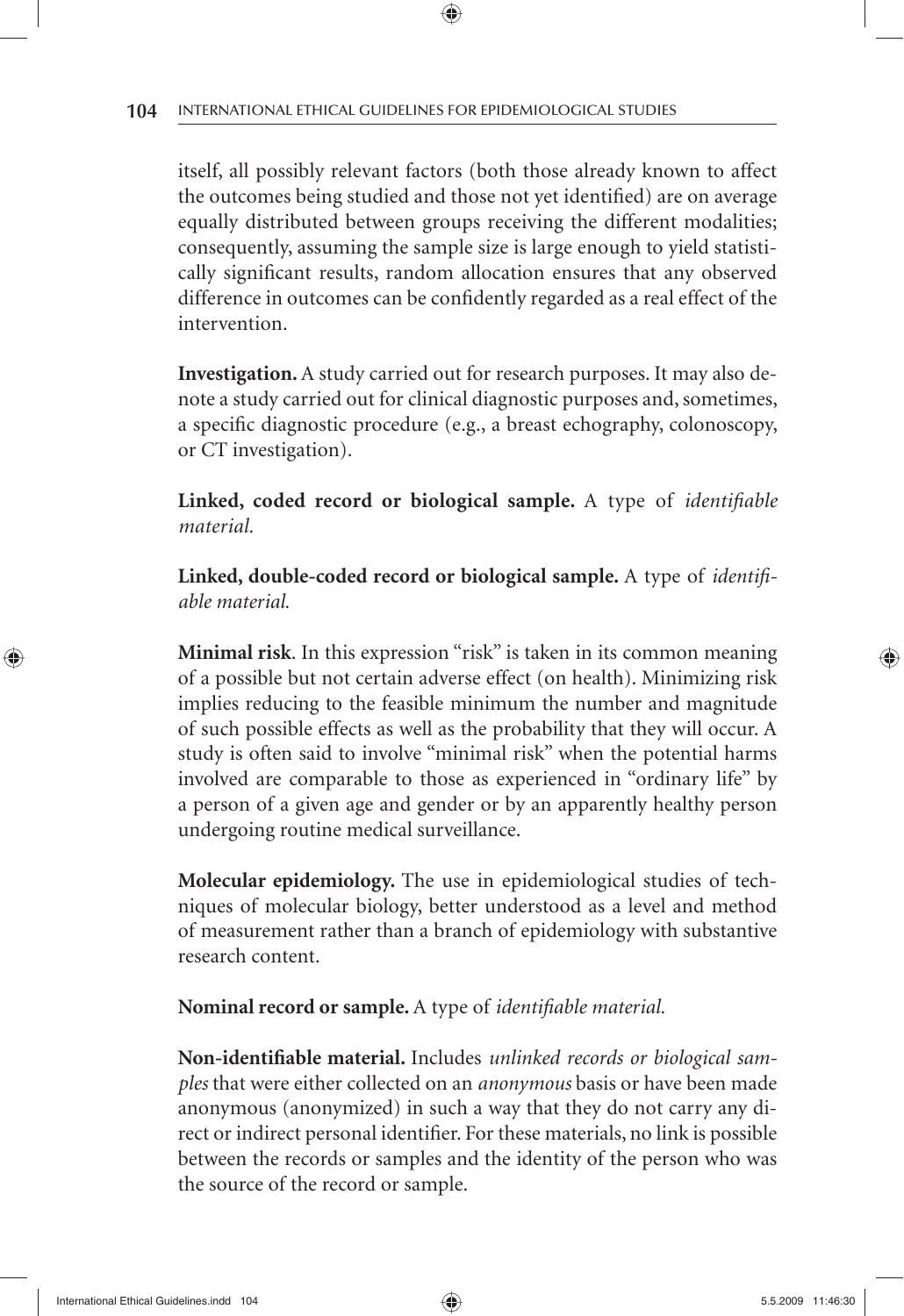itself, all possibly relevant factors (both those already known to affect the outcomes being studied and those not yet identified) are on average equally distributed between groups receiving the different modalities; consequently, assuming the sample size is large enough to yield statistically significant results, random allocation ensures that any observed difference in outcomes can be confidently regarded as a real effect of the intervention.

**Investigation.** A study carried out for research purposes. It may also denote a study carried out for clinical diagnostic purposes and, sometimes, a specific diagnostic procedure (e.g., a breast echography, colonoscopy, or CT investigation).

**Linked, coded record or biological sample.** A type of *identifiable material.*

**Linked, double-coded record or biological sample.** A type of *identifiable material.*

**Minimal risk**. In this expression "risk" is taken in its common meaning of a possible but not certain adverse effect (on health). Minimizing risk implies reducing to the feasible minimum the number and magnitude of such possible effects as well as the probability that they will occur. A study is often said to involve "minimal risk" when the potential harms involved are comparable to those as experienced in "ordinary life" by a person of a given age and gender or by an apparently healthy person undergoing routine medical surveillance.

**Molecular epidemiology.** The use in epidemiological studies of techniques of molecular biology, better understood as a level and method of measurement rather than a branch of epidemiology with substantive research content.

**Nominal record or sample.** A type of *identifiable material.*

**Non-identifiable material.** Includes *unlinked records or biological samples* that were either collected on an *anonymous* basis or have been made anonymous (anonymized) in such a way that they do not carry any direct or indirect personal identifier. For these materials, no link is possible between the records or samples and the identity of the person who was the source of the record or sample.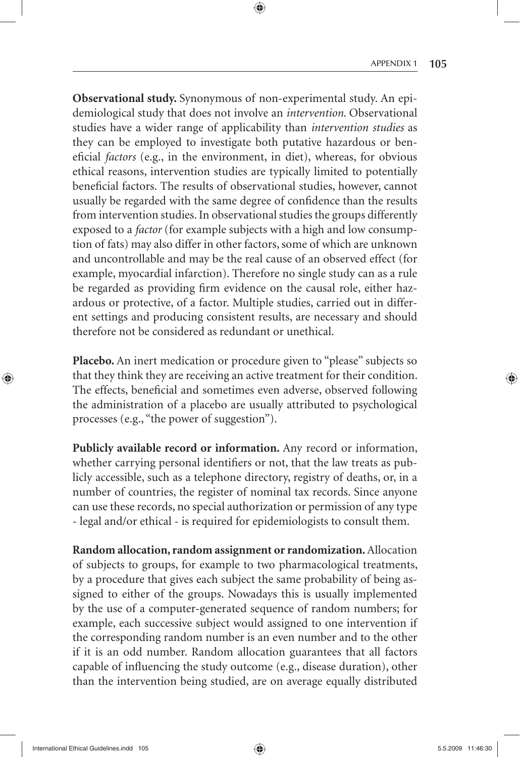**Observational study.** Synonymous of non-experimental study. An epidemiological study that does not involve an *intervention*. Observational studies have a wider range of applicability than *intervention studies* as they can be employed to investigate both putative hazardous or beneficial *factors* (e.g., in the environment, in diet), whereas, for obvious ethical reasons, intervention studies are typically limited to potentially beneficial factors. The results of observational studies, however, cannot usually be regarded with the same degree of confidence than the results from intervention studies. In observational studies the groups differently exposed to a *factor* (for example subjects with a high and low consumption of fats) may also differ in other factors, some of which are unknown and uncontrollable and may be the real cause of an observed effect (for example, myocardial infarction). Therefore no single study can as a rule be regarded as providing firm evidence on the causal role, either hazardous or protective, of a factor. Multiple studies, carried out in different settings and producing consistent results, are necessary and should therefore not be considered as redundant or unethical.

**Placebo.** An inert medication or procedure given to "please" subjects so that they think they are receiving an active treatment for their condition. The effects, beneficial and sometimes even adverse, observed following the administration of a placebo are usually attributed to psychological processes (e.g., "the power of suggestion").

**Publicly available record or information.** Any record or information, whether carrying personal identifiers or not, that the law treats as publicly accessible, such as a telephone directory, registry of deaths, or, in a number of countries, the register of nominal tax records. Since anyone can use these records, no special authorization or permission of any type - legal and/or ethical - is required for epidemiologists to consult them.

**Random allocation, random assignment or randomization.** Allocation of subjects to groups, for example to two pharmacological treatments, by a procedure that gives each subject the same probability of being assigned to either of the groups. Nowadays this is usually implemented by the use of a computer-generated sequence of random numbers; for example, each successive subject would assigned to one intervention if the corresponding random number is an even number and to the other if it is an odd number. Random allocation guarantees that all factors capable of influencing the study outcome (e.g., disease duration), other than the intervention being studied, are on average equally distributed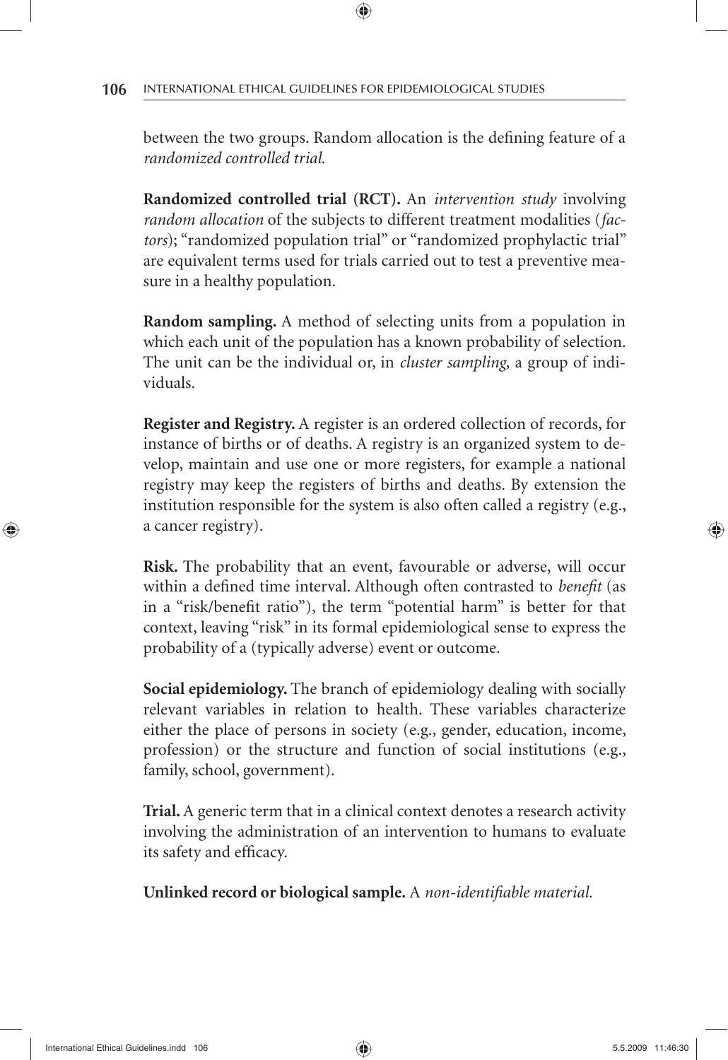between the two groups. Random allocation is the defining feature of a *randomized controlled trial.*

**Randomized controlled trial (RCT).** An *intervention study* involving *random allocation* of the subjects to different treatment modalities (*factors*); "randomized population trial" or "randomized prophylactic trial" are equivalent terms used for trials carried out to test a preventive measure in a healthy population.

**Random sampling.** A method of selecting units from a population in which each unit of the population has a known probability of selection. The unit can be the individual or, in *cluster sampling,* a group of individuals.

**Register and Registry.** A register is an ordered collection of records, for instance of births or of deaths. A registry is an organized system to develop, maintain and use one or more registers, for example a national registry may keep the registers of births and deaths. By extension the institution responsible for the system is also often called a registry (e.g., a cancer registry).

**Risk.** The probability that an event, favourable or adverse, will occur within a defined time interval. Although often contrasted to *benefit* (as in a "risk/benefit ratio"), the term "potential harm" is better for that context, leaving "risk" in its formal epidemiological sense to express the probability of a (typically adverse) event or outcome.

**Social epidemiology.** The branch of epidemiology dealing with socially relevant variables in relation to health. These variables characterize either the place of persons in society (e.g., gender, education, income, profession) or the structure and function of social institutions (e.g., family, school, government).

**Trial.** A generic term that in a clinical context denotes a research activity involving the administration of an intervention to humans to evaluate its safety and efficacy.

**Unlinked record or biological sample.** A *non-identifiable material.*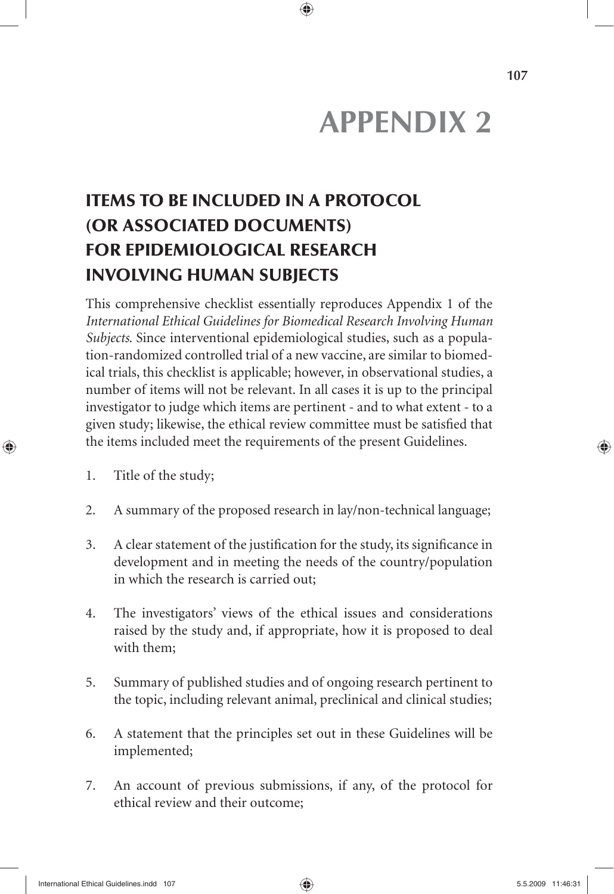# APPENDIX 2

## ITEMS TO BE INCLUDED IN A PROTOCOL (OR ASSOCIATED DOCUMENTS) FOR EPIDEMIOLOGICAL RESEARCH INVOLVING HUMAN SUBJECTS

This comprehensive checklist essentially reproduces Appendix 1 of the *International Ethical Guidelines for Biomedical Research Involving Human Subjects*. Since interventional epidemiological studies, such as a population-randomized controlled trial of a new vaccine, are similar to biomedical trials, this checklist is applicable; however, in observational studies, a number of items will not be relevant. In all cases it is up to the principal investigator to judge which items are pertinent - and to what extent - to a given study; likewise, the ethical review committee must be satisfied that the items included meet the requirements of the present Guidelines.

1. Title of the study;

2. A summary of the proposed research in lay/non-technical language;

3. A clear statement of the justification for the study, its significance in development and in meeting the needs of the country/population in which the research is carried out;

4. The investigators' views of the ethical issues and considerations raised by the study and, if appropriate, how it is proposed to deal with them;

5. Summary of published studies and of ongoing research pertinent to the topic, including relevant animal, preclinical and clinical studies;

6. A statement that the principles set out in these Guidelines will be implemented;

7. An account of previous submissions, if any, of the protocol for ethical review and their outcome;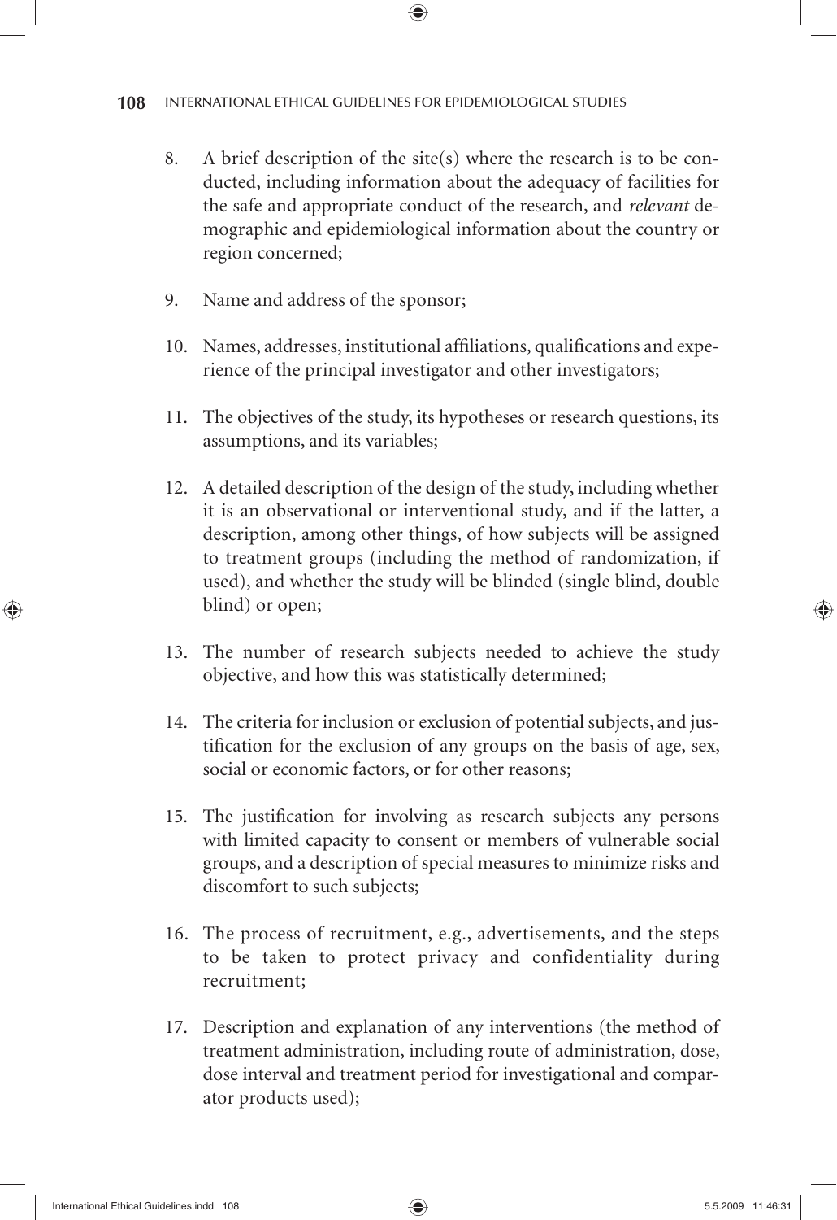8. A brief description of the site(s) where the research is to be conducted, including information about the adequacy of facilities for the safe and appropriate conduct of the research, and *relevant* demographic and epidemiological information about the country or region concerned;

9. Name and address of the sponsor;

10. Names, addresses, institutional affiliations, qualifications and experience of the principal investigator and other investigators;

11. The objectives of the study, its hypotheses or research questions, its assumptions, and its variables;

12. A detailed description of the design of the study, including whether it is an observational or interventional study, and if the latter, a description, among other things, of how subjects will be assigned to treatment groups (including the method of randomization, if used), and whether the study will be blinded (single blind, double blind) or open;

13. The number of research subjects needed to achieve the study objective, and how this was statistically determined;

14. The criteria for inclusion or exclusion of potential subjects, and justification for the exclusion of any groups on the basis of age, sex, social or economic factors, or for other reasons;

15. The justification for involving as research subjects any persons with limited capacity to consent or members of vulnerable social groups, and a description of special measures to minimize risks and discomfort to such subjects;

16. The process of recruitment, e.g., advertisements, and the steps to be taken to protect privacy and confidentiality during recruitment;

17. Description and explanation of any interventions (the method of treatment administration, including route of administration, dose, dose interval and treatment period for investigational and comparator products used);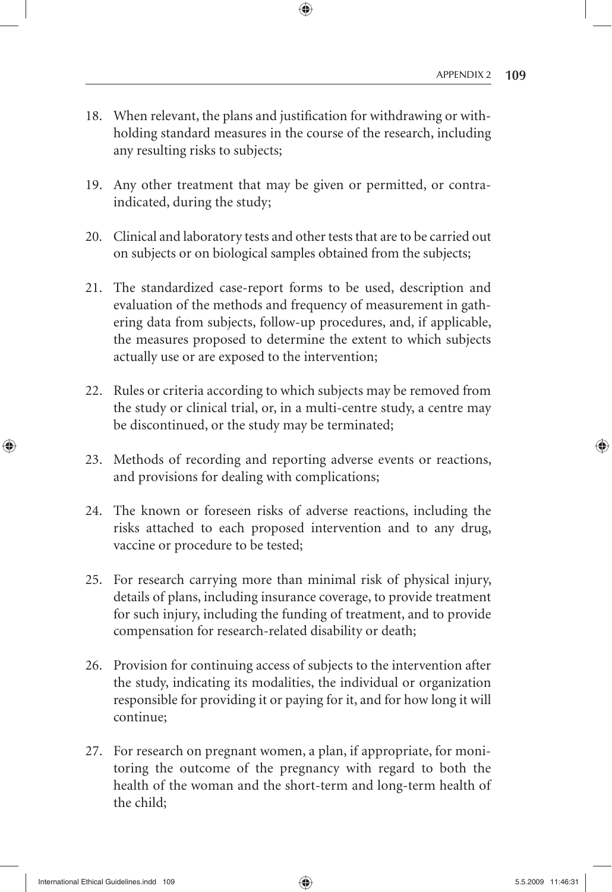18. When relevant, the plans and justification for withdrawing or withholding standard measures in the course of the research, including any resulting risks to subjects;

19. Any other treatment that may be given or permitted, or contraindicated, during the study;

20. Clinical and laboratory tests and other tests that are to be carried out on subjects or on biological samples obtained from the subjects;

21. The standardized case-report forms to be used, description and evaluation of the methods and frequency of measurement in gathering data from subjects, follow-up procedures, and, if applicable, the measures proposed to determine the extent to which subjects actually use or are exposed to the intervention;

22. Rules or criteria according to which subjects may be removed from the study or clinical trial, or, in a multi-centre study, a centre may be discontinued, or the study may be terminated;

23. Methods of recording and reporting adverse events or reactions, and provisions for dealing with complications;

24. The known or foreseen risks of adverse reactions, including the risks attached to each proposed intervention and to any drug, vaccine or procedure to be tested;

25. For research carrying more than minimal risk of physical injury, details of plans, including insurance coverage, to provide treatment for such injury, including the funding of treatment, and to provide compensation for research-related disability or death;

26. Provision for continuing access of subjects to the intervention after the study, indicating its modalities, the individual or organization responsible for providing it or paying for it, and for how long it will continue;

27. For research on pregnant women, a plan, if appropriate, for monitoring the outcome of the pregnancy with regard to both the health of the woman and the short-term and long-term health of the child;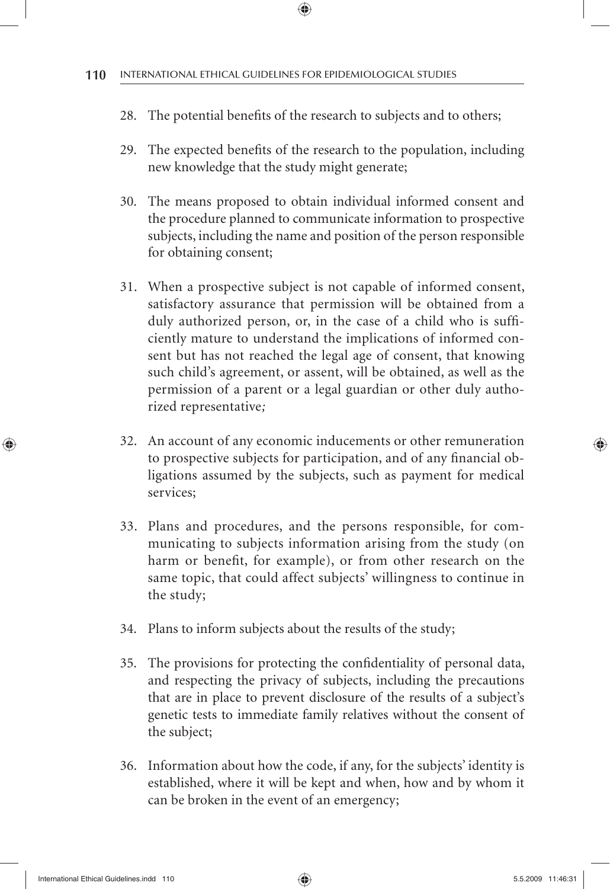28. The potential benefits of the research to subjects and to others;

29. The expected benefits of the research to the population, including new knowledge that the study might generate;

30. The means proposed to obtain individual informed consent and the procedure planned to communicate information to prospective subjects, including the name and position of the person responsible for obtaining consent;

31. When a prospective subject is not capable of informed consent, satisfactory assurance that permission will be obtained from a duly authorized person, or, in the case of a child who is sufficiently mature to understand the implications of informed consent but has not reached the legal age of consent, that knowing such child's agreement, or assent, will be obtained, as well as the permission of a parent or a legal guardian or other duly authorized representative*;*

32. An account of any economic inducements or other remuneration to prospective subjects for participation, and of any financial obligations assumed by the subjects, such as payment for medical services;

33. Plans and procedures, and the persons responsible, for communicating to subjects information arising from the study (on harm or benefit, for example), or from other research on the same topic, that could affect subjects' willingness to continue in the study;

34. Plans to inform subjects about the results of the study;

35. The provisions for protecting the confidentiality of personal data, and respecting the privacy of subjects, including the precautions that are in place to prevent disclosure of the results of a subject's genetic tests to immediate family relatives without the consent of the subject;

36. Information about how the code, if any, for the subjects' identity is established, where it will be kept and when, how and by whom it can be broken in the event of an emergency;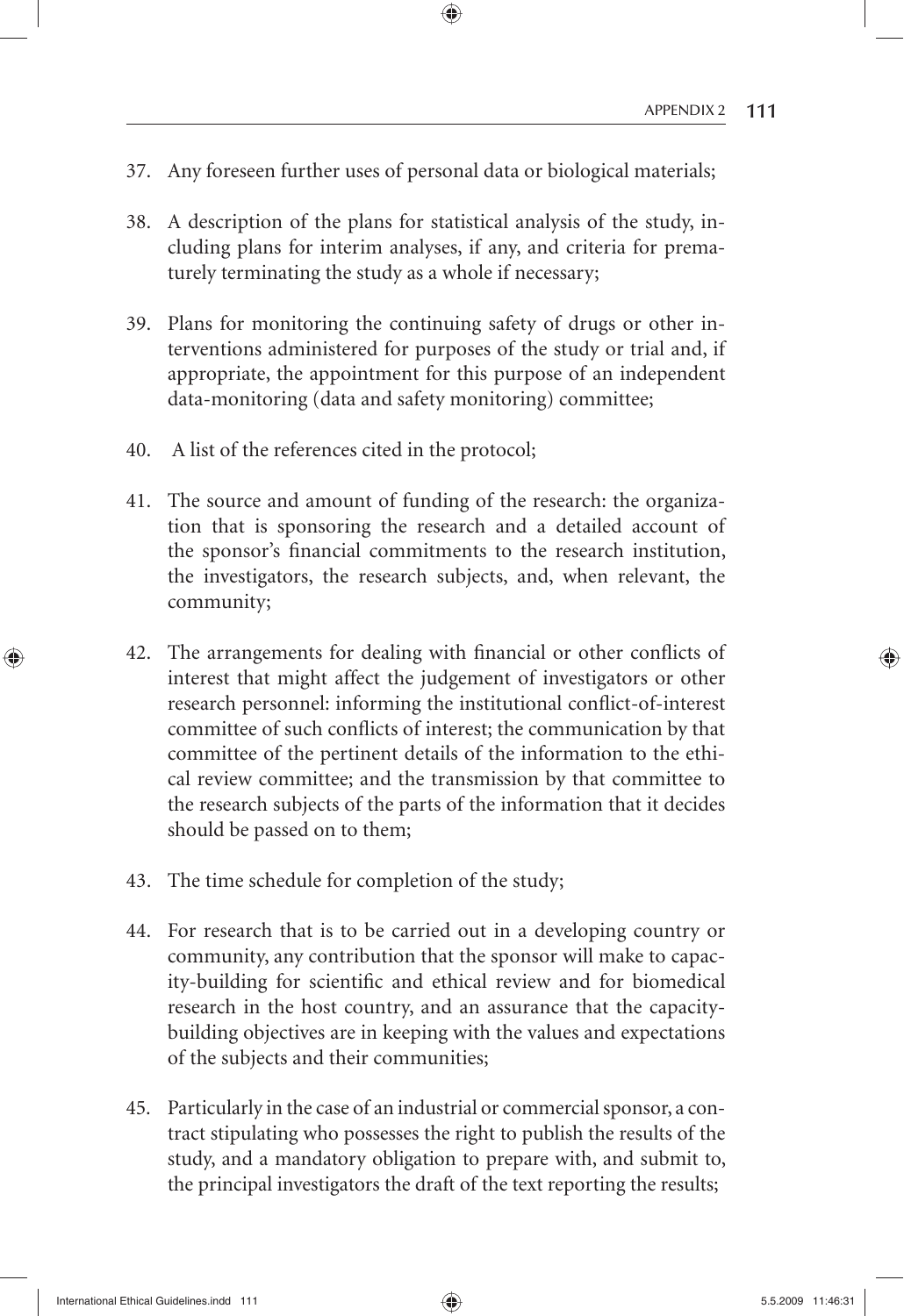37. Any foreseen further uses of personal data or biological materials;

38. A description of the plans for statistical analysis of the study, including plans for interim analyses, if any, and criteria for prematurely terminating the study as a whole if necessary;

39. Plans for monitoring the continuing safety of drugs or other interventions administered for purposes of the study or trial and, if appropriate, the appointment for this purpose of an independent data-monitoring (data and safety monitoring) committee;

40. A list of the references cited in the protocol;

41. The source and amount of funding of the research: the organization that is sponsoring the research and a detailed account of the sponsor's financial commitments to the research institution, the investigators, the research subjects, and, when relevant, the community;

42. The arrangements for dealing with financial or other conflicts of interest that might affect the judgement of investigators or other research personnel: informing the institutional conflict-of-interest committee of such conflicts of interest; the communication by that committee of the pertinent details of the information to the ethical review committee; and the transmission by that committee to the research subjects of the parts of the information that it decides should be passed on to them;

43. The time schedule for completion of the study;

44. For research that is to be carried out in a developing country or community, any contribution that the sponsor will make to capacity-building for scientific and ethical review and for biomedical research in the host country, and an assurance that the capacity-building objectives are in keeping with the values and expectations of the subjects and their communities;

45. Particularly in the case of an industrial or commercial sponsor, a contract stipulating who possesses the right to publish the results of the study, and a mandatory obligation to prepare with, and submit to, the principal investigators the draft of the text reporting the results;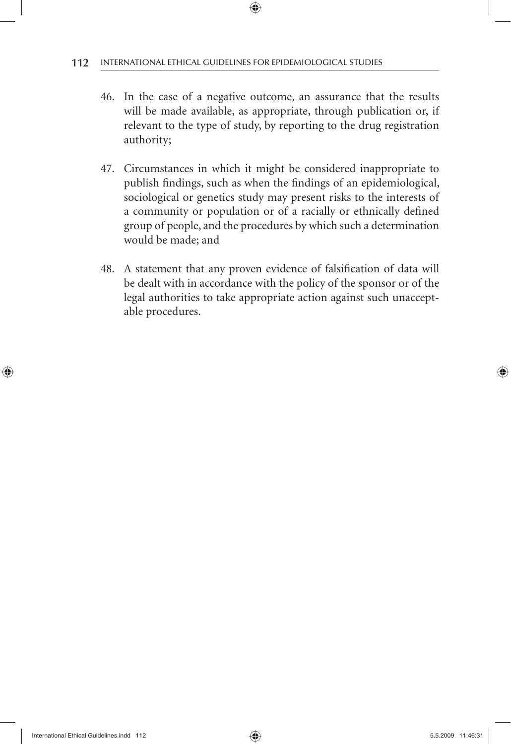46. In the case of a negative outcome, an assurance that the results will be made available, as appropriate, through publication or, if relevant to the type of study, by reporting to the drug registration authority;

47. Circumstances in which it might be considered inappropriate to publish findings, such as when the findings of an epidemiological, sociological or genetics study may present risks to the interests of a community or population or of a racially or ethnically defined group of people, and the procedures by which such a determination would be made; and

48. A statement that any proven evidence of falsification of data will be dealt with in accordance with the policy of the sponsor or of the legal authorities to take appropriate action against such unacceptable procedures.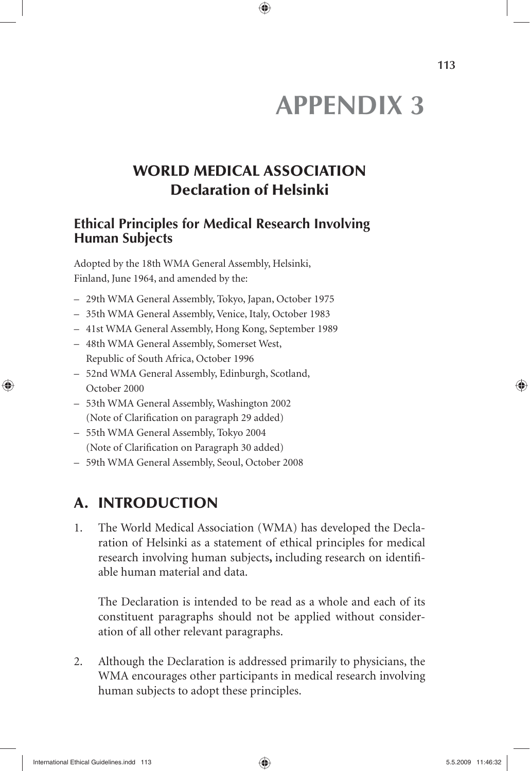# APPENDIX 3

## WORLD MEDICAL ASSOCIATION
## Declaration of Helsinki

### Ethical Principles for Medical Research Involving Human Subjects

Adopted by the 18th WMA General Assembly, Helsinki, Finland, June 1964, and amended by the:

- 29th WMA General Assembly, Tokyo, Japan, October 1975
- 35th WMA General Assembly, Venice, Italy, October 1983
- 41st WMA General Assembly, Hong Kong, September 1989
- 48th WMA General Assembly, Somerset West, Republic of South Africa, October 1996
- 52nd WMA General Assembly, Edinburgh, Scotland, October 2000
- 53th WMA General Assembly, Washington 2002 (Note of Clarification on paragraph 29 added)
- 55th WMA General Assembly, Tokyo 2004 (Note of Clarification on Paragraph 30 added)
- 59th WMA General Assembly, Seoul, October 2008

## A. INTRODUCTION

1. The World Medical Association (WMA) has developed the Declaration of Helsinki as a statement of ethical principles for medical research involving human subjects**,** including research on identifiable human material and data.

   The Declaration is intended to be read as a whole and each of its constituent paragraphs should not be applied without consideration of all other relevant paragraphs.

2. Although the Declaration is addressed primarily to physicians, the WMA encourages other participants in medical research involving human subjects to adopt these principles.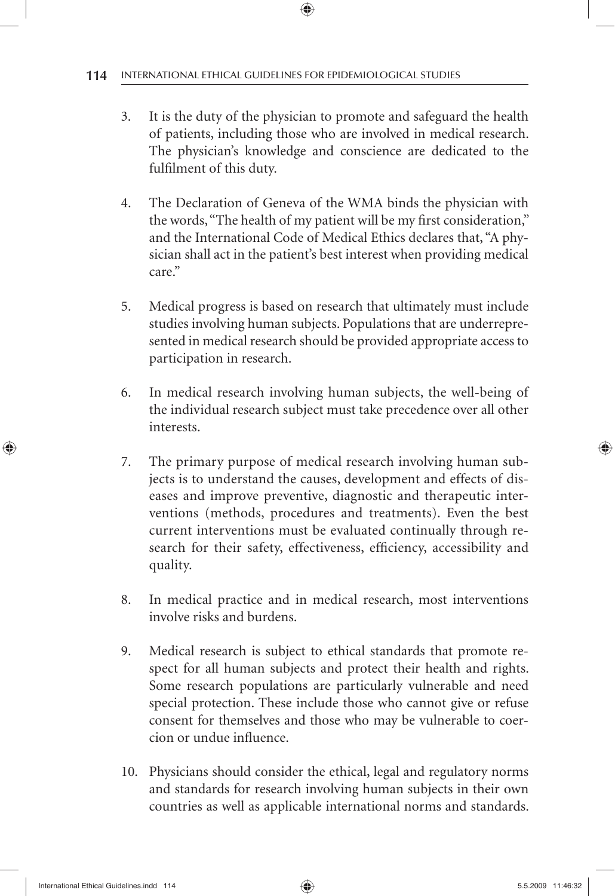3. It is the duty of the physician to promote and safeguard the health of patients, including those who are involved in medical research. The physician's knowledge and conscience are dedicated to the fulfilment of this duty.

4. The Declaration of Geneva of the WMA binds the physician with the words, "The health of my patient will be my first consideration," and the International Code of Medical Ethics declares that, "A physician shall act in the patient's best interest when providing medical care."

5. Medical progress is based on research that ultimately must include studies involving human subjects. Populations that are underrepresented in medical research should be provided appropriate access to participation in research.

6. In medical research involving human subjects, the well-being of the individual research subject must take precedence over all other interests.

7. The primary purpose of medical research involving human subjects is to understand the causes, development and effects of diseases and improve preventive, diagnostic and therapeutic interventions (methods, procedures and treatments). Even the best current interventions must be evaluated continually through research for their safety, effectiveness, efficiency, accessibility and quality.

8. In medical practice and in medical research, most interventions involve risks and burdens.

9. Medical research is subject to ethical standards that promote respect for all human subjects and protect their health and rights. Some research populations are particularly vulnerable and need special protection. These include those who cannot give or refuse consent for themselves and those who may be vulnerable to coercion or undue influence.

10. Physicians should consider the ethical, legal and regulatory norms and standards for research involving human subjects in their own countries as well as applicable international norms and standards.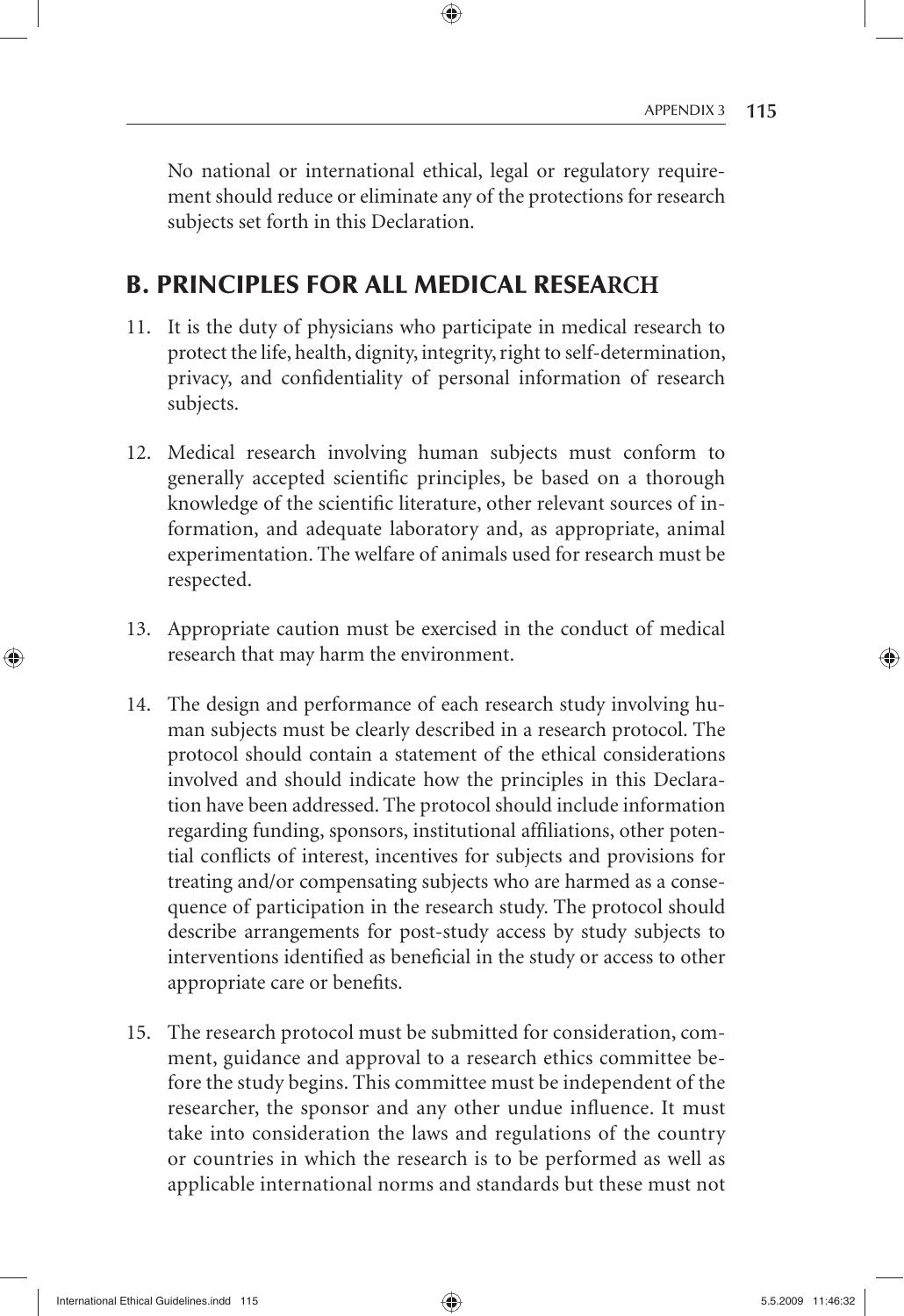No national or international ethical, legal or regulatory requirement should reduce or eliminate any of the protections for research subjects set forth in this Declaration.

## B. PRINCIPLES FOR ALL MEDICAL RESEARCH

11. It is the duty of physicians who participate in medical research to protect the life, health, dignity, integrity, right to self-determination, privacy, and confidentiality of personal information of research subjects.

12. Medical research involving human subjects must conform to generally accepted scientific principles, be based on a thorough knowledge of the scientific literature, other relevant sources of information, and adequate laboratory and, as appropriate, animal experimentation. The welfare of animals used for research must be respected.

13. Appropriate caution must be exercised in the conduct of medical research that may harm the environment.

14. The design and performance of each research study involving human subjects must be clearly described in a research protocol. The protocol should contain a statement of the ethical considerations involved and should indicate how the principles in this Declaration have been addressed. The protocol should include information regarding funding, sponsors, institutional affiliations, other potential conflicts of interest, incentives for subjects and provisions for treating and/or compensating subjects who are harmed as a consequence of participation in the research study. The protocol should describe arrangements for post-study access by study subjects to interventions identified as beneficial in the study or access to other appropriate care or benefits.

15. The research protocol must be submitted for consideration, comment, guidance and approval to a research ethics committee before the study begins. This committee must be independent of the researcher, the sponsor and any other undue influence. It must take into consideration the laws and regulations of the country or countries in which the research is to be performed as well as applicable international norms and standards but these must not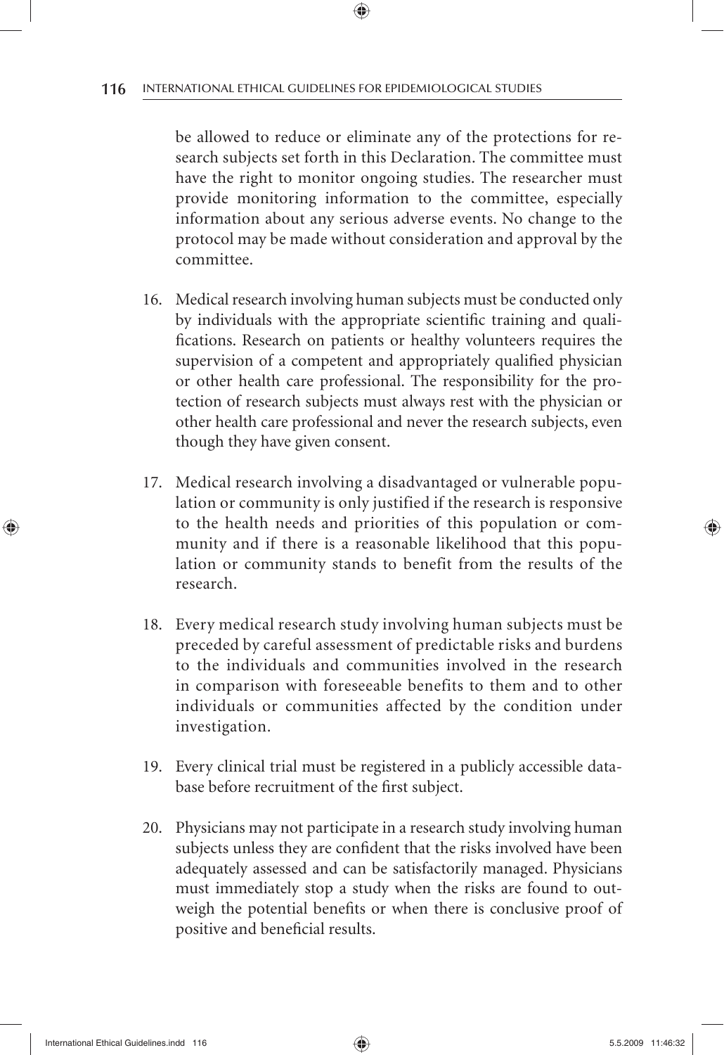be allowed to reduce or eliminate any of the protections for research subjects set forth in this Declaration. The committee must have the right to monitor ongoing studies. The researcher must provide monitoring information to the committee, especially information about any serious adverse events. No change to the protocol may be made without consideration and approval by the committee.

16. Medical research involving human subjects must be conducted only by individuals with the appropriate scientific training and qualifications. Research on patients or healthy volunteers requires the supervision of a competent and appropriately qualified physician or other health care professional. The responsibility for the protection of research subjects must always rest with the physician or other health care professional and never the research subjects, even though they have given consent.

17. Medical research involving a disadvantaged or vulnerable population or community is only justified if the research is responsive to the health needs and priorities of this population or community and if there is a reasonable likelihood that this population or community stands to benefit from the results of the research.

18. Every medical research study involving human subjects must be preceded by careful assessment of predictable risks and burdens to the individuals and communities involved in the research in comparison with foreseeable benefits to them and to other individuals or communities affected by the condition under investigation.

19. Every clinical trial must be registered in a publicly accessible database before recruitment of the first subject.

20. Physicians may not participate in a research study involving human subjects unless they are confident that the risks involved have been adequately assessed and can be satisfactorily managed. Physicians must immediately stop a study when the risks are found to outweigh the potential benefits or when there is conclusive proof of positive and beneficial results.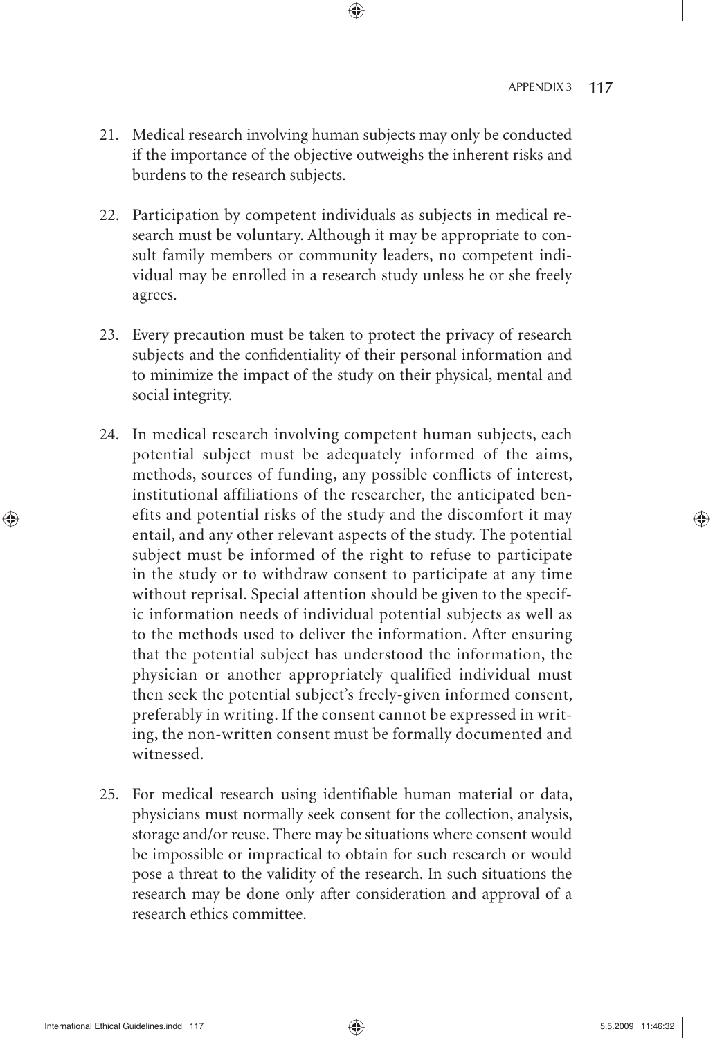21. Medical research involving human subjects may only be conducted if the importance of the objective outweighs the inherent risks and burdens to the research subjects.

22. Participation by competent individuals as subjects in medical research must be voluntary. Although it may be appropriate to consult family members or community leaders, no competent individual may be enrolled in a research study unless he or she freely agrees.

23. Every precaution must be taken to protect the privacy of research subjects and the confidentiality of their personal information and to minimize the impact of the study on their physical, mental and social integrity.

24. In medical research involving competent human subjects, each potential subject must be adequately informed of the aims, methods, sources of funding, any possible conflicts of interest, institutional affiliations of the researcher, the anticipated benefits and potential risks of the study and the discomfort it may entail, and any other relevant aspects of the study. The potential subject must be informed of the right to refuse to participate in the study or to withdraw consent to participate at any time without reprisal. Special attention should be given to the specific information needs of individual potential subjects as well as to the methods used to deliver the information. After ensuring that the potential subject has understood the information, the physician or another appropriately qualified individual must then seek the potential subject's freely-given informed consent, preferably in writing. If the consent cannot be expressed in writing, the non-written consent must be formally documented and witnessed.

25. For medical research using identifiable human material or data, physicians must normally seek consent for the collection, analysis, storage and/or reuse. There may be situations where consent would be impossible or impractical to obtain for such research or would pose a threat to the validity of the research. In such situations the research may be done only after consideration and approval of a research ethics committee.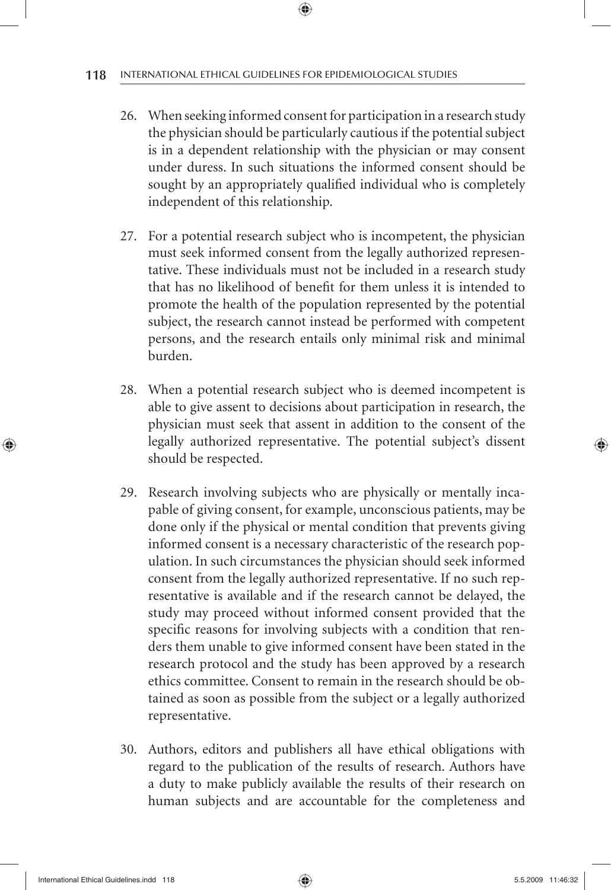26. When seeking informed consent for participation in a research study the physician should be particularly cautious if the potential subject is in a dependent relationship with the physician or may consent under duress. In such situations the informed consent should be sought by an appropriately qualified individual who is completely independent of this relationship.

27. For a potential research subject who is incompetent, the physician must seek informed consent from the legally authorized representative. These individuals must not be included in a research study that has no likelihood of benefit for them unless it is intended to promote the health of the population represented by the potential subject, the research cannot instead be performed with competent persons, and the research entails only minimal risk and minimal burden.

28. When a potential research subject who is deemed incompetent is able to give assent to decisions about participation in research, the physician must seek that assent in addition to the consent of the legally authorized representative. The potential subject's dissent should be respected.

29. Research involving subjects who are physically or mentally incapable of giving consent, for example, unconscious patients, may be done only if the physical or mental condition that prevents giving informed consent is a necessary characteristic of the research population. In such circumstances the physician should seek informed consent from the legally authorized representative. If no such representative is available and if the research cannot be delayed, the study may proceed without informed consent provided that the specific reasons for involving subjects with a condition that renders them unable to give informed consent have been stated in the research protocol and the study has been approved by a research ethics committee. Consent to remain in the research should be obtained as soon as possible from the subject or a legally authorized representative.

30. Authors, editors and publishers all have ethical obligations with regard to the publication of the results of research. Authors have a duty to make publicly available the results of their research on human subjects and are accountable for the completeness and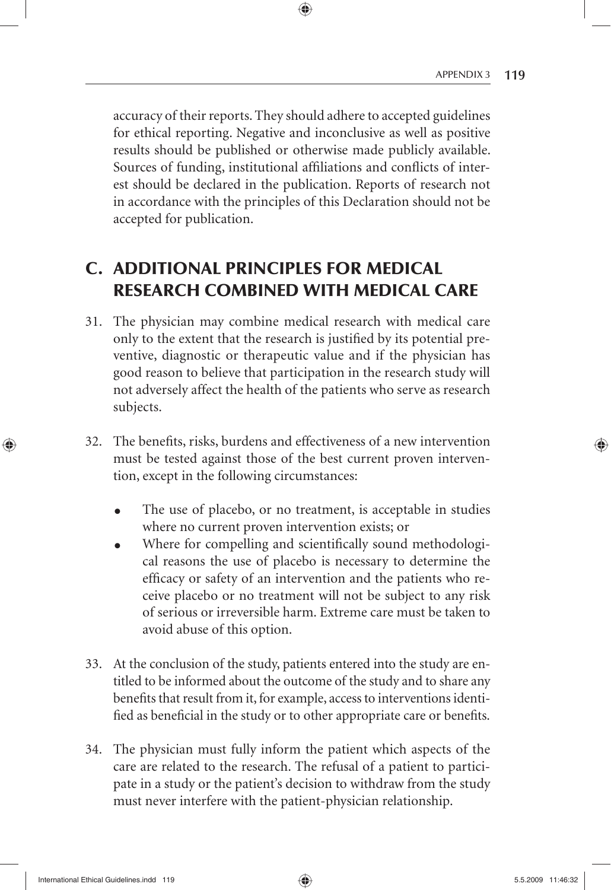accuracy of their reports. They should adhere to accepted guidelines for ethical reporting. Negative and inconclusive as well as positive results should be published or otherwise made publicly available. Sources of funding, institutional affiliations and conflicts of interest should be declared in the publication. Reports of research not in accordance with the principles of this Declaration should not be accepted for publication.

## C. ADDITIONAL PRINCIPLES FOR MEDICAL RESEARCH COMBINED WITH MEDICAL CARE

31. The physician may combine medical research with medical care only to the extent that the research is justified by its potential preventive, diagnostic or therapeutic value and if the physician has good reason to believe that participation in the research study will not adversely affect the health of the patients who serve as research subjects.

32. The benefits, risks, burdens and effectiveness of a new intervention must be tested against those of the best current proven intervention, except in the following circumstances:

    - The use of placebo, or no treatment, is acceptable in studies where no current proven intervention exists; or
    - Where for compelling and scientifically sound methodological reasons the use of placebo is necessary to determine the efficacy or safety of an intervention and the patients who receive placebo or no treatment will not be subject to any risk of serious or irreversible harm. Extreme care must be taken to avoid abuse of this option.

33. At the conclusion of the study, patients entered into the study are entitled to be informed about the outcome of the study and to share any benefits that result from it, for example, access to interventions identified as beneficial in the study or to other appropriate care or benefits.

34. The physician must fully inform the patient which aspects of the care are related to the research. The refusal of a patient to participate in a study or the patient's decision to withdraw from the study must never interfere with the patient-physician relationship.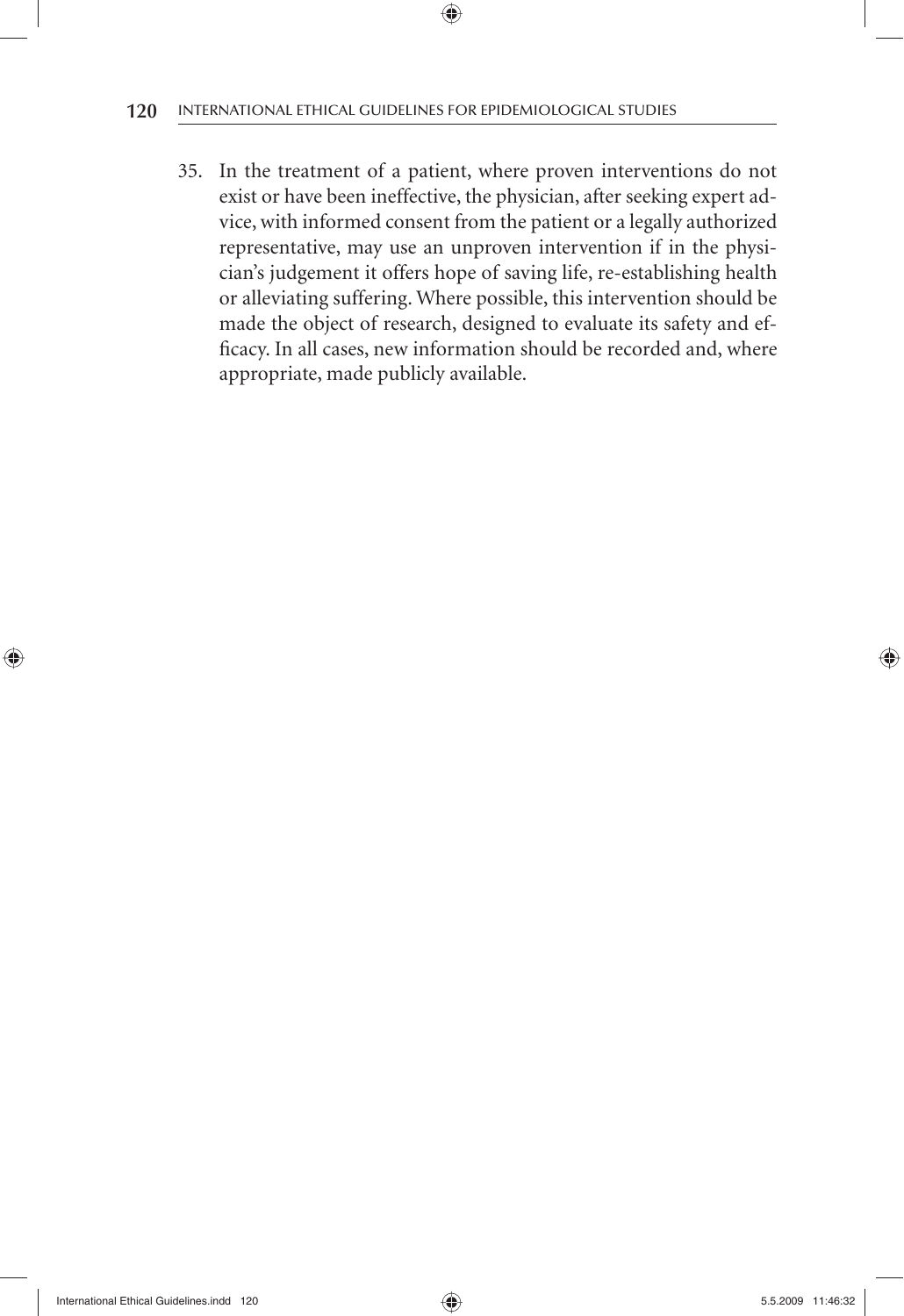35. In the treatment of a patient, where proven interventions do not exist or have been ineffective, the physician, after seeking expert advice, with informed consent from the patient or a legally authorized representative, may use an unproven intervention if in the physician's judgement it offers hope of saving life, re-establishing health or alleviating suffering. Where possible, this intervention should be made the object of research, designed to evaluate its safety and efficacy. In all cases, new information should be recorded and, where appropriate, made publicly available.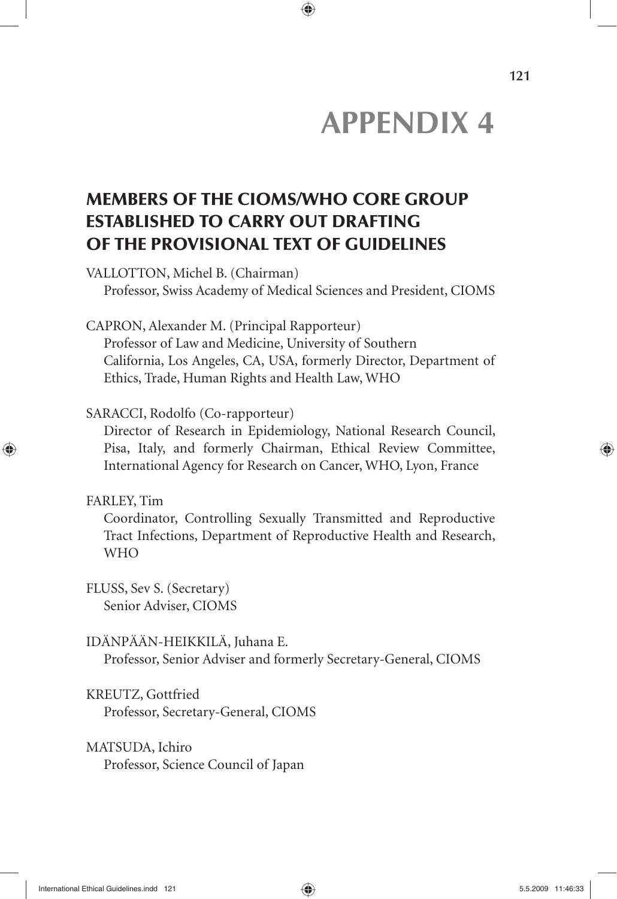# APPENDIX 4

## MEMBERS OF THE CIOMS/WHO CORE GROUP ESTABLISHED TO CARRY OUT DRAFTING OF THE PROVISIONAL TEXT OF GUIDELINES

VALLOTTON, Michel B. (Chairman)
Professor, Swiss Academy of Medical Sciences and President, CIOMS

CAPRON, Alexander M. (Principal Rapporteur)
Professor of Law and Medicine, University of Southern California, Los Angeles, CA, USA, formerly Director, Department of Ethics, Trade, Human Rights and Health Law, WHO

SARACCI, Rodolfo (Co-rapporteur)
Director of Research in Epidemiology, National Research Council, Pisa, Italy, and formerly Chairman, Ethical Review Committee, International Agency for Research on Cancer, WHO, Lyon, France

FARLEY, Tim
Coordinator, Controlling Sexually Transmitted and Reproductive Tract Infections, Department of Reproductive Health and Research, WHO

FLUSS, Sev S. (Secretary)
Senior Adviser, CIOMS

IDÄNPÄÄN-HEIKKILÄ, Juhana E.
Professor, Senior Adviser and formerly Secretary-General, CIOMS

KREUTZ, Gottfried
Professor, Secretary-General, CIOMS

MATSUDA, Ichiro
Professor, Science Council of Japan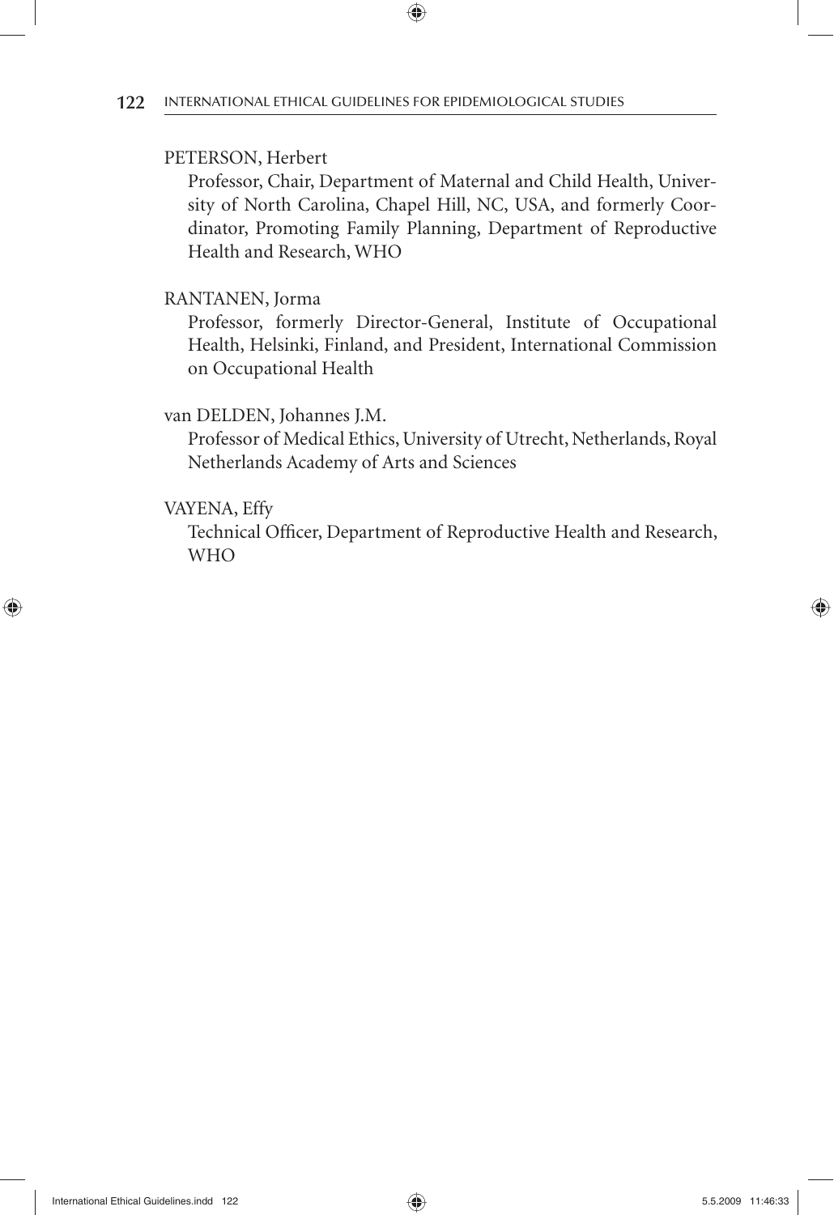PETERSON, Herbert

Professor, Chair, Department of Maternal and Child Health, University of North Carolina, Chapel Hill, NC, USA, and formerly Coordinator, Promoting Family Planning, Department of Reproductive Health and Research, WHO

RANTANEN, Jorma

Professor, formerly Director-General, Institute of Occupational Health, Helsinki, Finland, and President, International Commission on Occupational Health

van DELDEN, Johannes J.M.

Professor of Medical Ethics, University of Utrecht, Netherlands, Royal Netherlands Academy of Arts and Sciences

VAYENA, Effy

Technical Officer, Department of Reproductive Health and Research, WHO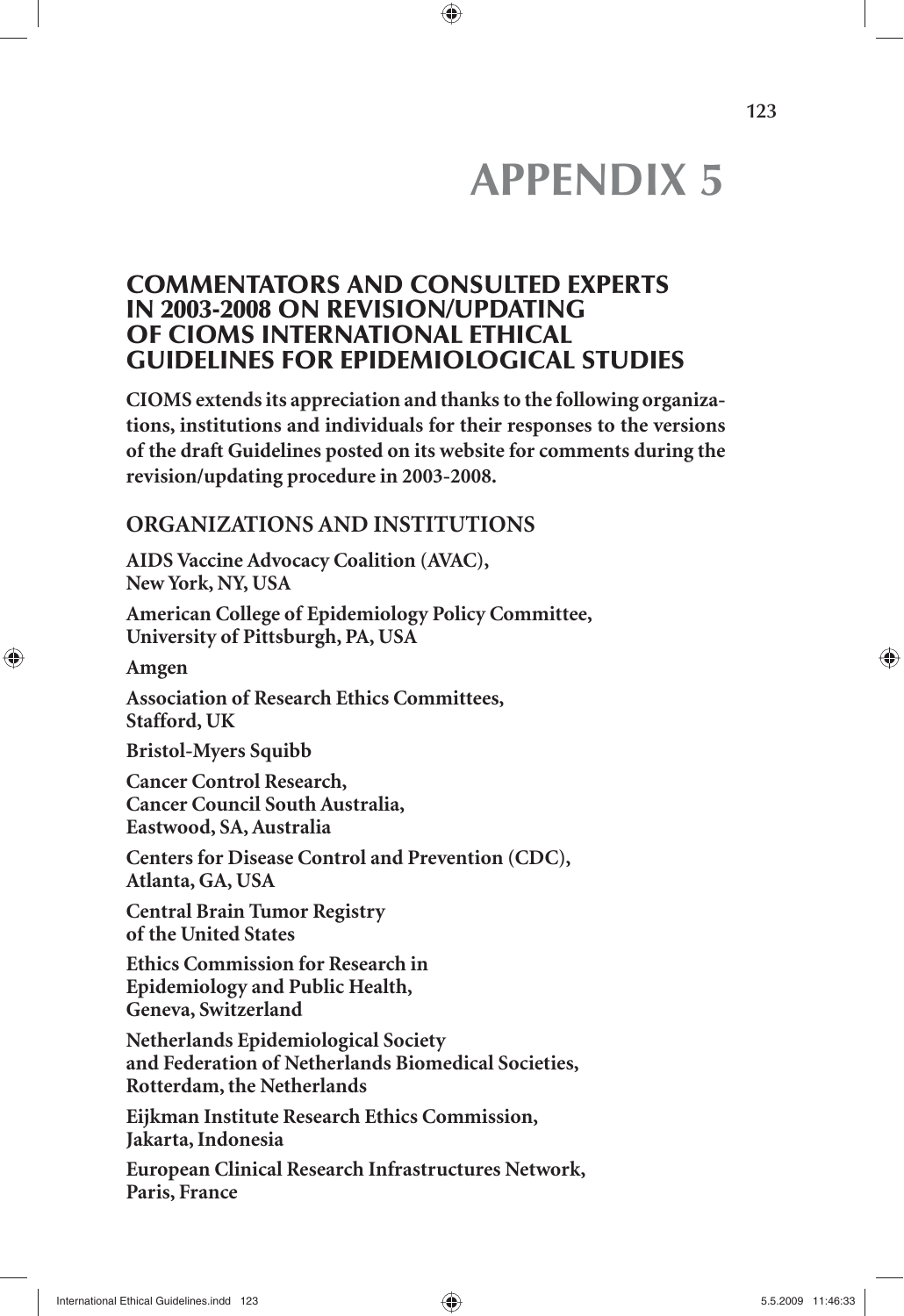# APPENDIX 5

## COMMENTATORS AND CONSULTED EXPERTS IN 2003-2008 ON REVISION/UPDATING OF CIOMS INTERNATIONAL ETHICAL GUIDELINES FOR EPIDEMIOLOGICAL STUDIES

**CIOMS extends its appreciation and thanks to the following organizations, institutions and individuals for their responses to the versions of the draft Guidelines posted on its website for comments during the revision/updating procedure in 2003-2008.**

### ORGANIZATIONS AND INSTITUTIONS

**AIDS Vaccine Advocacy Coalition (AVAC), New York, NY, USA**

**American College of Epidemiology Policy Committee, University of Pittsburgh, PA, USA**

**Amgen**

**Association of Research Ethics Committees, Stafford, UK**

**Bristol-Myers Squibb**

**Cancer Control Research, Cancer Council South Australia, Eastwood, SA, Australia**

**Centers for Disease Control and Prevention (CDC), Atlanta, GA, USA**

**Central Brain Tumor Registry of the United States**

**Ethics Commission for Research in Epidemiology and Public Health, Geneva, Switzerland**

**Netherlands Epidemiological Society and Federation of Netherlands Biomedical Societies, Rotterdam, the Netherlands**

**Eijkman Institute Research Ethics Commission, Jakarta, Indonesia**

**European Clinical Research Infrastructures Network, Paris, France**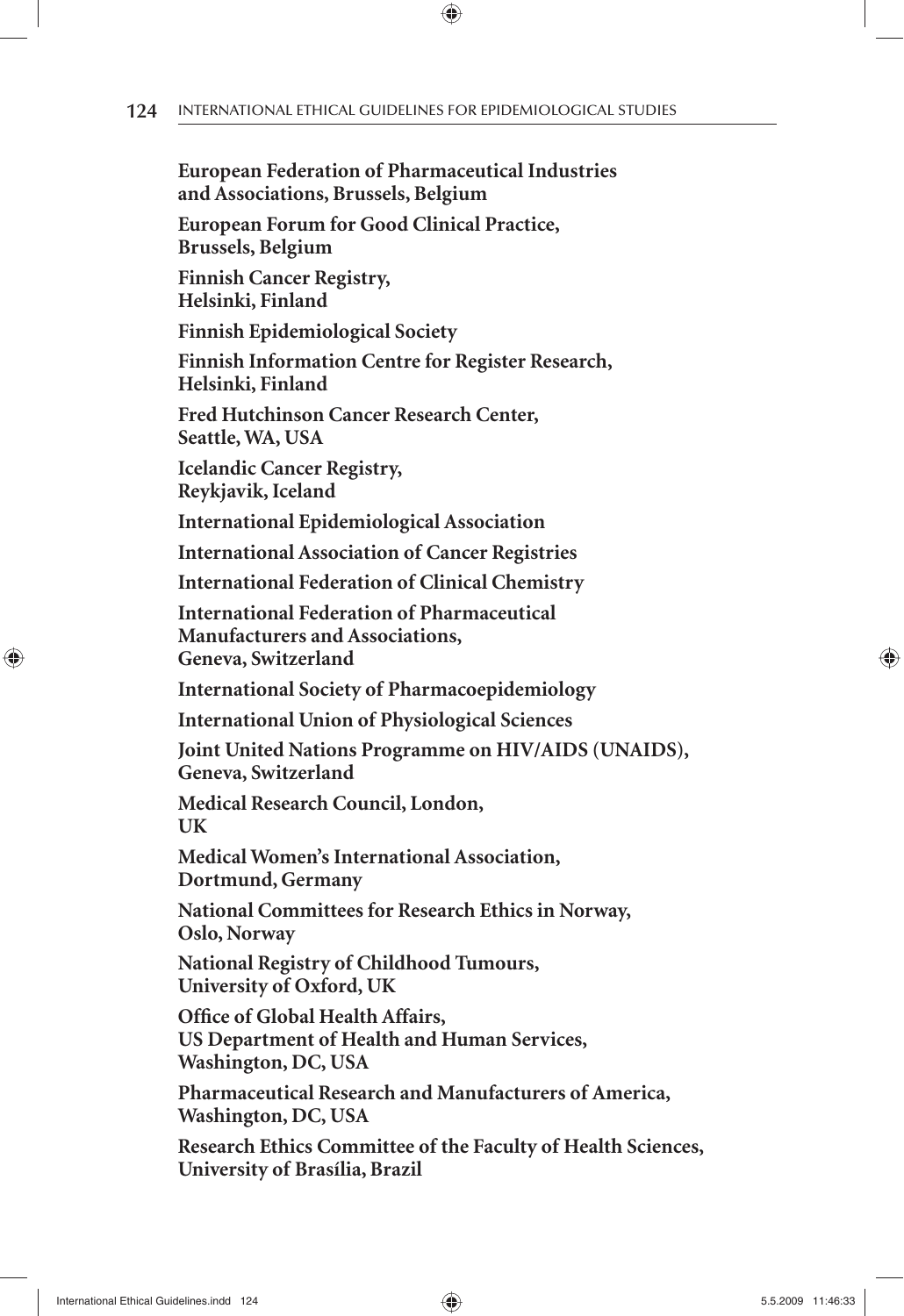**European Federation of Pharmaceutical Industries and Associations, Brussels, Belgium**

**European Forum for Good Clinical Practice, Brussels, Belgium**

**Finnish Cancer Registry, Helsinki, Finland**

**Finnish Epidemiological Society**

**Finnish Information Centre for Register Research, Helsinki, Finland**

**Fred Hutchinson Cancer Research Center, Seattle, WA, USA**

**Icelandic Cancer Registry, Reykjavik, Iceland**

**International Epidemiological Association**

**International Association of Cancer Registries**

**International Federation of Clinical Chemistry**

**International Federation of Pharmaceutical Manufacturers and Associations, Geneva, Switzerland**

**International Society of Pharmacoepidemiology**

**International Union of Physiological Sciences**

**Joint United Nations Programme on HIV/AIDS (UNAIDS), Geneva, Switzerland**

**Medical Research Council, London, UK**

**Medical Women's International Association, Dortmund, Germany**

**National Committees for Research Ethics in Norway, Oslo, Norway**

**National Registry of Childhood Tumours, University of Oxford, UK**

**Office of Global Health Affairs, US Department of Health and Human Services, Washington, DC, USA**

**Pharmaceutical Research and Manufacturers of America, Washington, DC, USA**

**Research Ethics Committee of the Faculty of Health Sciences, University of Brasília, Brazil**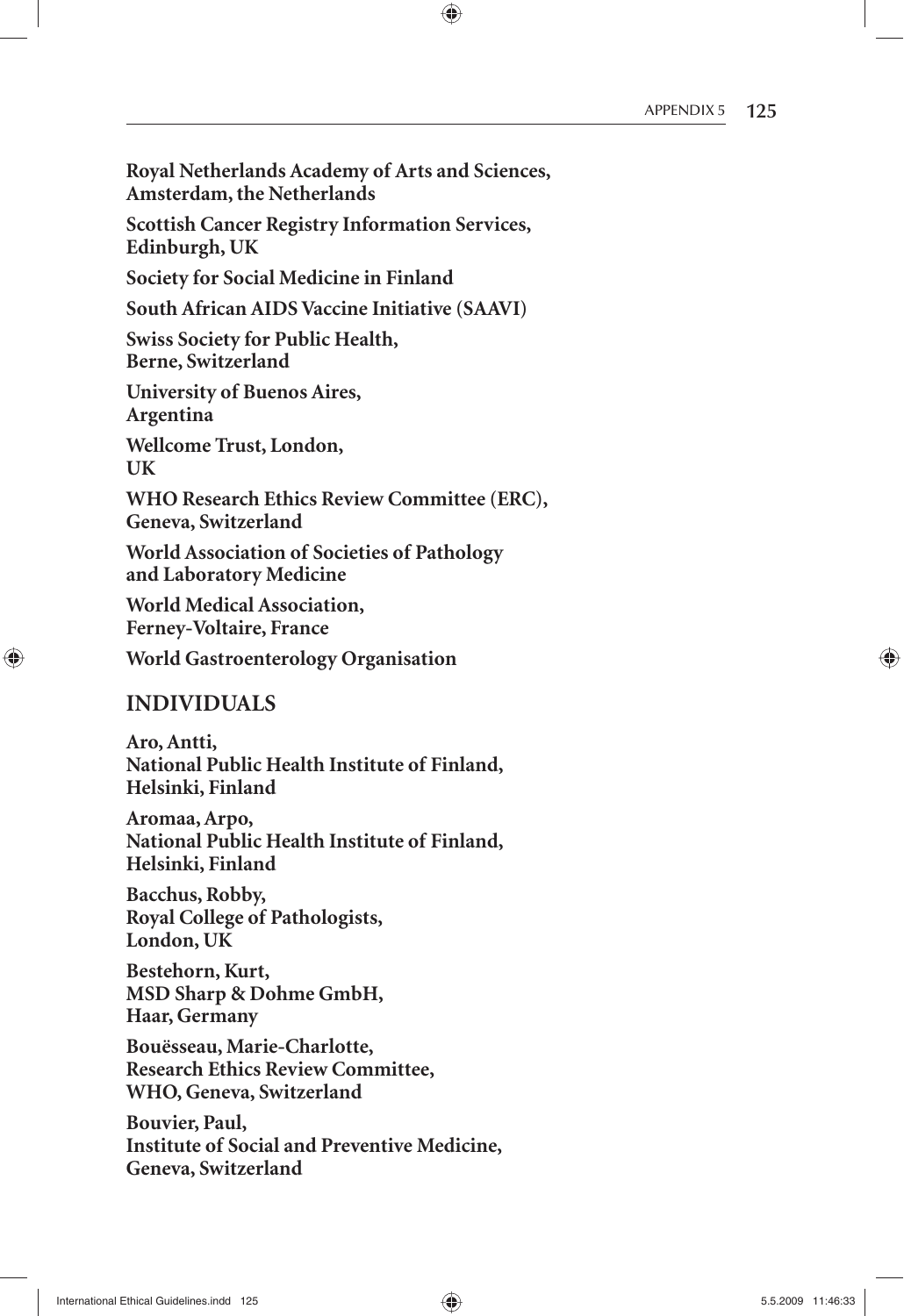**Royal Netherlands Academy of Arts and Sciences, Amsterdam, the Netherlands**

**Scottish Cancer Registry Information Services, Edinburgh, UK**

**Society for Social Medicine in Finland**

**South African AIDS Vaccine Initiative (SAAVI)**

**Swiss Society for Public Health, Berne, Switzerland**

**University of Buenos Aires, Argentina**

**Wellcome Trust, London, UK**

**WHO Research Ethics Review Committee (ERC), Geneva, Switzerland**

**World Association of Societies of Pathology and Laboratory Medicine**

**World Medical Association, Ferney-Voltaire, France**

**World Gastroenterology Organisation**

## INDIVIDUALS

**Aro, Antti,**
**National Public Health Institute of Finland,**
**Helsinki, Finland**

**Aromaa, Arpo,**
**National Public Health Institute of Finland,**
**Helsinki, Finland**

**Bacchus, Robby,**
**Royal College of Pathologists,**
**London, UK**

**Bestehorn, Kurt,**
**MSD Sharp & Dohme GmbH,**
**Haar, Germany**

**Bouësseau, Marie-Charlotte,**
**Research Ethics Review Committee,**
**WHO, Geneva, Switzerland**

**Bouvier, Paul,**
**Institute of Social and Preventive Medicine,**
**Geneva, Switzerland**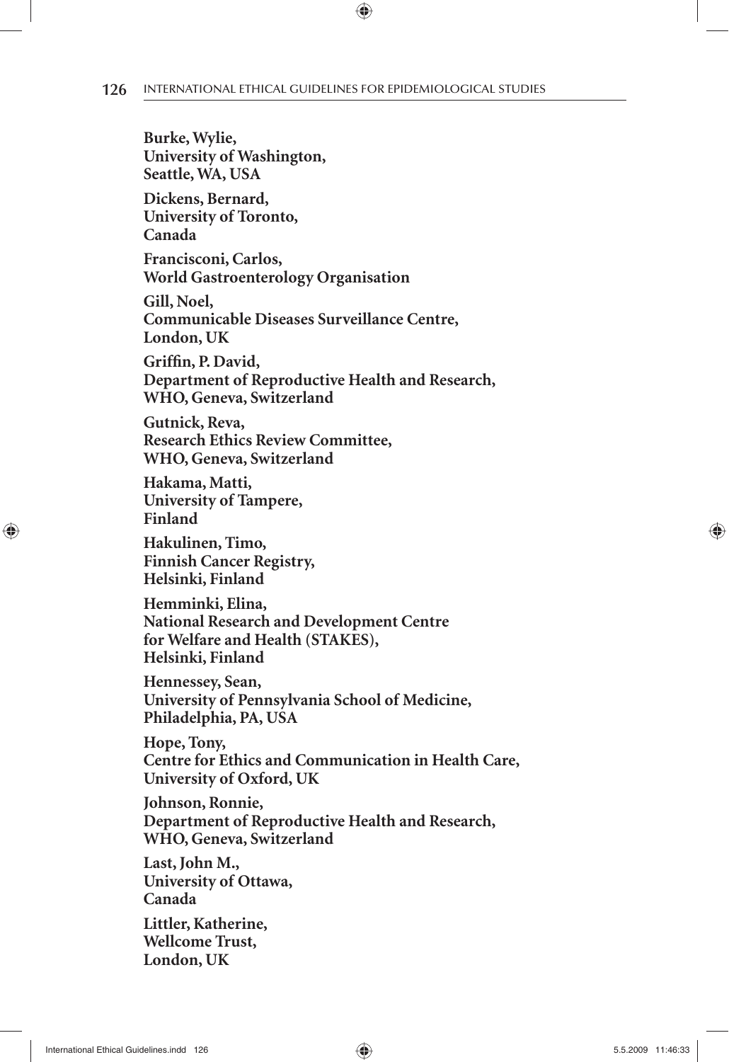**Burke, Wylie,**
**University of Washington,**
**Seattle, WA, USA**

**Dickens, Bernard,**
**University of Toronto,**
**Canada**

**Francisconi, Carlos,**
**World Gastroenterology Organisation**

**Gill, Noel,**
**Communicable Diseases Surveillance Centre,**
**London, UK**

**Griffin, P. David,**
**Department of Reproductive Health and Research,**
**WHO, Geneva, Switzerland**

**Gutnick, Reva,**
**Research Ethics Review Committee,**
**WHO, Geneva, Switzerland**

**Hakama, Matti,**
**University of Tampere,**
**Finland**

**Hakulinen, Timo,**
**Finnish Cancer Registry,**
**Helsinki, Finland**

**Hemminki, Elina,**
**National Research and Development Centre**
**for Welfare and Health (STAKES),**
**Helsinki, Finland**

**Hennessey, Sean,**
**University of Pennsylvania School of Medicine,**
**Philadelphia, PA, USA**

**Hope, Tony,**
**Centre for Ethics and Communication in Health Care,**
**University of Oxford, UK**

**Johnson, Ronnie,**
**Department of Reproductive Health and Research,**
**WHO, Geneva, Switzerland**

**Last, John M.,**
**University of Ottawa,**
**Canada**

**Littler, Katherine,**
**Wellcome Trust,**
**London, UK**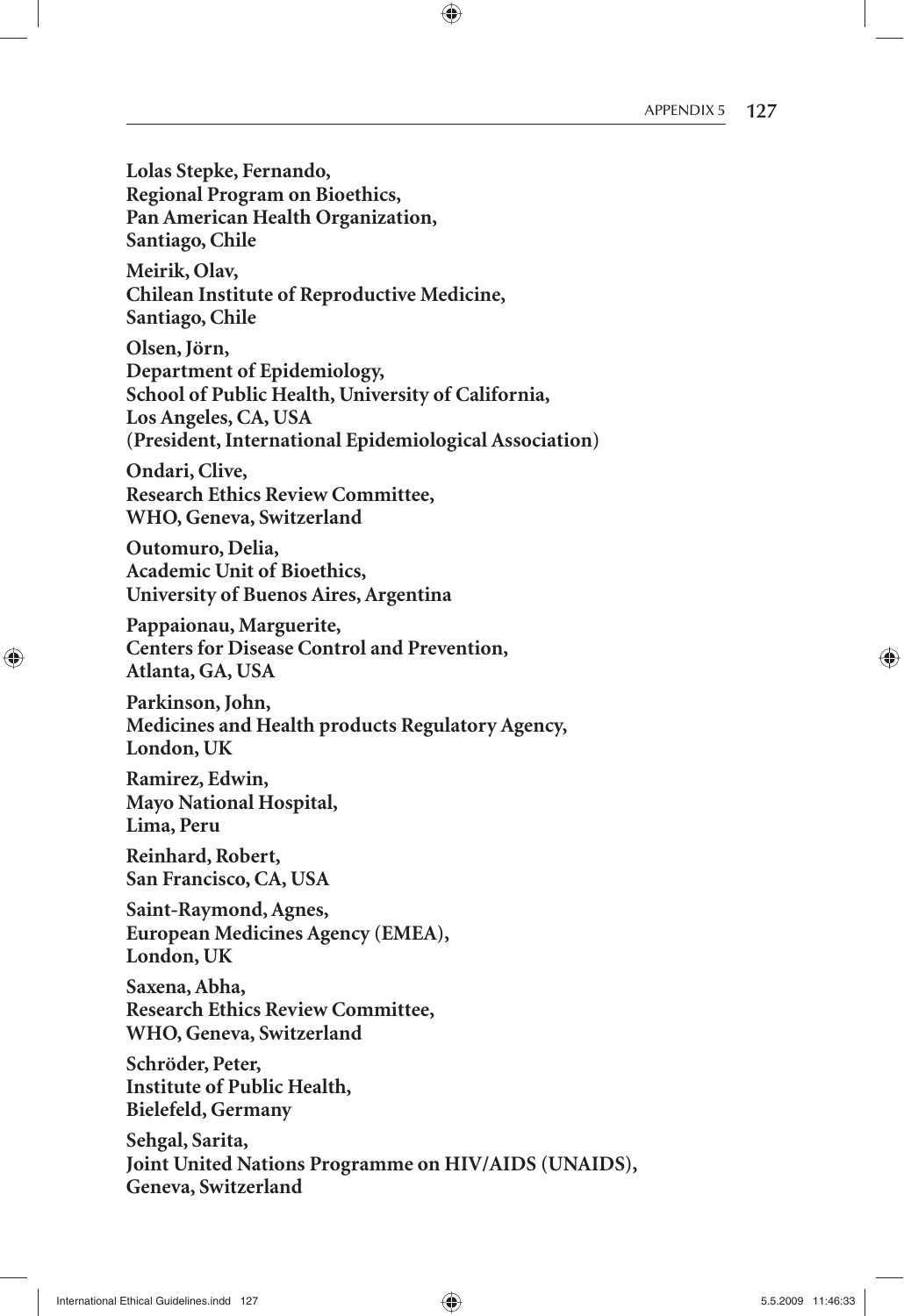**Lolas Stepke, Fernando,**
**Regional Program on Bioethics,**
**Pan American Health Organization,**
**Santiago, Chile**

**Meirik, Olav,**
**Chilean Institute of Reproductive Medicine,**
**Santiago, Chile**

**Olsen, Jörn,**
**Department of Epidemiology,**
**School of Public Health, University of California,**
**Los Angeles, CA, USA**
**(President, International Epidemiological Association)**

**Ondari, Clive,**
**Research Ethics Review Committee,**
**WHO, Geneva, Switzerland**

**Outomuro, Delia,**
**Academic Unit of Bioethics,**
**University of Buenos Aires, Argentina**

**Pappaionau, Marguerite,**
**Centers for Disease Control and Prevention,**
**Atlanta, GA, USA**

**Parkinson, John,**
**Medicines and Health products Regulatory Agency,**
**London, UK**

**Ramirez, Edwin,**
**Mayo National Hospital,**
**Lima, Peru**

**Reinhard, Robert,**
**San Francisco, CA, USA**

**Saint-Raymond, Agnes,**
**European Medicines Agency (EMEA),**
**London, UK**

**Saxena, Abha,**
**Research Ethics Review Committee,**
**WHO, Geneva, Switzerland**

**Schröder, Peter,**
**Institute of Public Health,**
**Bielefeld, Germany**

**Sehgal, Sarita,**
**Joint United Nations Programme on HIV/AIDS (UNAIDS),**
**Geneva, Switzerland**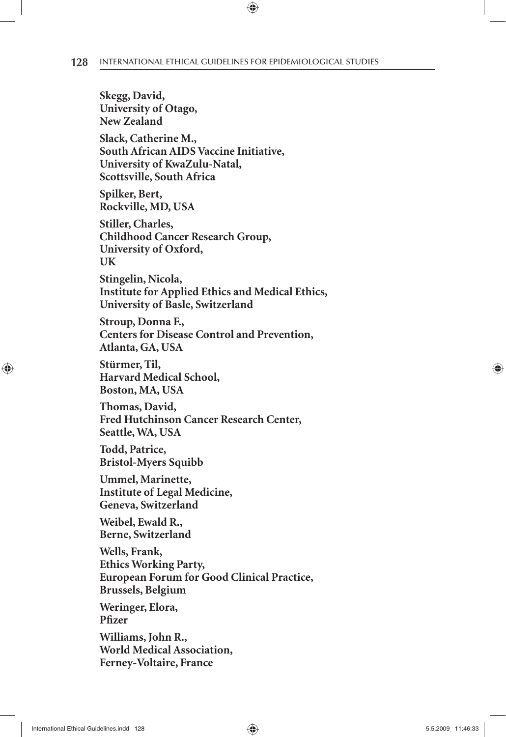**Skegg, David,**
**University of Otago,**
**New Zealand**

**Slack, Catherine M.,**
**South African AIDS Vaccine Initiative,**
**University of KwaZulu-Natal,**
**Scottsville, South Africa**

**Spilker, Bert,**
**Rockville, MD, USA**

**Stiller, Charles,**
**Childhood Cancer Research Group,**
**University of Oxford,**
**UK**

**Stingelin, Nicola,**
**Institute for Applied Ethics and Medical Ethics,**
**University of Basle, Switzerland**

**Stroup, Donna F.,**
**Centers for Disease Control and Prevention,**
**Atlanta, GA, USA**

**Stürmer, Til,**
**Harvard Medical School,**
**Boston, MA, USA**

**Thomas, David,**
**Fred Hutchinson Cancer Research Center,**
**Seattle, WA, USA**

**Todd, Patrice,**
**Bristol-Myers Squibb**

**Ummel, Marinette,**
**Institute of Legal Medicine,**
**Geneva, Switzerland**

**Weibel, Ewald R.,**
**Berne, Switzerland**

**Wells, Frank,**
**Ethics Working Party,**
**European Forum for Good Clinical Practice,**
**Brussels, Belgium**

**Weringer, Elora,**
**Pfizer**

**Williams, John R.,**
**World Medical Association,**
**Ferney-Voltaire, France**